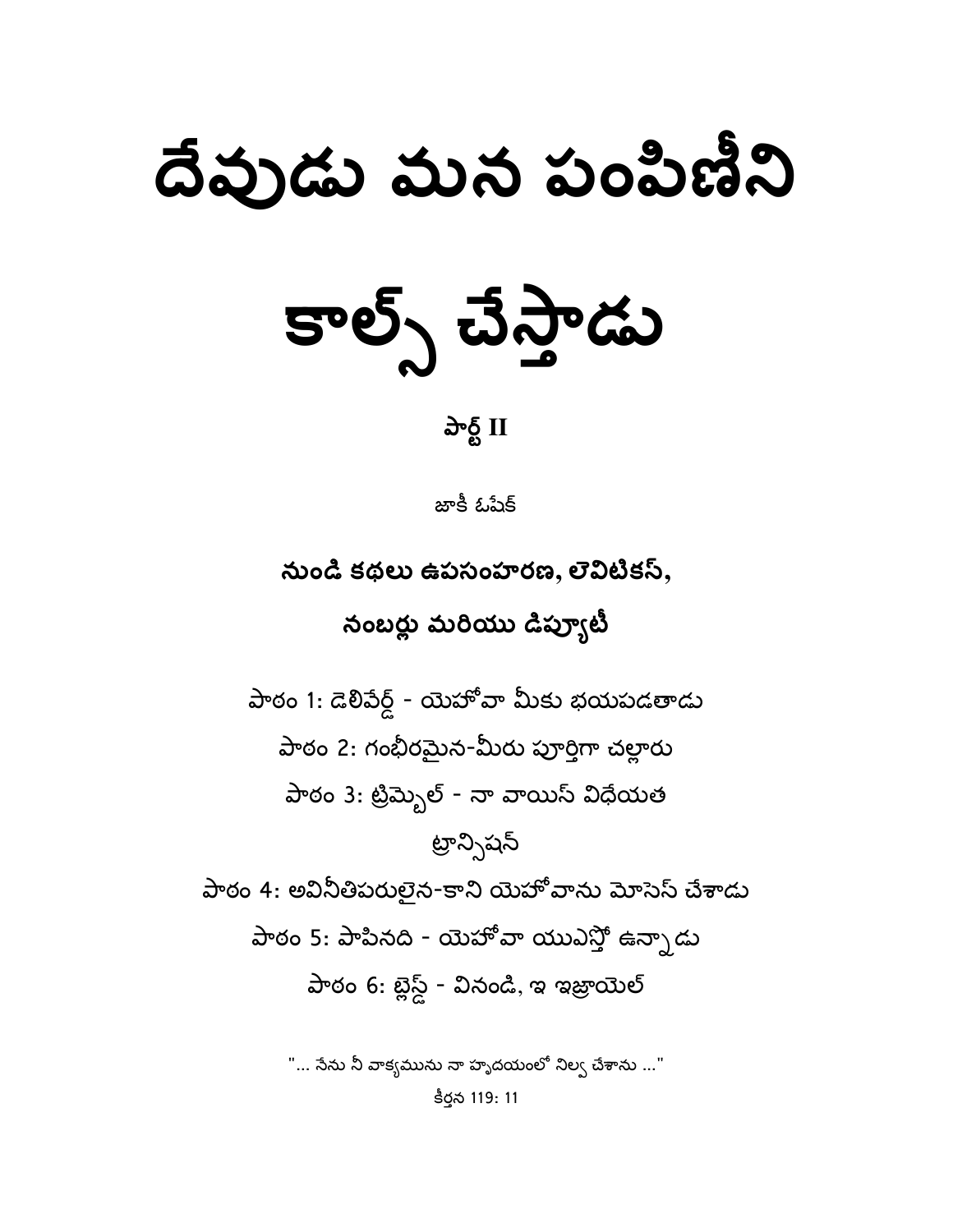# దేవుడు మన పంపిణీని కాల్స్ చేస్తాడు

**పార్ట్ II**

జాకీ ఓషేక్

## నుండి కథలు ఉపసంహరణ, లెవిటికస్, నంబర్లు మరియు డిప్యూటీ

పాఠం 1: డెలివేర్డ్ - యెహోవా మీకు భయపడతాడు

పాఠం 2: గంభీరమైన-మీరు పూర్తిగా చల్లారు

పాఠం 3: ట్రిమ్బెల్ - నా వాయిస్ విధేయత

ట్రాన్సిషన్

పాఠం 4: అవినీతిపరులైన-కాని యెహోవాను మోసెస్ చేశాడు

పాఠం 5: పాపినది - యెహోవా యుఎస్తో ఉన్నాడు

పాఠం 6: బ్లెస్డ్ - వినండి, ఇ ఇజ్రాయెల్

"... నేను నీ వాక్యమును నా హృదయంలో నిల్వ చేశాను ..."

కీర్తన 119: 11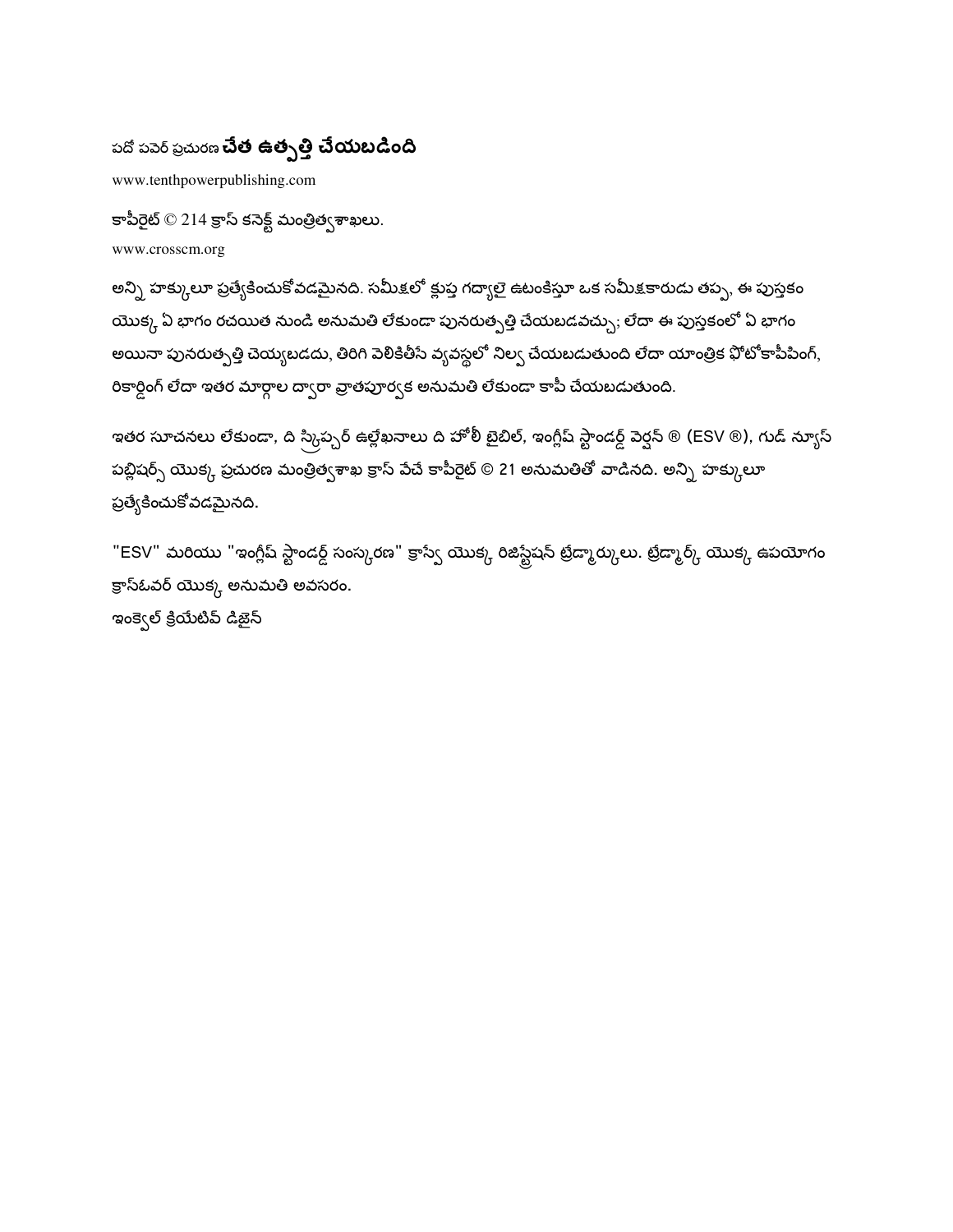పదో పవర్ ప్రచురణ **చేత ఉత్పత్తి చేయబడింది**

www.tenthpowerpublishing.com

కాపీరైట్ © 214 క్రాస్ కనెక్ట్ మంత్రిత్వశాఖలు.

www.crosscm.org

అన్ని హక్కులూ ప్రత్యేకించుకోవడమైనది. సమీక్షలో క్లుప్త గద్యాలై ఉటంకిస్తూ ఒక సమీక్షకారుడు తప్ప, ఈ పుస్తకం యొక్క ఏ భాగం రచయిత నుండి అనుమతి లేకుండా పునరుత్పత్తి చేయబడవచ్చు; లేదా ఈ పుస్తకంలో ఏ భాగం అయినా పునరుత్పత్తి చెయ్యబడదు, తిరిగి వెలికితీసే వ్యవస్థలో నిల్వ చేయబడుతుంది లేదా యాంత్రిక ఫోటోకాపీపింగ్, రికార్డింగ్ లేదా ఇతర మార్గాల ద్వారా వ్రాతపూర్వక అనుమతి లేకుండా కాపీ చేయబడుతుంది.

ఇతర సూచనలు లేకుండా, ది స్క్రిప్చర్ ఉల్లేఖనాలు ది హోలీ బైబిల్, ఇంగ్లీష్ స్టాండర్డ్ వెర్షన్ ® (ESV ®), గుడ్ న్యూస్ పబ్లిషర్స్ యొక్క ప్రచురణ మంత్రిత్వశాఖ క్రాస్ వేచే కాపీరైట్ © 21 అనుమతితో వాడినది. అన్ని హక్కులూ ప్రత్యేకించుకోవడమైనది.

"ESV" మరియు "ఇంగ్లీష్ స్టాండర్డ్ సంస్కరణ" క్రాస్వే యొక్క రిజిస్ట్రేషన్ ట్రేడ్మార్కులు. ట్రేడ్మార్క్ యొక్క ఉపయోగం క్రాస్ఓవర్ యొక్క అనుమతి అవసరం.

ఇంక్వెల్ క్రియేటివ్ డిజైన్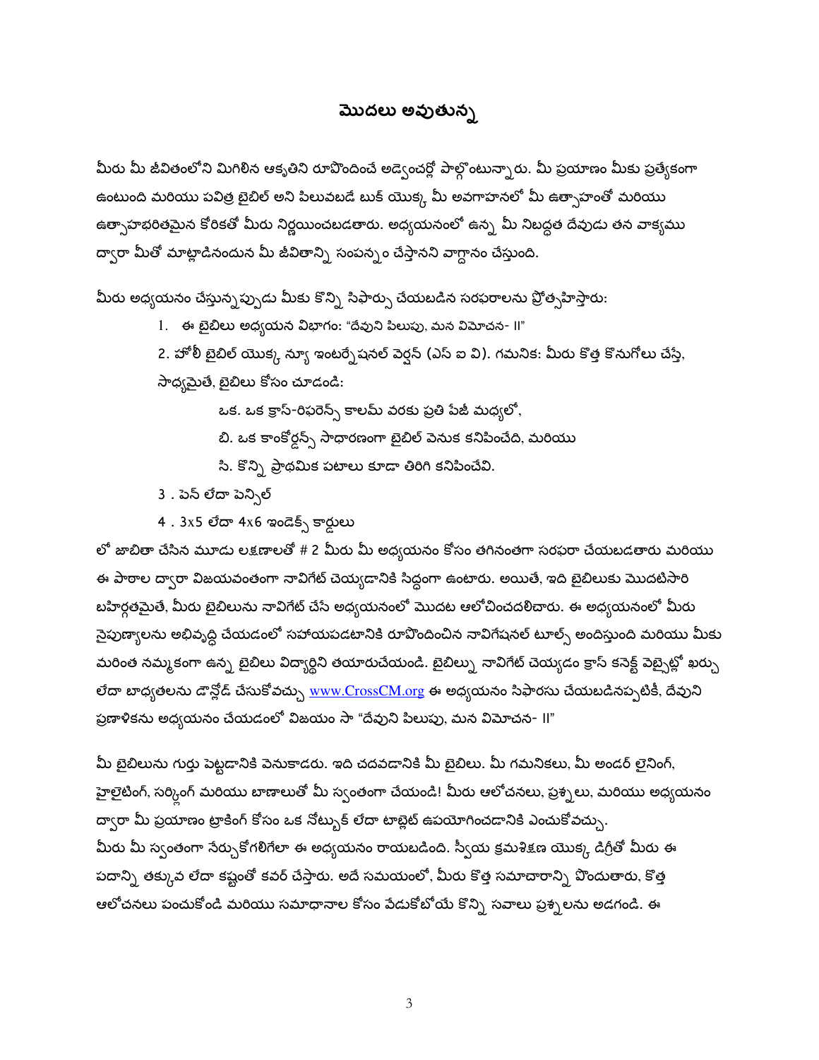# మొదలు అవుతున్న

మీరు మీ జీవితంలోని మిగిలిన ఆకృతిని రూపొందించే అడ్వెంచర్లో పాల్గొంటున్నారు. మీ ప్రయాణం మీకు ప్రత్యేకంగా ఉంటుంది మరియు పవిత్ర బైబిల్ అని పిలువబడే బుక్ యొక్క మీ అవగాహనలో మీ ఉత్సాహంతో మరియు ఉత్సాహభరితమైన కోరికతో మీరు నిర్ణయించబడతారు. అధ్యయనంలో ఉన్న మీ నిబద్ధత దేవుడు తన వాక్యము ద్వారా మీతో మాట్లాడినందున మీ జీవితాన్ని సంపన్నం చేస్తానని వాగ్దానం చేస్తుంది.

మీరు అధ్యయనం చేస్తున్నప్పుడు మీకు కొన్ని సిఫార్సు చేయబడిన సరఫరాలను ప్రోత్సహిస్తారు:

1. ఈ బైబిలు అధ్యయన విభాగం: "దేవుని పిలుపు, మన విమోచన- II"
2. హోలీ బైబిల్ యొక్క న్యూ ఇంటర్నేషనల్ వెర్షన్ (ఎన్ ఐ వి). గమనిక: మీరు కొత్త కొనుగోలు చేస్తే, సాధ్యమైతే, బైబిలు కోసం చూడండి:
   - ఒక. ఒక క్రాస్-రిఫరెన్స్ కాలమ్ వరకు ప్రతి పేజీ మధ్యలో,
   - బి. ఒక కాంకోర్డన్స్ సాధారణంగా బైబిల్ వెనుక కనిపించేది, మరియు
   - సి. కొన్ని ప్రాథమిక పటాలు కూడా తిరిగి కనిపించేవి.
3. పెన్ లేదా పెన్సిల్
4. 3x5 లేదా 4x6 ఇండెక్స్ కార్డులు

లో జాబితా చేసిన మూడు లక్షణాలతో # 2 మీరు మీ అధ్యయనం కోసం తగినంతగా సరఫరా చేయబడతారు మరియు ఈ పాఠాల ద్వారా విజయవంతంగా నావిగేట్ చెయ్యడానికి సిద్ధంగా ఉంటారు. అయితే, ఇది బైబిలుకు మొదటిసారి బహిర్గతమైతే, మీరు బైబిలును నావిగేట్ చేసే అధ్యయనంలో మొదట ఆలోచించదలిచారు. ఈ అధ్యయనంలో మీరు నైపుణ్యాలను అభివృద్ధి చేయడంలో సహాయపడటానికి రూపొందించిన నావిగేషనల్ టూల్స్ అందిస్తుంది మరియు మీకు మరింత నమ్మకంగా ఉన్న బైబిలు విద్యార్థిని తయారుచేయండి. బైబిల్ను నావిగేట్ చెయ్యడం క్రాస్ కనెక్ట్ వెబ్సైట్లో ఖర్చు లేదా బాధ్యతలను డౌన్లోడ్ చేసుకోవచ్చు [www.CrossCM.org](http://www.CrossCM.org) ఈ అధ్యయనం సిఫారసు చేయబడినప్పటికీ, దేవుని ప్రణాళికను అధ్యయనం చేయడంలో విజయం సా "దేవుని పిలుపు, మన విమోచన- II"

మీ బైబిలును గుర్తు పెట్టడానికి వెనుకాడరు. ఇది చదవడానికి మీ బైబిలు. మీ గమనికలు, మీ అండర్ లైనింగ్, హైలైటింగ్, సర్కిలింగ్ మరియు బాణాలుతో మీ స్వంతంగా చేయండి! మీరు ఆలోచనలు, ప్రశ్నలు, మరియు అధ్యయనం ద్వారా మీ ప్రయాణం ట్రాకింగ్ కోసం ఒక నోట్బుక్ లేదా టాబ్లెట్ ఉపయోగించడానికి ఎంచుకోవచ్చు.
మీరు మీ స్వంతంగా నేర్చుకోగలిగేలా ఈ అధ్యయనం రాయబడింది. స్వీయ క్రమశిక్షణ యొక్క డిగ్రీతో మీరు ఈ పదాన్ని తక్కువ లేదా కష్టంతో కవర్ చేస్తారు. అదే సమయంలో, మీరు కొత్త సమాచారాన్ని పొందుతారు, కొత్త ఆలోచనలు పంచుకోండి మరియు సమాధానాల కోసం వేడుకోబోయే కొన్ని సవాలు ప్రశ్నలను అడగండి. ఈ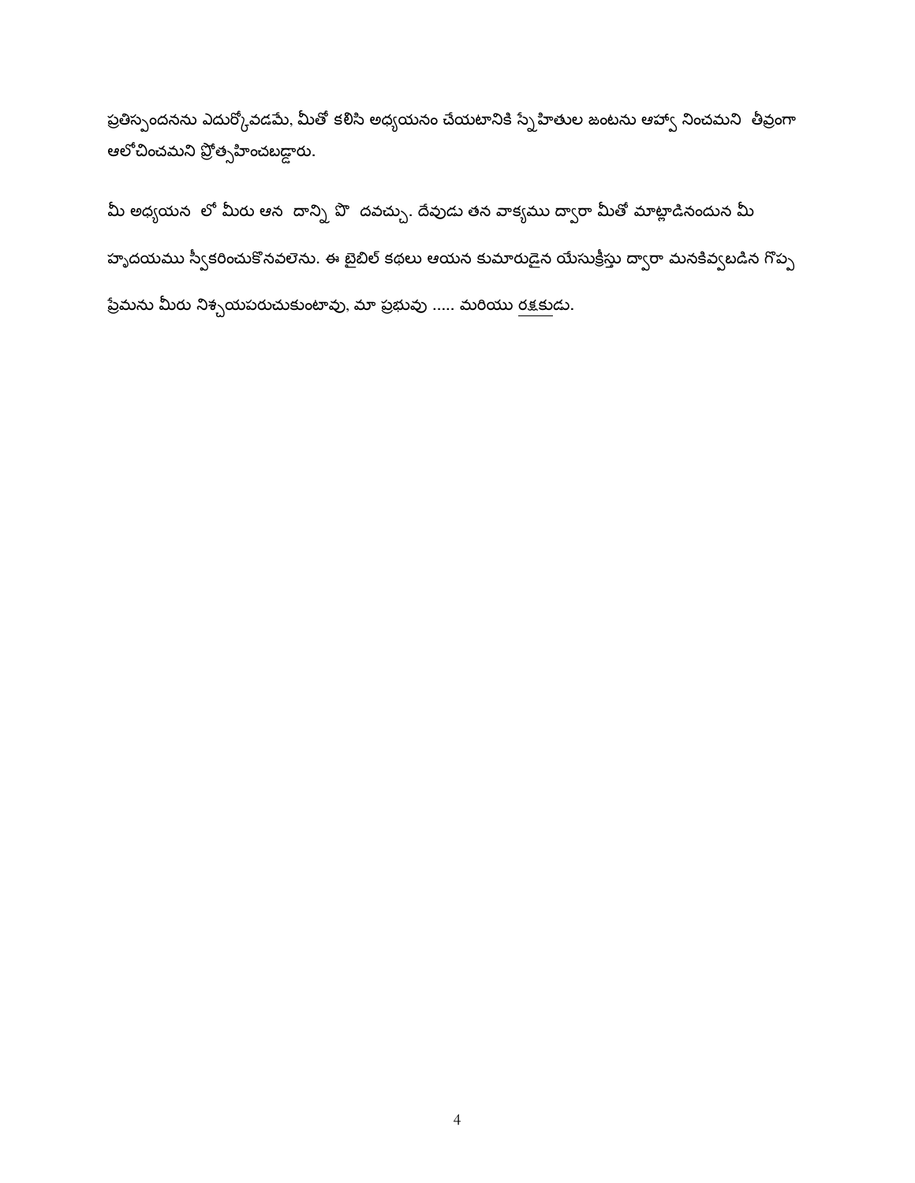ప్రతిస్పందనను ఎదుర్కోవడమే, మీతో కలిసి అధ్యయనం చేయటానికి స్నేహితుల జంటను ఆహ్వా నించమని తీవ్రంగా ఆలోచించమని ప్రోత్సహించబడ్డారు.

మీ అధ్యయన లో మీరు ఆన దాన్ని పొ దవచ్చు. దేవుడు తన వాక్యము ద్వారా మీతో మాట్లాడినందున మీ హృదయము స్వీకరించుకొనవలెను. ఈ బైబిల్ కథలు ఆయన కుమారుడైన యేసుక్రీస్తు ద్వారా మనకివ్వబడిన గొప్ప ప్రేమను మీరు నిశ్చయపరుచుకుంటావు, మా ప్రభువు ..... మరియు రక్షకుడు.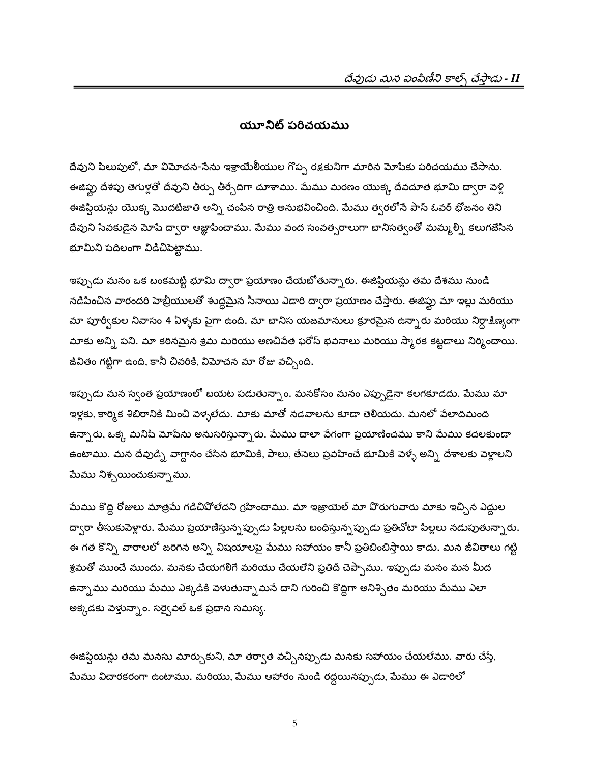## యూనిట్ పరిచయము

దేవుని పిలుపులో, మా విమోచన-సేను ఇశ్రాయేలీయుల గొప్ప రక్షకునిగా మారిన మోషేకు పరిచయము చేసాను. ఈజిప్టు దేశపు తెగుళ్లతో దేవుని తీర్పు తీర్చేదిగా చూశాము. మేము మరణం యొక్క దేవదూత భూమి ద్వారా వెళ్లి ఈజిప్షియన్లు యొక్క మొదటిజాతి అన్ని చంపిన రాత్రి అనుభవించింది. మేము త్వరలోనే పాస్ ఓవర్ భోజనం తిని దేవుని సేవకుడైన మోషే ద్వారా ఆజ్ఞాపించాము. మేము వంద సంవత్సరాలుగా బానిసత్వంతో మమ్మల్ని కలుగజేసిన భూమిని పదిలంగా విడిచిపెట్టాము.

ఇప్పుడు మనం ఒక బంకమట్టి భూమి ద్వారా ప్రయాణం చేయబోతున్నారు. ఈజిప్షియన్లు తమ దేశము నుండి నడిపించిన వారందరి హెబ్రీయులతో శుద్ధమైన సీనాయి ఎడారి ద్వారా ప్రయాణం చేస్తారు. ఈజిప్టు మా ఇల్లు మరియు మా పూర్వీకుల నివాసం 4 ఏళ్ళకు పైగా ఉంది. మా బానిస యజమానులు క్రూరమైన ఉన్నారు మరియు నిర్దాక్షిణ్యంగా మాకు అన్ని పని. మా కఠినమైన శ్రమ మరియు అణచివేత ఫరోస్ భవనాలు మరియు స్మారక కట్టడాలు నిర్మించాయి. జీవితం గట్టిగా ఉంది, కానీ చివరికి, విమోచన మా రోజు వచ్చింది.

ఇప్పుడు మన స్వంత ప్రయాణంలో బయట పడుతున్నాం. మనకోసం మనం ఎప్పుడైనా కలగకూడదు. మేము మా ఇళ్లకు, కార్మిక శిబిరానికి మించి వెళ్ళలేదు. మాకు మాతో నడవాలను కూడా తెలియదు. మనలో వేలాదిమంది ఉన్నారు, ఒక్క మనిషి మోషేను అనుసరిస్తున్నారు. మేము చాలా వేగంగా ప్రయాణించము కాని మేము కదలకుండా ఉంటాము. మన దేవుడ్ని వాగ్దానం చేసిన భూమికి, పాలు, తేనెలు ప్రవహించే భూమికి వెళ్ళే అన్ని దేశాలకు వెళ్లాలని మేము నిశ్చయించుకున్నాము.

మేము కొద్ది రోజులు మాత్రమే గడిచిపోలేదని గ్రహించాము. మా ఇజ్రాయెల్ మా పొరుగువారు మాకు ఇచ్చిన ఎద్దుల ద్వారా తీసుకువెళ్లారు. మేము ప్రయాణిస్తున్నప్పుడు పిల్లలను బంధిస్తున్నప్పుడు ప్రతిచోటా పిల్లలు నడుపుతున్నారు. ఈ గత కొన్ని వారాలలో జరిగిన అన్ని విషయాలపై మేము సహాయం కానీ ప్రతిబింబిస్తాయి కాదు. మన జీవితాలు గట్టి శ్రమతో ముంచే ముందు. మనకు చేయగలిగే మరియు చేయలేని ప్రతిదీ చెప్పాము. ఇప్పుడు మనం మన మీద ఉన్నాము మరియు మేము ఎక్కడికి వెళుతున్నామనే దాని గురించి కొద్దిగా అనిశ్చితం మరియు మేము ఎలా అక్కడకు వెళ్తున్నాం. సర్వైవల్ ఒక ప్రధాన సమస్య.

ఈజిప్షియన్లు తమ మనసు మార్చుకుని, మా తర్వాత వచ్చినప్పుడు మనకు సహాయం చేయలేము. వారు చేస్తే, మేము విచారకరంగా ఉంటాము. మరియు, మేము ఆహారం నుండి రద్దయినప్పుడు, మేము ఈ ఎడారిలో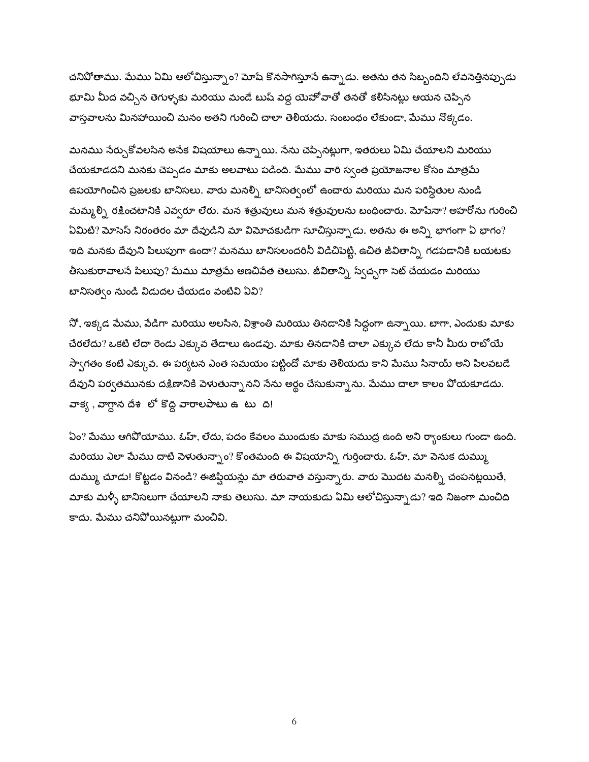చనిపోతాము. మేము ఏమి ఆలోచిస్తున్నాం? మోషే కొనసాగిస్తూనే ఉన్నాడు. అతను తన సిబ్బందిని లేవనెత్తినప్పుడు భూమి మీద వచ్చిన తెగుళ్ళకు మరియు మండే బుష్ వద్ద యెహోవాతో తనతో కలిసినట్లు ఆయన చెప్పిన వాస్తవాలను మినహాయించి మనం అతని గురించి చాలా తెలియదు. సంబంధం లేకుండా, మేము నొక్కడం.

మనము నేర్చుకోవలసిన అనేక విషయాలు ఉన్నాయి. నేను చెప్పినట్లుగా, ఇతరులు ఏమి చేయాలని మరియు చేయకూడదని మనకు చెప్పడం మాకు అలవాటు పడింది. మేము వారి స్వంత ప్రయోజనాల కోసం మాత్రమే ఉపయోగించిన ప్రజలకు బానిసలు. వారు మనల్ని బానిసత్వంలో ఉంచారు మరియు మన పరిస్థితుల నుండి మమ్మల్ని రక్షించటానికి ఎవ్వరూ లేరు. మన శత్రువులు మన శత్రువులను బంధించారు. మోషేనా? అహరోను గురించి ఏమిటి? మోసెస్ నిరంతరం మా దేవుడిని మా విమోచకుడిగా సూచిస్తున్నాడు. అతను ఈ అన్ని భాగంగా ఏ భాగం? ఇది మనకు దేవుని పిలుపుగా ఉందా? మనము బానిసలందరినీ విడిచిపెట్టి, ఉచిత జీవితాన్ని గడపడానికి బయటకు తీసుకురావాలనే పిలుపు? మేము మాత్రమే అణచివేత తెలుసు. జీవితాన్ని స్వేచ్ఛగా సెట్ చేయడం మరియు బానిసత్వం నుండి విడుదల చేయడం వంటివి ఏవి?

నో, ఇక్కడ మేము, వేడిగా మరియు అలసిన, విశ్రాంతి మరియు తినడానికి సిద్ధంగా ఉన్నాయి. బాగా, ఎందుకు మాకు చేరలేదు? ఒకటి లేదా రెండు ఎక్కువ తేడాలు ఉండవు. మాకు తినడానికి చాలా ఎక్కువ లేదు కానీ మీరు రాబోయే స్వాగతం కంటే ఎక్కువ. ఈ పర్యటన ఎంత సమయం పట్టిందో మాకు తెలియదు కాని మేము సినాయ్ అని పిలవబడే దేవుని పర్వతమునకు దక్షిణానికి వెళుతున్నానని నేను అర్థం చేసుకున్నాను. మేము చాలా కాలం పోయకూడదు. వాక్య , వాగ్దాన దేశ లో కొద్ది వారాలపాటు ఉ టు ది!

ఏం? మేము ఆగిపోయాము. ఓహ్, లేదు, పదం కేవలం ముందుకు మాకు సముద్ర ఉంది అని ర్యాంకులు గుండా ఉంది. మరియు ఎలా మేము దాటి వెళుతున్నాం? కొంతమంది ఈ విషయాన్ని గుర్తించారు. ఓహ్, మా వెనుక దుమ్ము దుమ్ము చూడు! కొట్టడం వినండి? ఈజిప్షియన్లు మా తరువాత వస్తున్నారు. వారు మొదట మనల్ని చంపనట్లయితే, మాకు మళ్ళీ బానిసలుగా చేయాలని నాకు తెలుసు. మా నాయకుడు ఏమి ఆలోచిస్తున్నాడు? ఇది నిజంగా మంచిది కాదు. మేము చనిపోయినట్లుగా మంచివి.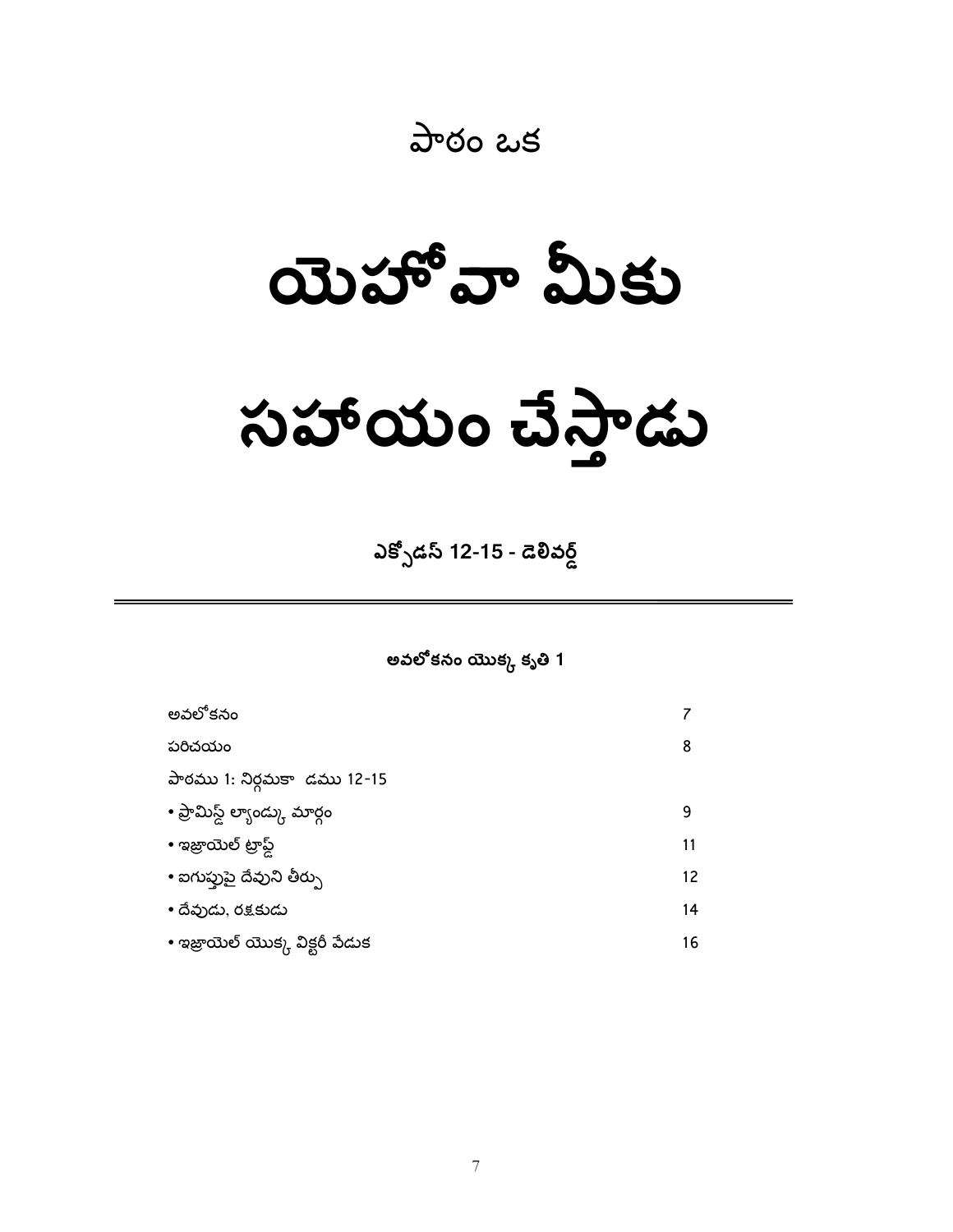## పాఠం ఒక

# యెహోవా మీకు సహాయం చేస్తాడు

### ఎక్సోడస్ 12-15 - డెలివర్డ్

---

**అవలోకనం యొక్క కృతి 1**

| | |
|---|---|
| అవలోకనం | 7 |
| పరిచయం | 8 |
| పాఠము 1: నిర్గమకా డము 12-15 | |
| • ప్రామిస్డ్ ల్యాండ్కు మార్గం | 9 |
| • ఇజ్రాయెల్ ట్రాప్డ్ | 11 |
| • ఐగుప్తుపై దేవుని తీర్పు | 12 |
| • దేవుడు, రక్షకుడు | 14 |
| • ఇజ్రాయెల్ యొక్క విక్టరీ వేడుక | 16 |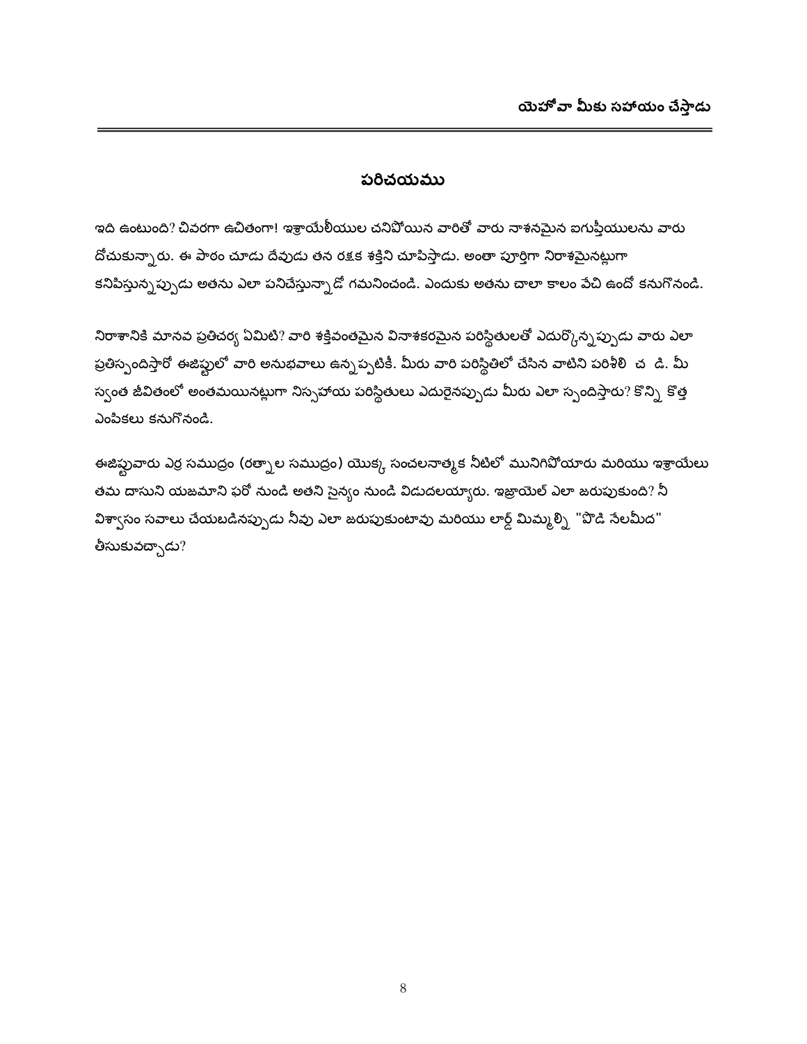# పరిచయము

ఇది ఉంటుంది? చివరగా ఉచితంగా! ఇశ్రాయేలీయుల చనిపోయిన వారితో వారు నాశనమైన ఐగుప్తీయులను వారు దోచుకున్నారు. ఈ పాఠం చూడు దేవుడు తన రక్షక శక్తిని చూపిస్తాడు. అంతా పూర్తిగా నిరాశమైనట్లుగా కనిపిస్తున్నప్పుడు అతను ఎలా పనిచేస్తున్నాడో గమనించండి. ఎందుకు అతను చాలా కాలం వేచి ఉందో కనుగొనండి.

నిరాశానికి మానవ ప్రతిచర్య ఏమిటి? వారి శక్తివంతమైన వినాశకరమైన పరిస్థితులతో ఎదుర్కొన్నప్పుడు వారు ఎలా ప్రతిస్పందిస్తారో ఈజిప్టులో వారి అనుభవాలు ఉన్నప్పటికీ. మీరు వారి పరిస్థితిలో చేసిన వాటిని పరిశీలి చ డి. మీ స్వంత జీవితంలో అంతమయినట్లుగా నిస్సహాయ పరిస్థితులు ఎదురైనప్పుడు మీరు ఎలా స్పందిస్తారు? కొన్ని కొత్త ఎంపికలు కనుగొనండి.

ఈజిప్టువారు ఎర్ర సముద్రం (రత్నాల సముద్రం) యొక్క సంచలనాత్మక నీటిలో మునిగిపోయారు మరియు ఇశ్రాయేలు తమ దాసుని యజమాని ఫరో నుండి అతని సైన్యం నుండి విడుదలయ్యారు. ఇజ్రాయెల్ ఎలా జరుపుకుంది? నీ విశ్వాసం సవాలు చేయబడినప్పుడు నీవు ఎలా జరుపుకుంటావు మరియు లార్డ్ మిమ్మల్ని "పొడి నేలమీద" తీసుకువచ్చాడు?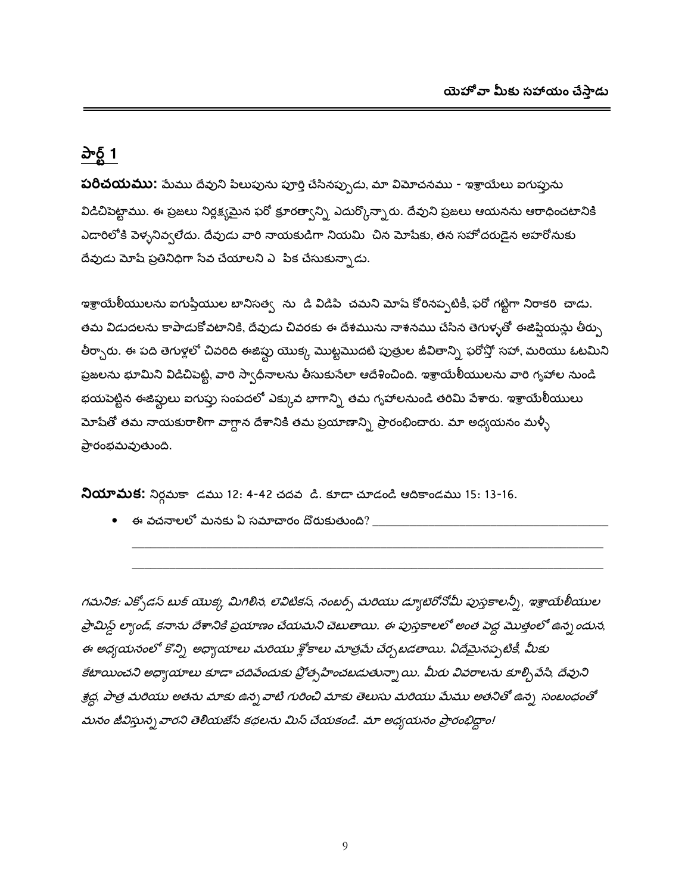## పార్ట్ 1

**పరిచయము:** మేము దేవుని పిలుపును పూర్తి చేసినప్పుడు, మా విమోచనము - ఇశ్రాయేలు ఐగుప్తును విడిచిపెట్టాము. ఈ ప్రజలు నిర్లక్ష్యమైన ఫరో క్రూరత్వాన్ని ఎదుర్కొన్నారు. దేవుని ప్రజలు ఆయనను ఆరాధించటానికి ఎడారిలోకి వెళ్ళనివ్వలేదు. దేవుడు వారి నాయకుడిగా నియమి చిన మోషేకు, తన సహోదరుడైన అహరోనుకు దేవుడు మోషే ప్రతినిధిగా సేవ చేయాలని ఎ పిక చేసుకున్నాడు.

ఇశ్రాయేలీయులను ఐగుప్తీయుల బానిసత్వ ను డి విడిపి చమని మోషే కోరినప్పటికీ, ఫరో గట్టిగా నిరాకరి చాడు. తమ విడుదలను కాపాడుకోవటానికి, దేవుడు చివరకు ఈ దేశమును నాశనము చేసిన తెగుళ్ళతో ఈజిప్షియన్లు తీర్పు తీర్చారు. ఈ పది తెగుళ్లలో చివరిది ఈజిప్టు యొక్క మొట్టమొదటి పుత్రుల జీవితాన్ని ఫరోస్తో సహా, మరియు ఓటమిని ప్రజలను భూమిని విడిచిపెట్టి, వారి స్వాధీనాలను తీసుకునేలా ఆదేశించింది. ఇశ్రాయేలీయులను వారి గృహాల నుండి భయపెట్టిన ఈజిప్టులు ఐగుప్తు సంపదలో ఎక్కువ భాగాన్ని తమ గృహాలనుండి తరిమి వేశారు. ఇశ్రాయేలీయులు మోషేతో తమ నాయకురాలిగా వాగ్దాన దేశానికి తమ ప్రయాణాన్ని ప్రారంభించారు. మా అధ్యయనం మళ్ళీ ప్రారంభమవుతుంది.

**నియామక:** నిర్గమకా డము 12: 4-42 చదవ డి. కూడా చూడండి ఆదికాండము 15: 13-16.

- ఈ వచనాలలో మనకు ఏ సమాచారం దొరుకుతుంది? ___________________________________
  _______________________________________________________________________________
  _______________________________________________________________________________

*గమనిక: ఎక్సోడస్ బుక్ యొక్క మిగిలిన, లెవిటికస్, నంబర్స్ మరియు డ్యూటెరోనోమీ పుస్తకాలన్నీ, ఇశ్రాయేలీయుల ప్రామిస్డ్ ల్యాండ్, కనాను దేశానికి ప్రయాణం చేయమని చెబుతాయి. ఈ పుస్తకాలలో అంత పెద్ద మొత్తంలో ఉన్న ందున, ఈ అధ్యయనంలో కొన్ని అధ్యాయాలు మరియు శ్లోకాలు మాత్రమే చేర్చబడతాయి. ఏదేమైనప్పటికీ, మీకు కేటాయించని అధ్యాయాలు కూడా చదివేందుకు ప్రోత్సహించబడుతున్నా యి. మీరు వివరాలను కూల్చివేసి, దేవుని శ్రద్ధ, పాత్ర మరియు అతను మాకు ఉన్న వాటి గురించి మాకు తెలుసు మరియు మేము అతనితో ఉన్న సంబంధంతో మనం జీవిస్తున్న వారని తెలియజేసే కథలను మిస్ చేయకండి. మా అధ్యయనం ప్రారంభిద్దాం!*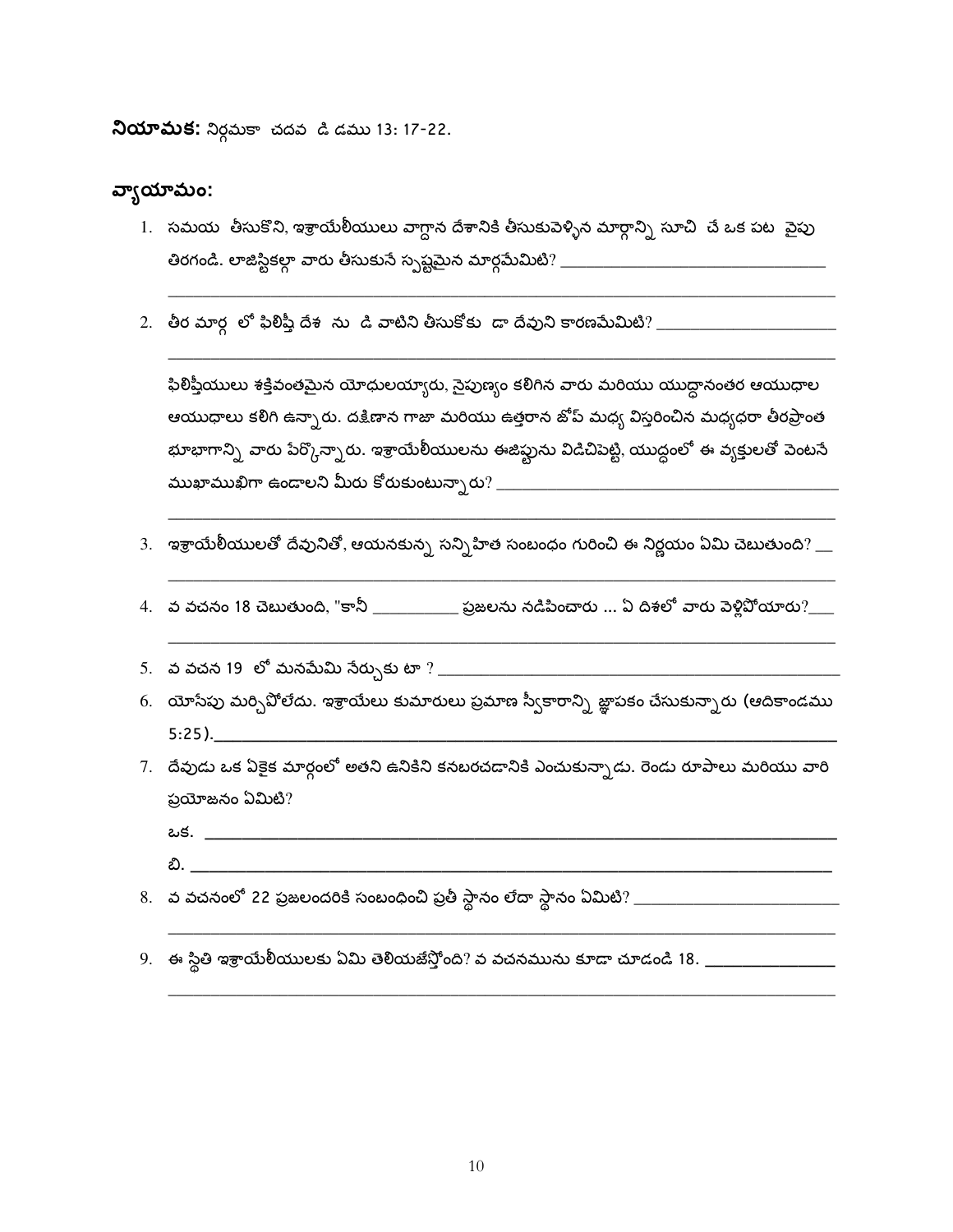**నియామక:** నిర్గమకా చదవ డి డము 13: 17-22.

**వ్యాయామం:**

1. సమయ తీసుకొని, ఇశ్రాయేలీయులు వాగ్దాన దేశానికి తీసుకువెళ్ళిన మార్గాన్ని సూచి చే ఒక పట వైపు తిరగండి. లాజిస్టికల్గా వారు తీసుకునే స్పష్టమైన మార్గమేమిటి? ______________________________

   ______________________________________________________________________________

2. తీర మార్గ లో ఫిలిష్తీ దేశ ను డి వాటిని తీసుకోకు డా దేవుని కారణమేమిటి? ____________________

   ______________________________________________________________________________

   ఫిలిష్తీయులు శక్తివంతమైన యోధులయ్యారు, నైపుణ్యం కలిగిన వారు మరియు యుద్ధానంతర ఆయుధాల ఆయుధాలు కలిగి ఉన్నారు. దక్షిణాన గాజా మరియు ఉత్తరాన జోప్ మధ్య విస్తరించిన మధ్యధరా తీరప్రాంత భూభాగాన్ని వారు పేర్కొన్నారు. ఇశ్రాయేలీయులను ఈజిప్టును విడిచిపెట్టి, యుద్ధంలో ఈ వ్యక్తులతో వెంటనే ముఖాముఖిగా ఉండాలని మీరు కోరుకుంటున్నారు? ______________________________________

   ______________________________________________________________________________

3. ఇశ్రాయేలీయులతో దేవునితో, ఆయనకున్న సన్నిహిత సంబంధం గురించి ఈ నిర్ణయం ఏమి చెబుతుంది? __

   ______________________________________________________________________________

4. వ వచనం 18 చెబుతుంది, "కానీ __________ ప్రజలను నడిపించారు ... ఏ దిశలో వారు వెళ్లిపోయారు?___

   ______________________________________________________________________________

5. వ వచన 19 లో మనమేమి నేర్చుకు టా ? ____________________________________________

6. యోసేపు మర్చిపోలేదు. ఇశ్రాయేలు కుమారులు ప్రమాణ స్వీకారాన్ని జ్ఞాపకం చేసుకున్నారు (ఆదికాండము 5:25).______________________________________________________________________

7. దేవుడు ఒక ఏకైక మార్గంలో అతని ఉనికిని కనబరచడానికి ఎంచుకున్నాడు. రెండు రూపాలు మరియు వారి ప్రయోజనం ఏమిటి?

   ఒక. ______________________________________________________________________

   బి. ______________________________________________________________________

8. వ వచనంలో 22 ప్రజలందరికి సంబంధించి ప్రతీ స్థానం లేదా స్థానం ఏమిటి? ______________________

   ______________________________________________________________________________

9. ఈ స్థితి ఇశ్రాయేలీయులకు ఏమి తెలియజేస్తోంది? వ వచనమును కూడా చూడండి 18. _______________

   ______________________________________________________________________________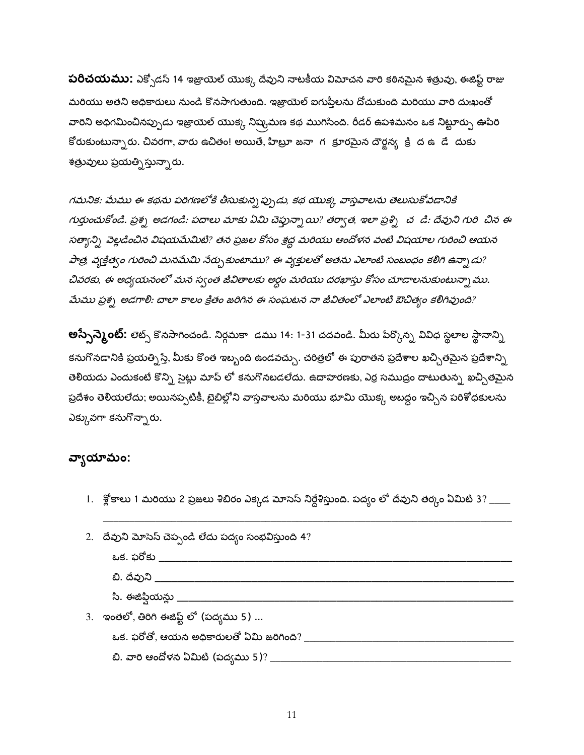**పరిచయము:** ఎక్సోడస్ 14 ఇశ్రాయెల్ యొక్క దేవుని నాటకీయ విమోచన వారి కఠినమైన శత్రువు, ఈజిప్ట్ రాజు మరియు అతని అధికారులు నుండి కొనసాగుతుంది. ఇశ్రాయెల్ ఐగుప్తీలను దోచుకుంది మరియు వారి దుఃఖంతో వారిని అధిగమించినప్పుడు ఇశ్రాయెల్ యొక్క నిష్క్రమణ కథ ముగిసింది. రీడర్ ఉపశమనం ఒక నిట్టూర్పు ఊపిరి కోరుకుంటున్నారు. చివరగా, వారు ఉచితం! అయితే, హిబ్రూ జనా గ క్రూరమైన దౌర్జన్య క్రి ద ఉ డే దుకు శత్రువులు ప్రయత్నిస్తున్నారు.

*గమనిక: మేము ఈ కథను పరిగణలోకి తీసుకున్నప్పుడు, కథ యొక్క వాస్తవాలను తెలుసుకోవడానికి గుర్తుంచుకోండి. ప్రశ్న అడగండి: పదాలు మాకు ఏమి చెప్తున్నాయి? తర్వాత, ఇలా ప్రశ్ని చ డి: దేవుని గురి చిన ఈ సత్యాన్ని వెల్లడించిన విషయమేమిటి? తన ప్రజల కోసం శ్రద్ధ మరియు ఆందోళన వంటి విషయాల గురించి ఆయన పాత్ర, వ్యక్తిత్వం గురించి మనమేమి నేర్చుకుంటాము? ఈ వ్యక్తులతో అతను ఎలాంటి సంబంధం కలిగి ఉన్నాడు? చివరకు, ఈ అధ్యయనంలో మన స్వంత జీవితాలకు అర్థం మరియు దరఖాస్తు కోసం చూడాలనుకుంటున్నాము. మేము ప్రశ్న అడగాలి: చాలా కాలం క్రితం జరిగిన ఈ సంఘటన నా జీవితంలో ఎలాంటి ఔచిత్యం కలిగివుంది?*

**అస్సైన్మెంట్:** లెట్స్ కొనసాగించండి. నిర్గమకా డము 14: 1-31 చదవండి. మీరు పేర్కొన్న వివిధ స్థలాల స్థానాన్ని కనుగొనడానికి ప్రయత్నిస్తే, మీకు కొంత ఇబ్బంది ఉండవచ్చు. చరిత్రలో ఈ పురాతన ప్రదేశాల ఖచ్చితమైన ప్రదేశాన్ని తెలియదు ఎందుకంటే కొన్ని సైట్లు మాప్ లో కనుగొనబడలేదు. ఉదాహరణకు, ఎర్ర సముద్రం దాటుతున్న ఖచ్చితమైన ప్రదేశం తెలియలేదు; అయినప్పటికీ, బైబిల్లోని వాస్తవాలను మరియు భూమి యొక్క అబద్ధం ఇచ్చిన పరిశోధకులను ఎక్కువగా కనుగొన్నారు.

## వ్యాయామం:

1. శ్లోకాలు 1 మరియు 2 ప్రజలు శిబిరం ఎక్కడ మోసెస్ నిర్దేశిస్తుంది. పద్యం లో దేవుని తర్కం ఏమిటి 3? ____
   ______________________________________________________________
2. దేవుని మోసెస్ చెప్పండి లేదు పద్యం సంభవిస్తుంది 4?
   ఒక. ఫరోకు ______________________________________________________
   బి. దేవుని ______________________________________________________
   సి. ఈజిప్షియన్లు _________________________________________________
3. ఇంతలో, తిరిగి ఈజిప్ట్ లో (పద్యము 5) ...
   ఒక. ఫరోతో, ఆయన అధికారులతో ఏమి జరిగింది? ____________________________
   బి. వారి ఆందోళన ఏమిటి (పద్యము 5)? ____________________________________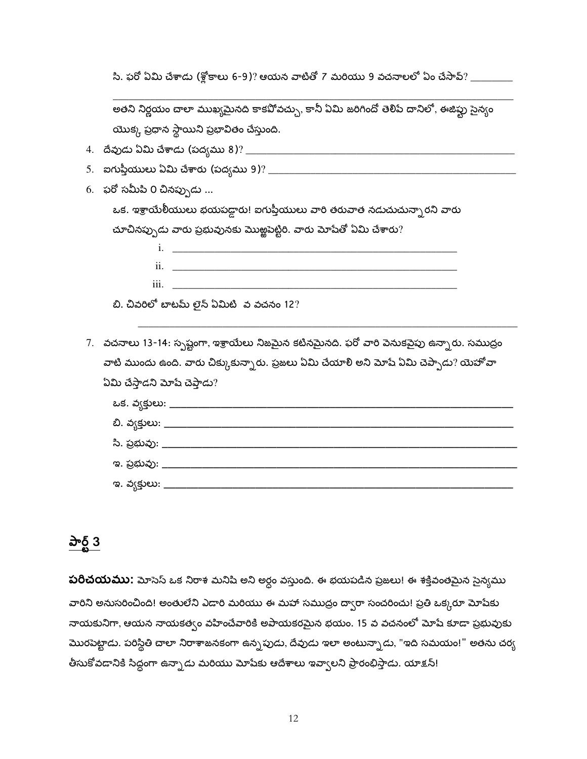సి. ఫరో ఏమి చేశాడు (శ్లోకాలు 6-9)? ఆయన వాటితో 7 మరియు 9 వచనాలలో ఏం చేసావ్? ________

________________________________________________________________

అతని నిర్ణయం చాలా ముఖ్యమైనది కాకపోవచ్చు, కానీ ఏమి జరిగిందో తెలిపే దానిలో, ఈజిప్టు సైన్యం యొక్క ప్రధాన స్థాయిని ప్రభావితం చేస్తుంది.

4. దేవుడు ఏమి చేశాడు (పద్యము 8)? ________________________________________
5. ఐగుప్తీయులు ఏమి చేశారు (పద్యము 9)? ____________________________________
6. ఫరో సమీపి 0 చినప్పుడు ...

   ఒక. ఇశ్రాయేలీయులు భయపడ్డారు! ఐగుప్తీయులు వారి తరువాత నడుచుచున్నారని వారు చూచినప్పుడు వారు ప్రభువునకు మొఱ్ఱపెట్టిరి. వారు మోషేతో ఏమి చేశారు?

   i. ________________________________________________
   ii. ________________________________________________
   iii. ________________________________________________

   బి. చివరిలో బాటమ్ లైన్ ఏమిటి వ వచనం 12?

   ________________________________________________________________

7. వచనాలు 13-14: స్పష్టంగా, ఇశ్రాయేలు నిజమైన కటినమైనది. ఫరో వారి వెనుకవైపు ఉన్నారు. సముద్రం వాటి ముందు ఉంది. వారు చిక్కుకున్నారు. ప్రజలు ఏమి చేయాలి అని మోషే ఏమి చెప్పాడు? యెహోవా ఏమి చేస్తాడని మోషే చెప్తాడు?

   ఒక. వ్యక్తులు: ________________________________________________
   బి. వ్యక్తులు: ________________________________________________
   సి. ప్రభువు: ________________________________________________
   ఇ. ప్రభువు: ________________________________________________
   ఇ. వ్యక్తులు: ________________________________________________

## పార్ట్ 3

**పరిచయము:** మోసెస్ ఒక నిరాశ మనిషి అని అర్థం వస్తుంది. ఈ భయపడిన ప్రజలు! ఈ శక్తివంతమైన సైన్యము వారిని అనుసరించింది! అంతులేని ఎడారి మరియు ఈ మహా సముద్రం ద్వారా సంచరించు! ప్రతి ఒక్కరూ మోషేకు నాయకునిగా, ఆయన నాయకత్వం వహించేవారికి అపాయకరమైన భయం. 15 వ వచనంలో మోషే కూడా ప్రభువుకు మొరపెట్టాడు. పరిస్థితి చాలా నిరాశాజనకంగా ఉన్నపుడు, దేవుడు ఇలా అంటున్నాడు, "ఇది సమయం!" అతను చర్య తీసుకోవడానికి సిద్ధంగా ఉన్నాడు మరియు మోషేకు ఆదేశాలు ఇవ్వాలని ప్రారంభిస్తాడు. యాక్షన్!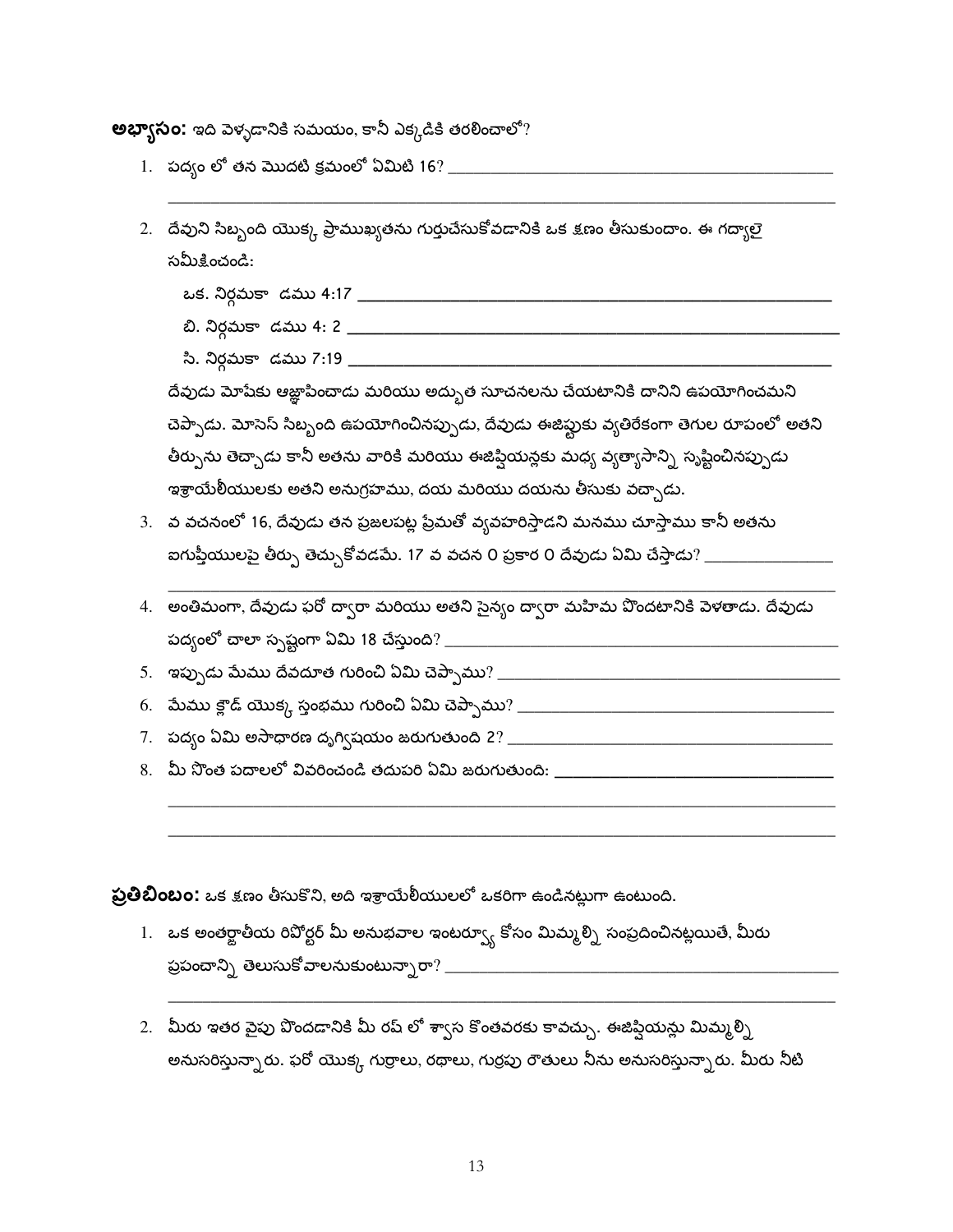**అభ్యాసం:** ఇది వెళ్ళడానికి సమయం, కానీ ఎక్కడికి తరలించాలో?

1. పద్యం లో తన మొదటి క్రమంలో ఏమిటి 16? ______________________________________________

   ________________________________________________________________________________

2. దేవుని సిబ్బంది యొక్క ప్రాముఖ్యతను గుర్తుచేసుకోవడానికి ఒక క్షణం తీసుకుందాం. ఈ గద్యాలై సమీక్షించండి:

   ఒక. నిర్గమకా డము 4:17 ______________________________________________________

   బి. నిర్గమకా డము 4: 2 _______________________________________________________

   సి. నిర్గమకా డము 7:19 ______________________________________________________

   దేవుడు మోషేకు ఆజ్ఞాపించాడు మరియు అద్భుత సూచనలను చేయటానికి దానిని ఉపయోగించమని చెప్పాడు. మోసెస్ సిబ్బంది ఉపయోగించినప్పుడు, దేవుడు ఈజిప్టుకు వ్యతిరేకంగా తెగుల రూపంలో అతని తీర్పును తెచ్చాడు కానీ అతను వారికి మరియు ఈజిప్షియన్లకు మధ్య వ్యత్యాసాన్ని సృష్టించినప్పుడు ఇశ్రాయేలీయులకు అతని అనుగ్రహము, దయ మరియు దయను తీసుకు వచ్చాడు.

3. వ వచనంలో 16, దేవుడు తన ప్రజలపట్ల ప్రేమతో వ్యవహరిస్తాడని మనము చూస్తాము కానీ అతను ఐగుప్తీయులపై తీర్పు తెచ్చుకోవడమే. 17 వ వచన 0 ప్రకార 0 దేవుడు ఏమి చేస్తాడు? _______________

   ________________________________________________________________________________

4. అంతిమంగా, దేవుడు ఫరో ద్వారా మరియు అతని సైన్యం ద్వారా మహిమ పొందటానికి వెళతాడు. దేవుడు పద్యంలో చాలా స్పష్టంగా ఏమి 18 చేస్తుంది? ______________________________________________

5. ఇప్పుడు మేము దేవదూత గురించి ఏమి చెప్పాము? _______________________________________

6. మేము క్లౌడ్ యొక్క స్తంభము గురించి ఏమి చెప్పాము? ___________________________________

7. పద్యం ఏమి అసాధారణ దృగ్విషయం జరుగుతుంది 2? ____________________________________

8. మీ సొంత పదాలలో వివరించండి తదుపరి ఏమి జరుగుతుంది: ______________________________

   ________________________________________________________________________________

   ________________________________________________________________________________

**ప్రతిబింబం:** ఒక క్షణం తీసుకొని, అది ఇశ్రాయేలీయులలో ఒకరిగా ఉండినట్లుగా ఉంటుంది.

1. ఒక అంతర్జాతీయ రిపోర్టర్ మీ అనుభవాల ఇంటర్వ్యూ కోసం మిమ్మల్ని సంప్రదించినట్లయితే, మీరు ప్రపంచాన్ని తెలుసుకోవాలనుకుంటున్నారా? _____________________________________________

   ________________________________________________________________________________

2. మీరు ఇతర వైపు పొందడానికి మీ రష్ లో శ్వాస కొంతవరకు కావచ్చు. ఈజిప్షియన్లు మిమ్మల్ని అనుసరిస్తున్నారు. ఫరో యొక్క గుర్రాలు, రథాలు, గుర్రపు రౌతులు నీను అనుసరిస్తున్నారు. మీరు నీటి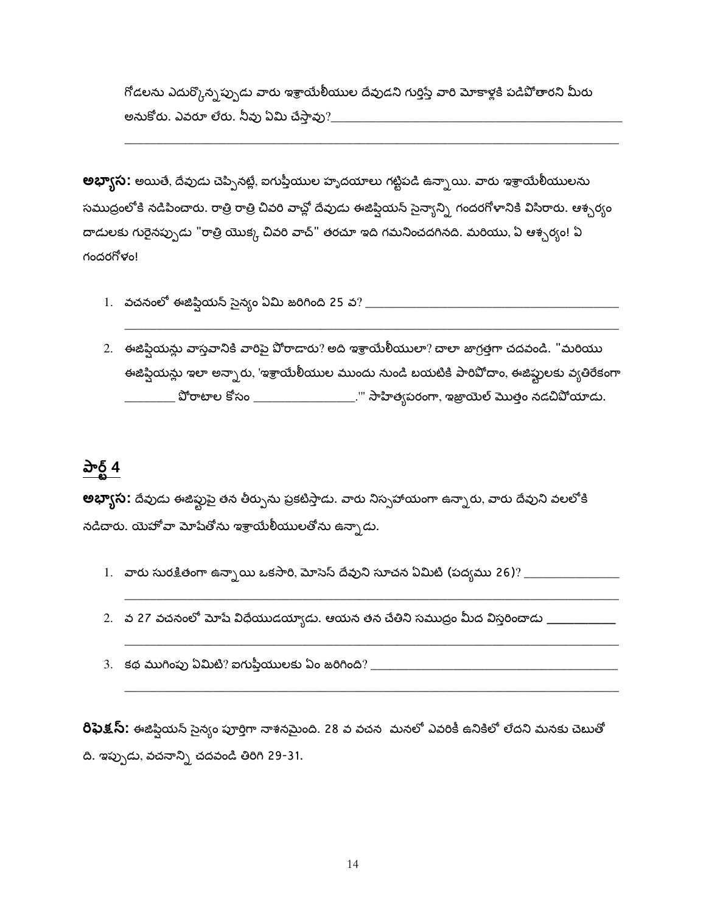గోడలను ఎదుర్కొన్నప్పుడు వారు ఇశ్రాయేలీయుల దేవుడని గుర్తిస్తే వారి మోకాళ్లకి పడిపోతారని మీరు అనుకోరు. ఎవరూ లేరు. నీవు ఏమి చేస్తావు?________________________________________________

________________________________________________________________________________

**అభ్యాస:** అయితే, దేవుడు చెప్పినట్లే, ఐగుప్తీయుల హృదయాలు గట్టిపడి ఉన్నాయి. వారు ఇశ్రాయేలీయులను సముద్రంలోకి నడిపించారు. రాత్రి రాత్రి చివరి వాచ్లో దేవుడు ఈజిప్షియన్ సైన్యాన్ని గందరగోళానికి విసిరారు. ఆశ్చర్యం దాడులకు గురైనప్పుడు "రాత్రి యొక్క చివరి వాచ్" తరచూ ఇది గమనించదగినది. మరియు, ఏ ఆశ్చర్యం! ఏ గందరగోళం!

1. వచనంలో ఈజిప్షియన్ సైన్యం ఏమి జరిగింది 25 వ? ________________________________________

   ________________________________________________________________________________

2. ఈజిప్షియన్లు వాస్తవానికి వారిపై పోరాడారు? అది ఇశ్రాయేలీయులా? చాలా జాగ్రత్తగా చదవండి. "మరియు ఈజిప్షియన్లు ఇలా అన్నారు, 'ఇశ్రాయేలీయుల ముందు నుండి బయటికి పారిపోదాం, ఈజిప్టులకు వ్యతిరేకంగా ________ పోరాటాల కోసం ________________.'" సాహిత్యపరంగా, ఇజ్రాయెల్ మొత్తం నడచిపోయాడు.

## పార్ట్ 4

**అభ్యాస:** దేవుడు ఈజిప్టుపై తన తీర్పును ప్రకటిస్తాడు. వారు నిస్సహాయంగా ఉన్నారు, వారు దేవుని వలలోకి నడిచారు. యెహోవా మోషేతోను ఇశ్రాయేలీయులతోను ఉన్నాడు.

1. వారు సురక్షితంగా ఉన్నాయి ఒకసారి, మోసెస్ దేవుని సూచన ఏమిటి (పద్యము 26)? _______________

   ________________________________________________________________________________

2. వ 27 వచనంలో మోషే విధేయుడయ్యాడు. ఆయన తన చేతిని సముద్రం మీద విస్తరించాడు __________

   ________________________________________________________________________________

3. కథ ముగింపు ఏమిటి? ఐగుప్తీయులకు ఏం జరిగింది? ________________________________________

   ________________________________________________________________________________

**రిఫ్లెక్స్:** ఈజిప్షియన్ సైన్యం పూర్తిగా నాశనమైంది. 28 వ వచన మనలో ఎవరికీ ఉనికిలో లేదని మనకు చెబుతో ది. ఇప్పుడు, వచనాన్ని చదవండి తిరిగి 29-31.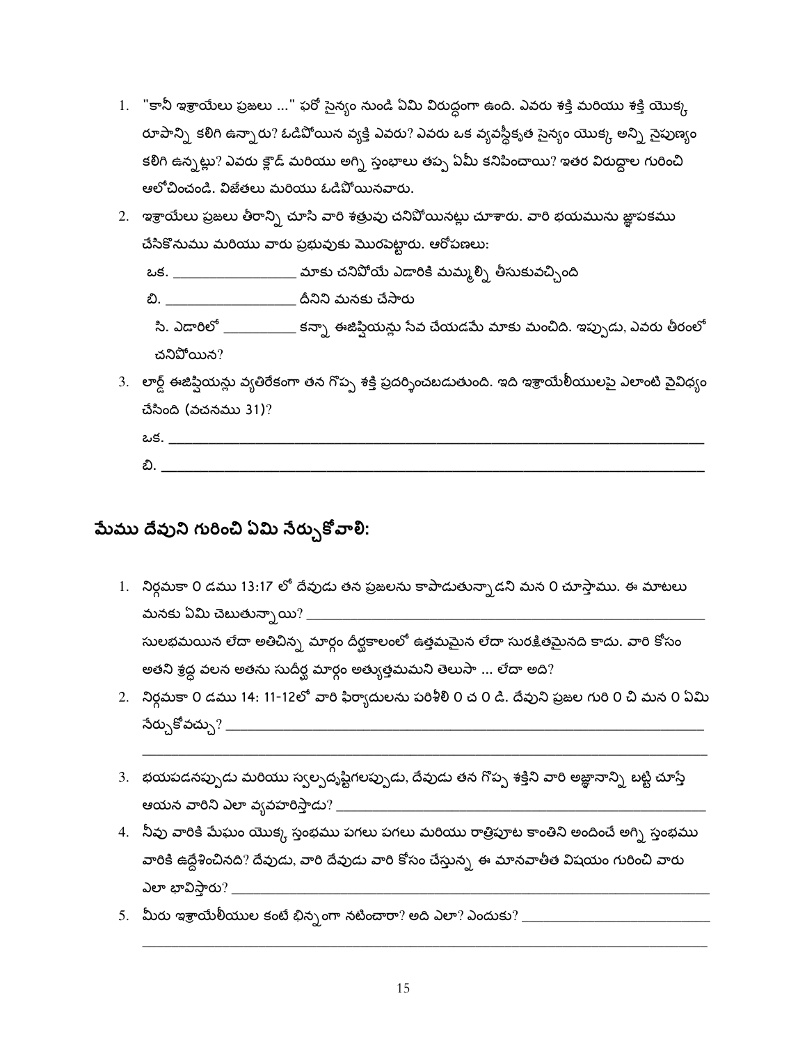1. "కానీ ఇశ్రాయేలు ప్రజలు ..." ఫరో సైన్యం నుండి ఏమి విరుద్ధంగా ఉంది. ఎవరు శక్తి మరియు శక్తి యొక్క రూపాన్ని కలిగి ఉన్నారు? ఓడిపోయిన వ్యక్తి ఎవరు? ఎవరు ఒక వ్యవస్థీకృత సైన్యం యొక్క అన్ని నైపుణ్యం కలిగి ఉన్నట్లు? ఎవరు క్లౌడ్ మరియు అగ్ని స్తంభాలు తప్ప ఏమీ కనిపించాయి? ఇతర విరుద్ధాల గురించి ఆలోచించండి. విజేతలు మరియు ఓడిపోయినవారు.
2. ఇశ్రాయేలు ప్రజలు తీరాన్ని చూసి వారి శత్రువు చనిపోయినట్లు చూశారు. వారి భయమును జ్ఞాపకము చేసికొనుము మరియు వారు ప్రభువుకు మొరపెట్టారు. ఆరోపణలు:

   ఒక. _________________ మాకు చనిపోయే ఎడారికి మమ్మల్ని తీసుకువచ్చింది

   బి. __________________ దీనిని మనకు చేసారు

   సి. ఎడారిలో __________ కన్నా ఈజిప్షియన్లు సేవ చేయడమే మాకు మంచిది. ఇప్పుడు, ఎవరు తీరంలో చనిపోయిన?
3. లార్డ్ ఈజిప్షియన్లు వ్యతిరేకంగా తన గొప్ప శక్తి ప్రదర్శించబడుతుంది. ఇది ఇశ్రాయేలీయులపై ఎలాంటి వైవిధ్యం చేసింది (వచనము 31)?

   ఒక. ______________________________________________________________________

   బి. ______________________________________________________________________

## మేము దేవుని గురించి ఏమి నేర్చుకోవాలి:

1. నిర్గమకా 0 డము 13:17 లో దేవుడు తన ప్రజలను కాపాడుతున్నాడని మన 0 చూస్తాము. ఈ మాటలు మనకు ఏమి చెబుతున్నాయి? _______________________________________________
   సులభమయిన లేదా అతిచిన్న మార్గం దీర్ఘకాలంలో ఉత్తమమైన లేదా సురక్షితమైనది కాదు. వారి కోసం అతని శ్రద్ధ వలన అతను సుదీర్ఘ మార్గం అత్యుత్తమమని తెలుసా ... లేదా అది?
2. నిర్గమకా 0 డము 14: 11-12లో వారి ఫిర్యాదులను పరిశీలి 0 చ 0 డి. దేవుని ప్రజల గురి 0 చి మన 0 ఏమి నేర్చుకోవచ్చు? _______________________________________________________________
   ______________________________________________________________________
3. భయపడనప్పుడు మరియు స్వల్పదృష్టిగలప్పుడు, దేవుడు తన గొప్ప శక్తిని వారి అజ్ఞానాన్ని బట్టి చూస్తే ఆయన వారిని ఎలా వ్యవహరిస్తాడు? __________________________________________
4. నీవు వారికి మేఘం యొక్క స్తంభము పగలు పగలు మరియు రాత్రిపూట కాంతిని అందించే అగ్ని స్తంభము వారికి ఉద్దేశించినది? దేవుడు, వారి దేవుడు వారి కోసం చేస్తున్న ఈ మానవాతీత విషయం గురించి వారు ఎలా భావిస్తారు? ___________________________________________________________
5. మీరు ఇశ్రాయేలీయుల కంటే భిన్నంగా నటించారా? అది ఎలా? ఎందుకు? ____________________
   ______________________________________________________________________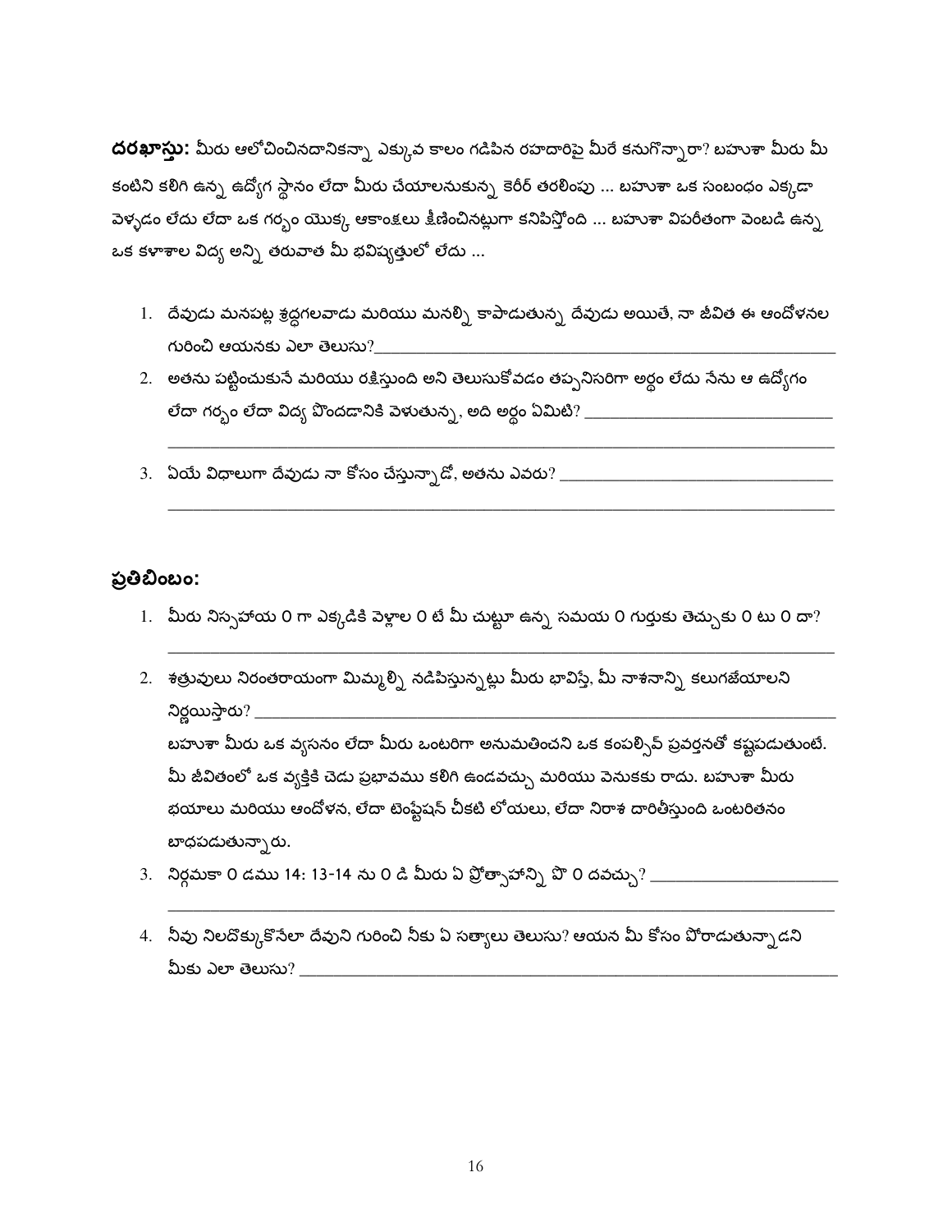**దరఖాస్తు:** మీరు ఆలోచించినదానికన్నా ఎక్కువ కాలం గడిపిన రహదారిపై మీరే కనుగొన్నారా? బహుశా మీరు మీ కంటిని కలిగి ఉన్న ఉద్యోగ స్థానం లేదా మీరు చేయాలనుకున్న కెరీర్ తరలింపు ... బహుశా ఒక సంబంధం ఎక్కడా వెళ్ళడం లేదు లేదా ఒక గర్భం యొక్క ఆకాంక్షలు క్షీణించినట్లుగా కనిపిస్తోంది ... బహుశా విపరీతంగా వెంబడి ఉన్న ఒక కళాశాల విద్య అన్ని తరువాత మీ భవిష్యత్తులో లేదు ...

1. దేవుడు మనపట్ల శ్రద్ధగలవాడు మరియు మనల్ని కాపాడుతున్న దేవుడు అయితే, నా జీవిత ఈ ఆందోళనల గురించి ఆయనకు ఎలా తెలుసు?\_\_\_\_\_\_\_\_\_\_\_\_\_\_\_\_\_\_\_\_\_\_\_\_\_\_\_\_\_\_\_\_\_\_\_\_\_\_\_\_\_\_\_\_
2. అతను పట్టించుకునే మరియు రక్షిస్తుంది అని తెలుసుకోవడం తప్పనిసరిగా అర్థం లేదు నేను ఆ ఉద్యోగం లేదా గర్భం లేదా విద్య పొందడానికి వెళుతున్న, అది అర్థం ఏమిటి? \_\_\_\_\_\_\_\_\_\_\_\_\_\_\_\_\_\_\_\_\_\_\_\_\_\_\_\_\_\_
\_\_\_\_\_\_\_\_\_\_\_\_\_\_\_\_\_\_\_\_\_\_\_\_\_\_\_\_\_\_\_\_\_\_\_\_\_\_\_\_\_\_\_\_\_\_\_\_\_\_\_\_\_\_\_\_\_\_\_\_\_\_\_\_\_\_\_\_\_\_\_\_\_\_\_\_\_\_\_\_\_\_
3. ఏయే విధాలుగా దేవుడు నా కోసం చేస్తున్నాడో, అతను ఎవరు? \_\_\_\_\_\_\_\_\_\_\_\_\_\_\_\_\_\_\_\_\_\_\_\_\_\_\_\_\_\_\_\_\_\_\_\_\_
\_\_\_\_\_\_\_\_\_\_\_\_\_\_\_\_\_\_\_\_\_\_\_\_\_\_\_\_\_\_\_\_\_\_\_\_\_\_\_\_\_\_\_\_\_\_\_\_\_\_\_\_\_\_\_\_\_\_\_\_\_\_\_\_\_\_\_\_\_\_\_\_\_\_\_\_\_\_\_\_\_\_

## ప్రతిబింబం:

1. మీరు నిస్సహాయ 0 గా ఎక్కడికి వెళ్లాల 0 టే మీ చుట్టూ ఉన్న సమయ 0 గుర్తుకు తెచ్చుకు 0 టు 0 దా?
\_\_\_\_\_\_\_\_\_\_\_\_\_\_\_\_\_\_\_\_\_\_\_\_\_\_\_\_\_\_\_\_\_\_\_\_\_\_\_\_\_\_\_\_\_\_\_\_\_\_\_\_\_\_\_\_\_\_\_\_\_\_\_\_\_\_\_\_\_\_\_\_\_\_\_\_\_\_\_\_\_\_
2. శత్రువులు నిరంతరాయంగా మిమ్మల్ని నడిపిస్తున్నట్లు మీరు భావిస్తే, మీ నాశనాన్ని కలుగజేయాలని నిర్ణయిస్తారు? \_\_\_\_\_\_\_\_\_\_\_\_\_\_\_\_\_\_\_\_\_\_\_\_\_\_\_\_\_\_\_\_\_\_\_\_\_\_\_\_\_\_\_\_\_\_\_\_\_\_\_\_\_\_\_\_\_\_\_\_\_\_\_\_\_\_
బహుశా మీరు ఒక వ్యసనం లేదా మీరు ఒంటరిగా అనుమతించని ఒక కంపల్సివ్ ప్రవర్తనతో కష్టపడుతుంటే. మీ జీవితంలో ఒక వ్యక్తికి చెడు ప్రభావము కలిగి ఉండవచ్చు మరియు వెనుకకు రాదు. బహుశా మీరు భయాలు మరియు ఆందోళన, లేదా టెంప్టేషన్ చీకటి లోయలు, లేదా నిరాశ దారితీస్తుంది ఒంటరితనం బాధపడుతున్నారు.
3. నిర్గమకా 0 డము 14: 13-14 ను 0 డి మీరు ఏ ప్రోత్సాహాన్ని పొ 0 దవచ్చు? \_\_\_\_\_\_\_\_\_\_\_\_\_\_\_\_\_\_\_\_\_\_\_\_
\_\_\_\_\_\_\_\_\_\_\_\_\_\_\_\_\_\_\_\_\_\_\_\_\_\_\_\_\_\_\_\_\_\_\_\_\_\_\_\_\_\_\_\_\_\_\_\_\_\_\_\_\_\_\_\_\_\_\_\_\_\_\_\_\_\_\_\_\_\_\_\_\_\_\_\_\_\_\_\_\_\_
4. నీవు నిలదొక్కుకొనేలా దేవుని గురించి నీకు ఏ సత్యాలు తెలుసు? ఆయన మీ కోసం పోరాడుతున్నాడని మీకు ఎలా తెలుసు? \_\_\_\_\_\_\_\_\_\_\_\_\_\_\_\_\_\_\_\_\_\_\_\_\_\_\_\_\_\_\_\_\_\_\_\_\_\_\_\_\_\_\_\_\_\_\_\_\_\_\_\_\_\_\_\_\_\_\_\_\_\_\_\_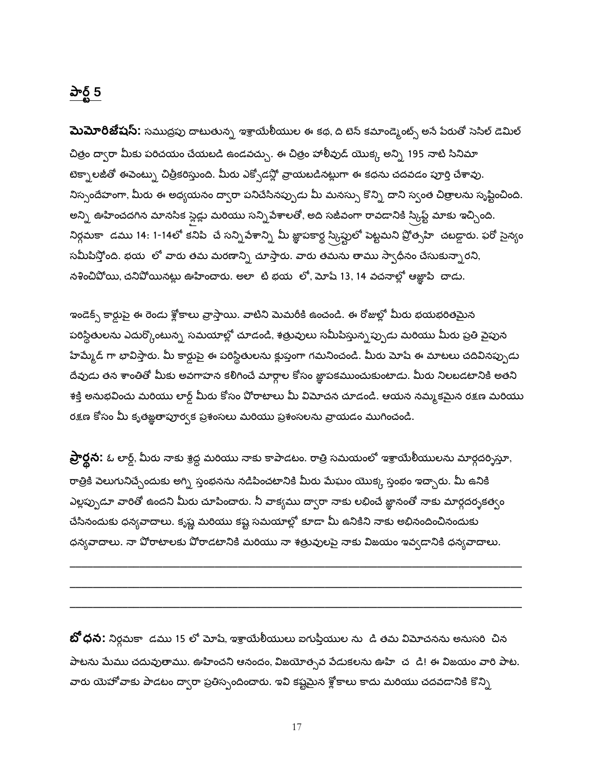## పార్ట్ 5

**మెమోరిజేషన్:** సముద్రపు దాటుతున్న ఇశ్రాయేలీయుల ఈ కథ, ది టెన్ కమాండ్మెంట్స్ అనే పేరుతో సెసిల్ డెమిల్ చిత్రం ద్వారా మీకు పరిచయం చేయబడి ఉండవచ్చు. ఈ చిత్రం హాలీవుడ్ యొక్క అన్ని 195 నాటి సినిమా టెక్నాలజీతో ఈవెంట్ను చిత్రీకరిస్తుంది. మీరు ఎక్సోడస్లో వ్రాయబడినట్లుగా ఈ కథను చదవడం పూర్తి చేశావు. నిస్సందేహంగా, మీరు ఈ అధ్యయనం ద్వారా పనిచేసినప్పుడు మీ మనస్సు కొన్ని దాని స్వంత చిత్రాలను సృష్టించింది. అన్ని ఊహించదగిన మానసిక స్లైడ్లు మరియు సన్నివేశాలతో, అది సజీవంగా రావడానికి స్క్రిప్ట్ మాకు ఇచ్చింది. నిర్గమకా డము 14: 1-14లో కనిపి చే సన్నివేశాన్ని మీ జ్ఞాపకార్థ స్క్రిప్టులో పెట్టమని ప్రోత్సహి చబడ్డారు. ఫరో సైన్యం సమీపిస్తోంది. భయ లో వారు తమ మరణాన్ని చూస్తారు. వారు తమను తాము స్వాధీనం చేసుకున్నారని, నశించిపోయి, చనిపోయినట్లు ఊహించారు. అలా టి భయ లో, మోషే 13, 14 వచనాల్లో ఆజ్ఞాపి చాడు.

ఇండెక్స్ కార్డుపై ఈ రెండు శ్లోకాలు వ్రాస్తాయి. వాటిని మెమరీకి ఉంచండి. ఈ రోజుల్లో మీరు భయభరితమైన పరిస్థితులను ఎదుర్కొంటున్న సమయాల్లో చూడండి, శత్రువులు సమీపిస్తున్నప్పుడు మరియు మీరు ప్రతి వైపున హేమ్మేడ్ గా భావిస్తారు. మీ కార్డుపై ఈ పరిస్థితులను క్లుప్తంగా గమనించండి. మీరు మోషే ఈ మాటలు చదివినప్పుడు దేవుడు తన శాంతితో మీకు అవగాహన కలిగించే మార్గాల కోసం జ్ఞాపకముంచుకుంటాడు. మీరు నిలబడటానికి అతని శక్తి అనుభవించు మరియు లార్డ్ మీరు కోసం పోరాటాలు మీ విమోచన చూడండి. ఆయన నమ్మకమైన రక్షణ మరియు రక్షణ కోసం మీ కృతజ్ఞతాపూర్వక ప్రశంసలు మరియు ప్రశంసలను వ్రాయడం ముగించండి.

**ప్రార్థన:** ఓ లార్డ్, మీరు నాకు శ్రద్ధ మరియు నాకు కాపాడటం. రాత్రి సమయంలో ఇశ్రాయేలీయులను మార్గదర్శిస్తూ, రాత్రికి వెలుగునిచ్చేందుకు అగ్ని స్తంభనను నడిపించటానికి మీరు మేఘం యొక్క స్తంభం ఇచ్చారు. మీ ఉనికి ఎల్లప్పుడూ వారితో ఉందని మీరు చూపించారు. నీ వాక్యము ద్వారా నాకు లభించే జ్ఞానంతో నాకు మార్గదర్శకత్వం చేసినందుకు ధన్యవాదాలు. కృష్ణ మరియు కష్ట సమయాల్లో కూడా మీ ఉనికిని నాకు అభినందించినందుకు ధన్యవాదాలు. నా పోరాటాలకు పోరాడటానికి మరియు నా శత్రువులపై నాకు విజయం ఇవ్వడానికి ధన్యవాదాలు.

_______________________________________________________________________________

_______________________________________________________________________________

_______________________________________________________________________________

**బోధన:** నిర్గమకా డము 15 లో మోషే, ఇశ్రాయేలీయులు ఐగుప్తీయుల ను డి తమ విమోచనను అనుసరి చిన పాటను మేము చదువుతాము. ఊహించని ఆనందం, విజయోత్సవ వేడుకలను ఊహి చ డి! ఈ విజయం వారి పాట. వారు యెహోవాకు పాడటం ద్వారా ప్రతిస్పందించారు. ఇవి కష్టమైన శ్లోకాలు కాదు మరియు చదవడానికి కొన్ని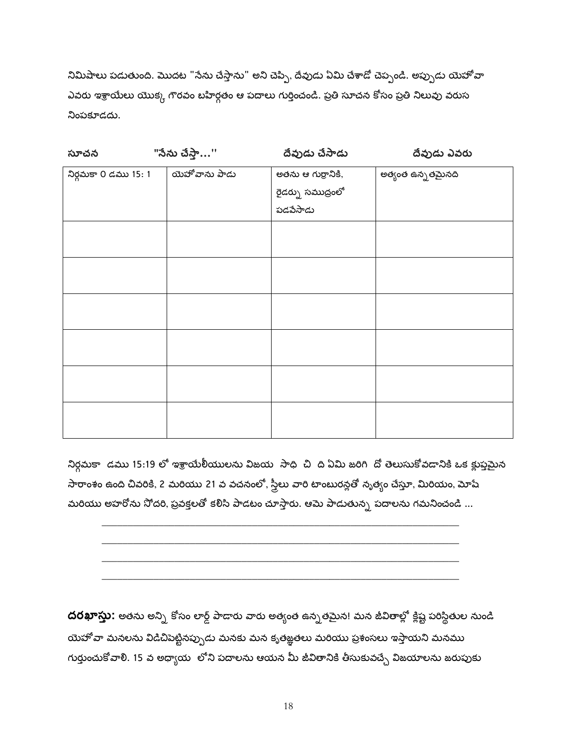నిమిషాలు పడుతుంది. మొదట "నేను చేస్తాను" అని చెప్పి, దేవుడు ఏమి చేశాడో చెప్పండి. అప్పుడు యెహోవా ఎవరు ఇశ్రాయేలు యొక్క గౌరవం బహిర్గతం ఆ పదాలు గుర్తించండి. ప్రతి సూచన కోసం ప్రతి నిలువు వరుస నింపకూడదు.

| సూచన | "నేను చేస్తా..." | దేవుడు చేసాడు | దేవుడు ఎవరు |
|---|---|---|---|
| నిర్గమకా 0 డము 15: 1 | యెహోవాను పాడు | అతను ఆ గుర్రానికి, రైడర్ను సముద్రంలో పడవేసాడు | అత్యంత ఉన్నతమైనది |
| | | | |
| | | | |
| | | | |
| | | | |
| | | | |
| | | | |

నిర్గమకా డము 15:19 లో ఇశ్రాయేలీయులను విజయ సాధి చి ది ఏమి జరిగి దో తెలుసుకోవడానికి ఒక క్లుప్తమైన సారాంశం ఉంది చివరికి, 2 మరియు 21 వ వచనంలో, స్త్రీలు వారి టాంబురస్లతో నృత్యం చేస్తూ, మిరియం, మోషే మరియు అహరోను సోదరి, ప్రవక్తలతో కలిసి పాడటం చూస్తారు. ఆమె పాడుతున్న పదాలను గమనించండి ...

______________________________________________________________________

______________________________________________________________________

______________________________________________________________________

______________________________________________________________________

**దరఖాస్తు:** అతను అన్ని కోసం లార్డ్ పాడారు వారు అత్యంత ఉన్నతమైన! మన జీవితాల్లో క్లిష్ట పరిస్థితుల నుండి యెహోవా మనలను విడిచిపెట్టినప్పుడు మనకు మన కృతజ్ఞతలు మరియు ప్రశంసలు ఇస్తాయని మనము గుర్తుంచుకోవాలి. 15 వ అధ్యాయ లోని పదాలను ఆయన మీ జీవితానికి తీసుకువచ్చే విజయాలను జరుపుకు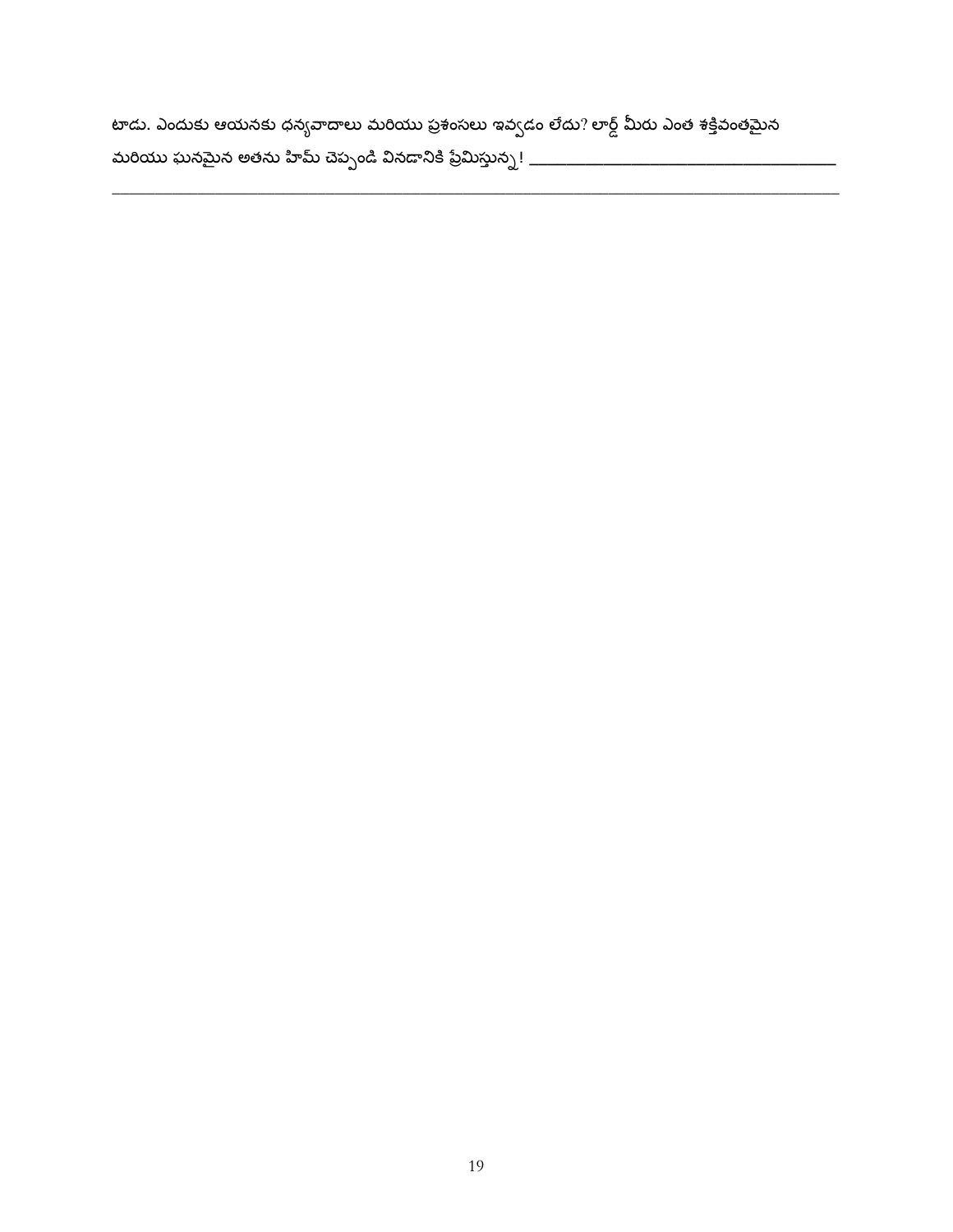టాడు. ఎందుకు ఆయనకు ధన్యవాదాలు మరియు ప్రశంసలు ఇవ్వడం లేదు? లార్డ్ మీరు ఎంత శక్తివంతమైన మరియు ఘనమైన అతను హిమ్ చెప్పండి వినడానికి ప్రేమిస్తున్న! ______________________________________

______________________________________________________________________________________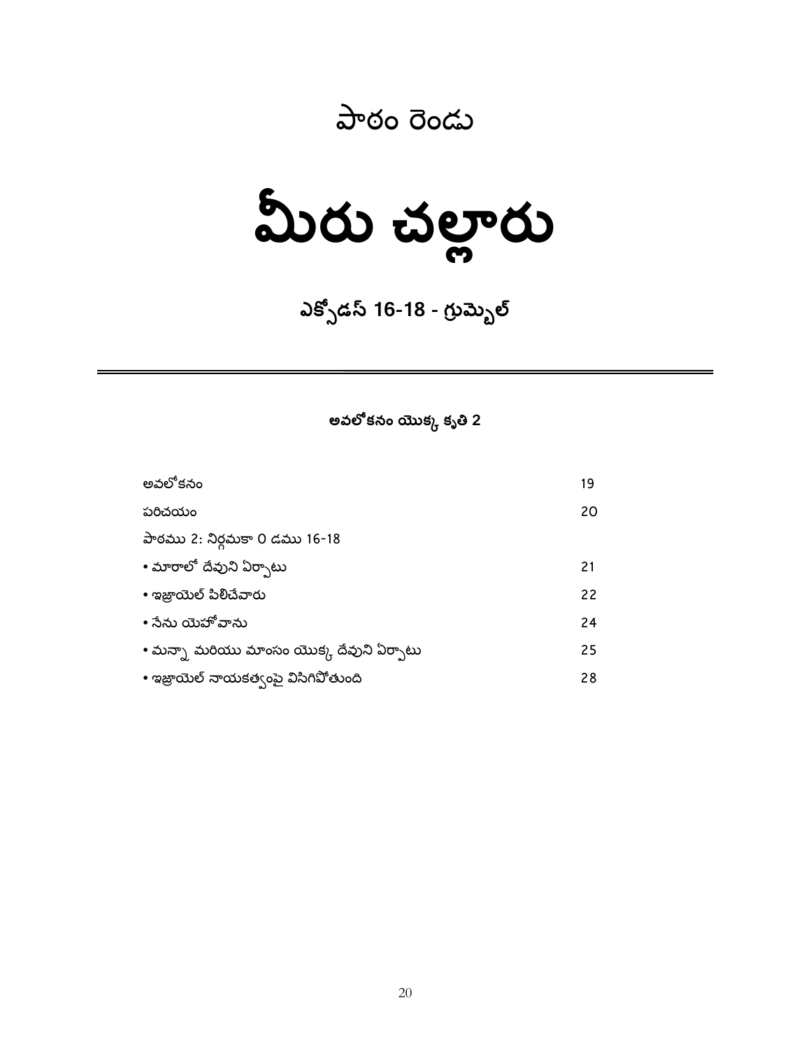## పాఠం రెండు

# మీరు చల్లారు

### ఎక్సోడస్ 16-18 - గ్రుమ్బెల్

---

**అవలోకనం యొక్క కృతి 2**

| | |
|---|---|
| అవలోకనం | 19 |
| పరిచయం | 20 |
| పాఠము 2: నిర్గమకా 0 డము 16-18 | |
| • మారాలో దేవుని ఏర్పాటు | 21 |
| • ఇజ్రాయెల్ పిలిచేవారు | 22 |
| • నేను యెహోవాను | 24 |
| • మన్నా మరియు మాంసం యొక్క దేవుని ఏర్పాటు | 25 |
| • ఇజ్రాయెల్ నాయకత్వంపై విసిగిపోతుంది | 28 |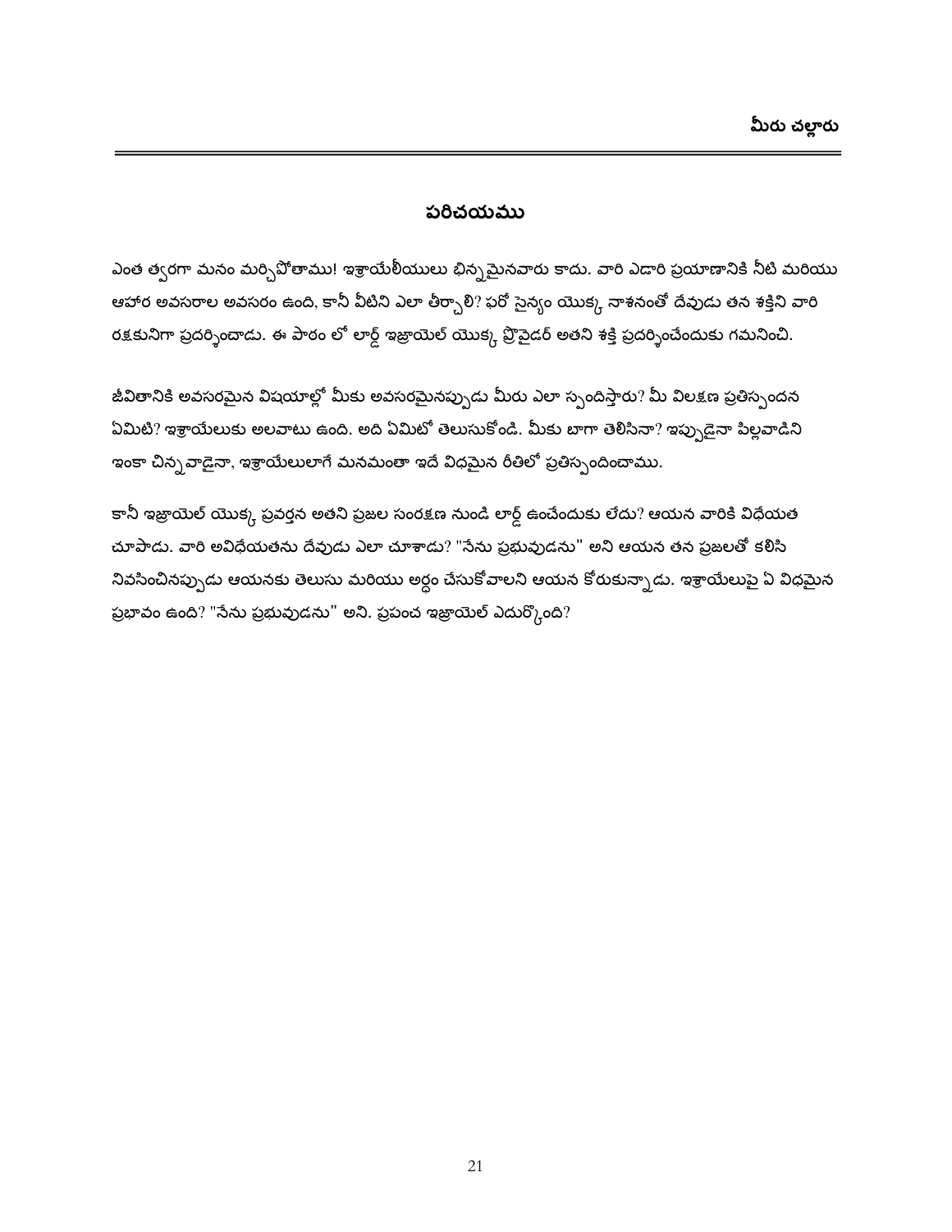## పరిచయము

ఎంత త్వరగా మనం మర్చిపోతాము! ఇశ్రాయేలీయులు భిన్నమైనవారు కాదు. వారి ఎడారి ప్రయాణానికి నీటి మరియు ఆహార అవసరాల అవసరం ఉంది, కానీ వీటిని ఎలా తీర్చాలి? ఫరో సైన్యం యొక్క నాశనంతో దేవుడు తన శక్తిని వారి రక్షకునిగా ప్రదర్శించాడు. ఈ పాఠం లో లార్డ్ ఇజ్రాయెల్ యొక్క ప్రొవైడర్ అతని శక్తి ప్రదర్శించేందుకు గమనించి.

జీవితానికి అవసరమైన విషయాల్లో మీకు అవసరమైనప్పుడు మీరు ఎలా స్పందిస్తారు? మీ విలక్షణ ప్రతిస్పందన ఏమిటి? ఇశ్రాయేలుకు అలవాటు ఉంది. అది ఏమిటో తెలుసుకోండి. మీకు బాగా తెలిసినా? ఇప్పుడైనా పిల్లవాడిని ఇంకా చిన్నవాడైనా, ఇశ్రాయేలులాగే మనమంతా ఇదే విధమైన రీతిలో ప్రతిస్పందించాము.

కానీ ఇజ్రాయెల్ యొక్క ప్రవర్తన అతని ప్రజల సంరక్షణ నుండి లార్డ్ ఉంచేందుకు లేదు? ఆయన వారికి విధేయత చూపాడు. వారి అవిధేయతను దేవుడు ఎలా చూశాడు? "నేను ప్రభువుడను" అని ఆయన తన ప్రజలతో కలిసి నివసించినప్పుడు ఆయనకు తెలుసు మరియు అర్థం చేసుకోవాలని ఆయన కోరుకున్నాడు. ఇశ్రాయేలుపై ఏ విధమైన ప్రభావం ఉంది? "నేను ప్రభువుడను" అని. ప్రపంచ ఇజ్రాయెల్ ఎదుర్కొంది?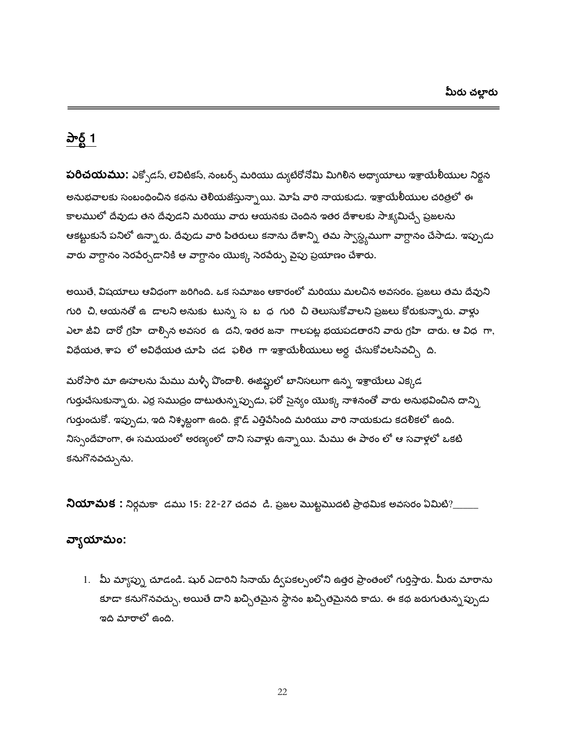## పార్ట్ 1

**పరిచయము:** ఎక్సోడస్, లెవిటికస్, నంబర్స్ మరియు ద్యుటెరోనోమి మిగిలిన అధ్యాయాలు ఇశ్రాయేలీయుల నిర్జన అనుభవాలకు సంబంధించిన కథను తెలియజేస్తున్నాయి. మోషే వారి నాయకుడు. ఇశ్రాయేలీయుల చరిత్రలో ఈ కాలములో దేవుడు తన దేవుడని మరియు వారు ఆయనకు చెందిన ఇతర దేశాలకు సాక్ష్యమిచ్చే ప్రజలను ఆకట్టుకునే పనిలో ఉన్నారు. దేవుడు వారి పితరులు కనాను దేశాన్ని తమ స్వాస్థ్యముగా వాగ్దానం చేసాడు. ఇప్పుడు వారు వాగ్దానం నెరవేర్చడానికి ఆ వాగ్దానం యొక్క నెరవేర్పు వైపు ప్రయాణం చేశారు.

అయితే, విషయాలు ఆవిధంగా జరిగింది. ఒక సమాజం ఆకారంలో మరియు మలచిన అవసరం. ప్రజలు తమ దేవుని గురి చి, ఆయనతో ఉ డాలని అనుకు టున్న స బ ధ గురి చి తెలుసుకోవాలని ప్రజలు కోరుకున్నారు. వాళ్లు ఎలా జీవి చారో గ్రహి చాల్సిన అవసర ఉ దని, ఇతర జనా గాలపట్ల భయపడతారని వారు గ్రహి చారు. ఆ విధ గా, విధేయత, శాప లో అవిధేయత చూపి చడ ఫలిత గా ఇశ్రాయేలీయులు అర్థ చేసుకోవలసివచ్చి ది.

మరోసారి మా ఊహలను మేము మళ్ళీ పొందాలి. ఈజిప్టులో బానిసలుగా ఉన్న ఇశ్రాయేలు ఎక్కడ గుర్తుచేసుకున్నారు. ఎర్ర సముద్రం దాటుతున్నప్పుడు, ఫరో సైన్యం యొక్క నాశనంతో వారు అనుభవించిన దాన్ని గుర్తుంచుకో. ఇప్పుడు, ఇది నిశ్శబ్దంగా ఉంది. క్లౌడ్ ఎత్తివేసింది మరియు వారి నాయకుడు కదలికలో ఉంది. నిస్సందేహంగా, ఈ సమయంలో అరణ్యంలో దాని సవాళ్లు ఉన్నాయి. మేము ఈ పాఠం లో ఆ సవాళ్లలో ఒకటి కనుగొనవచ్చును.

**నియామక :** నిర్గమకా డము 15: 22-27 చదవ డి. ప్రజల మొట్టమొదటి ప్రాథమిక అవసరం ఏమిటి?______

### వ్యాయామం:

1. మీ మ్యాప్ను చూడండి. షుర్ ఎడారిని సినాయ్ ద్వీపకల్పంలోని ఉత్తర ప్రాంతంలో గుర్తిస్తారు. మీరు మారాను కూడా కనుగొనవచ్చు, అయితే దాని ఖచ్చితమైన స్థానం ఖచ్చితమైనది కాదు. ఈ కథ జరుగుతున్నప్పుడు ఇది మారాలో ఉంది.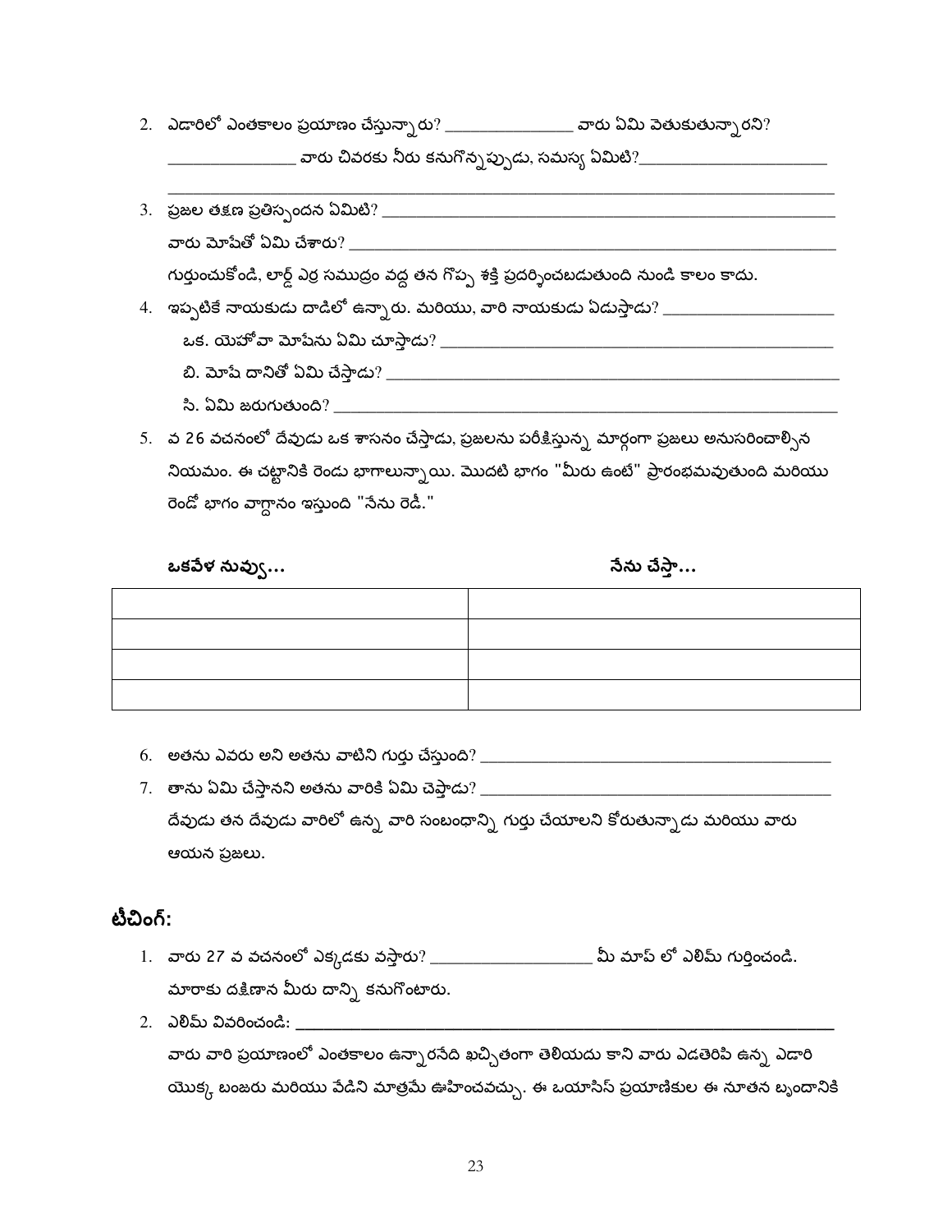2. ఎడారిలో ఎంతకాలం ప్రయాణం చేస్తున్నారు? _______________ వారు ఏమి వెతుకుతున్నారని? _______________ వారు చివరకు నీరు కనుగొన్నప్పుడు, సమస్య ఏమిటి?_______________________________________________

3. ప్రజల తక్షణ ప్రతిస్పందన ఏమిటి? _______________
   వారు మోషేతో ఏమి చేశారు? _______________
   గుర్తుంచుకోండి, లార్డ్ ఎర్ర సముద్రం వద్ద తన గొప్ప శక్తి ప్రదర్శించబడుతుంది నుండి కాలం కాదు.

4. ఇప్పటికే నాయకుడు దాడిలో ఉన్నారు. మరియు, వారి నాయకుడు ఏడుస్తాడు? _______________
   ఒక. యెహోవా మోషేను ఏమి చూస్తాడు? _______________
   బి. మోషే దానితో ఏమి చేస్తాడు? _______________
   సి. ఏమి జరుగుతుంది? _______________

5. వ 26 వచనంలో దేవుడు ఒక శాసనం చేస్తాడు, ప్రజలను పరీక్షిస్తున్న మార్గంగా ప్రజలు అనుసరించాల్సిన నియమం. ఈ చట్టానికి రెండు భాగాలున్నాయి. మొదటి భాగం "మీరు ఉంటే" ప్రారంభమవుతుంది మరియు రెండో భాగం వాగ్దానం ఇస్తుంది "నేను రెడీ."

| ఒకవేళ నువ్వు... | నేను చేస్తా... |
|---|---|
| | |
| | |
| | |
| | |

6. అతను ఎవరు అని అతను వాటిని గుర్తు చేస్తుంది? _______________

7. తాను ఏమి చేస్తానని అతను వారికి ఏమి చెప్తాడు? _______________
   దేవుడు తన దేవుడు వారిలో ఉన్న వారి సంబంధాన్ని గుర్తు చేయాలని కోరుతున్నాడు మరియు వారు ఆయన ప్రజలు.

## టీచింగ్:

1. వారు 27 వ వచనంలో ఎక్కడకు వస్తారు? _______________ మీ మాప్ లో ఎలిమ్ గుర్తించండి. మారాకు దక్షిణాన మీరు దాన్ని కనుగొంటారు.

2. ఎలిమ్ వివరించండి: _______________
   వారు వారి ప్రయాణంలో ఎంతకాలం ఉన్నారనేది ఖచ్చితంగా తెలియదు కాని వారు ఎడతెరిపి ఉన్న ఎడారి యొక్క బంజరు మరియు వేడిని మాత్రమే ఊహించవచ్చు. ఈ ఒయాసిస్ ప్రయాణికుల ఈ నూతన బృందానికి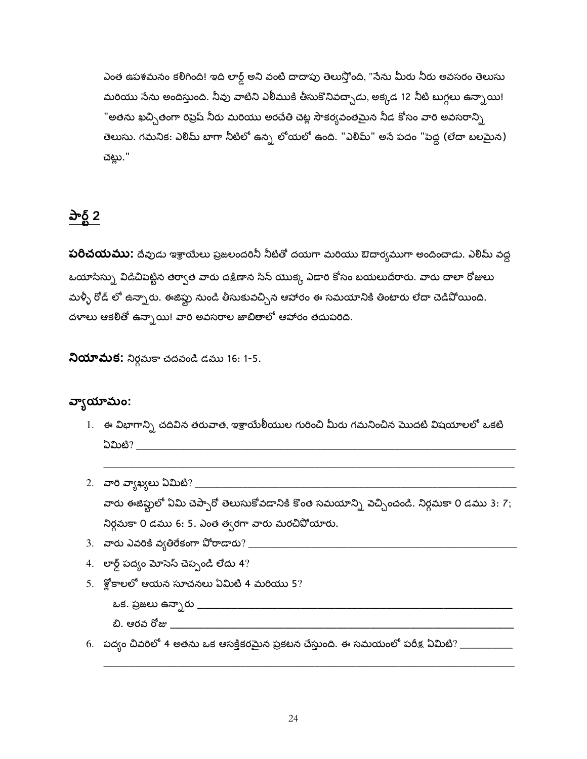ఎంత ఉపశమనం కలిగింది! ఇది లార్డ్ అని వంటి దాదాపు తెలుస్తోంది, "నేను మీరు నీరు అవసరం తెలుసు మరియు నేను అందిస్తుంది. నీవు వాటిని ఎలీముకి తీసుకొనివచ్చాడు, అక్కడ 12 నీటి బుగ్గలు ఉన్నాయి! "అతను ఖచ్చితంగా రిఫ్రెష్ నీరు మరియు అరచేతి చెట్ల సౌకర్యవంతమైన నీడ కోసం వారి అవసరాన్ని తెలుసు. గమనిక: ఎలిమ్ బాగా నీటిలో ఉన్న లోయలో ఉంది. "ఎలిమ్" అనే పదం "పెద్ద (లేదా బలమైన) చెట్లు."

## పార్ట్ 2

**పరిచయము:** దేవుడు ఇశ్రాయేలు ప్రజలందరినీ నీటితో దయగా మరియు ఔదార్యముగా అందించాడు. ఎలిమ్ వద్ద ఒయాసిస్సు విడిచిపెట్టిన తర్వాత వారు దక్షిణాన సిన్ యొక్క ఎడారి కోసం బయలుదేరారు. వారు చాలా రోజులు మళ్ళీ రోడ్ లో ఉన్నారు. ఈజిప్టు నుండి తీసుకువచ్చిన ఆహారం ఈ సమయానికి తింటారు లేదా చెడిపోయింది. దళాలు ఆకలితో ఉన్నాయి! వారి అవసరాల జాబితాలో ఆహారం తదుపరిది.

**నియామక:** నిర్గమకా చదవండి డము 16: 1-5.

### వ్యాయామం:

1. ఈ విభాగాన్ని చదివిన తరువాత, ఇశ్రాయేలీయుల గురించి మీరు గమనించిన మొదటి విషయాలలో ఒకటి ఏమిటి? ______________________________________________________________
______________________________________________________________
2. వారి వ్యాఖ్యలు ఏమిటి? ______________________________________________________________
వారు ఈజిప్టులో ఏమి చెప్పారో తెలుసుకోవడానికి కొంత సమయాన్ని వెచ్చించండి. నిర్గమకా 0 డము 3: 7; నిర్గమకా 0 డము 6: 5. ఎంత త్వరగా వారు మరచిపోయారు.
3. వారు ఎవరికి వ్యతిరేకంగా పోరాడారు? ______________________________________________
4. లార్డ్ పద్యం మోసెస్ చెప్పండి లేదు 4?
5. శ్లోకాలలో ఆయన సూచనలు ఏమిటి 4 మరియు 5?
   ఒక. ప్రజలు ఉన్నారు ______________________________________________________
   బి. ఆరవ రోజు ______________________________________________________
6. పద్యం చివరిలో 4 అతను ఒక ఆసక్తికరమైన ప్రకటన చేస్తుంది. ఈ సమయంలో పరీక్ష ఏమిటి? __________
______________________________________________________________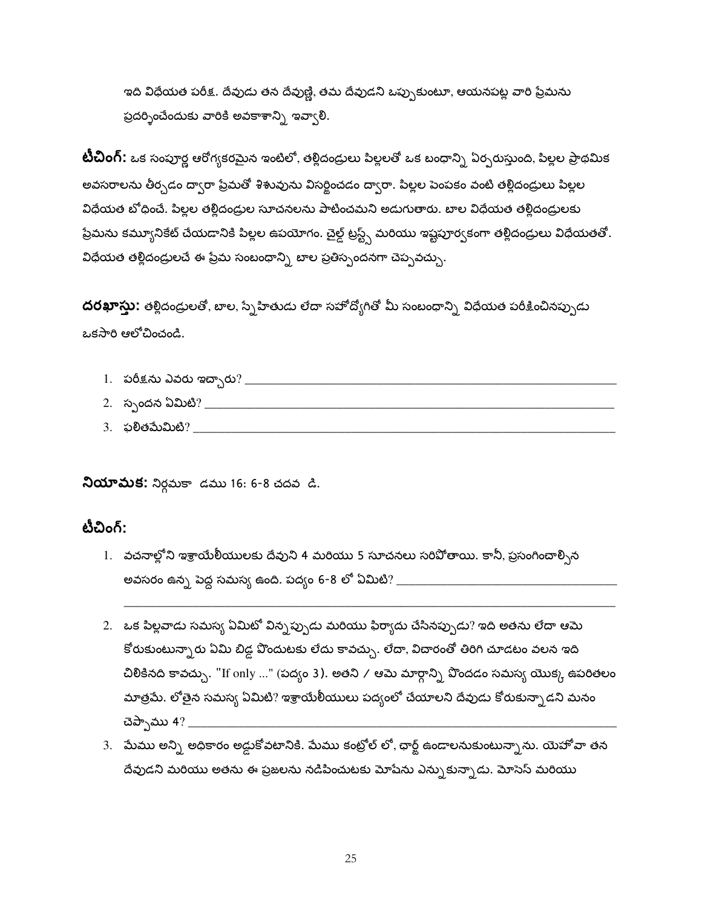ఇది విధేయత పరీక్ష. దేవుడు తన దేవుణ్ణి, తమ దేవుడని ఒప్పుకుంటూ, ఆయనపట్ల వారి ప్రేమను ప్రదర్శించేందుకు వారికి అవకాశాన్ని ఇవ్వాలి.

**టీచింగ్:** ఒక సంపూర్ణ ఆరోగ్యకరమైన ఇంటిలో, తల్లిదండ్రులు పిల్లలతో ఒక బంధాన్ని ఏర్పరుస్తుంది, పిల్లల ప్రాథమిక అవసరాలను తీర్చడం ద్వారా ప్రేమతో శిశువును విసర్జించడం ద్వారా. పిల్లల పెంపకం వంటి తల్లిదండ్రులు పిల్లల విధేయత బోధించే. పిల్లల తల్లిదండ్రుల సూచనలను పాటించమని అడుగుతారు. బాల విధేయత తల్లిదండ్రులకు ప్రేమను కమ్యూనికేట్ చేయడానికి పిల్లల ఉపయోగం. చైల్డ్ ట్రస్ట్స్ మరియు ఇష్టపూర్వకంగా తల్లిదండ్రులు విధేయతతో. విధేయత తల్లిదండ్రులచే ఈ ప్రేమ సంబంధాన్ని బాల ప్రతిస్పందనగా చెప్పవచ్చు.

**దరఖాస్తు:** తల్లిదండ్రులతో, బాల, స్నేహితుడు లేదా సహోద్యోగితో మీ సంబంధాన్ని విధేయత పరీక్షించినప్పుడు ఒకసారి ఆలోచించండి.

1. పరీక్షను ఎవరు ఇచ్చారు? ________________________________________________
2. స్పందన ఏమిటి? ________________________________________________
3. ఫలితమేమిటి? ________________________________________________

**నియామక:** నిర్గమకా డము 16: 6-8 చదవ డి.

**టీచింగ్:**

1. వచనాల్లోని ఇశ్రాయేలీయులకు దేవుని 4 మరియు 5 సూచనలు సరిపోతాయి. కానీ, ప్రసంగించాల్సిన అవసరం ఉన్న పెద్ద సమస్య ఉంది. పద్యం 6-8 లో ఏమిటి? ________________________________________________
________________________________________________
2. ఒక పిల్లవాడు సమస్య ఏమిటో విన్నప్పుడు మరియు ఫిర్యాదు చేసినప్పుడు? ఇది అతను లేదా ఆమె కోరుకుంటున్నారు ఏమి బిడ్డ పొందుటకు లేదు కావచ్చు. లేదా, విచారంతో తిరిగి చూడటం వలన ఇది చిలికినది కావచ్చు. "If only ..." (పద్యం 3). అతని / ఆమె మార్గాన్ని పొందడం సమస్య యొక్క ఉపరితలం మాత్రమే. లోతైన సమస్య ఏమిటి? ఇశ్రాయేలీయులు పద్యంలో చేయాలని దేవుడు కోరుకున్నాడని మనం చెప్పాము 4? ________________________________________________
3. మేము అన్ని అధికారం అడ్డుకోవటానికి. మేము కంట్రోల్ లో, ఛార్జ్ ఉండాలనుకుంటున్నాను. యెహోవా తన దేవుడని మరియు అతను ఈ ప్రజలను నడిపించుటకు మోషేను ఎన్నుకున్నాడు. మోసెస్ మరియు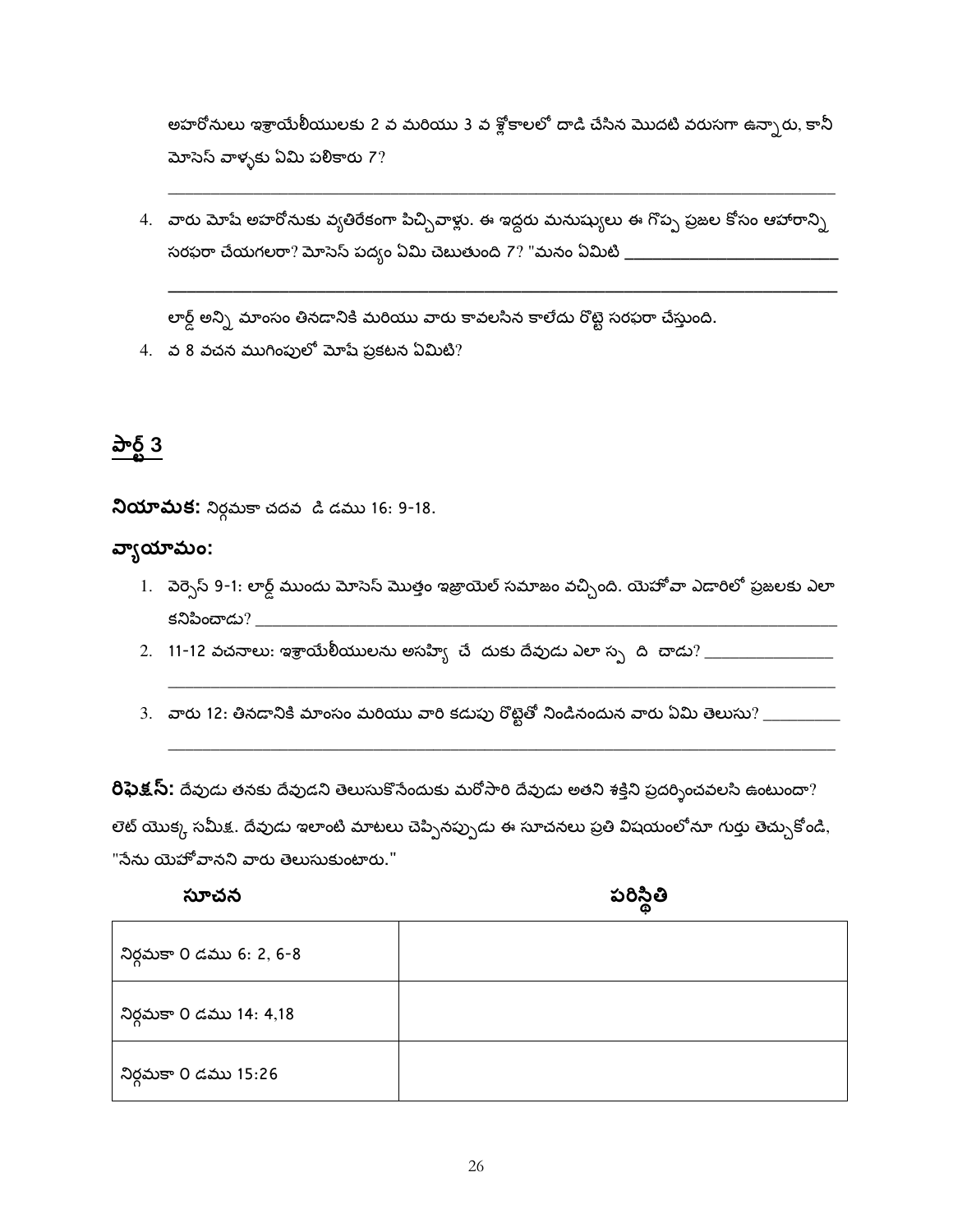అహారోనులు ఇశ్రాయేలీయులకు 2 వ మరియు 3 వ శ్లోకాలలో దాడి చేసిన మొదటి వరుసగా ఉన్నారు, కానీ మోసెస్ వాళ్ళకు ఏమి పలికారు 7?

_______________________________________________________________________________

4. వారు మోషే అహరోనుకు వ్యతిరేకంగా పిచ్చివాళ్లు. ఈ ఇద్దరు మనుష్యులు ఈ గొప్ప ప్రజల కోసం ఆహారాన్ని సరఫరా చేయగలరా? మోసెస్ పద్యం ఏమి చెబుతుంది 7? "మనం ఏమిటి ________________________

_______________________________________________________________________________

లార్డ్ అన్ని మాంసం తినడానికి మరియు వారు కావలసిన కాలేదు రొట్టె సరఫరా చేస్తుంది.

4. వ 8 వచన ముగింపులో మోషే ప్రకటన ఏమిటి?

## పార్ట్ 3

**నియామక:** నిర్గమకా చదవ డి డము 16: 9-18.

**వ్యాయామం:**

1. వెర్సెస్ 9-1: లార్డ్ ముందు మోసెస్ మొత్తం ఇజ్రాయెల్ సమాజం వచ్చింది. యెహోవా ఎడారిలో ప్రజలకు ఎలా కనిపించాడు? ________________________
2. 11-12 వచనాలు: ఇశ్రాయేలీయులను అసహ్యి చే దుకు దేవుడు ఎలా స్ప ది చాడు? ____________

   _______________________________________________________________________________
3. వారు 12: తినడానికి మాంసం మరియు వారి కడుపు రొట్టెతో నిండినందున వారు ఏమి తెలుసు? ________

   _______________________________________________________________________________

**రిఫెక్షస్:** దేవుడు తనకు దేవుడని తెలుసుకొనేందుకు మరోసారి దేవుడు అతని శక్తిని ప్రదర్శించవలసి ఉంటుందా? లెట్ యొక్క సమీక్ష. దేవుడు ఇలాంటి మాటలు చెప్పినప్పుడు ఈ సూచనలు ప్రతి విషయంలోనూ గుర్తు తెచ్చుకోండి, "నేను యెహోవానని వారు తెలుసుకుంటారు."

| సూచన | పరిస్థితి |
|---|---|
| నిర్గమకా 0 డము 6: 2, 6-8 | |
| నిర్గమకా 0 డము 14: 4,18 | |
| నిర్గమకా 0 డము 15:26 | |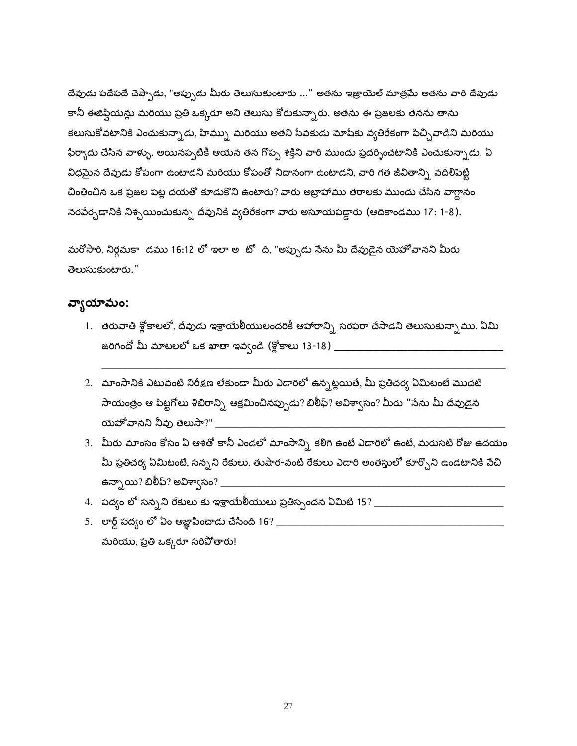దేవుడు పదేపదే చెప్పాడు, "అప్పుడు మీరు తెలుసుకుంటారు ..." అతను ఇజ్రాయెల్ మాత్రమే అతను వారి దేవుడు కానీ ఈజిప్షియన్లు మరియు ప్రతి ఒక్కరూ అని తెలుసు కోరుకున్నారు. అతను ఈ ప్రజలకు తనను తాను కలుసుకోవటానికి ఎంచుకున్నాడు, హిమ్ను మరియు అతని సేవకుడు మోషేకు వ్యతిరేకంగా పిచ్చివాడిని మరియు ఫిర్యాదు చేసిన వాళ్ళు. అయినప్పటికీ ఆయన తన గొప్ప శక్తిని వారి ముందు ప్రదర్శించటానికి ఎంచుకున్నాడు. ఏ విధమైన దేవుడు కోపంగా ఉంటాడని మరియు కోపంతో నిదానంగా ఉంటాడని, వారి గత జీవితాన్ని వదిలిపెట్టి చింతించిన ఒక ప్రజల పట్ల దయతో కూడుకొని ఉంటారు? వారు అబ్రాహాము తరాలకు ముందు చేసిన వాగ్దానం నెరవేర్చడానికి నిశ్చయించుకున్న దేవునికి వ్యతిరేకంగా వారు అసూయపడ్డారు (ఆదికాండము 17: 1-8).

మరోసారి, నిర్గమకా  డము 16:12 లో ఇలా అ  టో  ది, "అప్పుడు నేను మీ దేవుడైన యెహోవానని మీరు తెలుసుకుంటారు."

## వ్యాయామం:

1. తరువాతి శ్లోకాలలో, దేవుడు ఇశ్రాయేలీయులందరికీ ఆహారాన్ని సరఫరా చేసాడని తెలుసుకున్నాము. ఏమి జరిగిందో మీ మాటలలో ఒక ఖాతా ఇవ్వండి (శ్లోకాలు 13-18) ________________________________
   ________________________________________________________________________________
2. మాంసానికి ఎటువంటి నిరీక్షణ లేకుండా మీరు ఎడారిలో ఉన్నట్లయితే, మీ ప్రతిచర్య ఏమిటంటే మొదటి సాయంత్రం ఆ పిట్టగోలు శిబిరాన్ని ఆక్రమించినప్పుడు? బిలీఫ్? అవిశ్వాసం? మీరు "నేను మీ దేవుడైన యెహోవానని నీవు తెలుసా?" ________________________________________________________
3. మీరు మాంసం కోసం ఏ ఆశతో కానీ ఎండలో మాంసాన్ని కలిగి ఉంటే ఎడారిలో ఉంటే, మరుసటి రోజు ఉదయం మీ ప్రతిచర్య ఏమిటంటే, సన్నని రేకులు, తుషార-వంటి రేకులు ఎడారి అంతస్తులో కూర్చొని ఉండటానికి వేచి ఉన్నాయి? బిలీఫ్? అవిశ్వాసం? ________________________________________________________
4. పద్యం లో సన్నని రేకులు కు ఇశ్రాయేలీయులు ప్రతిస్పందన ఏమిటి 15? ________________________
5. లార్డ్ పద్యం లో ఏం ఆజ్ఞాపించాడు చేసింది 16? ____________________________________________
   మరియు, ప్రతి ఒక్కరూ సరిపోతారు!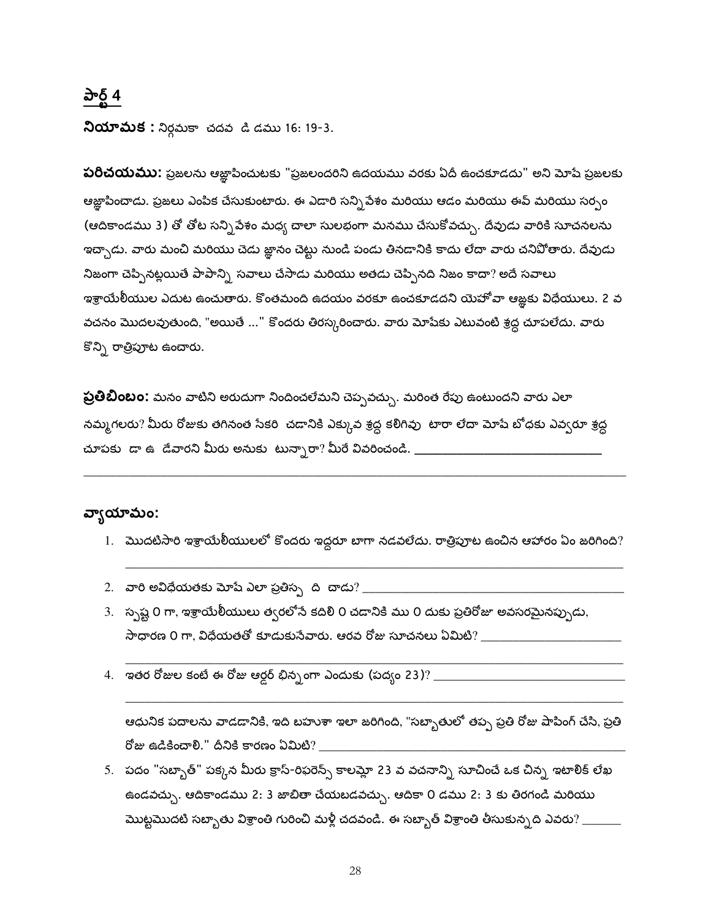## పార్ట్ 4

**నియామక :** నిర్గమకా చదవ డి డము 16: 19-3.

**పరిచయము:** ప్రజలను ఆజ్ఞాపించుటకు "ప్రజలందరిని ఉదయము వరకు ఏదీ ఉంచకూడదు" అని మోషే ప్రజలకు ఆజ్ఞాపించాడు. ప్రజలు ఎంపిక చేసుకుంటారు. ఈ ఎడారి సన్నివేశం మరియు ఆడం మరియు ఈవ్ మరియు సర్పం (ఆదికాండము 3) తో తోట సన్నివేశం మధ్య చాలా సులభంగా మనము చేసుకోవచ్చు. దేవుడు వారికి సూచనలను ఇచ్చాడు. వారు మంచి మరియు చెడు జ్ఞానం చెట్టు నుండి పండు తినడానికి కాదు లేదా వారు చనిపోతారు. దేవుడు నిజంగా చెప్పినట్లయితే పాపాన్ని సవాలు చేసాడు మరియు అతడు చెప్పినది నిజం కాదా? అదే సవాలు ఇశ్రాయేలీయుల ఎదుట ఉంచుతారు. కొంతమంది ఉదయం వరకూ ఉంచకూడదని యెహోవా ఆజ్ఞకు విధేయులు. 2 వ వచనం మొదలవుతుంది, "అయితే ..." కొందరు తిరస్కరించారు. వారు మోషేకు ఎటువంటి శ్రద్ధ చూపలేదు. వారు కొన్ని రాత్రిపూట ఉంచారు.

**ప్రతిబింబం:** మనం వాటిని అరుదుగా నిందించలేమని చెప్పవచ్చు. మరింత రేపు ఉంటుందని వారు ఎలా నమ్మగలరు? మీరు రోజుకు తగినంత సేకరి చడానికి ఎక్కువ శ్రద్ధ కలిగివు టారా లేదా మోషే బోధకు ఎవ్వరూ శ్రద్ధ చూపకు డా ఉ డేవారని మీరు అనుకు టున్నారా? మీరే వివరించండి. ______________________________

______________________________________________________________________________

## వ్యాయామం:

1. మొదటిసారి ఇశ్రాయేలీయులలో కొందరు ఇద్దరూ బాగా నడవలేదు. రాత్రిపూట ఉంచిన ఆహారం ఏం జరిగింది?
   ______________________________________________________________________________
2. వారి అవిధేయతకు మోషే ఎలా ప్రతిస్ప ది చాడు? ______________________________________
3. స్పష్ట 0 గా, ఇశ్రాయేలీయులు త్వరలోనే కదిలి 0 చడానికి ము 0 దుకు ప్రతిరోజూ అవసరమైనప్పుడు, సాధారణ 0 గా, విధేయతతో కూడుకునేవారు. ఆరవ రోజు సూచనలు ఏమిటి? ________________________
   ______________________________________________________________________________
4. ఇతర రోజుల కంటే ఈ రోజు ఆర్డర్ భిన్నంగా ఎందుకు (పద్యం 23)? ______________________________
   ______________________________________________________________________________

   ఆధునిక పదాలను వాడడానికి, ఇది బహుశా ఇలా జరిగింది, "సబ్బాతులో తప్ప ప్రతి రోజు షాపింగ్ చేసి, ప్రతి రోజు ఉడికించాలి." దీనికి కారణం ఏమిటి? ________________________________________
5. పదం "సబ్బాత్" పక్కన మీరు క్రాస్-రిఫరెన్స్ కాలమ్లో 23 వ వచనాన్ని సూచించే ఒక చిన్న ఇటాలిక్ లేఖ ఉండవచ్చు. ఆదికాండము 2: 3 జాబితా చేయబడవచ్చు. ఆదికా 0 డము 2: 3 కు తిరగండి మరియు మొట్టమొదటి సబ్బాతు విశ్రాంతి గురించి మళ్లీ చదవండి. ఈ సబ్బాత్ విశ్రాంతి తీసుకున్నది ఎవరు? ______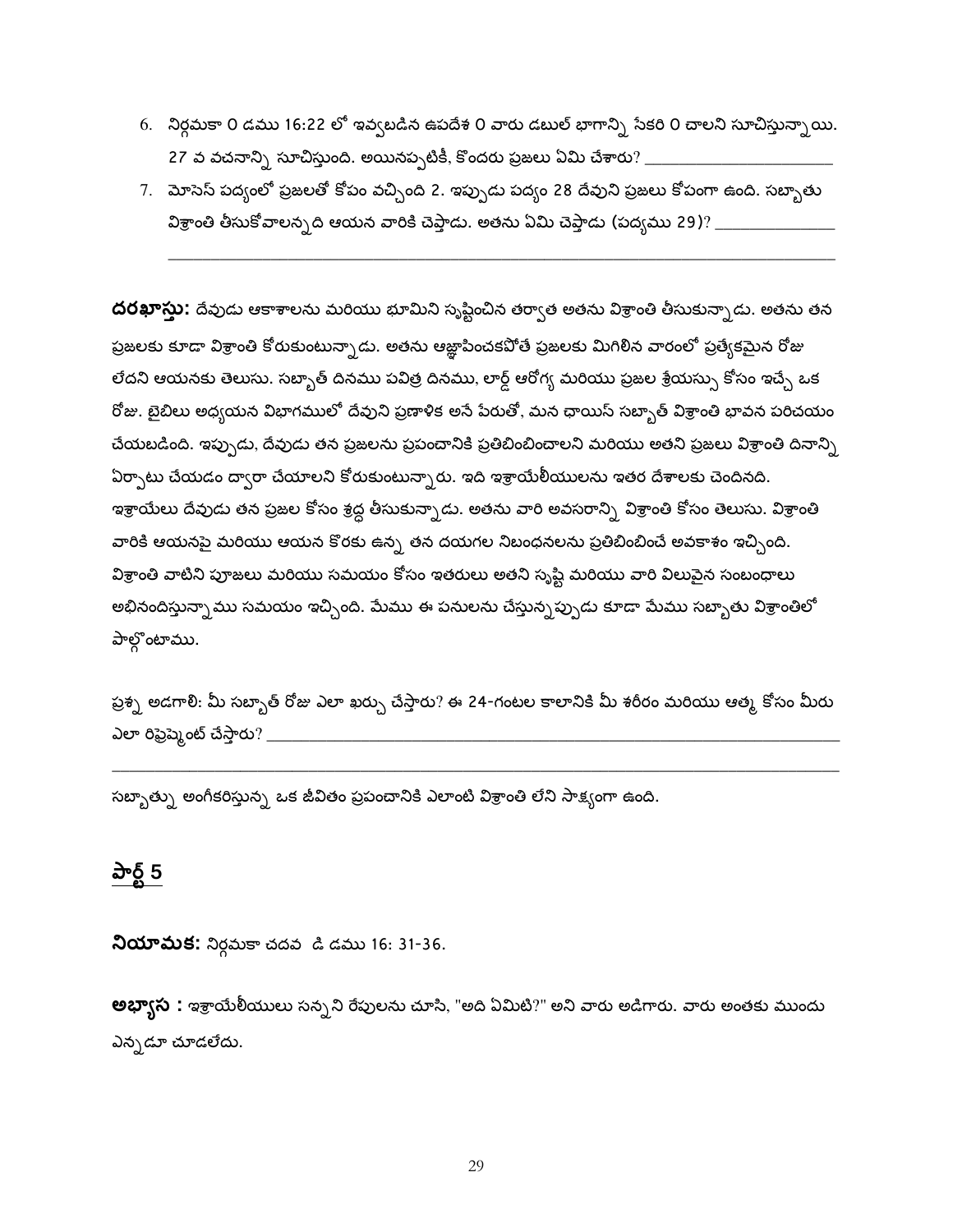6. నిర్గమకా 0 డము 16:22 లో ఇవ్వబడిన ఉపదేశ 0 వారు డబుల్ భాగాన్ని సేకరి 0 చాలని సూచిస్తున్నాయి. 27 వ వచనాన్ని సూచిస్తుంది. అయినప్పటికీ, కొందరు ప్రజలు ఏమి చేశారు? ______________________
7. మోసెస్ పద్యంలో ప్రజలతో కోపం వచ్చింది 2. ఇప్పుడు పద్యం 28 దేవుని ప్రజలు కోపంగా ఉంది. సబ్బాతు విశ్రాంతి తీసుకోవాలన్నది ఆయన వారికి చెప్తాడు. అతను ఏమి చెప్తాడు (పద్యము 29)? ______________ ______________________________________________________________________

**దరఖాస్తు:** దేవుడు ఆకాశాలను మరియు భూమిని సృష్టించిన తర్వాత అతను విశ్రాంతి తీసుకున్నాడు. అతను తన ప్రజలకు కూడా విశ్రాంతి కోరుకుంటున్నాడు. అతను ఆజ్ఞాపించకపోతే ప్రజలకు మిగిలిన వారంలో ప్రత్యేకమైన రోజు లేదని ఆయనకు తెలుసు. సబ్బాత్ దినము పవిత్ర దినము, లార్డ్ ఆరోగ్య మరియు ప్రజల శ్రేయస్సు కోసం ఇచ్చే ఒక రోజు. బైబిలు అధ్యయన విభాగములో దేవుని ప్రణాళిక అనే పేరుతో, మన ఛాయిస్ సబ్బాత్ విశ్రాంతి భావన పరిచయం చేయబడింది. ఇప్పుడు, దేవుడు తన ప్రజలను ప్రపంచానికి ప్రతిబింబించాలని మరియు అతని ప్రజలు విశ్రాంతి దినాన్ని ఏర్పాటు చేయడం ద్వారా చేయాలని కోరుకుంటున్నారు. ఇది ఇశ్రాయేలీయులను ఇతర దేశాలకు చెందినది. ఇశ్రాయేలు దేవుడు తన ప్రజల కోసం శ్రద్ధ తీసుకున్నాడు. అతను వారి అవసరాన్ని విశ్రాంతి కోసం తెలుసు. విశ్రాంతి వారికి ఆయనపై మరియు ఆయన కొరకు ఉన్న తన దయగల నిబంధనలను ప్రతిబింబించే అవకాశం ఇచ్చింది. విశ్రాంతి వాటిని పూజలు మరియు సమయం కోసం ఇతరులు అతని సృష్టి మరియు వారి విలువైన సంబంధాలు అభినందిస్తున్నాము సమయం ఇచ్చింది. మేము ఈ పనులను చేస్తున్నప్పుడు కూడా మేము సబ్బాతు విశ్రాంతిలో పాల్గొంటాము.

ప్రశ్న అడగాలి: మీ సబ్బాత్ రోజు ఎలా ఖర్చు చేస్తారు? ఈ 24-గంటల కాలానికి మీ శరీరం మరియు ఆత్మ కోసం మీరు ఎలా రిఫ్రెష్మెంట్ చేస్తారు? ______________________________________________________________________ ______________________________________________________________________

సబ్బాత్ను అంగీకరిస్తున్న ఒక జీవితం ప్రపంచానికి ఎలాంటి విశ్రాంతి లేని సాక్ష్యంగా ఉంది.

## పార్ట్ 5

**నియామక:** నిర్గమకా చదవ డి డము 16: 31-36.

**అభ్యాస :** ఇశ్రాయేలీయులు సన్నని రేపులను చూసి, "అది ఏమిటి?" అని వారు అడిగారు. వారు అంతకు ముందు ఎన్నడూ చూడలేదు.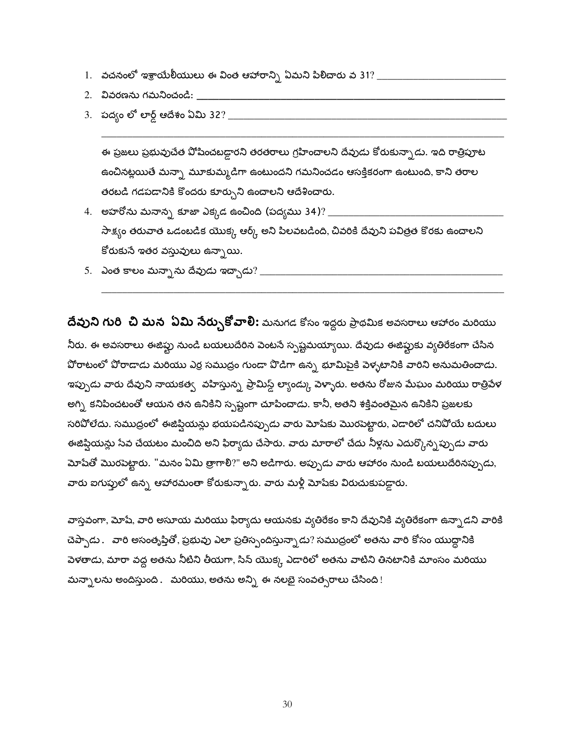1. వచనంలో ఇశ్రాయేలీయులు ఈ వింత ఆహారాన్ని ఏమని పిలిచారు వ 31? ________________________
2. వివరణను గమనించండి: ________________________________________________
3. పద్యం లో లార్డ్ ఆదేశం ఏమి 32? ________________________________________________

   ________________________________________________________________________

   ఈ ప్రజలు ప్రభువుచేత పోషించబడ్డారని తరతరాలు గ్రహించాలని దేవుడు కోరుకున్నాడు. ఇది రాత్రిపూట ఉంచినట్లయితే మన్నా మూకుమ్మడిగా ఉంటుందని గమనించడం ఆసక్తికరంగా ఉంటుంది, కాని తరాల తరబడి గడపడానికి కొందరు కూర్చుని ఉంచాలని ఆదేశించారు.

4. అహరోను మనాన్న కూజా ఎక్కడ ఉంచింది (పద్యము 34)? ______________________________

   సాక్ష్యం తరువాత ఒడంబడిక యొక్క ఆర్క్ అని పిలవబడింది, చివరికి దేవుని పవిత్రత కొరకు ఉంచాలని కోరుకునే ఇతర వస్తువులు ఉన్నాయి.

5. ఎంత కాలం మన్నాను దేవుడు ఇచ్చాడు? ________________________________________________

   ________________________________________________________________________

**దేవుని గురి చి మన ఏమి నేర్చుకోవాలి:** మనుగడ కోసం ఇద్దరు ప్రాథమిక అవసరాలు ఆహారం మరియు నీరు. ఈ అవసరాలు ఈజిప్టు నుండి బయలుదేరిన వెంటనే స్పష్టమయ్యాయి. దేవుడు ఈజిప్టుకు వ్యతిరేకంగా చేసిన పోరాటంలో పోరాడాడు మరియు ఎర్ర సముద్రం గుండా పొడిగా ఉన్న భూమిపైకి వెళ్ళటానికి వారిని అనుమతించాడు. ఇప్పుడు వారు దేవుని నాయకత్వ వహిస్తున్న ప్రామిస్డ్ ల్యాండ్కు వెళ్ళారు. అతను రోజున మేఘం మరియు రాత్రివేళ అగ్ని కనిపించటంతో ఆయన తన ఉనికిని స్పష్టంగా చూపించాడు. కానీ, అతని శక్తివంతమైన ఉనికిని ప్రజలకు సరిపోలేదు. సముద్రంలో ఈజిప్షియన్లు భయపడినప్పుడు వారు మోషేకు మొరపెట్టారు, ఎడారిలో చనిపోయే బదులు ఈజిప్షియన్లు సేవ చేయటం మంచిది అని ఫిర్యాదు చేసారు. వారు మారాలో చేదు నీళ్లను ఎదుర్కొన్నప్పుడు వారు మోషేతో మొరపెట్టారు. "మనం ఏమి త్రాగాలి?" అని అడిగారు. అప్పుడు వారు ఆహారం నుండి బయలుదేరినప్పుడు, వారు ఐగుప్తులో ఉన్న ఆహారమంతా కోరుకున్నారు. వారు మళ్లీ మోషేకు విరుచుకుపడ్డారు.

వాస్తవంగా, మోషే, వారి అసూయ మరియు ఫిర్యాదు ఆయనకు వ్యతిరేకం కాని దేవునికి వ్యతిరేకంగా ఉన్నాడని వారికి చెప్పాడు. వారి అసంతృప్తితో, ప్రభువు ఎలా ప్రతిస్పందిస్తున్నాడు? సముద్రంలో అతను వారి కోసం యుద్ధానికి వెళతాడు, మారా వద్ద అతను నీటిని తీయగా, సిన్ యొక్క ఎడారిలో అతను వాటిని తినటానికి మాంసం మరియు మన్నాలను అందిస్తుంది. మరియు, అతను అన్ని ఈ నలభై సంవత్సరాలు చేసింది!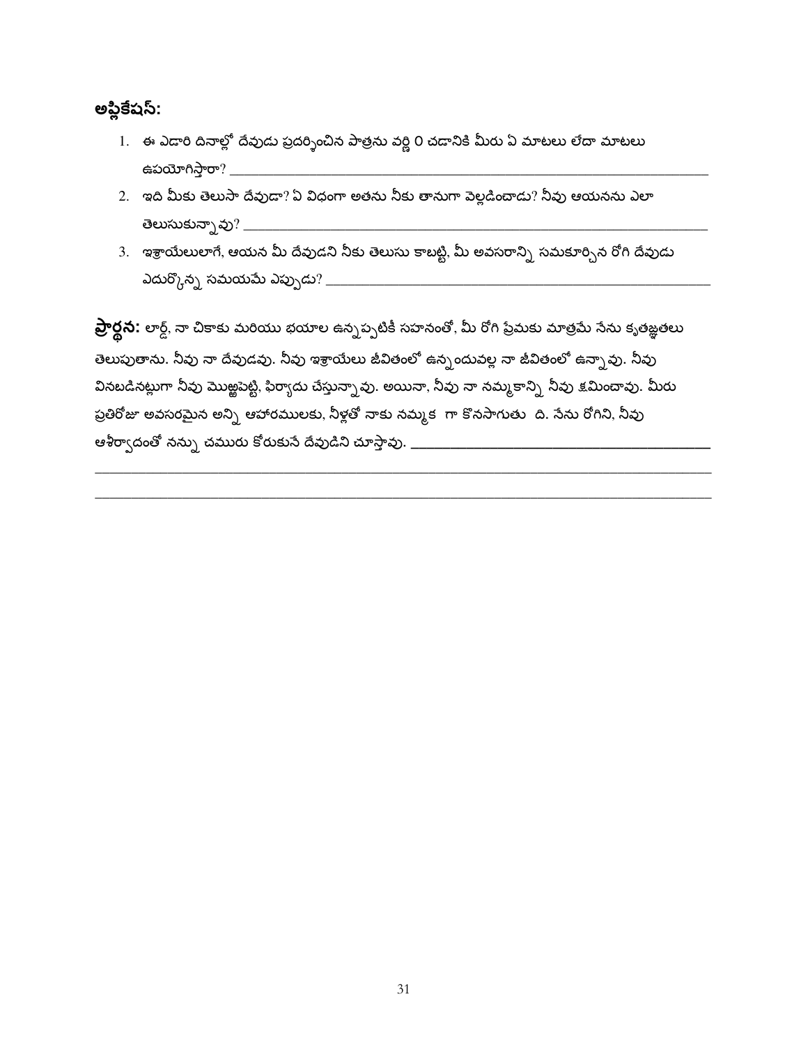**అప్లికేషన్:**

1. ఈ ఎడారి దినాల్లో దేవుడు ప్రదర్శించిన పాత్రను వర్ణి 0 చడానికి మీరు ఏ మాటలు లేదా మాటలు ఉపయోగిస్తారా? \_\_\_\_\_\_\_\_\_\_\_\_\_\_\_\_\_\_\_\_\_\_\_\_\_\_\_\_\_\_\_\_\_\_\_\_\_\_\_\_\_\_\_\_
2. ఇది మీకు తెలుసా దేవుడా? ఏ విధంగా అతను నీకు తానుగా వెల్లడించాడు? నీవు ఆయనను ఎలా తెలుసుకున్నావు? \_\_\_\_\_\_\_\_\_\_\_\_\_\_\_\_\_\_\_\_\_\_\_\_\_\_\_\_\_\_\_\_\_\_\_\_\_\_\_\_\_\_\_\_
3. ఇశ్రాయేలులాగే, ఆయన మీ దేవుడని నీకు తెలుసు కాబట్టి, మీ అవసరాన్ని సమకూర్చిన రోగి దేవుడు ఎదుర్కొన్న సమయమే ఎప్పుడు? \_\_\_\_\_\_\_\_\_\_\_\_\_\_\_\_\_\_\_\_\_\_\_\_\_\_\_\_\_\_\_\_\_\_\_\_\_\_\_\_\_\_\_\_

**ప్రార్థన:** లార్డ్, నా చికాకు మరియు భయాల ఉన్నప్పటికీ సహనంతో, మీ రోగి ప్రేమకు మాత్రమే నేను కృతజ్ఞతలు తెలుపుతాను. నీవు నా దేవుడవు. నీవు ఇశ్రాయేలు జీవితంలో ఉన్నందువల్ల నా జీవితంలో ఉన్నావు. నీవు వినబడినట్లుగా నీవు మొఱ్ఱపెట్టి, ఫిర్యాదు చేస్తున్నావు. అయినా, నీవు నా నమ్మకాన్ని నీవు క్షమించావు. మీరు ప్రతిరోజూ అవసరమైన అన్ని ఆహారములకు, నీళ్లతో నాకు నమ్మక గా కొనసాగుతు ది. నేను రోగిని, నీవు ఆశీర్వాదంతో నన్ను చముదు కోరుకునే దేవుడిని చూస్తావు. \_\_\_\_\_\_\_\_\_\_\_\_\_\_\_\_\_\_\_\_\_\_\_\_\_\_\_\_\_\_\_\_\_\_\_\_\_\_\_\_

\_\_\_\_\_\_\_\_\_\_\_\_\_\_\_\_\_\_\_\_\_\_\_\_\_\_\_\_\_\_\_\_\_\_\_\_\_\_\_\_\_\_\_\_\_\_\_\_\_\_\_\_\_\_\_\_\_\_\_\_\_\_\_\_\_\_\_\_\_\_\_\_\_\_\_\_\_\_

\_\_\_\_\_\_\_\_\_\_\_\_\_\_\_\_\_\_\_\_\_\_\_\_\_\_\_\_\_\_\_\_\_\_\_\_\_\_\_\_\_\_\_\_\_\_\_\_\_\_\_\_\_\_\_\_\_\_\_\_\_\_\_\_\_\_\_\_\_\_\_\_\_\_\_\_\_\_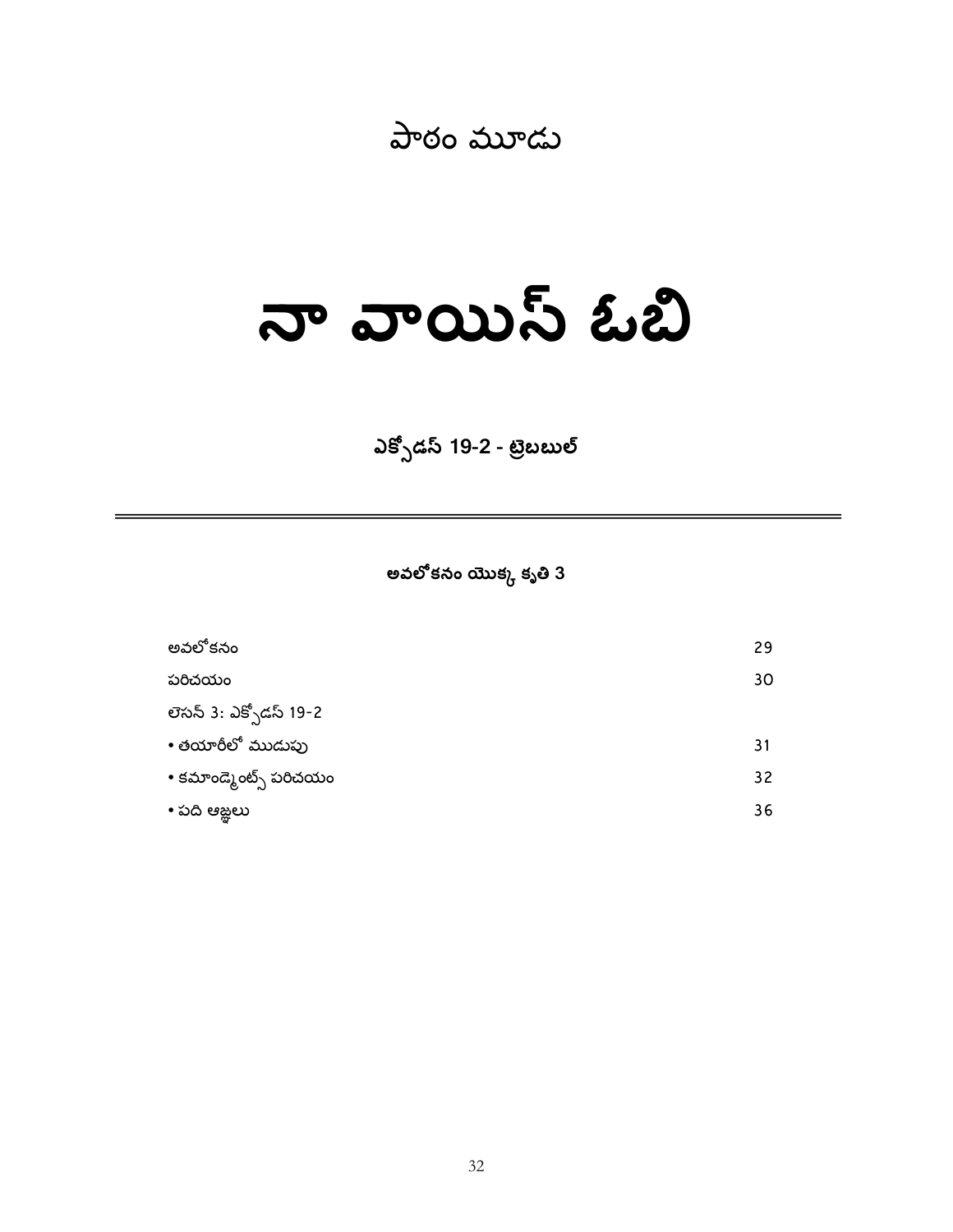పాఠం మూడు

# నా వాయిస్ ఓబి

**ఎక్సోడస్ 19-2 - ట్రిబబుల్**

---

**అవలోకనం యొక్క కృతి 3**

| | |
|---|---|
| అవలోకనం | 29 |
| పరిచయం | 30 |
| లెసన్ 3: ఎక్సోడస్ 19-2 | |
| • తయారీలో ముడుపు | 31 |
| • కమాండ్మెంట్స్ పరిచయం | 32 |
| • పది ఆజ్ఞలు | 36 |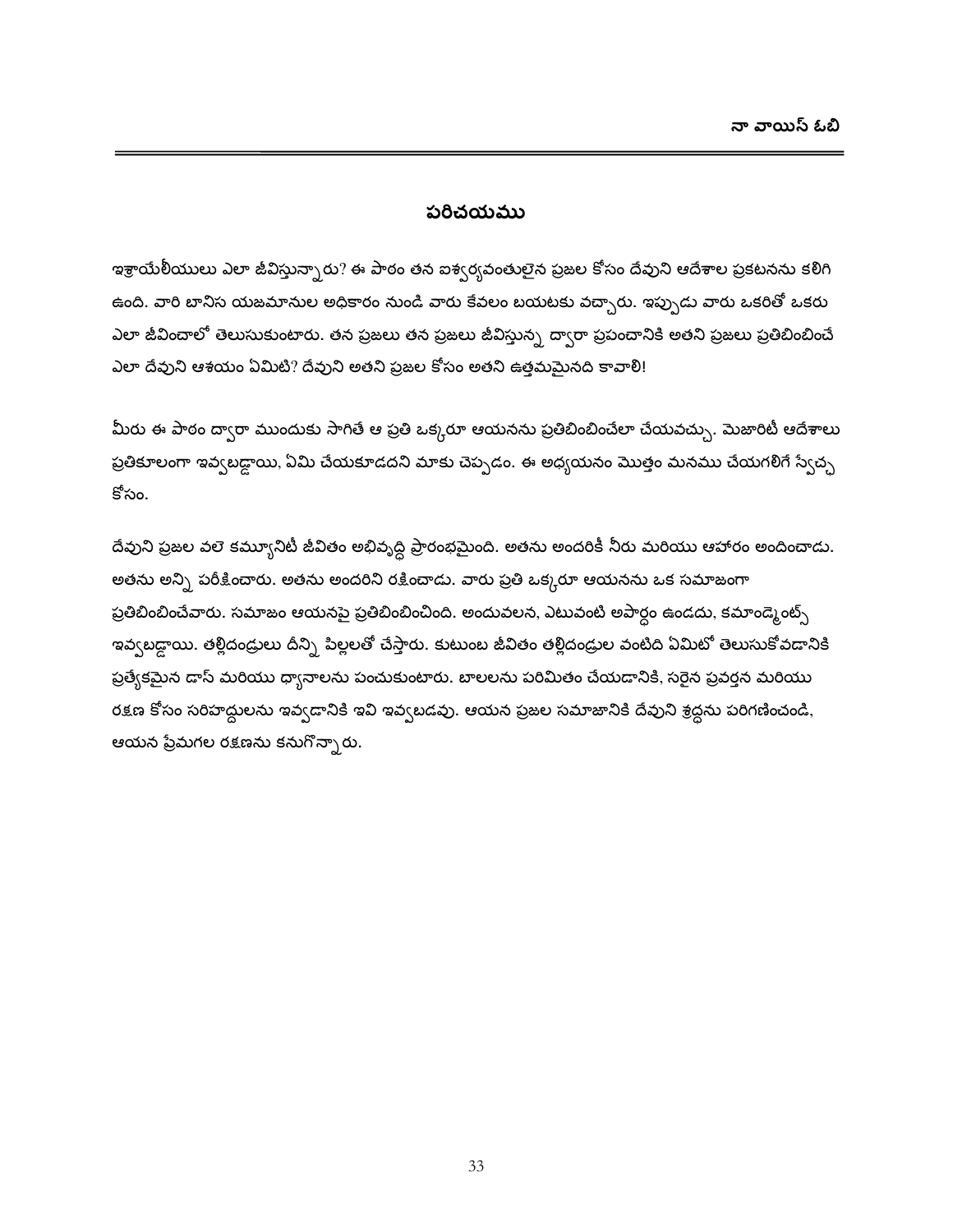## పరిచయము

ఇశ్రాయేలీయులు ఎలా జీవిస్తున్నారు? ఈ పాఠం తన ఐశ్వర్యవంతులైన ప్రజల కోసం దేవుని ఆదేశాల ప్రకటనను కలిగి ఉంది. వారి బానిస యజమానుల అధికారం నుండి వారు కేవలం బయటకు వచ్చారు. ఇప్పుడు వారు ఒకరితో ఒకరు ఎలా జీవించాలో తెలుసుకుంటారు. తన ప్రజలు తన ప్రజలు జీవిస్తున్న ద్వారా ప్రపంచానికి అతని ప్రజలు ప్రతిబింబించే ఎలా దేవుని ఆశయం ఏమిటి? దేవుని అతని ప్రజల కోసం అతని ఉత్తమమైనది కావాలి!

మీరు ఈ పాఠం ద్వారా ముందుకు సాగితే ఆ ప్రతి ఒక్కరూ ఆయనను ప్రతిబింబించేలా చేయవచ్చు. మెజారిటీ ఆదేశాలు ప్రతికూలంగా ఇవ్వబడ్డాయి, ఏమి చేయకూడదని మాకు చెప్పడం. ఈ అధ్యయనం మొత్తం మనము చేయగలిగే స్వేచ్ఛ కోసం.

దేవుని ప్రజల వలె కమ్యూనిటీ జీవితం అభివృద్ధి ప్రారంభమైంది. అతను అందరికీ నీరు మరియు ఆహారం అందించాడు. అతను అన్ని పరీక్షించారు. అతను అందరిని రక్షించాడు. వారు ప్రతి ఒక్కరూ ఆయనను ఒక సమాజంగా ప్రతిబింబించేవారు. సమాజం ఆయనపై ప్రతిబింబించింది. అందువలన, ఎటువంటి అపార్థం ఉండదు, కమాండ్మెంట్స్ ఇవ్వబడ్డాయి. తల్లిదండ్రులు దీన్ని పిల్లలతో చేస్తారు. కుటుంబ జీవితం తల్లిదండ్రుల వంటిది ఏమిటో తెలుసుకోవడానికి ప్రత్యేకమైన డాస్ మరియు ధ్యానాలను పంచుకుంటారు. బాలలను పరిమితం చేయడానికి, సరైన ప్రవర్తన మరియు రక్షణ కోసం సరిహద్దులను ఇవ్వడానికి ఇవి ఇవ్వబడవు. ఆయన ప్రజల సమాజానికి దేవుని శ్రద్ధను పరిగణించండి, ఆయన ప్రేమగల రక్షణను కనుగొన్నారు.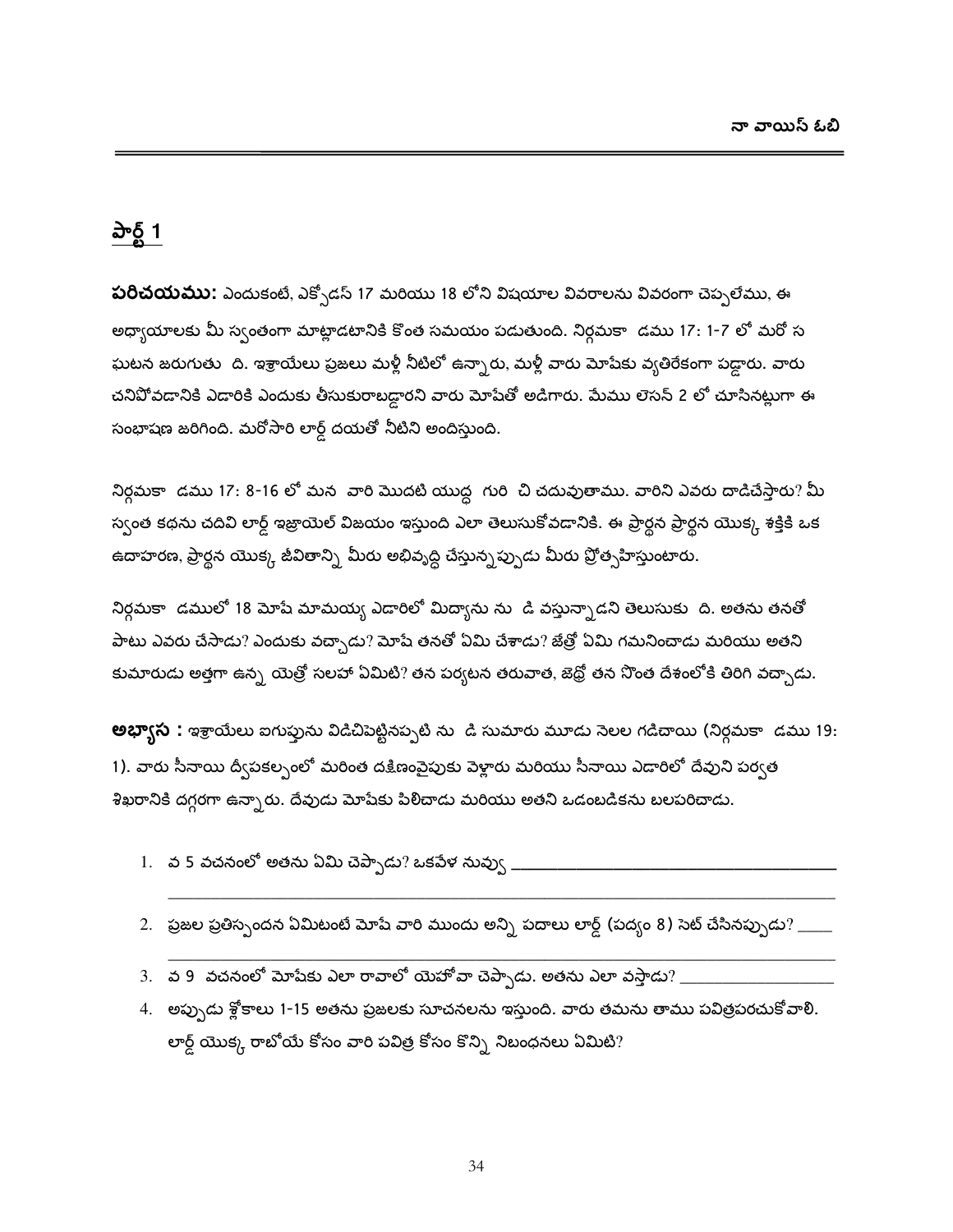## పార్ట్ 1

**పరిచయము:** ఎందుకంటే, ఎక్సోడస్ 17 మరియు 18 లోని విషయాల వివరాలను వివరంగా చెప్పలేము, ఈ అధ్యాయాలకు మీ స్వంతంగా మాట్లాడటానికి కొంత సమయం పడుతుంది. నిర్గమకా డము 17: 1-7 లో మరో స ఘటన జరుగుతు ది. ఇశ్రాయేలు ప్రజలు మళ్లీ నీటిలో ఉన్నారు, మళ్లీ వారు మోషేకు వ్యతిరేకంగా పడ్డారు. వారు చనిపోవడానికి ఎడారికి ఎందుకు తీసుకురాబడ్డారని వారు మోషేతో అడిగారు. మేము లెసన్ 2 లో చూసినట్లుగా ఈ సంభాషణ జరిగింది. మరోసారి లార్డ్ దయతో నీటిని అందిస్తుంది.

నిర్గమకా డము 17: 8-16 లో మన వారి మొదటి యుద్ధ గురి చి చదువుతాము. వారిని ఎవరు దాడిచేస్తారు? మీ స్వంత కథను చదివి లార్డ్ ఇజ్రాయెల్ విజయం ఇస్తుంది ఎలా తెలుసుకోవడానికి. ఈ ప్రార్థన ప్రార్థన యొక్క శక్తికి ఒక ఉదాహరణ, ప్రార్థన యొక్క జీవితాన్ని మీరు అభివృద్ధి చేస్తున్నప్పుడు మీరు ప్రోత్సహిస్తుంటారు.

నిర్గమకా డములో 18 మోషే మామయ్య ఎడారిలో మిద్యాను ను డి వస్తున్నాడని తెలుసుకు ది. అతను తనతో పాటు ఎవరు చేసాడు? ఎందుకు వచ్చాడు? మోషే తనతో ఏమి చేశాడు? జేత్రో ఏమి గమనించాడు మరియు అతని కుమారుడు అత్తగా ఉన్న యెత్రో సలహా ఏమిటి? తన పర్యటన తరువాత, జెత్రో తన సొంత దేశంలోకి తిరిగి వచ్చాడు.

**అభ్యాస :** ఇశ్రాయేలు ఐగుప్తును విడిచిపెట్టినప్పటి ను డి సుమారు మూడు నెలల గడిచాయి (నిర్గమకా డము 19: 1). వారు సీనాయి ద్వీపకల్పంలో మరింత దక్షిణంవైపుకు వెళ్లారు మరియు సీనాయి ఎడారిలో దేవుని పర్వత శిఖరానికి దగ్గరగా ఉన్నారు. దేవుడు మోషేకు పిలిచాడు మరియు అతని ఒడంబడికను బలపరిచాడు.

1. వ 5 వచనంలో అతను ఏమి చెప్పాడు? ఒకవేళ నువ్వు ______________________________
2. ప్రజల ప్రతిస్పందన ఏమిటంటే మోషే వారి ముందు అన్ని పదాలు లార్డ్ (పద్యం 8) సెట్ చేసినప్పుడు? ____
3. వ 9 వచనంలో మోషేకు ఎలా రావాలో యెహోవా చెప్పాడు. అతను ఎలా వస్తాడు? ______________
4. అప్పుడు శ్లోకాలు 1-15 అతను ప్రజలకు సూచనలను ఇస్తుంది. వారు తమను తాము పవిత్రపరచుకోవాలి. లార్డ్ యొక్క రాబోయే కోసం వారి పవిత్ర కోసం కొన్ని నిబంధనలు ఏమిటి?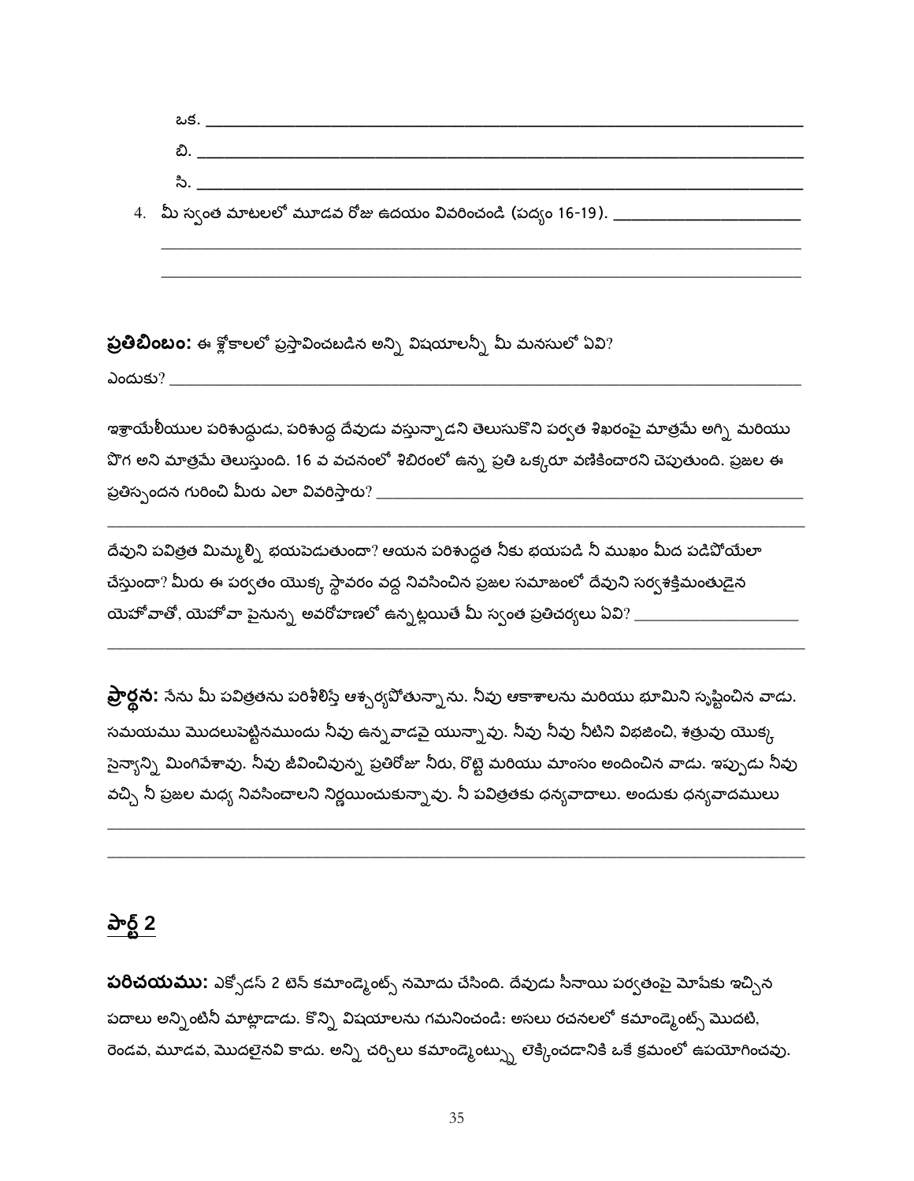ఒక. ______________________________

బి. ______________________________

సి. ______________________________

4. మీ స్వంత మాటలలో మూడవ రోజు ఉదయం వివరించండి (పద్యం 16-19). ______________________________

______________________________

______________________________

**ప్రతిబింబం:** ఈ శ్లోకాలలో ప్రస్తావించబడిన అన్ని విషయాలన్నీ మీ మనసులో ఏవి?

ఎందుకు? ______________________________

ఇశ్రాయేలీయుల పరిశుద్ధుడు, పరిశుద్ధ దేవుడు వస్తున్నాడని తెలుసుకొని పర్వత శిఖరంపై మాత్రమే అగ్ని మరియు పొగ అని మాత్రమే తెలుస్తుంది. 16 వ వచనంలో శిబిరంలో ఉన్న ప్రతి ఒక్కరూ వణికించారని చెపుతుంది. ప్రజల ఈ ప్రతిస్పందన గురించి మీరు ఎలా వివరిస్తారు? ______________________________

______________________________

దేవుని పవిత్రత మిమ్మల్ని భయపెడుతుందా? ఆయన పరిశుద్ధత నీకు భయపడి నీ ముఖం మీద పడిపోయేలా చేస్తుందా? మీరు ఈ పర్వతం యొక్క స్థావరం వద్ద నివసించిన ప్రజల సమాజంలో దేవుని సర్వశక్తిమంతుడైన యెహోవాతో, యెహోవా పైనున్న అవరోహణలో ఉన్నట్లయితే మీ స్వంత ప్రతిచర్యలు ఏవి? ______________________________

______________________________

**ప్రార్థన:** నేను మీ పవిత్రతను పరిశీలిస్తే ఆశ్చర్యపోతున్నాను. నీవు ఆకాశాలను మరియు భూమిని సృష్టించిన వాడు. సమయము మొదలుపెట్టినముందు నీవు ఉన్నవాడపై యున్నావు. నీవు నీవు నీటిని విభజించి, శత్రువు యొక్క సైన్యాన్ని మింగివేశావు. నీవు జీవించివున్న ప్రతిరోజూ నీరు, రొట్టె మరియు మాంసం అందించిన వాడు. ఇప్పుడు నీవు వచ్చి నీ ప్రజల మధ్య నివసించాలని నిర్ణయించుకున్నావు. నీ పవిత్రతకు ధన్యవాదాలు. అందుకు ధన్యవాదములు

______________________________

______________________________

## పార్ట్ 2

**పరిచయము:** ఎక్సోడస్ 2 టెన్ కమాండ్మెంట్స్ నమోదు చేసింది. దేవుడు సీనాయి పర్వతంపై మోషేకు ఇచ్చిన పదాలు అన్నింటినీ మాట్లాడాడు. కొన్ని విషయాలను గమనించండి: అసలు రచనలలో కమాండ్మెంట్స్ మొదటి, రెండవ, మూడవ, మొదలైనవి కాదు. అన్ని చర్చిలు కమాండ్మెంట్స్ను లెక్కించడానికి ఒకే క్రమంలో ఉపయోగించవు.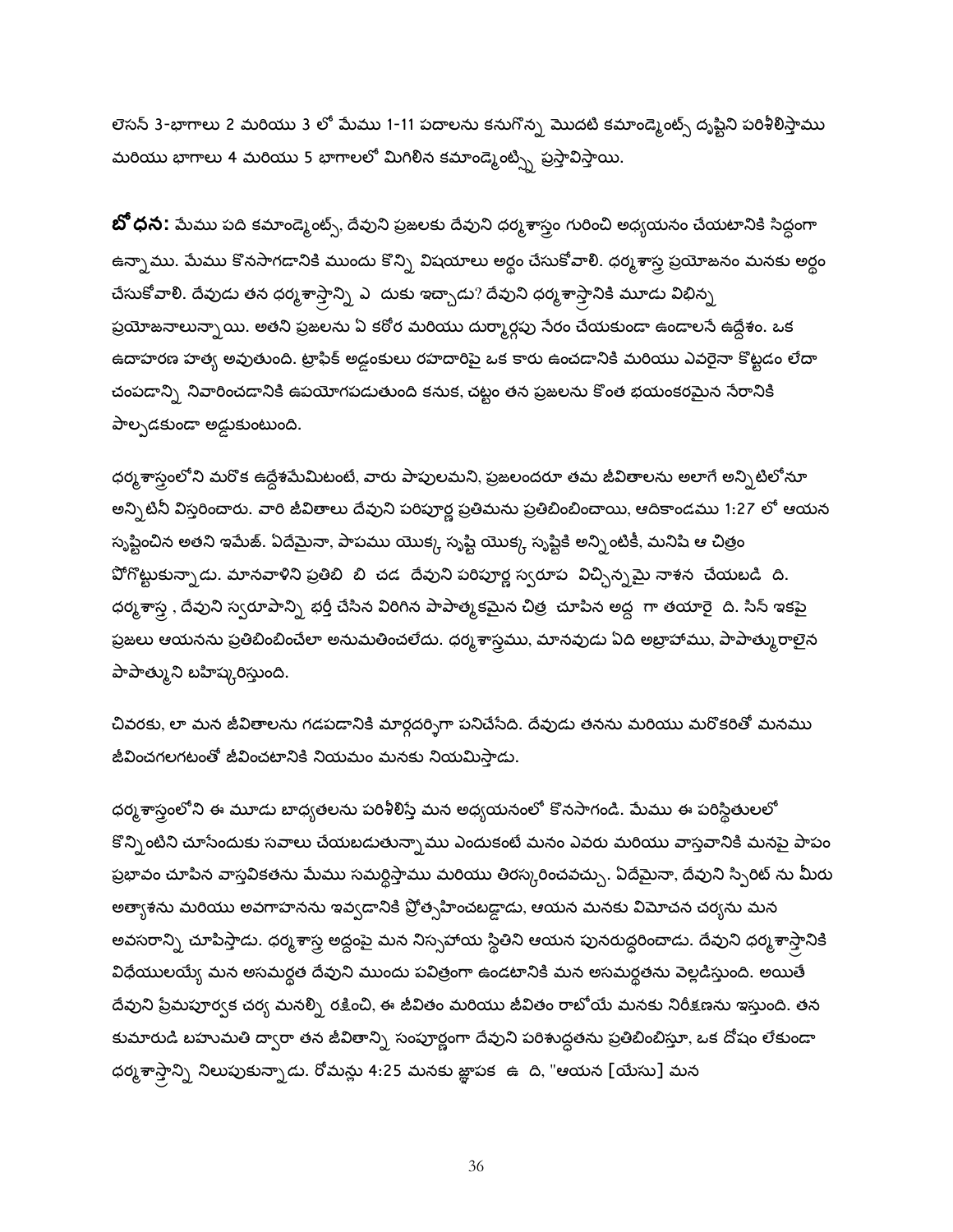లెసన్ 3-భాగాలు 2 మరియు 3 లో మేము 1-11 పదాలను కనుగొన్న మొదటి కమాండ్మెంట్స్ దృష్టిని పరిశీలిస్తాము మరియు భాగాలు 4 మరియు 5 భాగాలలో మిగిలిన కమాండ్మెంట్స్ని ప్రస్తావిస్తాయి.

**బోధన:** మేము పది కమాండ్మెంట్స్, దేవుని ప్రజలకు దేవుని ధర్మశాస్త్రం గురించి అధ్యయనం చేయటానికి సిద్ధంగా ఉన్నాము. మేము కొనసాగడానికి ముందు కొన్ని విషయాలు అర్థం చేసుకోవాలి. ధర్మశాస్త్ర ప్రయోజనం మనకు అర్థం చేసుకోవాలి. దేవుడు తన ధర్మశాస్త్రాన్ని ఎ దుకు ఇచ్చాడు? దేవుని ధర్మశాస్త్రానికి మూడు విభిన్న ప్రయోజనాలున్నాయి. అతని ప్రజలను ఏ కఠోర మరియు దుర్మార్గపు నేరం చేయకుండా ఉండాలనే ఉద్దేశం. ఒక ఉదాహరణ హత్య అవుతుంది. ట్రాఫిక్ అడ్డంకులు రహదారిపై ఒక కారు ఉంచడానికి మరియు ఎవరైనా కొట్టడం లేదా చంపడాన్ని నివారించడానికి ఉపయోగపడుతుంది కనుక, చట్టం తన ప్రజలను కొంత భయంకరమైన నేరానికి పాల్పడకుండా అడ్డుకుంటుంది.

ధర్మశాస్త్రంలోని మరొక ఉద్దేశమేమిటంటే, వారు పాపులమని, ప్రజలందరూ తమ జీవితాలను అలాగే అన్నిటిలోనూ అన్నిటినీ విస్తరించారు. వారి జీవితాలు దేవుని పరిపూర్ణ ప్రతిమను ప్రతిబింబించాయి, ఆదికాండము 1:27 లో ఆయన సృష్టించిన అతని ఇమేజ్. ఏదేమైనా, పాపము యొక్క సృష్టి యొక్క సృష్టికి అన్నింటికీ, మనిషి ఆ చిత్రం పోగొట్టుకున్నాడు. మానవాళిని ప్రతిబి బి చడ దేవుని పరిపూర్ణ స్వరూప విచ్ఛిన్నమై నాశన చేయబడి ది. ధర్మశాస్త్ర , దేవుని స్వరూపాన్ని భర్తీ చేసిన విరిగిన పాపాత్మకమైన చిత్ర చూపిన అద్ద గా తయారై ది. సిన్ ఇకపై ప్రజలు ఆయనను ప్రతిబింబించేలా అనుమతించలేదు. ధర్మశాస్త్రము, మానవుడు ఏది అబ్రాహాము, పాపాత్ములైన పాపాత్ముని బహిష్కరిస్తుంది.

చివరకు, లా మన జీవితాలను గడపడానికి మార్గదర్శిగా పనిచేసేది. దేవుడు తనను మరియు మరొకరితో మనము జీవించగలగటంతో జీవించటానికి నియమం మనకు నియమిస్తాడు.

ధర్మశాస్త్రంలోని ఈ మూడు బాధ్యతలను పరిశీలిస్తే మన అధ్యయనంలో కొనసాగండి. మేము ఈ పరిస్థితులలో కొన్నింటిని చూసేందుకు సవాలు చేయబడుతున్నాము ఎందుకంటే మనం ఎవరు మరియు వాస్తవానికి మనపై పాపం ప్రభావం చూపిన వాస్తవికతను మేము సమర్థిస్తాము మరియు తిరస్కరించవచ్చు. ఏదేమైనా, దేవుని స్పిరిట్ ను మీరు అత్యాశను మరియు అవగాహనను ఇవ్వడానికి ప్రోత్సహించబడ్డాడు, ఆయన మనకు విమోచన చర్యను మన అవసరాన్ని చూపిస్తాడు. ధర్మశాస్త్ర అద్దంపై మన నిస్సహాయ స్థితిని ఆయన పునరుద్ధరించాడు. దేవుని ధర్మశాస్త్రానికి విధేయులయ్యే మన అసమర్థత దేవుని ముందు పవిత్రంగా ఉండటానికి మన అసమర్థతను వెల్లడిస్తుంది. అయితే దేవుని ప్రేమపూర్వక చర్య మనల్ని రక్షించి, ఈ జీవితం మరియు జీవితం రాబోయే మనకు నిరీక్షణను ఇస్తుంది. తన కుమారుడి బహుమతి ద్వారా తన జీవితాన్ని సంపూర్ణంగా దేవుని పరిశుద్ధతను ప్రతిబింబిస్తూ, ఒక దోషం లేకుండా ధర్మశాస్త్రాన్ని నిలుపుకున్నాడు. రోమన్లు 4:25 మనకు జ్ఞాపక ఉ ది, "ఆయన [యేసు] మన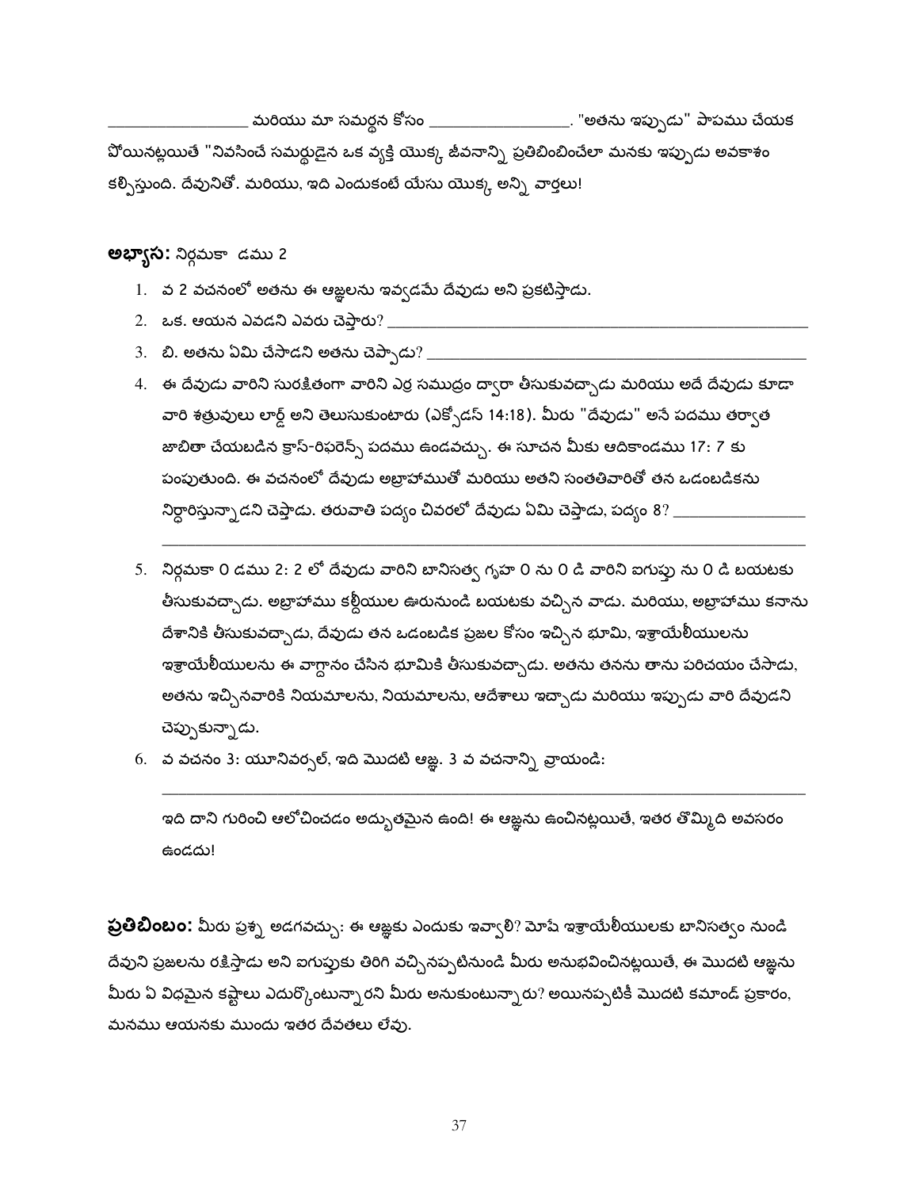_________________ మరియు మా సమర్థన కోసం _________________. "అతను ఇప్పుడు" పాపము చేయక పోయినట్లయితే "నివసించే సమర్థుడైన ఒక వ్యక్తి యొక్క జీవనాన్ని ప్రతిబింబించేలా మనకు ఇప్పుడు అవకాశం కల్పిస్తుంది. దేవునితో. మరియు, ఇది ఎందుకంటే యేసు యొక్క అన్ని వార్తలు!

**అభ్యాస:** నిర్గమకా డము 2

1. వ 2 వచనంలో అతను ఈ ఆజ్ఞలను ఇవ్వడమే దేవుడు అని ప్రకటిస్తాడు.
2. ఒక. ఆయన ఎవడని ఎవరు చెప్తారు? _______________________________________________
3. బి. అతను ఏమి చేసాడని అతను చెప్పాడు? __________________________________________
4. ఈ దేవుడు వారిని సురక్షితంగా వారిని ఎర్ర సముద్రం ద్వారా తీసుకువచ్చాడు మరియు అదే దేవుడు కూడా వారి శత్రువులు లార్డ్ అని తెలుసుకుంటారు (ఎక్సోడస్ 14:18). మీరు "దేవుడు" అనే పదము తర్వాత జాబితా చేయబడిన క్రాస్-రిఫరెన్స్ పదము ఉండవచ్చు. ఈ సూచన మీకు ఆదికాండము 17: 7 కు పంపుతుంది. ఈ వచనంలో దేవుడు అబ్రాహాముతో మరియు అతని సంతతివారితో తన ఒడంబడికను నిర్ధారిస్తున్నాడని చెప్తాడు. తరువాతి పద్యం చివరలో దేవుడు ఏమి చెప్తాడు, పద్యం 8? ________________
   _____________________________________________________________________________
5. నిర్గమకా 0 డము 2: 2 లో దేవుడు వారిని బానిసత్వ గృహ 0 ను 0 డి వారిని ఐగుప్తు ను 0 డి బయటకు తీసుకువచ్చాడు. అబ్రాహాము కల్దీయుల ఊరునుండి బయటకు వచ్చిన వాడు. మరియు, అబ్రాహాము కనాను దేశానికి తీసుకువచ్చాడు, దేవుడు తన ఒడంబడిక ప్రజల కోసం ఇచ్చిన భూమి, ఇశ్రాయేలీయులను ఇశ్రాయేలీయులను ఈ వాగ్దానం చేసిన భూమికి తీసుకువచ్చాడు. అతను తనను తాను పరిచయం చేసాడు, అతను ఇచ్చినవారికి నియమాలను, నియమాలను, ఆదేశాలు ఇచ్చాడు మరియు ఇప్పుడు వారి దేవుడని చెప్పుకున్నాడు.
6. వ వచనం 3: యూనివర్సల్, ఇది మొదటి ఆజ్ఞ. 3 వ వచనాన్ని వ్రాయండి:
   _____________________________________________________________________________

   ఇది దాని గురించి ఆలోచించడం అద్భుతమైన ఉంది! ఈ ఆజ్ఞను ఉంచినట్లయితే, ఇతర తొమ్మిది అవసరం ఉండదు!

**ప్రతిబింబం:** మీరు ప్రశ్న అడగవచ్చు: ఈ ఆజ్ఞకు ఎందుకు ఇవ్వాలి? మోషే ఇశ్రాయేలీయులకు బానిసత్వం నుండి దేవుని ప్రజలను రక్షిస్తాడు అని ఐగుప్తుకు తిరిగి వచ్చినప్పటినుండి మీరు అనుభవించినట్లయితే, ఈ మొదటి ఆజ్ఞను మీరు ఏ విధమైన కష్టాలు ఎదుర్కొంటున్నారని మీరు అనుకుంటున్నారు? అయినప్పటికీ మొదటి కమాండ్ ప్రకారం, మనము ఆయనకు ముందు ఇతర దేవతలు లేవు.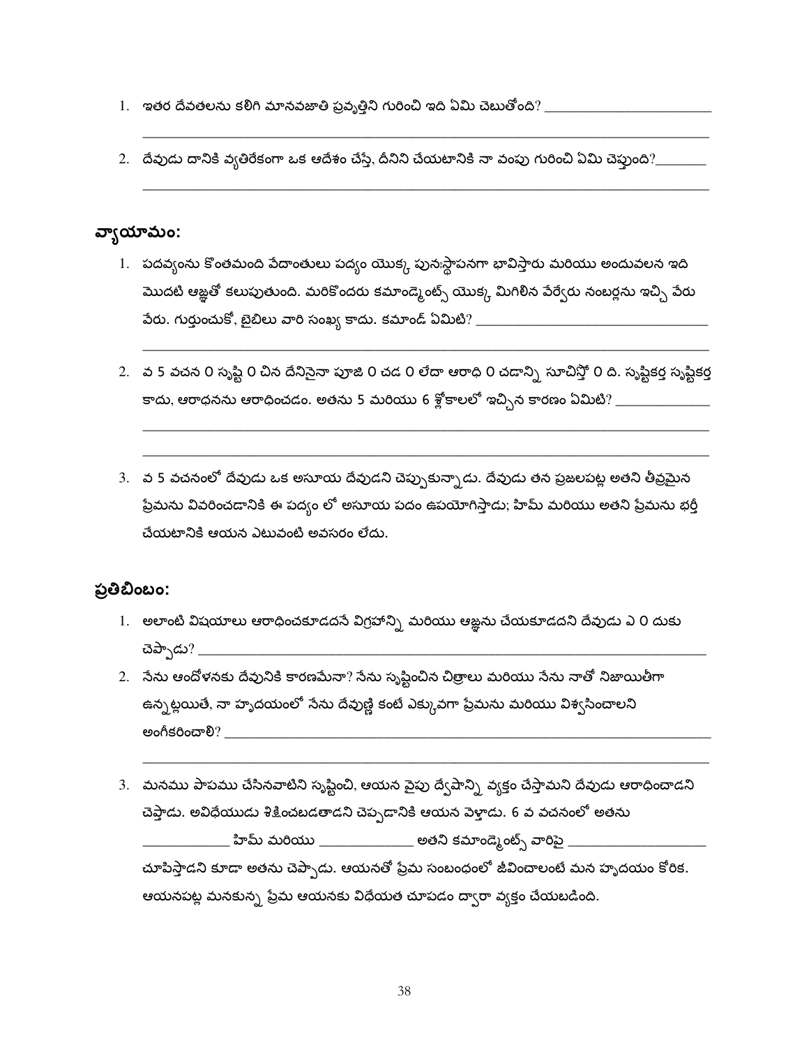1. ఇతర దేవతలను కలిగి మానవజాతి ప్రవృత్తిని గురించి ఇది ఏమి చెబుతోంది? ________________________

   ________________________________________________________________________________

2. దేవుడు దానికి వ్యతిరేకంగా ఒక ఆదేశం చేస్తే, దీనిని చేయటానికి నా వంపు గురించి ఏమి చెప్తుంది?________

   ________________________________________________________________________________

## వ్యాయామం:

1. పదవ్యంను కొంతమంది వేదాంతులు పద్యం యొక్క పునఃస్థాపనగా భావిస్తారు మరియు అందువలన ఇది మొదటి ఆజ్ఞతో కలుపుతుంది. మరికొందరు కమాండ్మెంట్స్ యొక్క మిగిలిన వేర్వేరు నంబర్లను ఇచ్చి వేరు వేరు. గుర్తుంచుకో, బైబిలు వారి సంఖ్య కాదు. కమాండ్ ఏమిటి? ________________________________

   ________________________________________________________________________________

2. వ 5 వచన 0 సృష్టి 0 చిన దేనినైనా పూజి 0 చడ 0 లేదా ఆరాధి 0 చడాన్ని సూచిస్తో 0 ది. సృష్టికర్త సృష్టికర్త కాదు, ఆరాధనను ఆరాధించడం. అతను 5 మరియు 6 శ్లోకాలలో ఇచ్చిన కారణం ఏమిటి? _____________

   ________________________________________________________________________________

   ________________________________________________________________________________

3. వ 5 వచనంలో దేవుడు ఒక అసూయ దేవుడని చెప్పుకున్నాడు. దేవుడు తన ప్రజలపట్ల అతని తీవ్రమైన ప్రేమను వివరించడానికి ఈ పద్యం లో అసూయ పదం ఉపయోగిస్తాడు; హిమ్ మరియు అతని ప్రేమను భర్తీ చేయటానికి ఆయన ఎటువంటి అవసరం లేదు.

## ప్రతిబింబం:

1. అలాంటి విషయాలు ఆరాధించకూడదనే విగ్రహాన్ని మరియు ఆజ్ఞను చేయకూడదని దేవుడు ఎ 0 దుకు చెప్పాడు? ________________________________________________________________

2. నేను ఆందోళనకు దేవునికి కారణమేనా? నేను సృష్టించిన చిత్రాలు మరియు నేను నాతో నిజాయితీగా ఉన్నట్లయితే, నా హృదయంలో నేను దేవుణ్ణి కంటే ఎక్కువగా ప్రేమను మరియు విశ్వసించాలని అంగీకరించాలి? ________________________________________________________________

   ________________________________________________________________________________

3. మనము పాపము చేసినవాటిని సృష్టించి, ఆయన వైపు ద్వేషాన్ని వ్యక్తం చేస్తామని దేవుడు ఆరాధించాడని చెప్తాడు. అవిధేయుడు శిక్షించబడతాడని చెప్పడానికి ఆయన వెళ్తాడు. 6 వ వచనంలో అతను ____________ హిమ్ మరియు _____________ అతని కమాండ్మెంట్స్ వారిపై ___________________ చూపిస్తాడని కూడా అతను చెప్పాడు. ఆయనతో ప్రేమ సంబంధంలో జీవించాలంటే మన హృదయం కోరిక. ఆయనపట్ల మనకున్న ప్రేమ ఆయనకు విధేయత చూపడం ద్వారా వ్యక్తం చేయబడింది.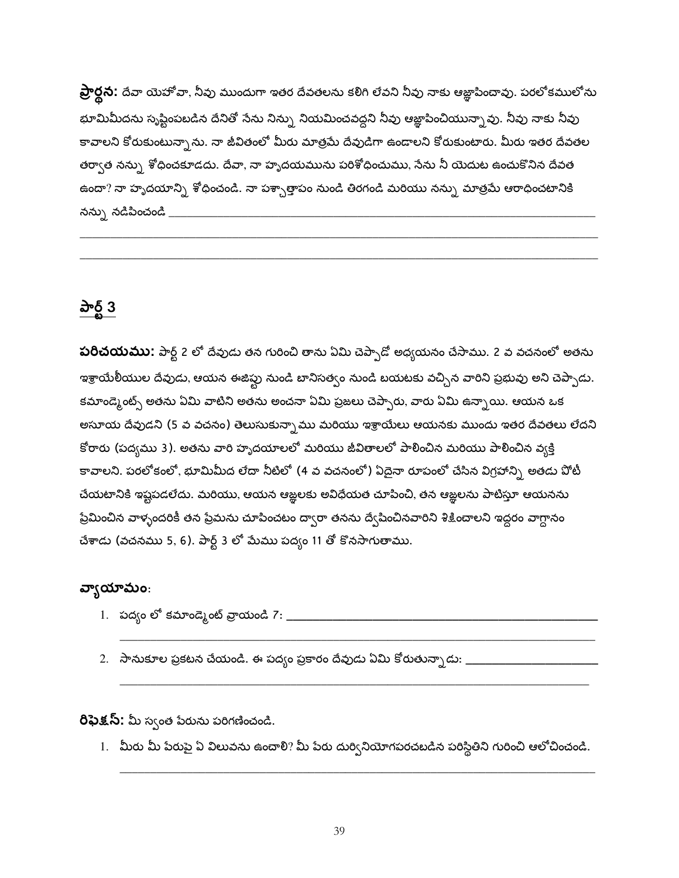**ప్రార్థన:** దేవా యెహోవా, నీవు ముందుగా ఇతర దేవతలను కలిగి లేవని నీవు నాకు ఆజ్ఞాపించావు. పరలోకములోను భూమిమీదను సృష్టింపబడిన దేనితో నేను నిన్ను నియమించవద్దని నీవు ఆజ్ఞాపించియున్నావు. నీవు నాకు నీవు కావాలని కోరుకుంటున్నాను. నా జీవితంలో మీరు మాత్రమే దేవుడిగా ఉండాలని కోరుకుంటారు. మీరు ఇతర దేవతల తర్వాత నన్ను శోధించకూడదు. దేవా, నా హృదయమును పరిశోధించుము, నేను నీ యెదుట ఉంచుకొనిన దేవత ఉందా? నా హృదయాన్ని శోధించండి. నా పశ్చాత్తాపం నుండి తిరగండి మరియు నన్ను మాత్రమే ఆరాధించటానికి నన్ను నడిపించండి ___________________________________________

___________________________________________

___________________________________________

## పార్ట్ 3

**పరిచయము:** పార్ట్ 2 లో దేవుడు తన గురించి తాను ఏమి చెప్పాడో అధ్యయనం చేసాము. 2 వ వచనంలో అతను ఇశ్రాయేలీయుల దేవుడు, ఆయన ఈజిప్టు నుండి బానిసత్వం నుండి బయటకు వచ్చిన వారిని ప్రభువు అని చెప్పాడు. కమాండ్మెంట్స్ అతను ఏమి వాటిని అతను అంచనా ఏమి ప్రజలు చెప్పారు, వారు ఏమి ఉన్నాయి. ఆయన ఒక అసూయ దేవుడని (5 వ వచనం) తెలుసుకున్నాము మరియు ఇశ్రాయేలు ఆయనకు ముందు ఇతర దేవతలు లేదని కోరారు (పద్యము 3). అతను వారి హృదయాలలో మరియు జీవితాలలో పాలించిన మరియు పాలించిన వ్యక్తి కావాలని. పరలోకంలో, భూమిమీద లేదా నీటిలో (4 వ వచనంలో) ఏదైనా రూపంలో చేసిన విగ్రహాన్ని అతడు పోటీ చేయటానికి ఇష్టపడలేదు. మరియు, ఆయన ఆజ్ఞలకు అవిధేయత చూపించి, తన ఆజ్ఞలను పాటిస్తూ ఆయనను ప్రేమించిన వాళ్ళందరికీ తన ప్రేమను చూపించటం ద్వారా తనను ద్వేషించినవారిని శిక్షించాలని ఇద్దరం వాగ్దానం చేశాడు (వచనము 5, 6). పార్ట్ 3 లో మేము పద్యం 11 తో కొనసాగుతాము.

### వ్యాయామం:

1. పద్యం లో కమాండ్మెంట్ వ్రాయండి 7: ___________________________________________

   ___________________________________________

2. సానుకూల ప్రకటన చేయండి. ఈ పద్యం ప్రకారం దేవుడు ఏమి కోరుతున్నాడు: ______________________

   ___________________________________________

**రిఫ్లెక్షన్:** మీ స్వంత పేరును పరిగణించండి.

1. మీరు మీ పేరుపై ఏ విలువను ఉంచాలి? మీ పేరు దుర్వినియోగపరచబడిన పరిస్థితిని గురించి ఆలోచించండి.

   ___________________________________________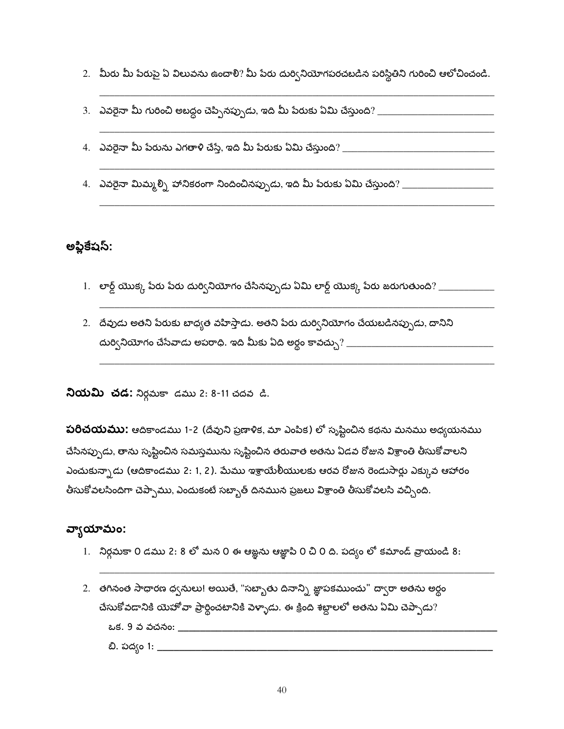2. మీరు మీ పేరుపై ఏ విలువను ఉంచాలి? మీ పేరు దుర్వినియోగపరచబడిన పరిస్థితిని గురించి ఆలోచించండి.

_______________________________________________________________________________

3. ఎవరైనా మీ గురించి అబద్ధం చెప్పినప్పుడు, ఇది మీ పేరుకు ఏమి చేస్తుంది? ________________________

_______________________________________________________________________________

4. ఎవరైనా మీ పేరును ఎగతాళి చేస్తే, ఇది మీ పేరుకు ఏమి చేస్తుంది? ______________________________

_______________________________________________________________________________

4. ఎవరైనా మిమ్మల్ని హానికరంగా నిందించినప్పుడు, ఇది మీ పేరుకు ఏమి చేస్తుంది? __________________

_______________________________________________________________________________

## అప్లికేషన్:

1. లార్డ్ యొక్క పేరు పేరు దుర్వినియోగం చేసినప్పుడు ఏమి లార్డ్ యొక్క పేరు జరుగుతుంది? ___________

_______________________________________________________________________________

2. దేవుడు అతని పేరుకు బాధ్యత వహిస్తాడు. అతని పేరు దుర్వినియోగం చేయబడినప్పుడు, దానిని దుర్వినియోగం చేసేవాడు అపరాధి. ఇది మీకు ఏది అర్థం కావచ్చు? ______________________________

_______________________________________________________________________________

**నియమి చడ:** నిర్గమకా డము 2: 8-11 చదవ డి.

**పరిచయము:** ఆదికాండము 1-2 (దేవుని ప్రణాళిక, మా ఎంపిక) లో సృష్టించిన కథను మనము అధ్యయనము చేసినప్పుడు, తాను సృష్టించిన సమస్తమును సృష్టించిన తరువాత అతను ఏడవ రోజున విశ్రాంతి తీసుకోవాలని ఎంచుకున్నాడు (ఆదికాండము 2: 1, 2). మేము ఇశ్రాయేలీయులకు ఆరవ రోజున రెండుసార్లు ఎక్కువ ఆహారం తీసుకోవలసిందిగా చెప్పాము, ఎందుకంటే సబ్బాత్ దినమున ప్రజలు విశ్రాంతి తీసుకోవలసి వచ్చింది.

## వ్యాయామం:

1. నిర్గమకా 0 డము 2: 8 లో మన 0 ఈ ఆజ్ఞను ఆజ్ఞాపి 0 చి 0 ది. పద్యం లో కమాండ్ వ్రాయండి 8:

_______________________________________________________________________________

2. తగినంత సాధారణ ధ్వనులు! అయితే, "సబ్బాతు దినాన్ని జ్ఞాపకముంచు" ద్వారా అతను అర్థం చేసుకోవడానికి యెహోవా ప్రార్థించటానికి వెళ్ళాడు. ఈ క్రింది శబ్దాలలో అతను ఏమి చెప్పాడు?

ఒక. 9 వ వచనం: _______________________________________________________________

బి. పద్యం 1: __________________________________________________________________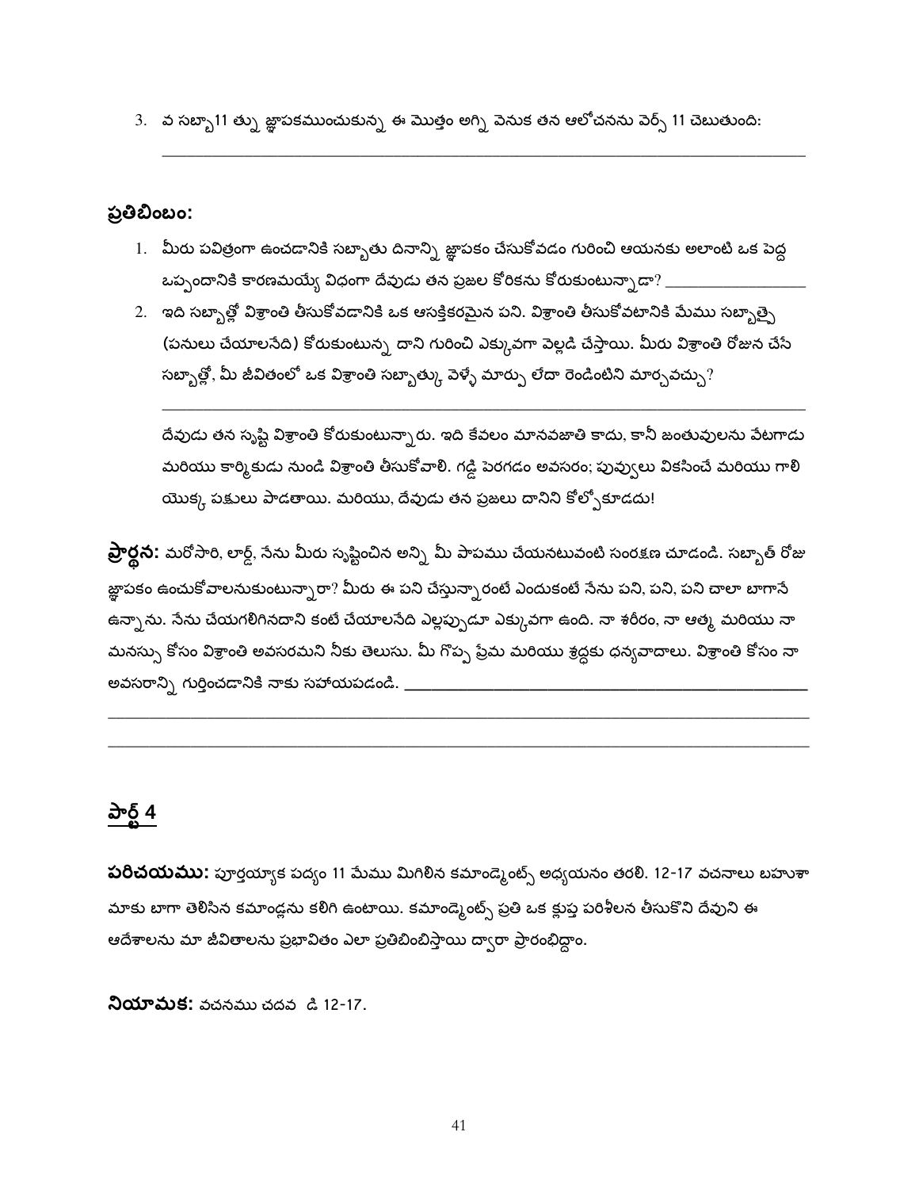3. వ సబ్బా11 త్ను జ్ఞాపకముంచుకున్న ఈ మొత్తం అగ్ని వెనుక తన ఆలోచనను వెర్స్ 11 చెబుతుంది:

_______________________________________________________________

## ప్రతిబింబం:

1. మీరు పవిత్రంగా ఉంచడానికి సబ్బాతు దినాన్ని జ్ఞాపకం చేసుకోవడం గురించి ఆయనకు అలాంటి ఒక పెద్ద ఒప్పందానికి కారణమయ్యే విధంగా దేవుడు తన ప్రజల కోరికను కోరుకుంటున్నాడా? ________________

2. ఇది సబ్బాత్లో విశ్రాంతి తీసుకోవడానికి ఒక ఆసక్తికరమైన పని. విశ్రాంతి తీసుకోవటానికి మేము సబ్బాత్పై (పనులు చేయాలనేది) కోరుకుంటున్న దాని గురించి ఎక్కువగా వెల్లడి చేస్తాయి. మీరు విశ్రాంతి రోజున చేసే సబ్బాత్లో, మీ జీవితంలో ఒక విశ్రాంతి సబ్బాత్కు వెళ్ళే మార్పు లేదా రెండింటిని మార్చవచ్చు?

   _______________________________________________________________

   దేవుడు తన సృష్టి విశ్రాంతి కోరుకుంటున్నారు. ఇది కేవలం మానవజాతి కాదు, కానీ జంతువులను వేటగాడు మరియు కార్మికుడు నుండి విశ్రాంతి తీసుకోవాలి. గడ్డి పెరగడం అవసరం; పువ్వులు వికసించే మరియు గాలి యొక్క పక్షులు పాడతాయి. మరియు, దేవుడు తన ప్రజలు దానిని కోల్పోకూడదు!

**ప్రార్థన:** మరోసారి, లార్డ్, నేను మీరు సృష్టించిన అన్ని మీ పాపము చేయనటువంటి సంరక్షణ చూడండి. సబ్బాత్ రోజు జ్ఞాపకం ఉంచుకోవాలనుకుంటున్నారా? మీరు ఈ పని చేస్తున్నారంటే ఎందుకంటే నేను పని, పని, పని చాలా బాగానే ఉన్నాను. నేను చేయగలిగినదాని కంటే చేయాలనేది ఎల్లప్పుడూ ఎక్కువగా ఉంది. నా శరీరం, నా ఆత్మ మరియు నా మనస్సు కోసం విశ్రాంతి అవసరమని నీకు తెలుసు. మీ గొప్ప ప్రేమ మరియు శ్రద్ధకు ధన్యవాదాలు. విశ్రాంతి కోసం నా అవసరాన్ని గుర్తించడానికి నాకు సహాయపడండి. ________________________________

_______________________________________________________________

_______________________________________________________________

## పార్ట్ 4

**పరిచయము:** పూర్తయ్యాక పద్యం 11 మేము మిగిలిన కమాండ్మెంట్స్ అధ్యయనం తరలి. 12-17 వచనాలు బహుశా మాకు బాగా తెలిసిన కమాండ్లను కలిగి ఉంటాయి. కమాండ్మెంట్స్ ప్రతి ఒక క్లుప్త పరిశీలన తీసుకొని దేవుని ఈ ఆదేశాలను మా జీవితాలను ప్రభావితం ఎలా ప్రతిబింబిస్తాయి ద్వారా ప్రారంభిద్దాం.

**నియామక:** వచనము చదవ డి 12-17.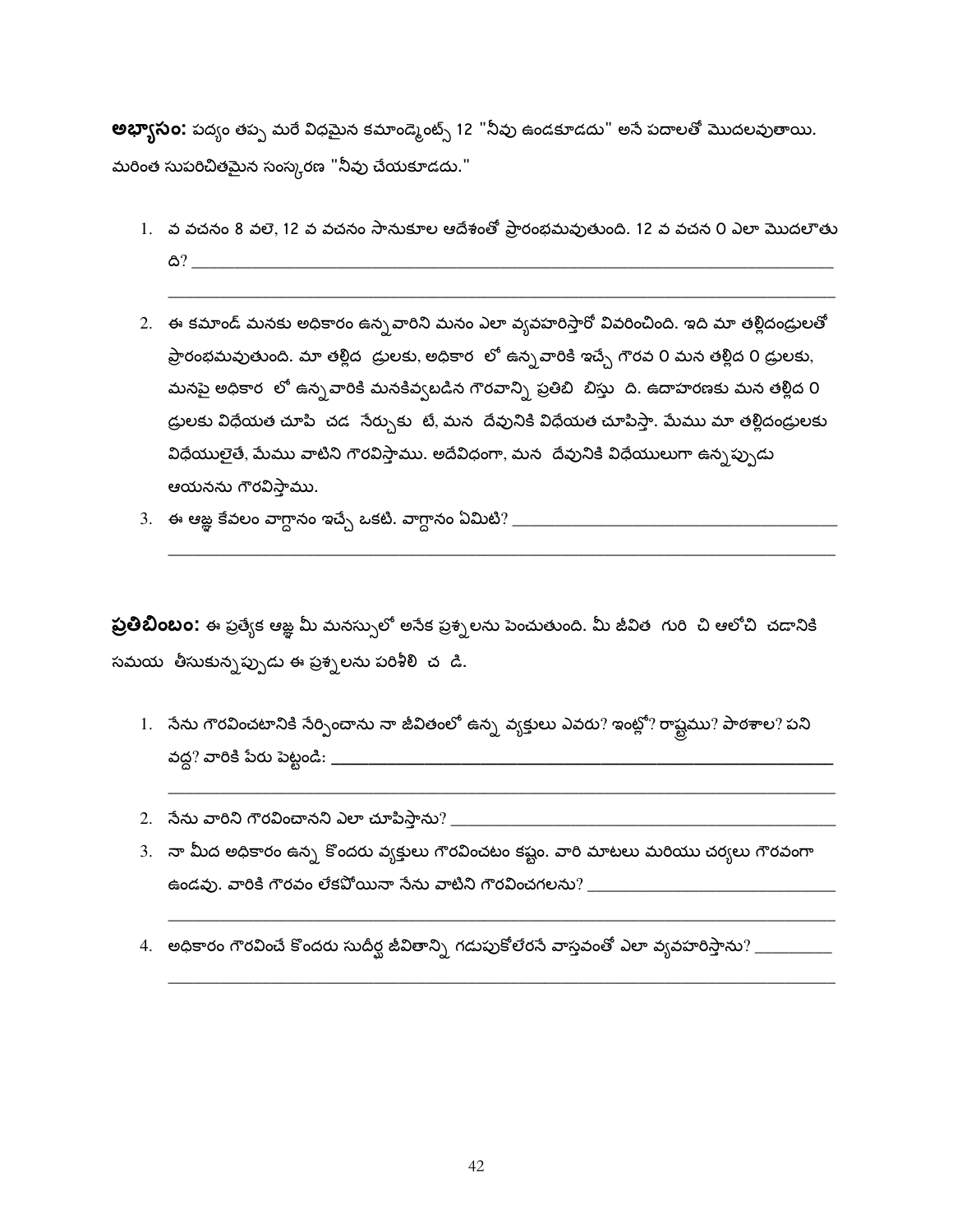**అభ్యాసం:** పద్యం తప్ప మరే విధమైన కమాండ్మెంట్స్ 12 "నీవు ఉండకూడదు" అనే పదాలతో మొదలవుతాయి. మరింత సుపరిచితమైన సంస్కరణ "నీవు చేయకూడదు."

1. వ వచనం 8 వలె, 12 వ వచనం సానుకూల ఆదేశంతో ప్రారంభమవుతుంది. 12 వ వచన 0 ఎలా మొదలౌతు ది? ____________________________________________

2. ఈ కమాండ్ మనకు అధికారం ఉన్న వారిని మనం ఎలా వ్యవహరిస్తారో వివరించింది. ఇది మా తల్లిదండ్రులతో ప్రారంభమవుతుంది. మా తల్లిద ద్రులకు, అధికార లో ఉన్న వారికి ఇచ్చే గౌరవ 0 మన తల్లిద 0 ద్రులకు, మనపై అధికార లో ఉన్న వారికి మనకివ్వబడిన గౌరవాన్ని ప్రతిబి బిస్తు ది. ఉదాహరణకు మన తల్లిద 0 ద్రులకు విధేయత చూపి చడ నేర్చుకు టే, మన దేవునికి విధేయత చూపిస్తా. మేము మా తల్లిదండ్రులకు విధేయులైతే, మేము వాటిని గౌరవిస్తాము. అదేవిధంగా, మన దేవునికి విధేయులుగా ఉన్నప్పుడు ఆయనను గౌరవిస్తాము.

3. ఈ ఆజ్ఞ కేవలం వాగ్దానం ఇచ్చే ఒకటి. వాగ్దానం ఏమిటి? ____________________________________________

**ప్రతిబింబం:** ఈ ప్రత్యేక ఆజ్ఞ మీ మనస్సులో అనేక ప్రశ్నలను పెంచుతుంది. మీ జీవిత గురి చి ఆలోచి చడానికి సమయ తీసుకున్నప్పుడు ఈ ప్రశ్నలను పరిశీలి చ డి.

1. నేను గౌరవించటానికి నేర్పించాను నా జీవితంలో ఉన్న వ్యక్తులు ఎవరు? ఇంట్లో? రాష్ట్రము? పాఠశాల? పని వద్ద? వారికి పేరు పెట్టండి: ____________________________________________

2. నేను వారిని గౌరవించానని ఎలా చూపిస్తాను? ____________________________________________

3. నా మీద అధికారం ఉన్న కొందరు వ్యక్తులు గౌరవించటం కష్టం. వారి మాటలు మరియు చర్యలు గౌరవంగా ఉండవు. వారికి గౌరవం లేకపోయినా నేను వాటిని గౌరవించగలను? ____________________________________________

4. అధికారం గౌరవించే కొందరు సుదీర్ఘ జీవితాన్ని గడుపుకోలేరనే వాస్తవంతో ఎలా వ్యవహరిస్తాను? ____________________________________________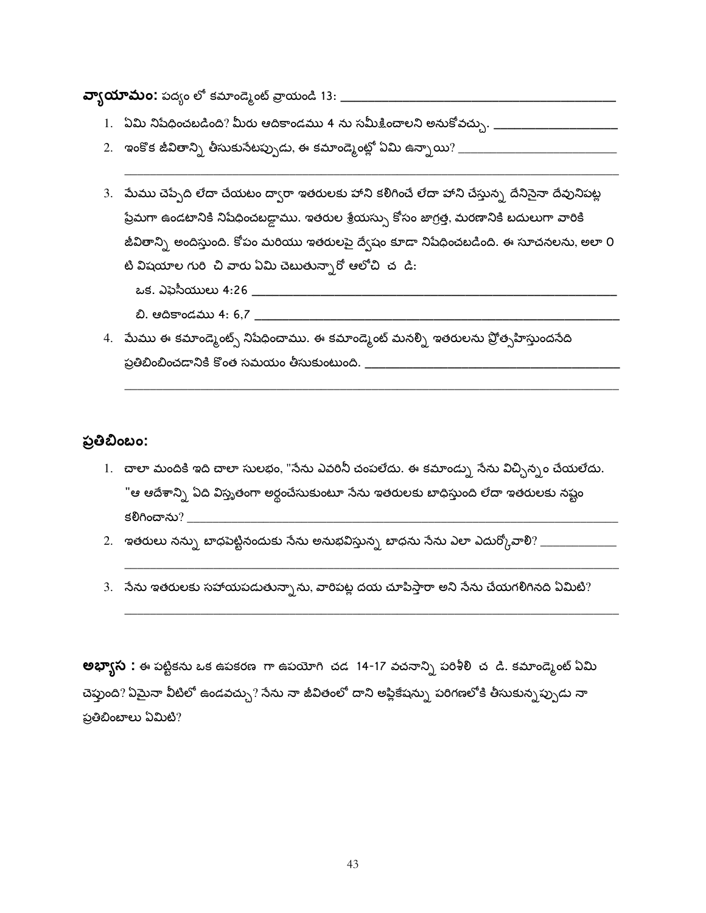**వ్యాయామం:** పద్యం లో కమాండ్మెంట్ వ్రాయండి 13: ________________________________

1. ఏమి నిషేధించబడింది? మీరు ఆదికాండము 4 ను సమీక్షించాలని అనుకోవచ్చు. ________________
2. ఇంకొక జీవితాన్ని తీసుకునేటప్పుడు, ఈ కమాండ్మెంట్లో ఏమి ఉన్నాయి? ____________________
   ________________________________________________________________
3. మేము చెప్పేది లేదా చేయటం ద్వారా ఇతరులకు హాని కలిగించే లేదా హాని చేస్తున్న దేనినైనా దేవునిపట్ల ప్రేమగా ఉండటానికి నిషేధించబడ్డాము. ఇతరుల శ్రేయస్సు కోసం జాగ్రత్త, మరణానికి బదులుగా వారికి జీవితాన్ని అందిస్తుంది. కోపం మరియు ఇతరులపై ద్వేషం కూడా నిషేధించబడింది. ఈ సూచనలను, అలా 0 టి విషయాల గురి చి వారు ఏమి చెబుతున్నారో ఆలోచి చ డి:
   ఒక. ఎఫెసీయులు 4:26 ____________________________________________
   బి. ఆదికాండము 4: 6,7 ___________________________________________
4. మేము ఈ కమాండ్మెంట్స్ నిషేధించాము. ఈ కమాండ్మెంట్ మనల్ని ఇతరులను ప్రోత్సహిస్తుందనేది ప్రతిబింబించడానికి కొంత సమయం తీసుకుంటుంది. ______________________________
   ________________________________________________________________

## ప్రతిబింబం:

1. చాలా మందికి ఇది చాలా సులభం, "నేను ఎవరినీ చంపలేదు. ఈ కమాండ్ను నేను విచ్ఛిన్నం చేయలేదు. "ఆ ఆదేశాన్ని ఏది విస్తృతంగా అర్థంచేసుకుంటూ నేను ఇతరులకు బాధిస్తుంది లేదా ఇతరులకు నష్టం కలిగించాను? ________________________________________________
2. ఇతరులు నన్ను బాధపెట్టినందుకు నేను అనుభవిస్తున్న బాధను నేను ఎలా ఎదుర్కోవాలి? __________
   ________________________________________________________________
3. నేను ఇతరులకు సహాయపడుతున్నాను, వారిపట్ల దయ చూపిస్తారా అని నేను చేయగలిగినది ఏమిటి?
   ________________________________________________________________

**అభ్యాస :** ఈ పట్టికను ఒక ఉపకరణ గా ఉపయోగి చడ 14-17 వచనాన్ని పరిశీలి చ డి. కమాండ్మెంట్ ఏమి చెప్తుంది? ఏమైనా వీటిలో ఉండవచ్చు? నేను నా జీవితంలో దాని అప్లికేషన్ను పరిగణలోకి తీసుకున్నప్పుడు నా ప్రతిబింబాలు ఏమిటి?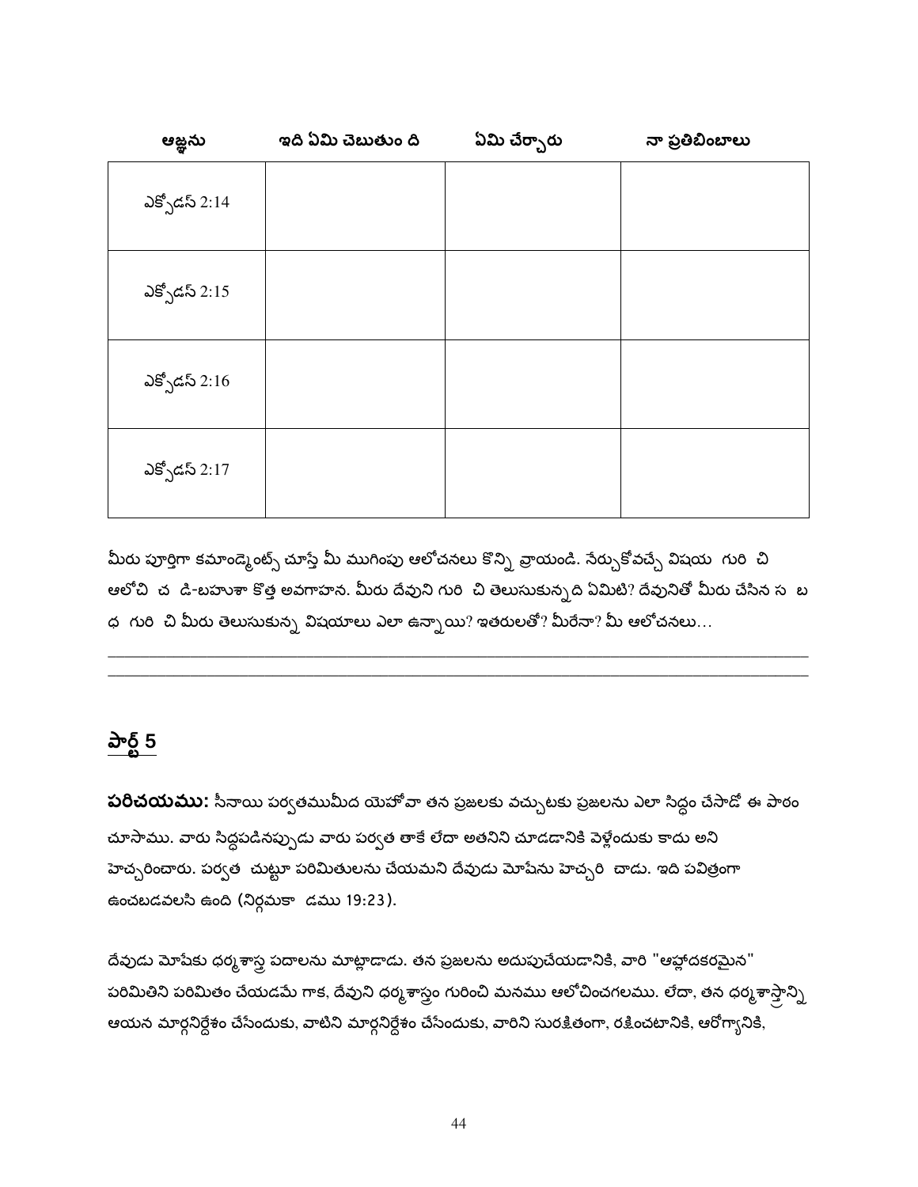| ఆజ్ఞను | ఇది ఏమి చెబుతుం ది | ఏమి చేర్చారు | నా ప్రతిబింబాలు |
|---|---|---|---|
| ఎక్సోడస్ 2:14 | | | |
| ఎక్సోడస్ 2:15 | | | |
| ఎక్సోడస్ 2:16 | | | |
| ఎక్సోడస్ 2:17 | | | |

మీరు పూర్తిగా కమాండ్మెంట్స్ చూస్తే మీ ముగింపు ఆలోచనలు కొన్ని వ్రాయండి. నేర్చుకోవచ్చే విషయ గురి చి ఆలోచి చ డి-బహుశా కొత్త అవగాహన. మీరు దేవుని గురి చి తెలుసుకున్న ది ఏమిటి? దేవునితో మీరు చేసిన స బ ధ గురి చి మీరు తెలుసుకున్న విషయాలు ఎలా ఉన్నాయి? ఇతరులతో? మీరేనా? మీ ఆలోచనలు…

______________________________________________________________________________________
______________________________________________________________________________________

## పార్ట్ 5

**పరిచయము:** సీనాయి పర్వతముమీద యెహోవా తన ప్రజలకు వచ్చుటకు ప్రజలను ఎలా సిద్ధం చేసాడో ఈ పాఠం చూసాము. వారు సిద్ధపడినప్పుడు వారు పర్వత తాకే లేదా అతనిని చూడడానికి వెళ్లేందుకు కాదు అని హెచ్చరించారు. పర్వత చుట్టూ పరిమితులను చేయమని దేవుడు మోషేను హెచ్చరి చాడు. ఇది పవిత్రంగా ఉంచబడవలసి ఉంది (నిర్గమకా డము 19:23).

దేవుడు మోషేకు ధర్మశాస్త్ర పదాలను మాట్లాడాడు. తన ప్రజలను అదుపుచేయడానికి, వారి "ఆహ్లాదకరమైన" పరిమితిని పరిమితం చేయడమే గాక, దేవుని ధర్మశాస్త్రం గురించి మనము ఆలోచించగలము. లేదా, తన ధర్మశాస్త్రాన్ని ఆయన మార్గనిర్దేశం చేసేందుకు, వాటిని మార్గనిర్దేశం చేసేందుకు, వారిని సురక్షితంగా, రక్షించటానికి, ఆరోగ్యానికి,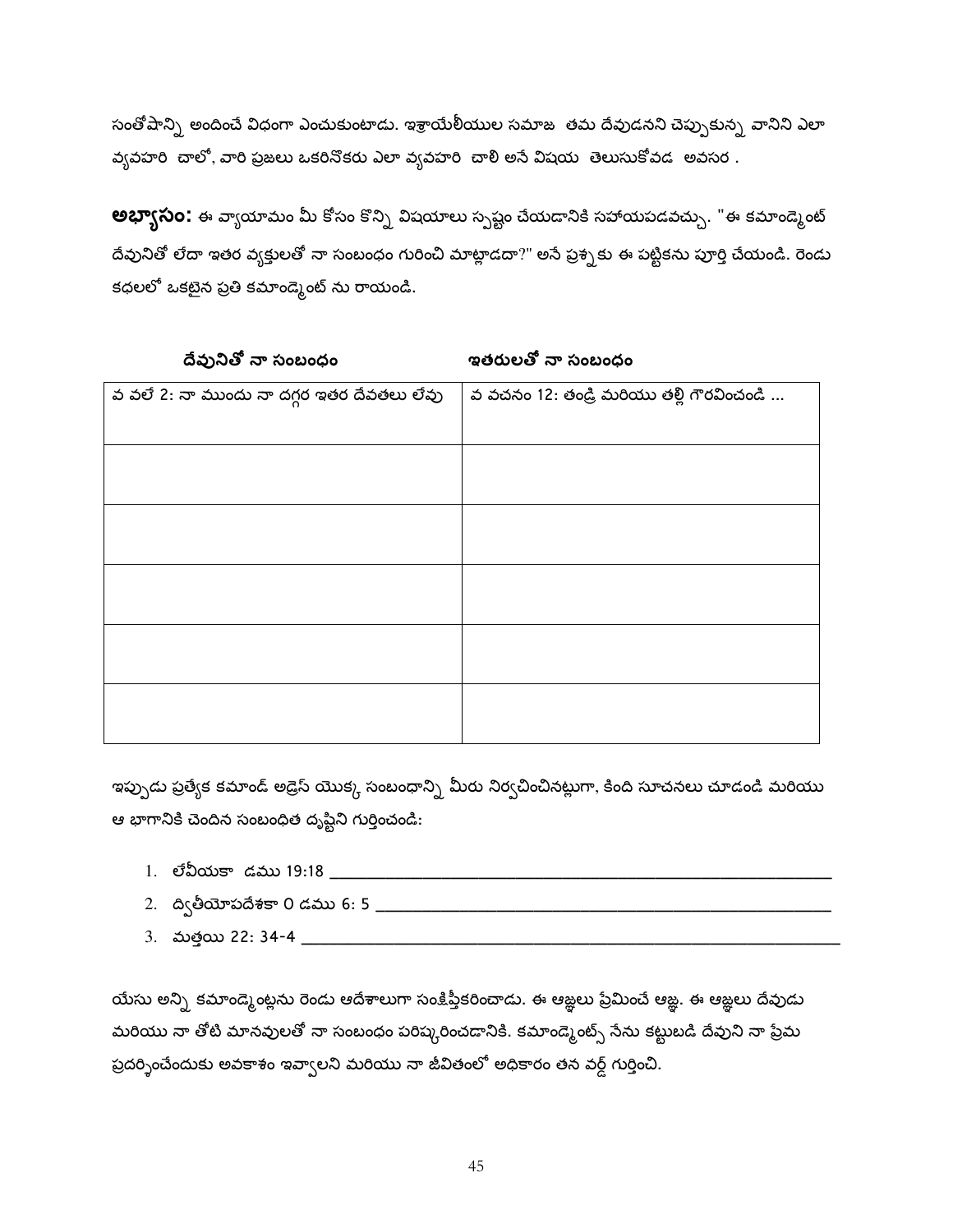సంతోషాన్ని అందించే విధంగా ఎంచుకుంటాడు. ఇశ్రాయేలీయుల సమాజ తమ దేవుడనని చెప్పుకున్న వానిని ఎలా వ్యవహరి చాలో, వారి ప్రజలు ఒకరినొకరు ఎలా వ్యవహరి చాలి అనే విషయ తెలుసుకోవడ అవసర .

**అభ్యాసం:** ఈ వ్యాయామం మీ కోసం కొన్ని విషయాలు స్పష్టం చేయడానికి సహాయపడవచ్చు. "ఈ కమాండ్మెంట్ దేవునితో లేదా ఇతర వ్యక్తులతో నా సంబంధం గురించి మాట్లాడదా?" అనే ప్రశ్నకు ఈ పట్టికను పూర్తి చేయండి. రెండు కథలలో ఒకటైన ప్రతి కమాండ్మెంట్ ను రాయండి.

| దేవునితో నా సంబంధం | ఇతరులతో నా సంబంధం |
|---|---|
| వ వలే 2: నా ముందు నా దగ్గర ఇతర దేవతలు లేవు | వ వచనం 12: తండ్రి మరియు తల్లి గౌరవించండి ... |
| | |
| | |
| | |
| | |
| | |

ఇప్పుడు ప్రత్యేక కమాండ్ అడ్రెస్ యొక్క సంబంధాన్ని మీరు నిర్వచించినట్లుగా, కింది సూచనలు చూడండి మరియు ఆ భాగానికి చెందిన సంబంధిత దృష్టిని గుర్తించండి:

1. లేవీయకా డము 19:18 ____________________________________________
2. ద్వితీయోపదేశకా 0 డము 6: 5 ____________________________________________
3. మత్తయి 22: 34-4 ____________________________________________

యేసు అన్ని కమాండ్మెంట్లను రెండు ఆదేశాలుగా సంక్షిప్తీకరించాడు. ఈ ఆజ్ఞలు ప్రేమించే ఆజ్ఞ. ఈ ఆజ్ఞలు దేవుడు మరియు నా తోటి మానవులతో నా సంబంధం పరిష్కరించడానికి. కమాండ్మెంట్స్ నేను కట్టుబడి దేవుని నా ప్రేమ ప్రదర్శించేందుకు అవకాశం ఇవ్వాలని మరియు నా జీవితంలో అధికారం తన వర్ద్ గుర్తించి.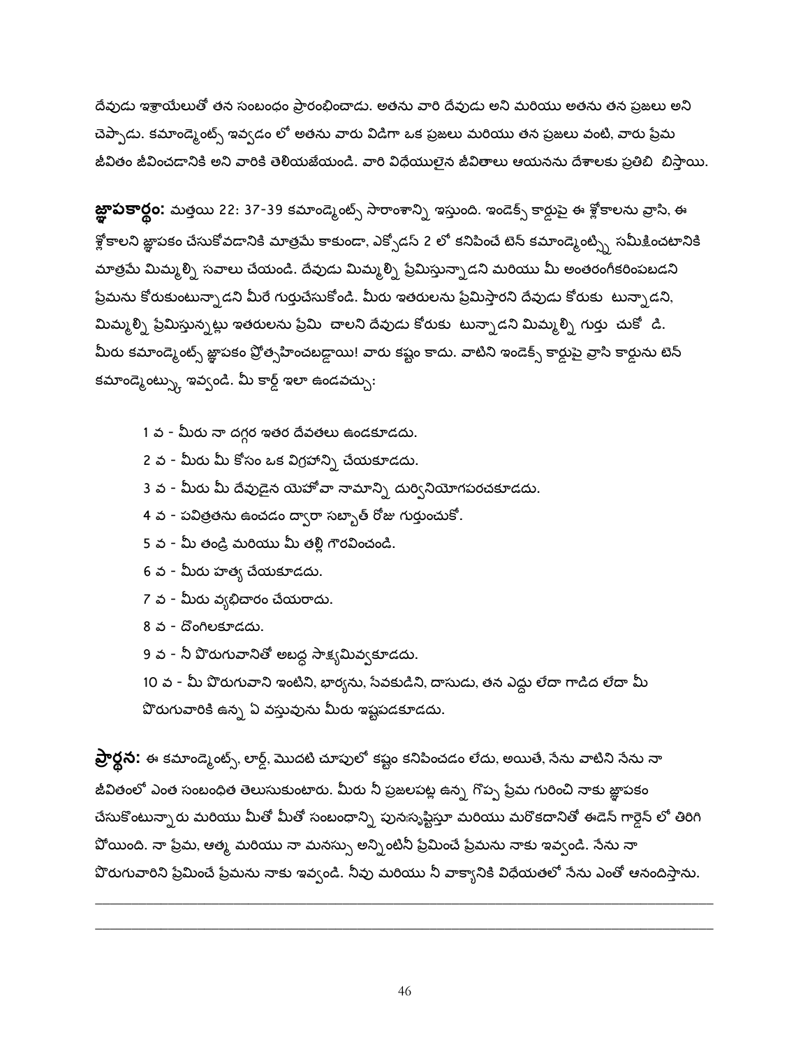దేవుడు ఇశ్రాయేలుతో తన సంబంధం ప్రారంభించాడు. అతను వారి దేవుడు అని మరియు అతను తన ప్రజలు అని చెప్పాడు. కమాండ్మెంట్స్ ఇవ్వడం లో అతను వారు విడిగా ఒక ప్రజలు మరియు తన ప్రజలు వంటి, వారు ప్రేమ జీవితం జీవించడానికి అని వారికి తెలియజేయండి. వారి విధేయులైన జీవితాలు ఆయనను దేశాలకు ప్రతిబి బిస్తాయి.

**జ్ఞాపకార్థం:** మత్తయి 22: 37-39 కమాండ్మెంట్స్ సారాంశాన్ని ఇస్తుంది. ఇండెక్స్ కార్డుపై ఈ శ్లోకాలను వ్రాసి, ఈ శ్లోకాలని జ్ఞాపకం చేసుకోవడానికి మాత్రమే కాకుండా, ఎక్సోడస్ 2 లో కనిపించే టెన్ కమాండ్మెంట్స్ని సమీక్షించటానికి మాత్రమే మిమ్మల్ని సవాలు చేయండి. దేవుడు మిమ్మల్ని ప్రేమిస్తున్నాడని మరియు మీ అంతరంగీకరింపబడని ప్రేమను కోరుకుంటున్నాడని మీరే గుర్తుచేసుకోండి. మీరు ఇతరులను ప్రేమిస్తారని దేవుడు కోరుకు టున్నాడని, మిమ్మల్ని ప్రేమిస్తున్నట్లు ఇతరులను ప్రేమి చాలని దేవుడు కోరుకు టున్నాడని మిమ్మల్ని గుర్తు చుకో డి. మీరు కమాండ్మెంట్స్ జ్ఞాపకం ప్రోత్సహించబడ్డాయి! వారు కష్టం కాదు. వాటిని ఇండెక్స్ కార్డుపై వ్రాసి కార్డును టెన్ కమాండ్మెంట్స్కు ఇవ్వండి. మీ కార్డ్ ఇలా ఉండవచ్చు:

1 వ - మీరు నా దగ్గర ఇతర దేవతలు ఉండకూడదు.

2 వ - మీరు మీ కోసం ఒక విగ్రహాన్ని చేయకూడదు.

3 వ - మీరు మీ దేవుడైన యెహోవా నామాన్ని దుర్వినియోగపరచకూడదు.

4 వ - పవిత్రతను ఉంచడం ద్వారా సబ్బాత్ రోజు గుర్తుంచుకో.

5 వ - మీ తండ్రి మరియు మీ తల్లి గౌరవించండి.

6 వ - మీరు హత్య చేయకూడదు.

7 వ - మీరు వ్యభిచారం చేయరాదు.

8 వ - దొంగిలకూడదు.

9 వ - నీ పొరుగువానితో అబద్ధ సాక్ష్యమివ్వకూడదు.

10 వ - మీ పొరుగువాని ఇంటిని, భార్యను, సేవకుడిని, దాసుడు, తన ఎద్దు లేదా గాడిద లేదా మీ పొరుగువారికి ఉన్న ఏ వస్తువును మీరు ఇష్టపడకూడదు.

**ప్రార్థన:** ఈ కమాండ్మెంట్స్, లార్డ్, మొదటి చూపులో కష్టం కనిపించడం లేదు, అయితే, నేను వాటిని నేను నా జీవితంలో ఎంత సంబంధిత తెలుసుకుంటారు. మీరు నీ ప్రజలపట్ల ఉన్న గొప్ప ప్రేమ గురించి నాకు జ్ఞాపకం చేసుకొంటున్నారు మరియు మీతో మీతో సంబంధాన్ని పునఃసృష్టిస్తూ మరియు మరొకదానితో ఈడెన్ గార్డెన్ లో తిరిగి పోయింది. నా ప్రేమ, ఆత్మ మరియు నా మనస్సు అన్నింటినీ ప్రేమించే ప్రేమను నాకు ఇవ్వండి. నేను నా పొరుగువారిని ప్రేమించే ప్రేమను నాకు ఇవ్వండి. నీవు మరియు నీ వాక్యానికి విధేయతలో నేను ఎంతో ఆనందిస్తాను.

---

---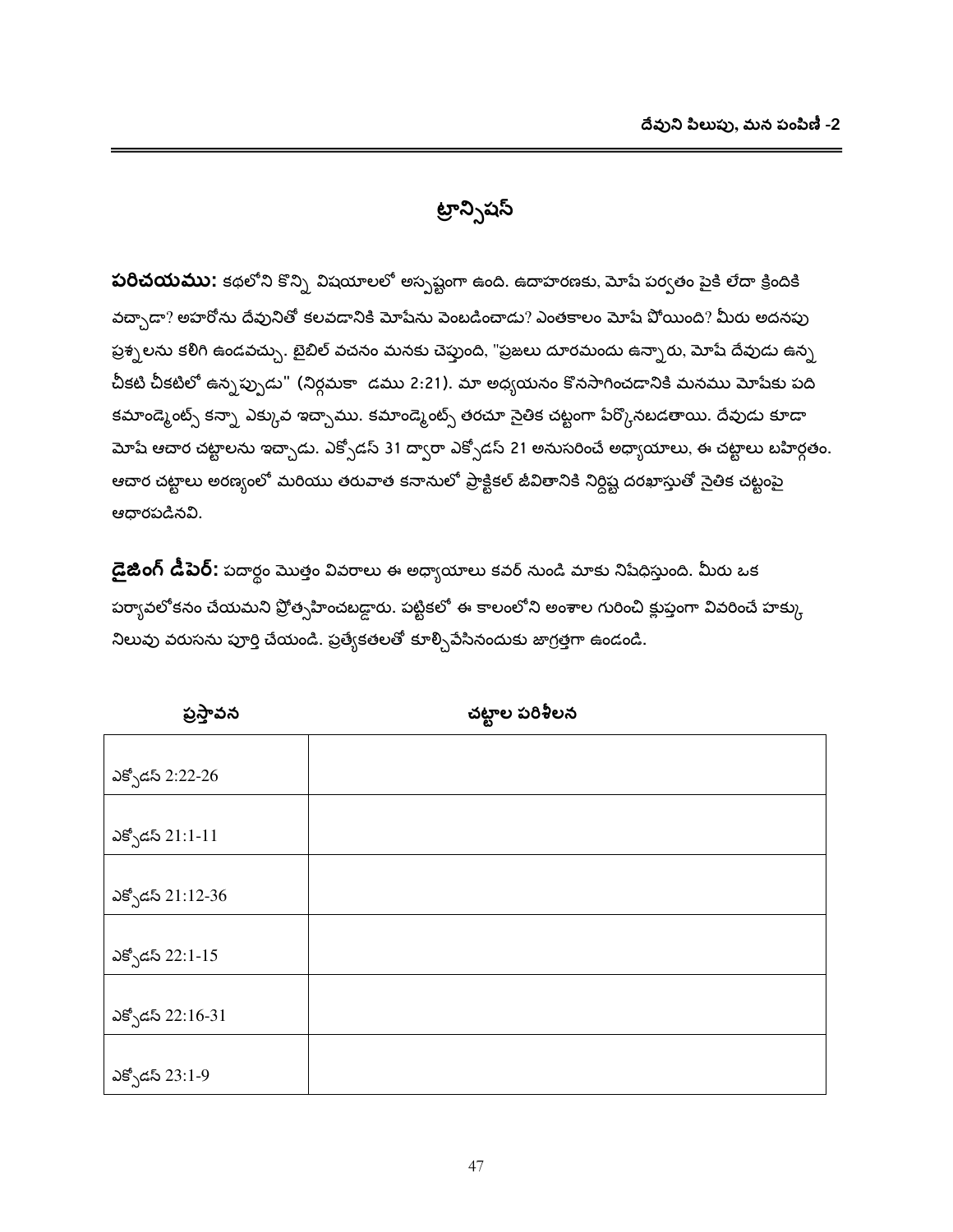# ట్రాన్సిషన్

**పరిచయము:** కథలోని కొన్ని విషయాలలో అస్పష్టంగా ఉంది. ఉదాహరణకు, మోషే పర్వతం పైకి లేదా క్రిందికి వచ్చాడా? అహరోను దేవునితో కలవడానికి మోషేను వెంబడించాడు? ఎంతకాలం మోషే పోయింది? మీరు అదనపు ప్రశ్నలను కలిగి ఉండవచ్చు. బైబిల్ వచనం మనకు చెప్తుంది, "ప్రజలు దూరమందు ఉన్నారు, మోషే దేవుడు ఉన్న చీకటి చీకటిలో ఉన్నప్పుడు" (నిర్గమకా డము 2:21). మా అధ్యయనం కొనసాగించడానికి మనము మోషేకు పది కమాండ్మెంట్స్ కన్నా ఎక్కువ ఇచ్చాము. కమాండ్మెంట్స్ తరచూ నైతిక చట్టంగా పేర్కొనబడతాయి. దేవుడు కూడా మోషే ఆచార చట్టాలను ఇచ్చాడు. ఎక్సోడస్ 31 ద్వారా ఎక్సోడస్ 21 అనుసరించే అధ్యాయాలు, ఈ చట్టాలు బహిర్గతం. ఆచార చట్టాలు అరణ్యంలో మరియు తరువాత కనానులో ప్రాక్టికల్ జీవితానికి నిర్దిష్ట దరఖాస్తుతో నైతిక చట్టంపై ఆధారపడినవి.

**డైజింగ్ డీపెర్:** పదార్థం మొత్తం వివరాలు ఈ అధ్యాయాలు కవర్ నుండి మాకు నిషేధిస్తుంది. మీరు ఒక పర్యావలోకనం చేయమని ప్రోత్సహించబడ్డారు. పట్టికలో ఈ కాలంలోని అంశాల గురించి క్లుప్తంగా వివరించే హక్కు నిలువు వరుసను పూర్తి చేయండి. ప్రత్యేకతలతో కూల్చివేసినందుకు జాగ్రత్తగా ఉండండి.

| ప్రస్తావన | చట్టాల పరిశీలన |
|---|---|
| ఎక్సోడస్ 2:22-26 | |
| ఎక్సోడస్ 21:1-11 | |
| ఎక్సోడస్ 21:12-36 | |
| ఎక్సోడస్ 22:1-15 | |
| ఎక్సోడస్ 22:16-31 | |
| ఎక్సోడస్ 23:1-9 | |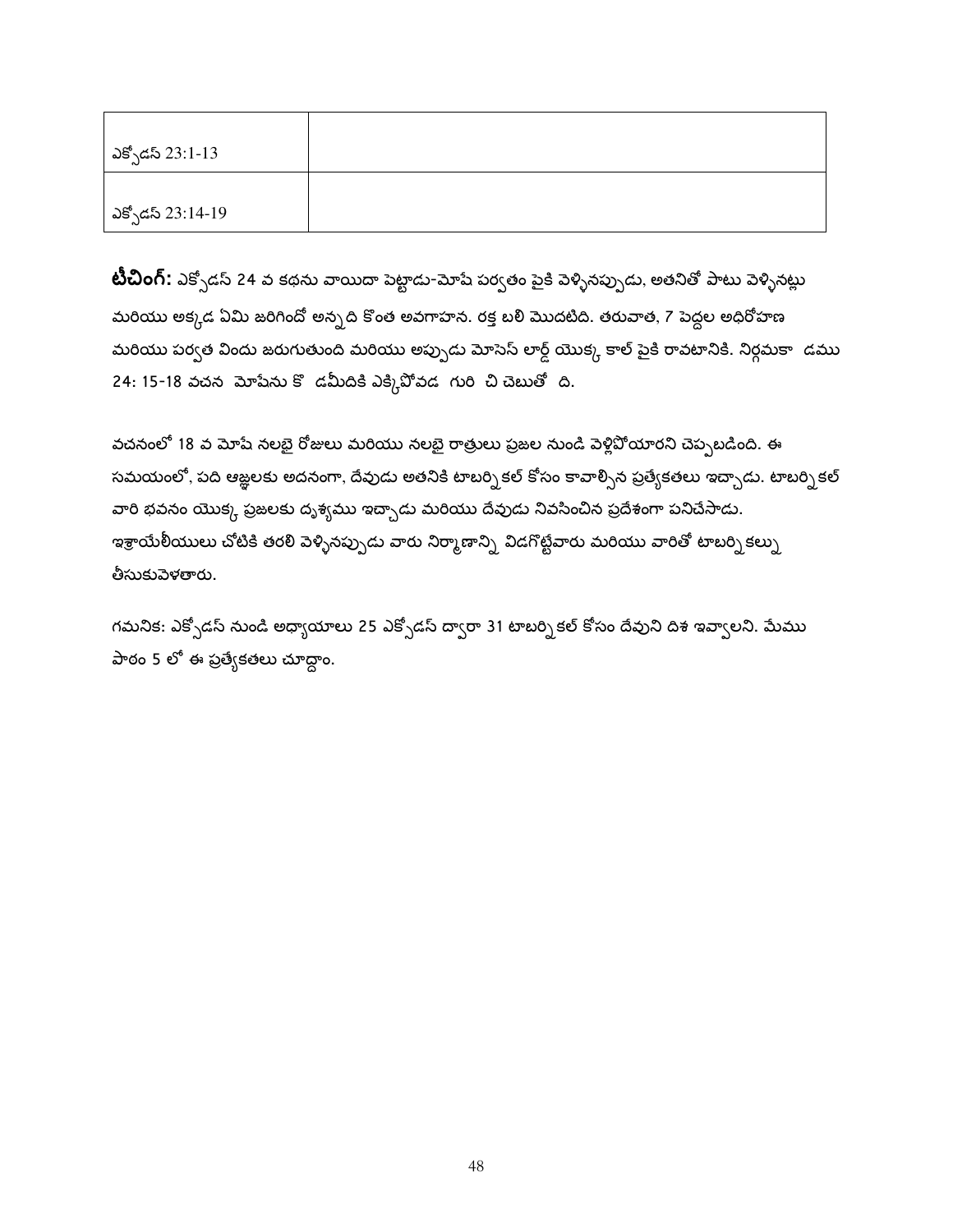| ఎక్సోడస్ 23:1-13 | |
|---|---|
| ఎక్సోడస్ 23:14-19 | |

**టీచింగ్:** ఎక్సోడస్ 24 వ కథను వాయిదా పెట్టాడు-మోషే పర్వతం పైకి వెళ్ళినప్పుడు, అతనితో పాటు వెళ్ళినట్లు మరియు అక్కడ ఏమి జరిగిందో అన్నది కొంత అవగాహన. రక్త బలి మొదటిది. తరువాత, 7 పెద్దల అధిరోహణ మరియు పర్వత విందు జరుగుతుంది మరియు అప్పుడు మోసెస్ లార్డ్ యొక్క కాల్ పైకి రావటానికి. నిర్గమకా  డము 24: 15-18 వచన  మోషేను కొ  డమీదికి ఎక్కిపోవడ  గురి  చి చెబుతో  ది.

వచనంలో 18 వ మోషే నలభై రోజులు మరియు నలభై రాత్రులు ప్రజల నుండి వెళ్లిపోయారని చెప్పబడింది. ఈ సమయంలో, పది ఆజ్ఞలకు అదనంగా, దేవుడు అతనికి టాబర్నికల్ కోసం కావాల్సిన ప్రత్యేకతలు ఇచ్చాడు. టాబర్నికల్ వారి భవనం యొక్క ప్రజలకు దృశ్యము ఇచ్చాడు మరియు దేవుడు నివసించిన ప్రదేశంగా పనిచేసాడు. ఇశ్రాయేలీయులు చోటికి తరలి వెళ్ళినప్పుడు వారు నిర్మాణాన్ని విడగొట్టేవారు మరియు వారితో టాబర్నికల్ను తీసుకువెళతారు.

గమనిక: ఎక్సోడస్ నుండి అధ్యాయాలు 25 ఎక్సోడస్ ద్వారా 31 టాబర్నికల్ కోసం దేవుని దిశ ఇవ్వాలని. మేము పాఠం 5 లో ఈ ప్రత్యేకతలు చూద్దాం.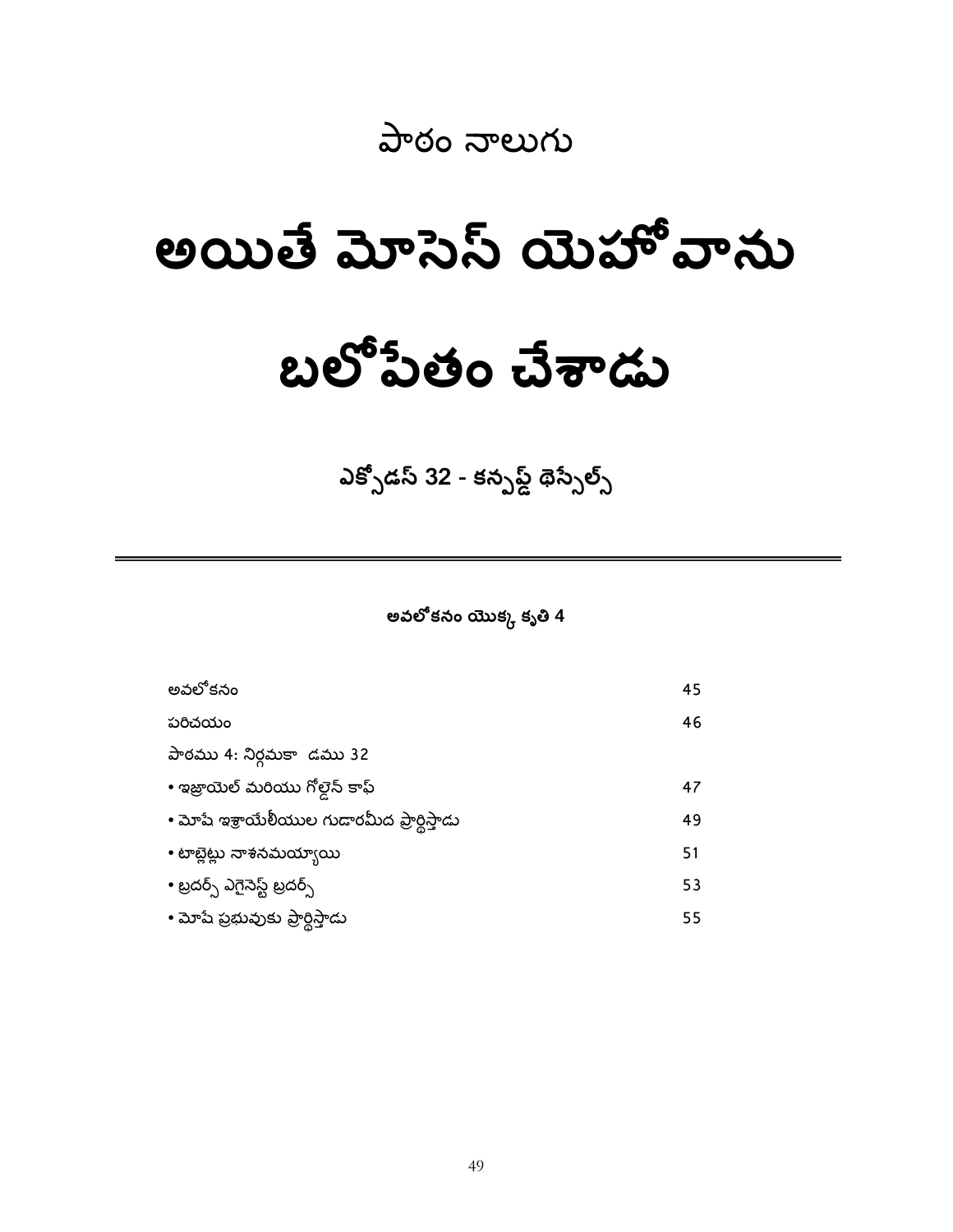# పాఠం నాలుగు

# అయితే మోసెస్ యెహోవాను బలోపేతం చేశాడు

## ఎక్సోడస్ 32 - కన్ఫ్యూజ్డ్ థెస్సేల్స్

---

**అవలోకనం యొక్క కృతి 4**

| | |
|---|---|
| అవలోకనం | 45 |
| పరిచయం | 46 |
| పాఠము 4: నిర్గమకాండము 32 | |
| • ఇజ్రాయెల్ మరియు గోల్డెన్ కాఫ్ | 47 |
| • మోషే ఇశ్రాయేలీయుల గుడారమీద ప్రార్థిస్తాడు | 49 |
| • టాబ్లెట్లు నాశనమయ్యాయి | 51 |
| • బ్రదర్స్ ఎగైనెస్ట్ బ్రదర్స్ | 53 |
| • మోషే ప్రభువుకు ప్రార్థిస్తాడు | 55 |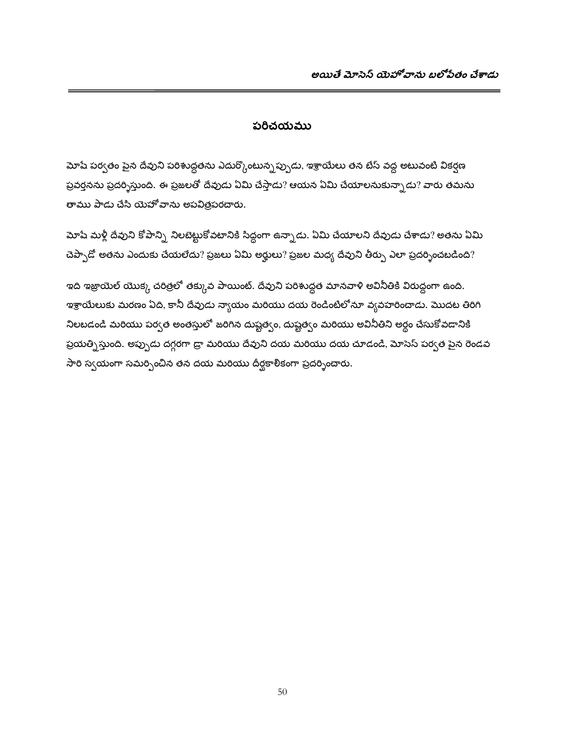## పరిచయము

మోషే పర్వతం పైన దేవుని పరిశుద్ధతను ఎదుర్కొంటున్నప్పుడు, ఇశ్రాయేలు తన బేస్ వద్ద అటువంటి వికర్షణ ప్రవర్తనను ప్రదర్శిస్తుంది. ఈ ప్రజలతో దేవుడు ఏమి చేస్తాడు? ఆయన ఏమి చేయాలనుకున్నాడు? వారు తమను తాము పాడు చేసి యెహోవాను అపవిత్రపరచారు.

మోషే మళ్లీ దేవుని కోపాన్ని నిలబెట్టుకోవటానికి సిద్ధంగా ఉన్నాడు. ఏమి చేయాలని దేవుడు చేశాడు? అతను ఏమి చెప్పాడో అతను ఎందుకు చేయలేదు? ప్రజలు ఏమి అర్హులు? ప్రజల మధ్య దేవుని తీర్పు ఎలా ప్రదర్శించబడింది?

ఇది ఇజ్రాయెల్ యొక్క చరిత్రలో తక్కువ పాయింట్. దేవుని పరిశుద్ధత మానవాళి అవినీతికి విరుద్ధంగా ఉంది. ఇశ్రాయేలుకు మరణం ఏది, కానీ దేవుడు న్యాయం మరియు దయ రెండింటిలోనూ వ్యవహరించాడు. మొదట తిరిగి నిలబడండి మరియు పర్వత అంతస్తులో జరిగిన దుష్టత్వం, దుష్టత్వం మరియు అవినీతిని అర్థం చేసుకోవడానికి ప్రయత్నిస్తుంది. అప్పుడు దగ్గరగా డ్రా మరియు దేవుని దయ మరియు దయ చూడండి, మోసెస్ పర్వత పైన రెండవ సారి స్వయంగా సమర్పించిన తన దయ మరియు దీర్ఘకాలికంగా ప్రదర్శించారు.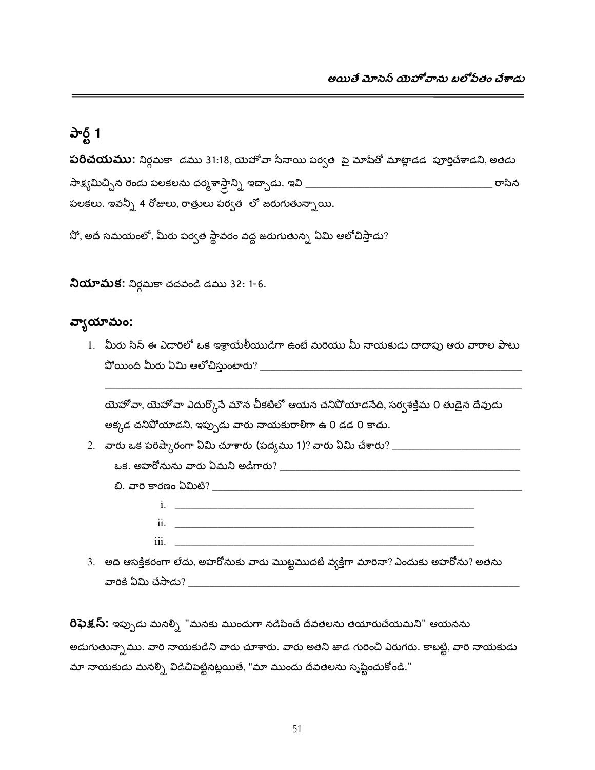## పార్ట్ 1

**పరిచయము:** నిర్గమకా డము 31:18, యెహోవా సీనాయి పర్వత పై మోషేతో మాట్లాడడ పూర్తిచేశాడని, అతడు సాక్ష్యమిచ్చిన రెండు పలకలను ధర్మశాస్త్రాన్ని ఇచ్చాడు. ఇవి ___________________________________ రాసిన పలకలు. ఇవన్నీ 4 రోజులు, రాత్రులు పర్వత లో జరుగుతున్నాయి.

నో, అదే సమయంలో, మీరు పర్వత స్థావరం వద్ద జరుగుతున్న ఏమి ఆలోచిస్తాడు?

**నియామక:** నిర్గమకా చదవండి డము 32: 1-6.

## వ్యాయామం:

1. మీరు సిన్ ఈ ఎడారిలో ఒక ఇశ్రాయేలీయుడిగా ఉంటే మరియు మీ నాయకుడు దాదాపు ఆరు వారాల పాటు పోయింది మీరు ఏమి ఆలోచిస్తుంటారు? ___________________________________________________

   ___________________________________________________

   యెహోవా, యెహోవా ఎదుర్కొనే మౌన చీకటిలో ఆయన చనిపోయాడనేది, సర్వశక్తిమ 0 తుడైన దేవుడు అక్కడ చనిపోయాడని, ఇప్పుడు వారు నాయకురాలిగా ఉ 0 డడ 0 కాదు.

2. వారు ఒక పరిష్కారంగా ఏమి చూశారు (పద్యము 1)? వారు ఏమి చేశారు? _________________________

   ఒక. అహరోనును వారు ఏమని అడిగారు? ___________________________________________

   బి. వారి కారణం ఏమిటి? ___________________________________________________

      i. ___________________________________________________

      ii. ___________________________________________________

      iii. ___________________________________________________

3. అది ఆసక్తికరంగా లేదు, అహరోనుకు వారు మొట్టమొదటి వ్యక్తిగా మారినా? ఎందుకు అహరోను? అతను వారికి ఏమి చేసాడు? ___________________________________________________

**రిఫ్లెక్షన్:** ఇప్పుడు మనల్ని "మనకు ముందుగా నడిపించే దేవతలను తయారుచేయమని" ఆయనను అడుగుతున్నాము. వారి నాయకుడిని వారు చూశారు. వారు అతని జాడ గురించి ఎరుగరు. కాబట్టి, వారి నాయకుడు మా నాయకుడు మనల్ని విడిచిపెట్టినట్లయితే, "మా ముందు దేవతలను సృష్టించుకోండి."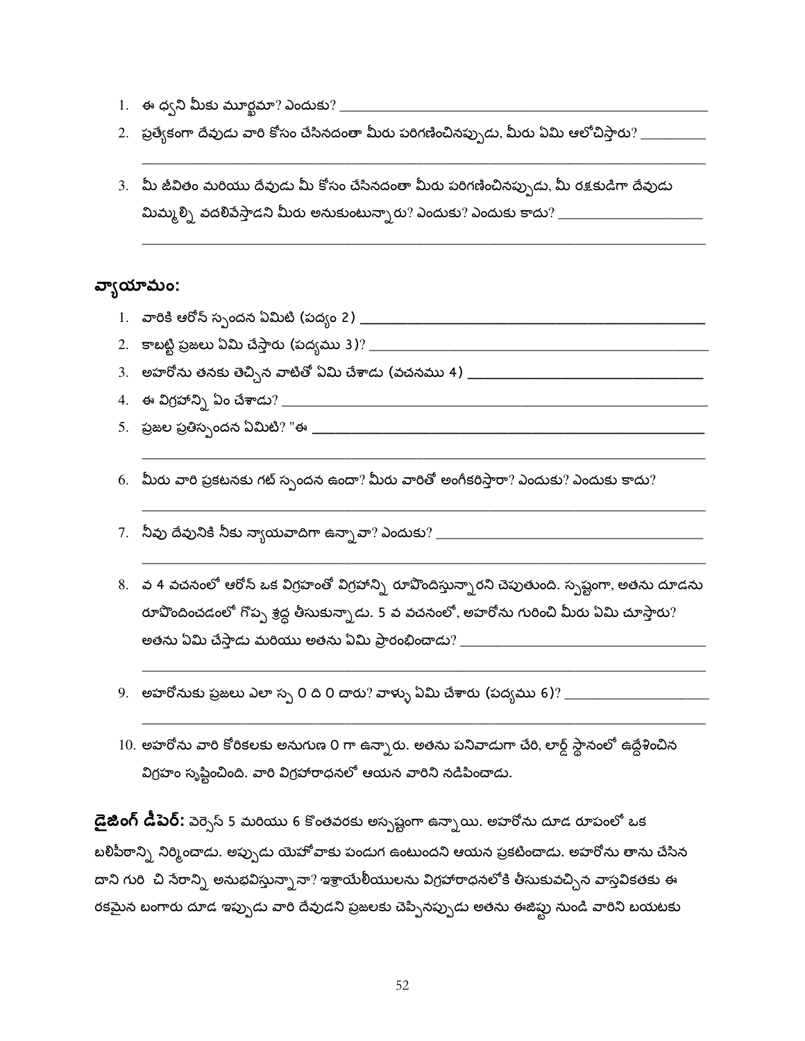1. ఈ ధ్వని మీకు మూర్ఖమా? ఎందుకు? ________________________________________________
2. ప్రత్యేకంగా దేవుడు వారి కోసం చేసినదంతా మీరు పరిగణించినప్పుడు, మీరు ఏమి ఆలోచిస్తారు? _________
________________________________________________________________________________
3. మీ జీవితం మరియు దేవుడు మీ కోసం చేసినదంతా మీరు పరిగణించినప్పుడు, మీ రక్షకుడిగా దేవుడు మిమ్మల్ని వదలివేస్తాడని మీరు అనుకుంటున్నారు? ఎందుకు? ఎందుకు కాదు? ____________________
________________________________________________________________________________

## వ్యాయామం:

1. వారికి ఆరోన్ స్పందన ఏమిటి (పద్యం 2) ______________________________________________
2. కాబట్టి ప్రజలు ఏమి చేస్తారు (పద్యము 3)? ____________________________________________
3. అహరోను తనకు తెచ్చిన వాటితో ఏమి చేశాడు (వచనము 4) ________________________________
4. ఈ విగ్రహాన్ని ఏం చేశాడు? _______________________________________________________
5. ప్రజల ప్రతిస్పందన ఏమిటి? "ఈ ___________________________________________________
________________________________________________________________________________
6. మీరు వారి ప్రకటనకు గట్ స్పందన ఉందా? మీరు వారితో అంగీకరిస్తారా? ఎందుకు? ఎందుకు కాదు?
________________________________________________________________________________
7. నీవు దేవునికి నీకు న్యాయవాదిగా ఉన్నావా? ఎందుకు? ____________________________________
________________________________________________________________________________
8. వ 4 వచనంలో ఆరోన్ ఒక విగ్రహంతో విగ్రహాన్ని రూపొందిస్తున్నారని చెపుతుంది. స్పష్టంగా, అతను దూడను రూపొందించడంలో గొప్ప శ్రద్ధ తీసుకున్నాడు. 5 వ వచనంలో, అహరోను గురించి మీరు ఏమి చూస్తారు? అతను ఏమి చేస్తాడు మరియు అతను ఏమి ప్రారంభించాడు? ________________________________
________________________________________________________________________________
9. అహరోనుకు ప్రజలు ఎలా స్ప 0 ది 0 చారు? వాళ్ళు ఏమి చేశారు (పద్యము 6)? ___________________
________________________________________________________________________________
10. అహరోను వారి కోరికలకు అనుగుణ 0 గా ఉన్నారు. అతను పనివాడుగా చేరి, లార్డ్ స్థానంలో ఉద్దేశించిన విగ్రహం సృష్టించింది. వారి విగ్రహారాధనలో ఆయన వారిని నడిపించాడు.

**డైజింగ్ డీపెర్:** వెర్సెస్ 5 మరియు 6 కొంతవరకు అస్పష్టంగా ఉన్నాయి. అహరోను దూడ రూపంలో ఒక బలిపీఠాన్ని నిర్మించాడు. అప్పుడు యెహోవాకు పండుగ ఉంటుందని ఆయన ప్రకటించాడు. అహరోను తాను చేసిన దాని గురి చి నేరాన్ని అనుభవిస్తున్నానా? ఇశ్రాయేలీయులను విగ్రహారాధనలోకి తీసుకువచ్చిన వాస్తవికతకు ఈ రకమైన బంగారు దూడ ఇప్పుడు వారి దేవుడని ప్రజలకు చెప్పినప్పుడు అతను ఈజిప్టు నుండి వారిని బయటకు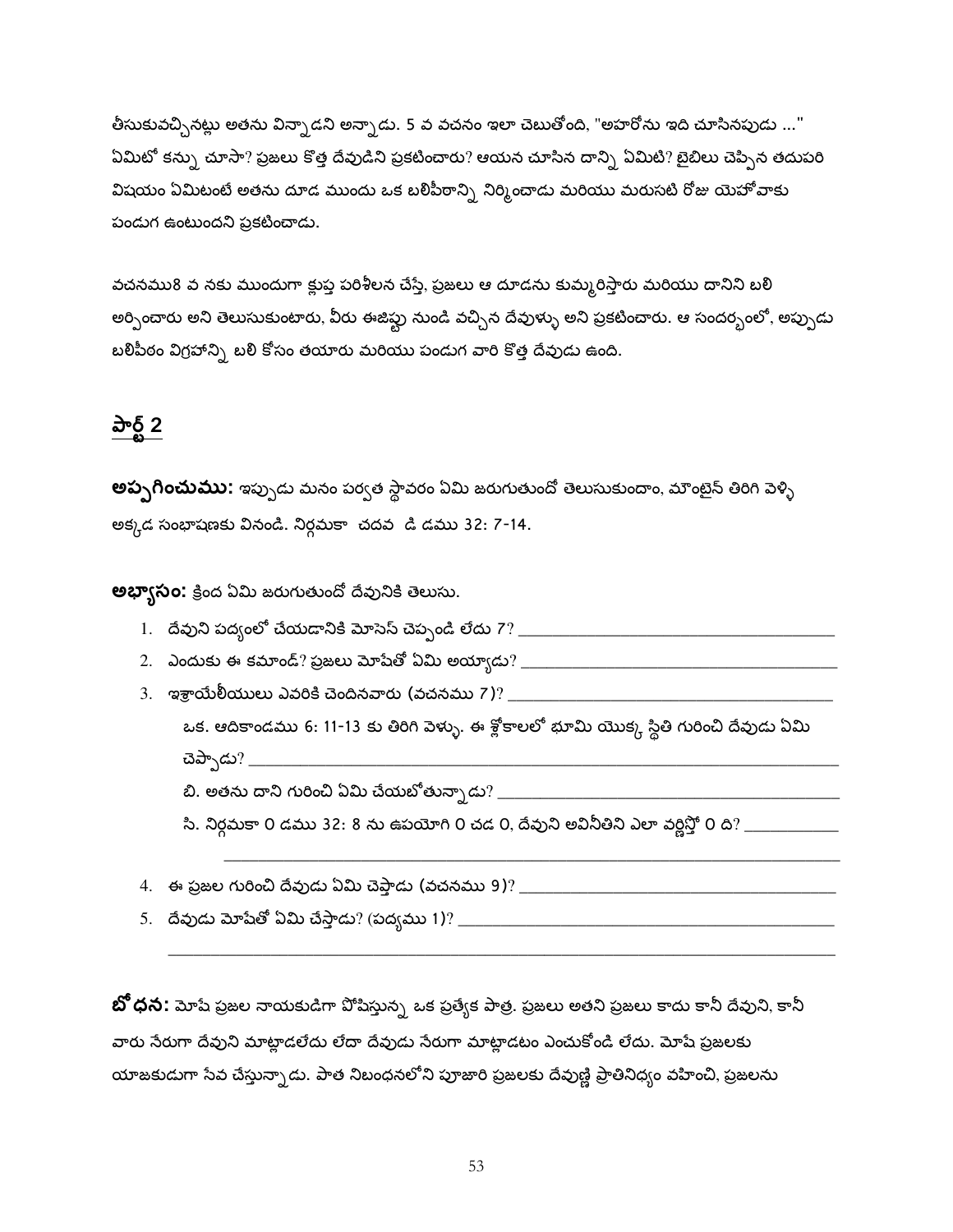తీసుకువచ్చినట్లు అతను విన్నాడని అన్నాడు. 5 వ వచనం ఇలా చెబుతోంది, "అహరోను ఇది చూసినపుడు ..." ఏమిటో కన్ను చూసా? ప్రజలు కొత్త దేవుడిని ప్రకటించారు? ఆయన చూసిన దాన్ని ఏమిటి? బైబిలు చెప్పిన తదుపరి విషయం ఏమిటంటే అతను దూడ ముందు ఒక బలిపీఠాన్ని నిర్మించాడు మరియు మరుసటి రోజు యెహోవాకు పండుగ ఉంటుందని ప్రకటించాడు.

వచనము8 వ నకు ముందుగా క్లుప్త పరిశీలన చేస్తే, ప్రజలు ఆ దూడను కుమ్మరిస్తారు మరియు దానిని బలి అర్పించారు అని తెలుసుకుంటారు, వీరు ఈజిప్టు నుండి వచ్చిన దేవుళ్ళు అని ప్రకటించారు. ఆ సందర్భంలో, అప్పుడు బలిపీఠం విగ్రహాన్ని బలి కోసం తయారు మరియు పండుగ వారి కొత్త దేవుడు ఉంది.

## పార్ట్ 2

**అప్పగించుము:** ఇప్పుడు మనం పర్వత స్థావరం ఏమి జరుగుతుందో తెలుసుకుందాం, మౌంటైన్ తిరిగి వెళ్ళి అక్కడ సంభాషణకు వినండి. నిర్గమకా చదవ డి డము 32: 7-14.

**అభ్యాసం:** క్రింద ఏమి జరుగుతుందో దేవునికి తెలుసు.

1. దేవుని పద్యంలో చేయడానికి మోసెస్ చెప్పండి లేదు 7? ____________________
2. ఎందుకు ఈ కమాండ్? ప్రజలు మోషేతో ఏమి అయ్యాడు? ____________________
3. ఇశ్రాయేలీయులు ఎవరికి చెందినవారు (వచనము 7)? ____________________
   
   ఒక. ఆదికాండము 6: 11-13 కు తిరిగి వెళ్ళు. ఈ శ్లోకాలలో భూమి యొక్క స్థితి గురించి దేవుడు ఏమి చెప్పాడు? ____________________
   
   బి. అతను దాని గురించి ఏమి చేయబోతున్నాడు? ____________________
   
   సి. నిర్గమకా 0 డము 32: 8 ను ఉపయోగి 0 చడ 0, దేవుని అవినీతిని ఎలా వర్ణిస్తో 0 ది? ____________________
   ____________________
4. ఈ ప్రజల గురించి దేవుడు ఏమి చెప్తాడు (వచనము 9)? ____________________
5. దేవుడు మోషేతో ఏమి చేస్తాడు? (పద్యము 1)? ____________________
   ____________________

**బోధన:** మోషే ప్రజల నాయకుడిగా పోషిస్తున్న ఒక ప్రత్యేక పాత్ర. ప్రజలు అతని ప్రజలు కాదు కానీ దేవుని, కానీ వారు నేరుగా దేవుని మాట్లాడలేదు లేదా దేవుడు నేరుగా మాట్లాడటం ఎంచుకోండి లేదు. మోషే ప్రజలకు యాజకుడుగా సేవ చేస్తున్నాడు. పాత నిబంధనలోని పూజారి ప్రజలకు దేవుణ్ణి ప్రాతినిధ్యం వహించి, ప్రజలను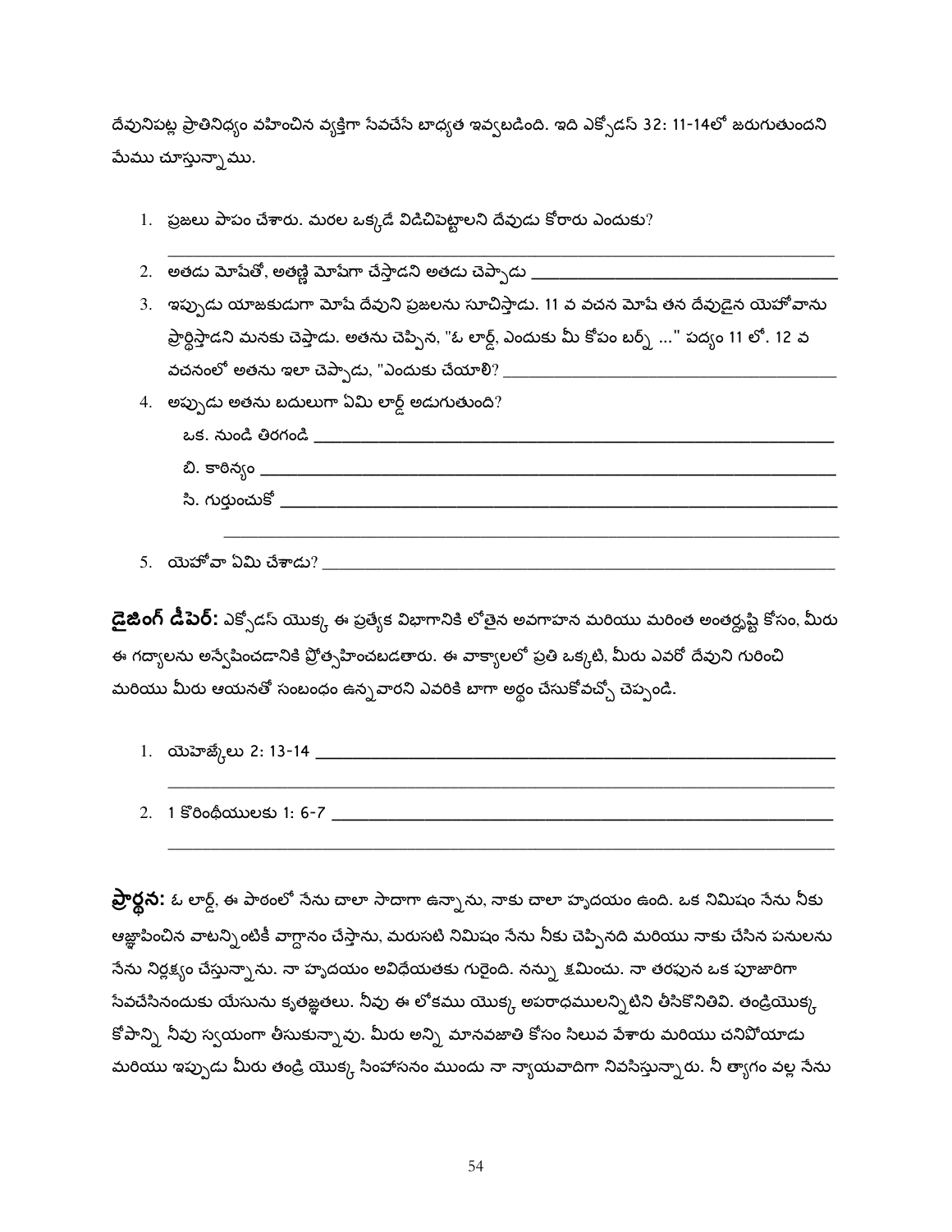దేవునిపట్ల ప్రాతినిధ్యం వహించిన వ్యక్తిగా సేవచేసే బాధ్యత ఇవ్వబడింది. ఇది ఎక్సోడస్ 32: 11-14లో జరుగుతుందని మేము చూస్తున్నాము.

1. ప్రజలు పాపం చేశారు. మరల ఒక్కడే విడిచిపెట్టాలని దేవుడు కోరారు ఎందుకు? ____________________
2. అతడు మోషేతో, అతణ్ణి మోషేగా చేస్తాడని అతడు చెప్పాడు ____________________
3. ఇప్పుడు యాజకుడుగా మోషే దేవుని ప్రజలను సూచిస్తాడు. 11 వ వచన మోషే తన దేవుడైన యెహోవాను ప్రార్థిస్తాడని మనకు చెప్తాడు. అతను చెప్పిన, "ఓ లార్డ్, ఎందుకు మీ కోపం బర్న్ ..." పద్యం 11 లో. 12 వ వచనంలో అతను ఇలా చెప్పాడు, "ఎందుకు చేయాలి? ____________________
4. అప్పుడు అతను బదులుగా ఏమి లార్డ్ అడుగుతుంది?
   ఒక. నుండి తిరగండి ____________________
   బి. కారిన్యం ____________________
   సి. గుర్తుంచుకో ____________________
   ____________________
5. యెహోవా ఏమి చేశాడు? ____________________

**డైజింగ్ డీపెర్:** ఎక్సోడస్ యొక్క ఈ ప్రత్యేక విభాగానికి లోతైన అవగాహన మరియు మరింత అంతర్దృష్టి కోసం, మీరు ఈ గద్యాలను అన్వేషించడానికి ప్రోత్సహించబడతారు. ఈ వాక్యాలలో ప్రతి ఒక్కటి, మీరు ఎవరో దేవుని గురించి మరియు మీరు ఆయనతో సంబంధం ఉన్నవారని ఎవరికి బాగా అర్థం చేసుకోవచ్చో చెప్పండి.

1. యెహెజ్కేలు 2: 13-14 ____________________
   ____________________
2. 1 కొరింథీయులకు 1: 6-7 ____________________
   ____________________

**ప్రార్థన:** ఓ లార్డ్, ఈ పాఠంలో నేను చాలా సాదాగా ఉన్నాను, నాకు చాలా హృదయం ఉంది. ఒక నిమిషం నేను నీకు ఆజ్ఞాపించిన వాటన్నింటికీ వాగ్దానం చేస్తాను, మరుసటి నిమిషం నేను నీకు చెప్పినది మరియు నాకు చేసిన పనులను నేను నిర్లక్ష్యం చేస్తున్నాను. నా హృదయం అవిధేయతకు గురైంది. నన్ను క్షమించు. నా తరఫున ఒక పూజారిగా సేవచేసినందుకు యేసును కృతజ్ఞతలు. నీవు ఈ లోకము యొక్క అపరాధములన్నిటిని తీసికొనితివి. తండ్రియొక్క కోపాన్ని నీవు స్వయంగా తీసుకున్నావు. మీరు అన్ని మానవజాతి కోసం సిలువ వేశారు మరియు చనిపోయాడు మరియు ఇప్పుడు మీరు తండ్రి యొక్క సింహాసనం ముందు నా న్యాయవాదిగా నివసిస్తున్నారు. నీ త్యాగం వల్ల నేను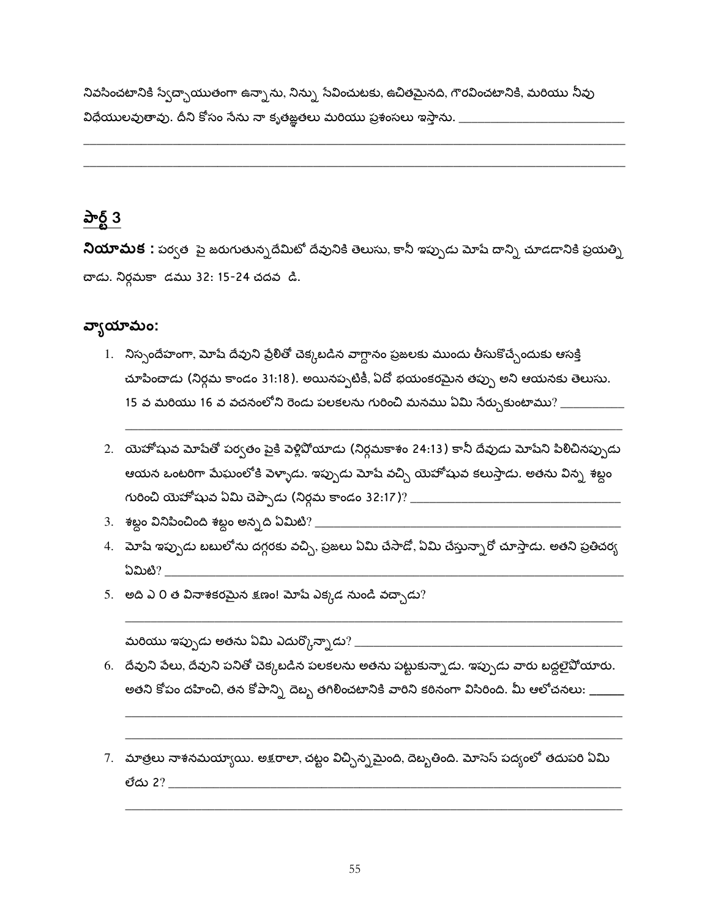నివసించటానికి స్వేచ్ఛాయుతంగా ఉన్నాను, నిన్ను సేవించుటకు, ఉచితమైనది, గౌరవించటానికి, మరియు నీవు విధేయులవుతావు. దీని కోసం నేను నా కృతజ్ఞతలు మరియు ప్రశంసలు ఇస్తాను. ___________________________

______________________________________________________________________________

______________________________________________________________________________

## పార్ట్ 3

**నియామక :** పర్వత పై జరుగుతున్నదేమిటో దేవునికి తెలుసు, కానీ ఇప్పుడు మోషే దాన్ని చూడడానికి ప్రయత్నిచాడు. నిర్గమకా డము 32: 15-24 చదవ డి.

### వ్యాయామం:

1. నిస్సందేహంగా, మోషే దేవుని వ్రేలితో చెక్కబడిన వాగ్దానం ప్రజలకు ముందు తీసుకొచ్చేందుకు ఆసక్తి చూపించాడు (నిర్గమ కాండం 31:18). అయినప్పటికీ, ఏదో భయంకరమైన తప్పు అని ఆయనకు తెలుసు. 15 వ మరియు 16 వ వచనంలోని రెండు పలకలను గురించి మనము ఏమి నేర్చుకుంటాము? ___________

   ______________________________________________________________________________
2. యెహోషువ మోషేతో పర్వతం పైకి వెళ్లిపోయాడు (నిర్గమకాశం 24:13) కానీ దేవుడు మోషేని పిలిచినప్పుడు ఆయన ఒంటరిగా మేఘంలోకి వెళ్ళాడు. ఇప్పుడు మోషే వచ్చి యెహోషువ కలుస్తాడు. అతను విన్న శబ్దం గురించి యెహోషువ ఏమి చెప్పాడు (నిర్గమ కాండం 32:17)? ___________________________
3. శబ్దం వినిపించింది శబ్దం అన్నది ఏమిటి? ___________________________
4. మోషే ఇప్పుడు బబులోను దగ్గరకు వచ్చి, ప్రజలు ఏమి చేసాడో, ఏమి చేస్తున్నారో చూస్తాడు. అతని ప్రతిచర్య ఏమిటి? ___________________________
5. అది ఎ ౦ త వినాశకరమైన క్షణం! మోషే ఎక్కడ నుండి వచ్చాడు?

   ______________________________________________________________________________

   మరియు ఇప్పుడు అతను ఏమి ఎదుర్కొన్నాడు? ___________________________
6. దేవుని వేలు, దేవుని పనితో చెక్కబడిన పలకలను అతను పట్టుకున్నాడు. ఇప్పుడు వారు బద్దలైపోయారు. అతని కోపం దహించి, తన కోపాన్ని దెబ్బ తగిలించటానికి వారిని కఠినంగా విసిరింది. మీ ఆలోచనలు: ______

   ______________________________________________________________________________

   ______________________________________________________________________________
7. మాత్రలు నాశనమయ్యాయి. అక్షరాలా, చట్టం విచ్ఛిన్నమైంది, దెబ్బతింది. మోసెస్ పద్యంలో తదుపరి ఏమి లేదు 2? ___________________________

   ______________________________________________________________________________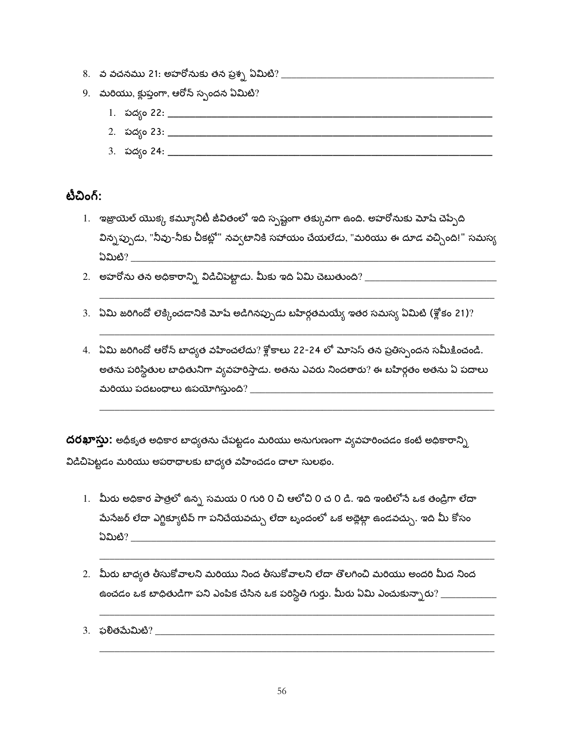8. వ వచనము 21: అహరోనుకు తన ప్రశ్న ఏమిటి? ______________________________

9. మరియు, క్లుప్తంగా, ఆరోన్ స్పందన ఏమిటి?
   1. పద్యం 22: ______________________________
   2. పద్యం 23: ______________________________
   3. పద్యం 24: ______________________________

## టీచింగ్:

1. ఇజ్రాయెల్ యొక్క కమ్యూనిటీ జీవితంలో ఇది స్పష్టంగా తక్కువగా ఉంది. అహరోనుకు మోషే చెప్పేది విన్నప్పుడు, "నీవు-నీకు చీకట్లో" నవ్వటానికి సహాయం చేయలేడు, "మరియు ఈ దూడ వచ్చింది!" సమస్య ఏమిటి? ______________________________

2. అహరోను తన అధికారాన్ని విడిచిపెట్టాడు. మీకు ఇది ఏమి చెబుతుంది? ______________________________
______________________________

3. ఏమి జరిగిందో లెక్కించడానికి మోషే అడిగినప్పుడు బహిర్గతమయ్యే ఇతర సమస్య ఏమిటి (శ్లోకం 21)?
______________________________

4. ఏమి జరిగిందో ఆరోన్ బాధ్యత వహించలేదు? శ్లోకాలు 22-24 లో మోసెస్ తన ప్రతిస్పందన సమీక్షించండి. అతను పరిస్థితుల బాధితునిగా వ్యవహరిస్తాడు. అతను ఎవరు నిందతారు? ఈ బహిర్గతం అతను ఏ పదాలు మరియు పదబంధాలు ఉపయోగిస్తుంది? ______________________________
______________________________

**దరఖాస్తు:** అధీకృత అధికార బాధ్యతను చేపట్టడం మరియు అనుగుణంగా వ్యవహరించడం కంటే అధికారాన్ని విడిచిపెట్టడం మరియు అపరాధాలకు బాధ్యత వహించడం చాలా సులభం.

1. మీరు అధికార పాత్రలో ఉన్న సమయ 0 గురి 0 చి ఆలోచి 0 చ 0 డి. ఇది ఇంటిలోనే ఒక తండ్రిగా లేదా మేనేజర్ లేదా ఎగ్జిక్యూటివ్ గా పనిచేయవచ్చు లేదా బృందంలో ఒక అథ్లెట్గా ఉండవచ్చు. ఇది మీ కోసం ఏమిటి? ______________________________
______________________________

2. మీరు బాధ్యత తీసుకోవాలని మరియు నింద తీసుకోవాలని లేదా తొలగించి మరియు అందరి మీద నింద ఉంచడం ఒక బాధితుడిగా పని ఎంపిక చేసిన ఒక పరిస్థితి గుర్తు. మీరు ఏమి ఎంచుకున్నారు? ____________
______________________________

3. ఫలితమేమిటి? ______________________________
______________________________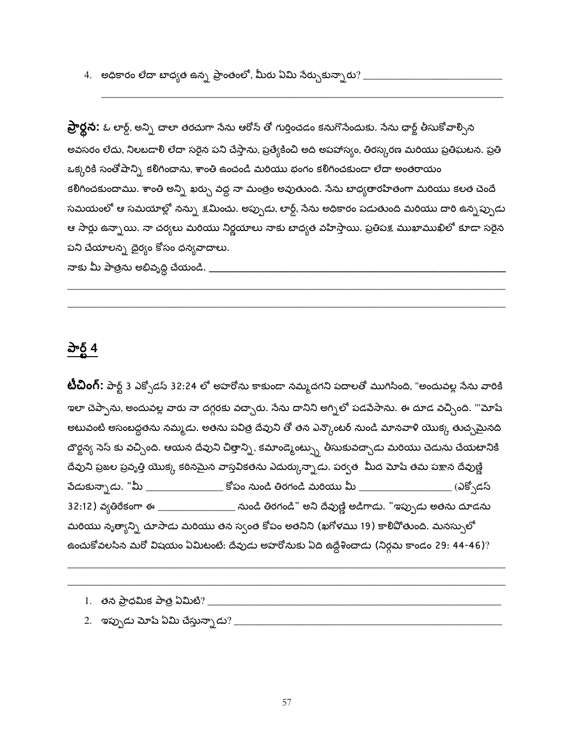4. అధికారం లేదా బాధ్యత ఉన్న ప్రాంతంలో, మీరు ఏమి నేర్చుకున్నారు? ___________________________

_______________________________________________________________________________

**ప్రార్థన:** ఓ లార్డ్, అన్ని చాలా తరచుగా నేను ఆరోన్ తో గుర్తించడం కనుగొనేందుకు. నేను ఛార్జ్ తీసుకోవాల్సిన అవసరం లేదు, నిలబడాలి లేదా సరైన పని చేస్తాను, ప్రత్యేకించి అది అపహాస్యం, తిరస్కరణ మరియు ప్రతిఘటన. ప్రతి ఒక్కరికి సంతోషాన్ని కలిగించాను, శాంతి ఉంచండి మరియు భంగం కలిగించకుండా లేదా అంతరాయం కలిగించకుందాము. శాంతి అన్ని ఖర్చు వద్ద నా మంత్రం అవుతుంది. నేను బాధ్యతారహితంగా మరియు కలత చెందే సమయంలో ఆ సమయాల్లో నన్ను క్షమించు. అప్పుడు, లార్డ్, నేను అధికారం పడుతుంది మరియు దారి ఉన్నప్పుడు ఆ సార్లు ఉన్నాయి. నా చర్యలు మరియు నిర్ణయాలు నాకు బాధ్యత వహిస్తాయి. ప్రతిపక్ష ముఖాముఖిలో కూడా సరైన పని చేయాలన్న ధైర్యం కోసం ధన్యవాదాలు.

నాకు మీ పాత్రను అభివృద్ధి చేయండి. _______________________________________________

_______________________________________________________________________________

_______________________________________________________________________________

## పార్ట్ 4

**టీచింగ్:** పార్ట్ 3 ఎక్సోడస్ 32:24 లో అహరోను కాకుండా నమ్మదగని పదాలతో ముగిసింది, "అందువల్ల నేను వారికి ఇలా చెప్పాను, అందువల్ల వారు నా దగ్గరకు వచ్చారు. నేను దానిని అగ్నిలో పడవేసాను. ఈ దూడ వచ్చింది. '"మోషే అటువంటి అసంబద్ధతను నమ్మడు. అతను పవిత్ర దేవుని తో తన ఎన్కౌంటర్ నుండి మానవాళి యొక్క తుచ్ఛమైనది దౌర్జన్య సెస్ కు వచ్చింది. ఆయన దేవుని చిత్తాన్ని, కమాండ్మెంట్స్ను తీసుకువచ్చాడు మరియు చెడును చేయటానికి దేవుని ప్రజల ప్రవృత్తి యొక్క కఠినమైన వాస్తవికతను ఎదుర్కున్నాడు. పర్వత మీద మోషే తమ పక్షాన దేవుణ్ణి వేడుకున్నాడు. "మీ _______________ కోపం నుండి తిరగండి మరియు మీ _________________ (ఎక్సోడస్ 32:12) వ్యతిరేకంగా ఈ _______________ నుండి తిరగండి" అని దేవుణ్ణి అడిగాడు. "ఇప్పుడు అతను దూడను మరియు నృత్యాన్ని చూసాడు మరియు తన స్వంత కోపం అతనిని (ఖగోళము 19) కాలిపోతుంది. మనస్సులో ఉంచుకోవలసిన మరో విషయం ఏమిటంటే: దేవుడు అహరోనుకు ఏది ఉద్దేశించాడు (నిర్గమ కాండం 29: 44-46)?

_______________________________________________________________________________

_______________________________________________________________________________

1. తన ప్రాథమిక పాత్ర ఏమిటి? _______________________________________________
2. ఇప్పుడు మోషే ఏమి చేస్తున్నాడు? ___________________________________________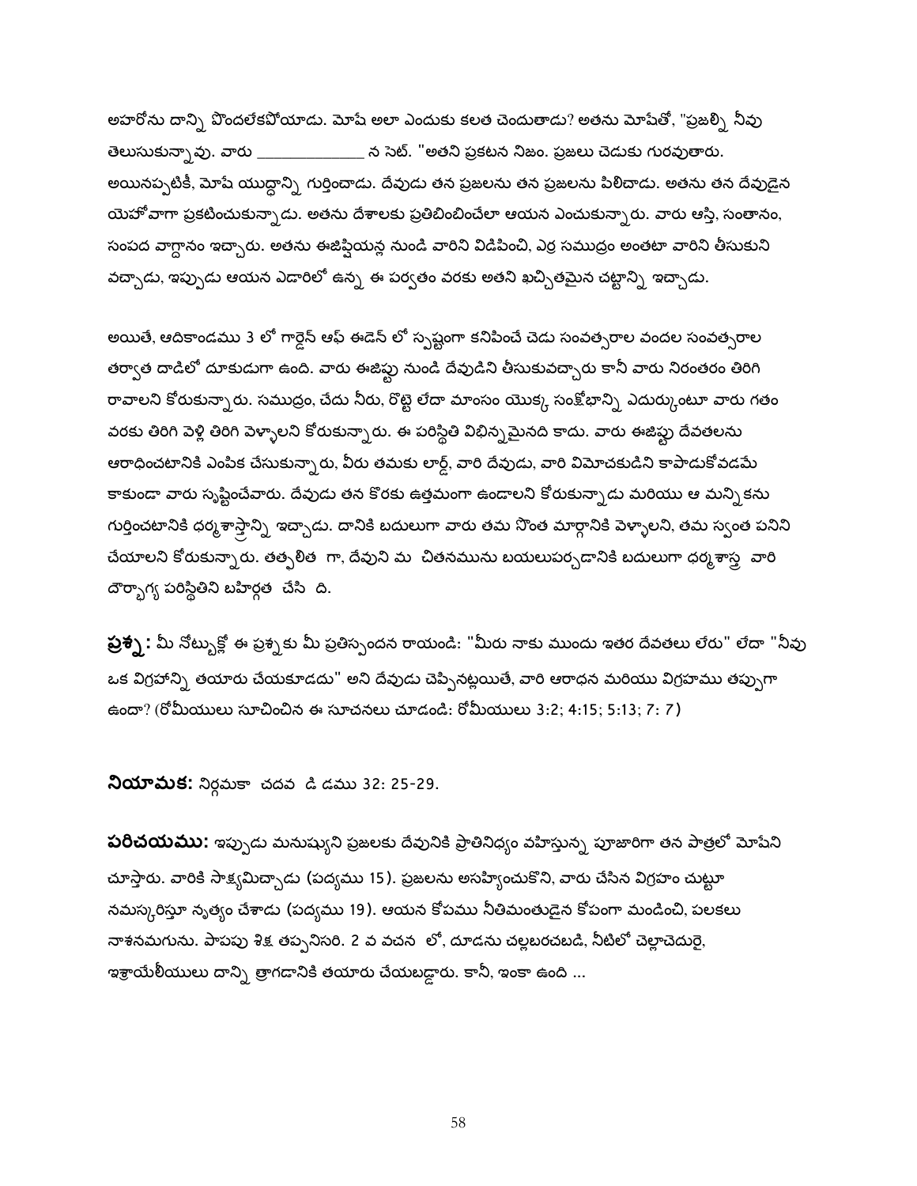అహరోను దాన్ని పొందలేకపోయాడు. మోషే అలా ఎందుకు కలత చెందుతాడు? అతను మోషేతో, "ప్రజల్ని నీవు తెలుసుకున్నావు. వారు _____________ న సెట్. "అతని ప్రకటన నిజం. ప్రజలు చెడుకు గురవుతారు. అయినప్పటికీ, మోషే యుద్ధాన్ని గుర్తించాడు. దేవుడు తన ప్రజలను తన ప్రజలను పిలిచాడు. అతను తన దేవుడైన యెహోవాగా ప్రకటించుకున్నాడు. అతను దేశాలకు ప్రతిబింబించేలా ఆయన ఎంచుకున్నారు. వారు ఆస్తి, సంతానం, సంపద వాగ్దానం ఇచ్చారు. అతను ఈజిప్షియన్ల నుండి వారిని విడిపించి, ఎర్ర సముద్రం అంతటా వారిని తీసుకుని వచ్చాడు, ఇప్పుడు ఆయన ఎడారిలో ఉన్న ఈ పర్వతం వరకు అతని ఖచ్చితమైన చట్టాన్ని ఇచ్చాడు.

అయితే, ఆదికాండము 3 లో గార్డెన్ ఆఫ్ ఈడెన్ లో స్పష్టంగా కనిపించే చెడు సంవత్సరాల వందల సంవత్సరాల తర్వాత దాడిలో దూకుడుగా ఉంది. వారు ఈజిప్టు నుండి దేవుడిని తీసుకువచ్చారు కానీ వారు నిరంతరం తిరిగి రావాలని కోరుకున్నారు. సముద్రం, చేదు నీరు, రొట్టె లేదా మాంసం యొక్క సంక్షోభాన్ని ఎదుర్కుంటూ వారు గతం వరకు తిరిగి వెళ్లి తిరిగి వెళ్ళాలని కోరుకున్నారు. ఈ పరిస్థితి విభిన్నమైనది కాదు. వారు ఈజిప్టు దేవతలను ఆరాధించటానికి ఎంపిక చేసుకున్నారు, వీరు తమకు లార్డ్, వారి దేవుడు, వారి విమోచకుడిని కాపాడుకోవడమే కాకుండా వారు సృష్టించేవారు. దేవుడు తన కొరకు ఉత్తమంగా ఉండాలని కోరుకున్నాడు మరియు ఆ మన్నికను గుర్తించటానికి ధర్మశాస్త్రాన్ని ఇచ్చాడు. దానికి బదులుగా వారు తమ సొంత మార్గానికి వెళ్ళాలని, తమ స్వంత పనిని చేయాలని కోరుకున్నారు. తత్ఫలిత గా, దేవుని మ చితనమును బయలుపర్చడానికి బదులుగా ధర్మశాస్త్ర వారి దౌర్భాగ్య పరిస్థితిని బహిర్గత చేసి ది.

**ప్రశ్న:** మీ నోట్బుక్లో ఈ ప్రశ్నకు మీ ప్రతిస్పందన రాయండి: "మీరు నాకు ముందు ఇతర దేవతలు లేరు" లేదా "నీవు ఒక విగ్రహాన్ని తయారు చేయకూడదు" అని దేవుడు చెప్పినట్లయితే, వారి ఆరాధన మరియు విగ్రహము తప్పుగా ఉందా? (రోమీయులు సూచించిన ఈ సూచనలు చూడండి: రోమీయులు 3:2; 4:15; 5:13; 7: 7)

**నియామక:** నిర్గమకా చదవ డి డము 32: 25-29.

**పరిచయము:** ఇప్పుడు మనుష్యుని ప్రజలకు దేవునికి ప్రాతినిధ్యం వహిస్తున్న పూజారిగా తన పాత్రలో మోషేని చూస్తారు. వారికి సాక్ష్యమిచ్చాడు (పద్యము 15). ప్రజలను అసహ్యించుకొని, వారు చేసిన విగ్రహం చుట్టూ నమస్కరిస్తూ నృత్యం చేశాడు (పద్యము 19). ఆయన కోపము నీతిమంతుడైన కోపంగా మండించి, పలకలు నాశనమగును. పాపపు శిక్ష తప్పనిసరి. 2 వ వచన లో, దూడను చల్లబరచబడి, నీటిలో చెల్లాచెదురై, ఇశ్రాయేలీయులు దాన్ని త్రాగడానికి తయారు చేయబడ్డారు. కానీ, ఇంకా ఉంది ...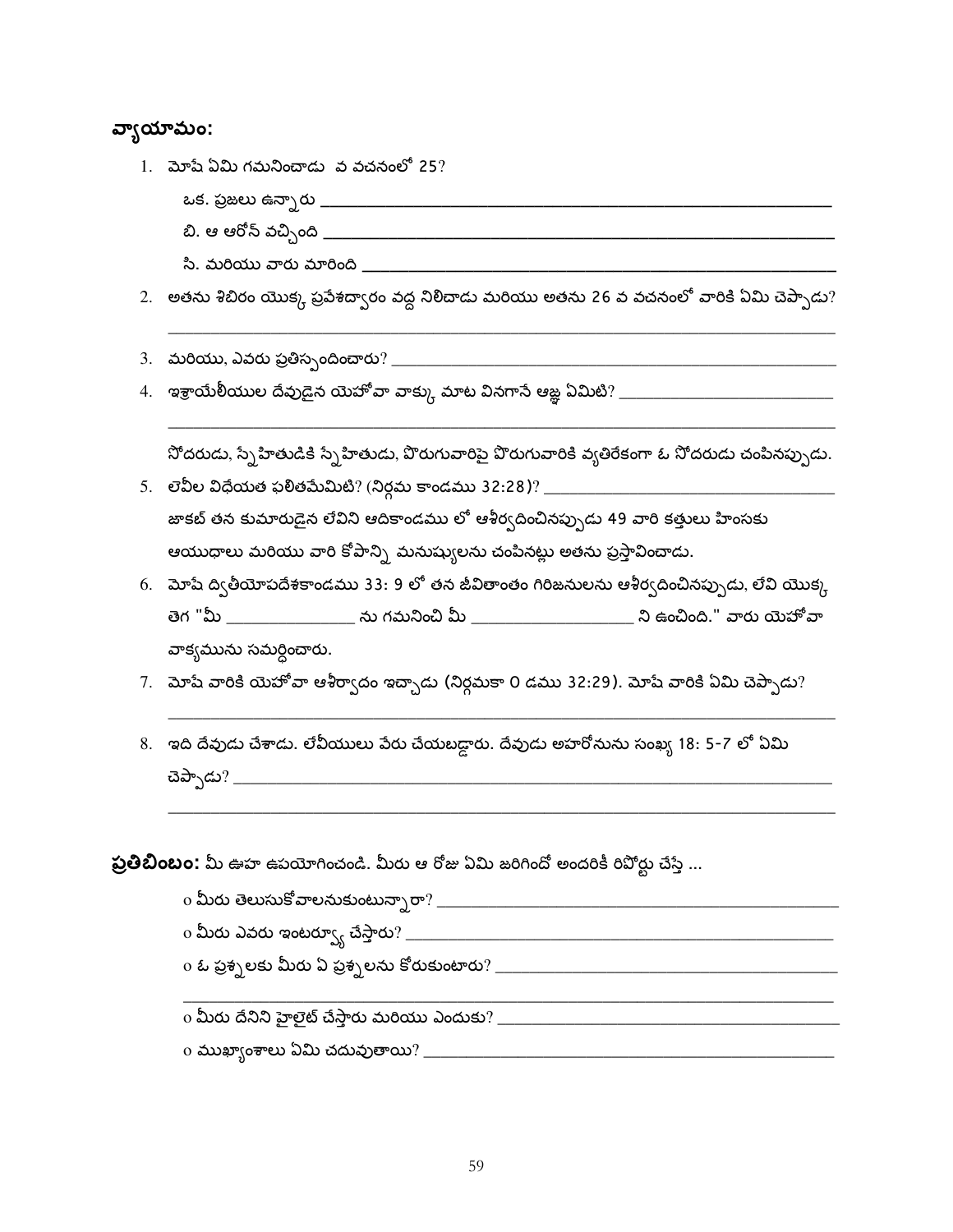**వ్యాయామం:**

1. మోషే ఏమి గమనించాడు వ వచనంలో 25?

   ఒక. ప్రజలు ఉన్నారు ______________________________________________

   బి. ఆ ఆరోన్ వచ్చింది ______________________________________________

   సి. మరియు వారు మారింది ______________________________________________

2. అతను శిబిరం యొక్క ప్రవేశద్వారం వద్ద నిలిచాడు మరియు అతను 26 వ వచనంలో వారికి ఏమి చెప్పాడు?

   ______________________________________________________________________

3. మరియు, ఎవరు ప్రతిస్పందించారు? ______________________________________________

4. ఇశ్రాయేలీయుల దేవుడైన యెహోవా వాక్కు మాట వినగానే ఆజ్ఞ ఏమిటి? ____________________

   ______________________________________________________________________

   సోదరుడు, స్నేహితుడికి స్నేహితుడు, పొరుగువారిపై పొరుగువారికి వ్యతిరేకంగా ఓ సోదరుడు చంపినప్పుడు.

5. లేవీల విధేయత ఫలితమేమిటి? (నిర్గమ కాండము 32:28)? ____________________________

   జాకబ్ తన కుమారుడైన లేవిని ఆదికాండము లో ఆశీర్వదించినప్పుడు 49 వారి కత్తులు హింసకు ఆయుధాలు మరియు వారి కోపాన్ని మనుష్యులను చంపినట్లు అతను ప్రస్తావించాడు.

6. మోషే ద్వితీయోపదేశకాండము 33: 9 లో తన జీవితాంతం గిరిజనులను ఆశీర్వదించినప్పుడు, లేవి యొక్క తెగ "మీ ______________ ను గమనించి మీ __________________ ని ఉంచింది." వారు యెహోవా వాక్యమును సమర్థించారు.

7. మోషే వారికి యెహోవా ఆశీర్వాదం ఇచ్చాడు (నిర్గమకా 0 డము 32:29). మోషే వారికి ఏమి చెప్పాడు?

   ______________________________________________________________________

8. ఇది దేవుడు చేశాడు. లేవీయులు వేరు చేయబడ్డారు. దేవుడు అహరోనును సంఖ్య 18: 5-7 లో ఏమి చెప్పాడు? ______________________________________________________________

   ______________________________________________________________________

**ప్రతిబింబం:** మీ ఊహ ఉపయోగించండి. మీరు ఆ రోజు ఏమి జరిగిందో అందరికీ రిపోర్టు చేస్తే ...

- o మీరు తెలుసుకోవాలనుకుంటున్నారా? ______________________________________
- o మీరు ఎవరు ఇంటర్వ్యూ చేస్తారు? ______________________________________
- o ఓ ప్రశ్నలకు మీరు ఏ ప్రశ్నలను కోరుకుంటారు? ______________________________

  ______________________________________________________________________
- o మీరు దేనిని హైలైట్ చేస్తారు మరియు ఎందుకు? ______________________________
- o ముఖ్యాంశాలు ఏమి చదువుతాయి? ______________________________________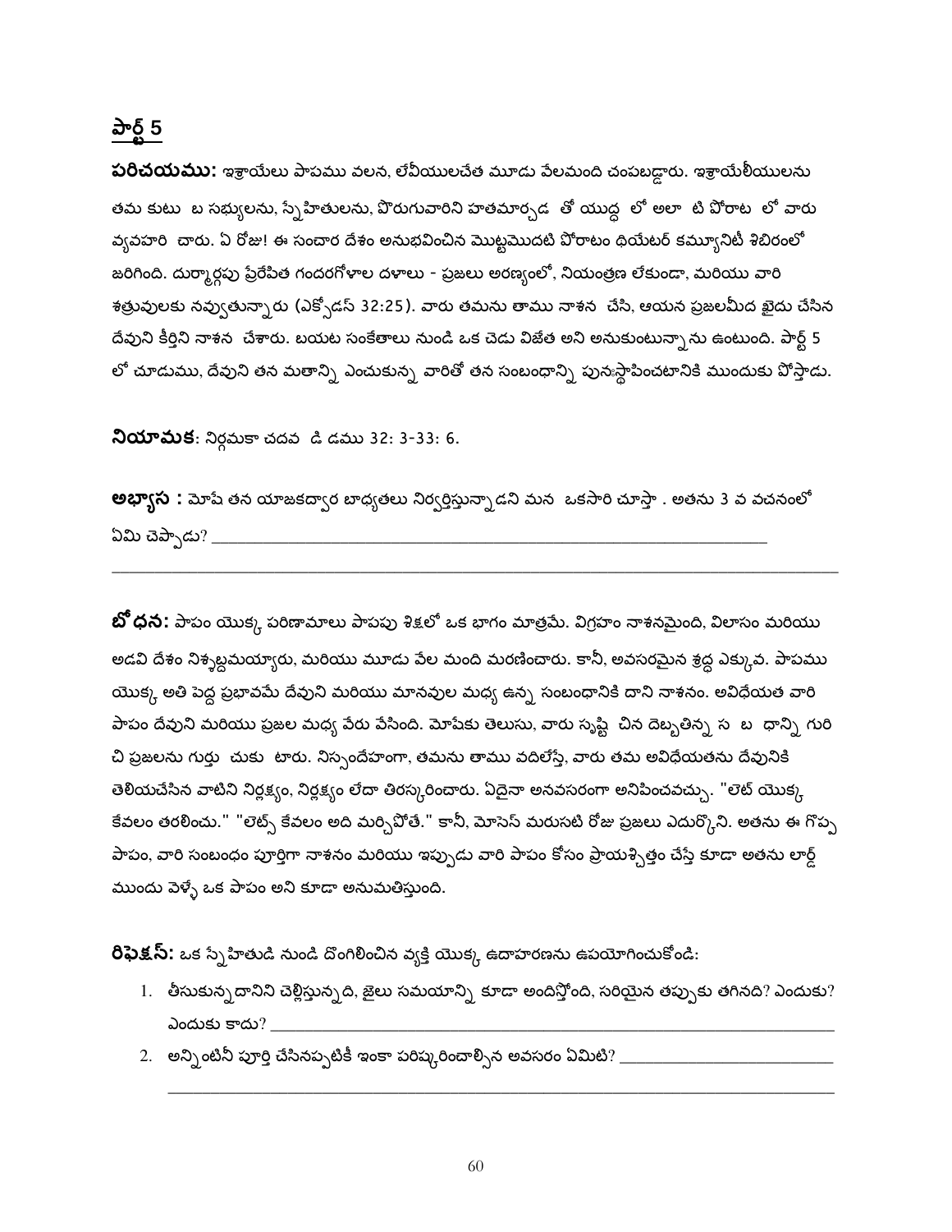## పార్ట్ 5

**పరిచయము:** ఇశ్రాయేలు పాపము వలన, లేవీయులచేత మూడు వేలమంది చంపబడ్డారు. ఇశ్రాయేలీయులను తమ కుటు బ సభ్యులను, స్నేహితులను, పొరుగువారిని హతమార్చడ తో యుద్ధ లో అలా టి పోరాట లో వారు వ్యవహరి చారు. ఏ రోజు! ఈ సంచార దేశం అనుభవించిన మొట్టమొదటి పోరాటం థియేటర్ కమ్యూనిటీ శిబిరంలో జరిగింది. దుర్మార్గపు ప్రేరేపిత గందరగోళాల దళాలు - ప్రజలు అరణ్యంలో, నియంత్రణ లేకుండా, మరియు వారి శత్రువులకు నవ్వుతున్నారు (ఎక్సోడస్ 32:25). వారు తమను తాము నాశన చేసి, ఆయన ప్రజలమీద ఖైదు చేసిన దేవుని కీర్తిని నాశన చేశారు. బయట సంకేతాలు నుండి ఒక చెడు విజేత అని అనుకుంటున్నాను ఉంటుంది. పార్ట్ 5 లో చూడుము, దేవుని తన మతాన్ని ఎంచుకున్న వారితో తన సంబంధాన్ని పునఃస్థాపించటానికి ముందుకు పోస్తాడు.

**నియామక**: నిర్గమకా చదవ డి డము 32: 3-33: 6.

**అభ్యాస :** మోషే తన యాజకద్వార బాధ్యతలు నిర్వర్తిస్తున్నాడని మన ఒకసారి చూస్తా . అతను 3 వ వచనంలో ఏమి చెప్పాడు? \_\_\_\_\_\_\_\_\_\_\_\_\_\_\_\_\_\_\_\_\_\_\_\_\_\_\_\_\_\_\_\_\_\_\_\_\_\_\_\_\_\_\_\_\_\_\_\_\_\_\_\_\_\_\_\_\_\_\_\_\_\_\_\_

\_\_\_\_\_\_\_\_\_\_\_\_\_\_\_\_\_\_\_\_\_\_\_\_\_\_\_\_\_\_\_\_\_\_\_\_\_\_\_\_\_\_\_\_\_\_\_\_\_\_\_\_\_\_\_\_\_\_\_\_\_\_\_\_\_\_\_\_\_\_\_\_\_\_\_\_\_\_\_\_

**బోధన:** పాపం యొక్క పరిణామాలు పాపపు శిక్షలో ఒక భాగం మాత్రమే. విగ్రహం నాశనమైంది, విలాసం మరియు అడవి దేశం నిశ్చబ్దమయ్యారు, మరియు మూడు వేల మంది మరణించారు. కానీ, అవసరమైన శ్రద్ధ ఎక్కువ. పాపము యొక్క అతి పెద్ద ప్రభావమే దేవుని మరియు మానవుల మధ్య ఉన్న సంబంధానికి దాని నాశనం. అవిధేయత వారి పాపం దేవుని మరియు ప్రజల మధ్య వేరు వేసింది. మోషేకు తెలుసు, వారు సృష్టి చిన దెబ్బతిన్న స బ ధాన్ని గురి చి ప్రజలను గుర్తు చుకు టారు. నిస్సందేహంగా, తమను తాము వదిలేస్తే, వారు తమ అవిధేయతను దేవునికి తెలియచేసిన వాటిని నిర్లక్ష్యం, నిర్లక్ష్యం లేదా తిరస్కరించారు. ఏదైనా అనవసరంగా అనిపించవచ్చు. "లెట్ యొక్క కేవలం తరలించు." "లెట్స్ కేవలం అది మర్చిపోతే." కానీ, మోసెస్ మరుసటి రోజు ప్రజలు ఎదుర్కొని. అతను ఈ గొప్ప పాపం, వారి సంబంధం పూర్తిగా నాశనం మరియు ఇప్పుడు వారి పాపం కోసం ప్రాయశ్చిత్తం చేస్తే కూడా అతను లార్డ్ ముందు వెళ్ళే ఒక పాపం అని కూడా అనుమతిస్తుంది.

**రిఫెక్షన్:** ఒక స్నేహితుడి నుండి దొంగిలించిన వ్యక్తి యొక్క ఉదాహరణను ఉపయోగించుకోండి:

1. తీసుకున్న దానిని చెల్లిస్తున్నది, జైలు సమయాన్ని కూడా అందిస్తోంది, సరియైన తప్పుకు తగినది? ఎందుకు? ఎందుకు కాదు? \_\_\_\_\_\_\_\_\_\_\_\_\_\_\_\_\_\_\_\_\_\_\_\_\_\_\_\_\_\_\_\_\_\_\_\_\_\_\_\_\_\_\_\_\_\_\_\_\_\_\_\_\_\_\_\_\_\_\_\_\_\_\_\_
2. అన్నింటినీ పూర్తి చేసినప్పటికీ ఇంకా పరిష్కరించాల్సిన అవసరం ఏమిటి? \_\_\_\_\_\_\_\_\_\_\_\_\_\_\_\_\_\_\_\_\_\_\_\_\_\_\_\_

   \_\_\_\_\_\_\_\_\_\_\_\_\_\_\_\_\_\_\_\_\_\_\_\_\_\_\_\_\_\_\_\_\_\_\_\_\_\_\_\_\_\_\_\_\_\_\_\_\_\_\_\_\_\_\_\_\_\_\_\_\_\_\_\_\_\_\_\_\_\_\_\_\_\_\_\_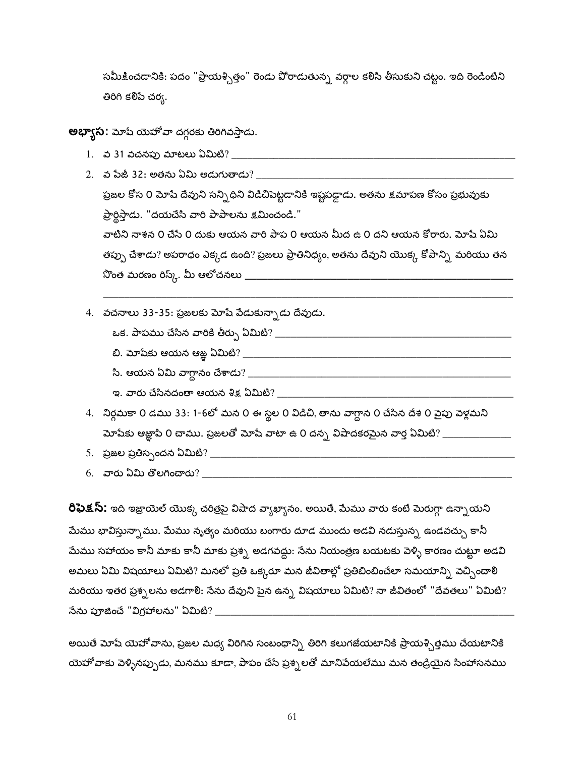సమీక్షించడానికి: పదం "ప్రాయశ్చిత్తం" రెండు పోరాడుతున్న వర్గాల కలిసి తీసుకుని చట్టం. ఇది రెండింటిని తిరిగి కలిపే చర్య.

**అభ్యాస:** మోషే యెహోవా దగ్గరకు తిరిగివస్తాడు.

1. వ 31 వచనపు మాటలు ఏమిటి? _______________
2. వ పేజీ 32: అతను ఏమి అడుగుతాడు? _______________

   ప్రజల కోస 0 మోషే దేవుని సన్నిధిని విడిచిపెట్టడానికి ఇష్టపడ్డాడు. అతను క్షమాపణ కోసం ప్రభువుకు ప్రార్థిస్తాడు. "దయచేసి వారి పాపాలను క్షమించండి."

   వాటిని నాశన 0 చేసే 0 దుకు ఆయన వారి పాప 0 ఆయన మీద ఉ 0 దని ఆయన కోరారు. మోషే ఏమి తప్పు చేశాడు? అపరాధం ఎక్కడ ఉంది? ప్రజలు ప్రాతినిధ్యం, అతను దేవుని యొక్క కోపాన్ని మరియు తన సొంత మరణం రిస్క్. మీ ఆలోచనలు _______________

   _______________

4. వచనాలు 33-35: ప్రజలకు మోషే వేడుకున్నాడు దేవుడు.
   - ఒక. పాపము చేసిన వారికి తీర్పు ఏమిటి? _______________
   - బి. మోషేకు ఆయన ఆజ్ఞ ఏమిటి? _______________
   - సి. ఆయన ఏమి వాగ్దానం చేశాడు? _______________
   - ఇ. వారు చేసినదంతా ఆయన శిక్ష ఏమిటి? _______________
4. నిర్గమకా 0 డము 33: 1-6లో మన 0 ఈ స్థల 0 విడిచి, తాను వాగ్దాన 0 చేసిన దేశ 0 వైపు వెళ్లమని మోషేకు ఆజ్ఞాపి 0 చాము. ప్రజలతో మోషే వాటా ఉ 0 దన్న విషాదకరమైన వార్త ఏమిటి? _______________
5. ప్రజల ప్రతిస్పందన ఏమిటి? _______________
6. వారు ఏమి తొలగించారు? _______________

**రిఫెక్షన్:** ఇది ఇశ్రాయెల్ యొక్క చరిత్రపై విషాద వ్యాఖ్యానం. అయితే, మేము వారు కంటే మెరుగ్గా ఉన్నాయని మేము భావిస్తున్నాము. మేము నృత్యం మరియు బంగారు దూడ ముందు అడవి నడుస్తున్న ఉండవచ్చు కానీ మేము సహాయం కానీ మాకు కానీ మాకు ప్రశ్న అడగవద్దు: నేను నియంత్రణ బయటకు వెళ్ళి కారణం చుట్టూ అడవి అమలు ఏమి విషయాలు ఏమిటి? మనలో ప్రతి ఒక్కరూ మన జీవితాల్లో ప్రతిబింబించేలా సమయాన్ని వెచ్చించాలి మరియు ఇతర ప్రశ్నలను అడగాలి: నేను దేవుని పైన ఉన్న విషయాలు ఏమిటి? నా జీవితంలో "దేవతలు" ఏమిటి? నేను పూజించే "విగ్రహాలను" ఏమిటి? _______________

అయితే మోషే యెహోవాను, ప్రజల మధ్య విరిగిన సంబంధాన్ని తిరిగి కలుగజేయటానికి ప్రాయశ్చిత్తము చేయటానికి యెహోవాకు వెళ్ళినప్పుడు, మనము కూడా, పాపం చేసే ప్రశ్నలతో మానివేయలేము మన తండ్రియైన సింహాసనము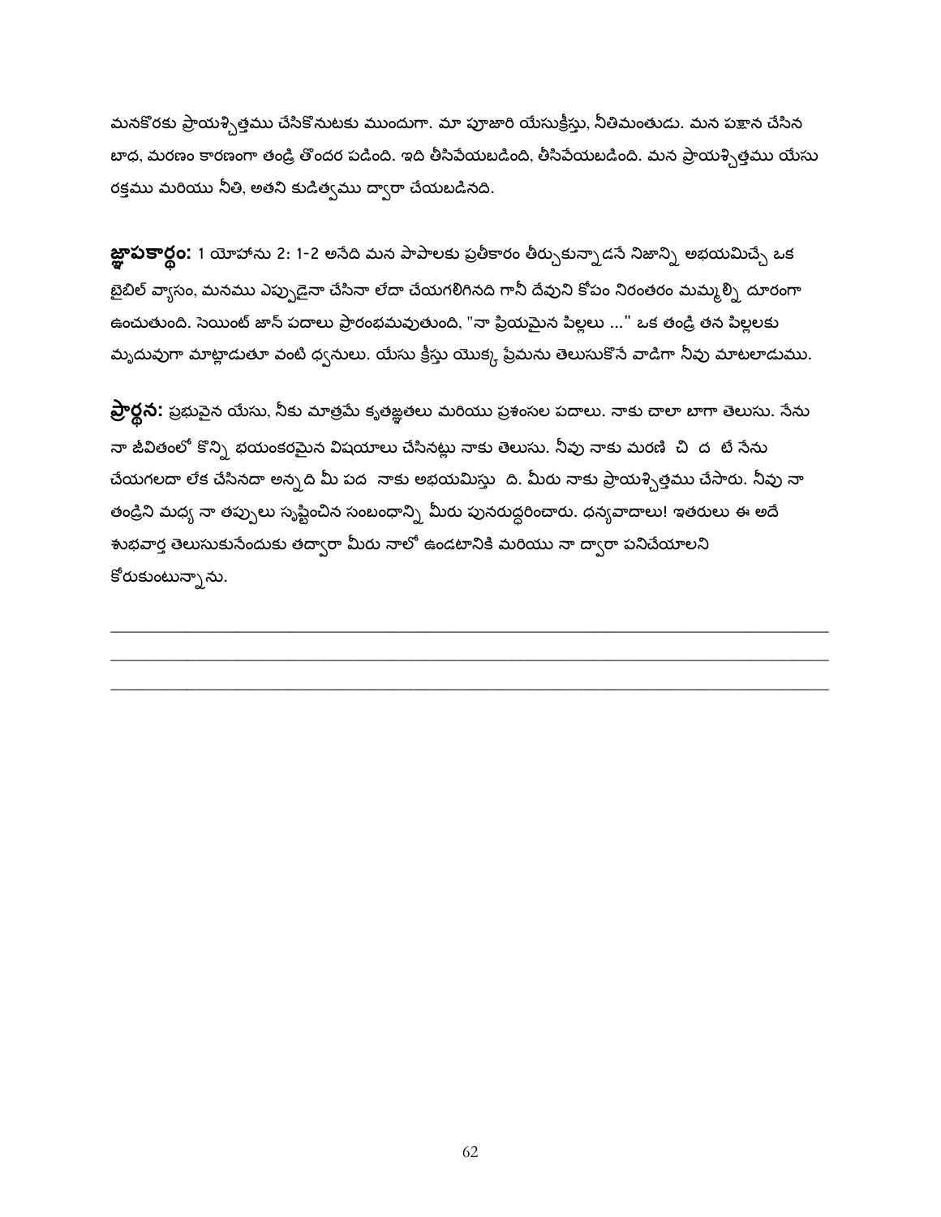మనకొరకు ప్రాయశ్చిత్తము చేసికొనుటకు ముందుగా. మా పూజారి యేసుక్రీస్తు, నీతిమంతుడు. మన పక్షాన చేసిన బాధ, మరణం కారణంగా తండ్రి తొందర పడింది. ఇది తీసివేయబడింది, తీసివేయబడింది. మన ప్రాయశ్చిత్తము యేసు రక్తము మరియు నీతి, అతని కుడిత్వము ద్వారా చేయబడినది.

**జ్ఞాపకార్థం:** 1 యోహాను 2: 1-2 అనేది మన పాపాలకు ప్రతీకారం తీర్చుకున్నాడనే నిజాన్ని అభయమిచ్చే ఒక బైబిల్ వ్యాసం, మనము ఎప్పుడైనా చేసినా లేదా చేయగలిగినది గానీ దేవుని కోపం నిరంతరం మమ్మల్ని దూరంగా ఉంచుతుంది. సెయింట్ జాన్ పదాలు ప్రారంభమవుతుంది, "నా ప్రియమైన పిల్లలు ..." ఒక తండ్రి తన పిల్లలకు మృదువుగా మాట్లాడుతూ వంటి ధ్వనులు. యేసు క్రీస్తు యొక్క ప్రేమను తెలుసుకొనే వాడిగా నీవు మాటలాడుము.

**ప్రార్థన:** ప్రభువైన యేసు, నీకు మాత్రమే కృతజ్ఞతలు మరియు ప్రశంసల పదాలు. నాకు చాలా బాగా తెలుసు. నేను నా జీవితంలో కొన్ని భయంకరమైన విషయాలు చేసినట్లు నాకు తెలుసు. నీవు నాకు మరణి చి ద టే నేను చేయగలదా లేక చేసినదా అన్నది మీ పద నాకు అభయమిస్తు ది. మీరు నాకు ప్రాయశ్చిత్తము చేసారు. నీవు నా తండ్రిని మధ్య నా తప్పులు సృష్టించిన సంబంధాన్ని మీరు పునరుద్ధరించారు. ధన్యవాదాలు! ఇతరులు ఈ అదే శుభవార్త తెలుసుకునేందుకు తద్వారా మీరు నాలో ఉండటానికి మరియు నా ద్వారా పనిచేయాలని కోరుకుంటున్నాను.

______________________________________________________________________________

______________________________________________________________________________

______________________________________________________________________________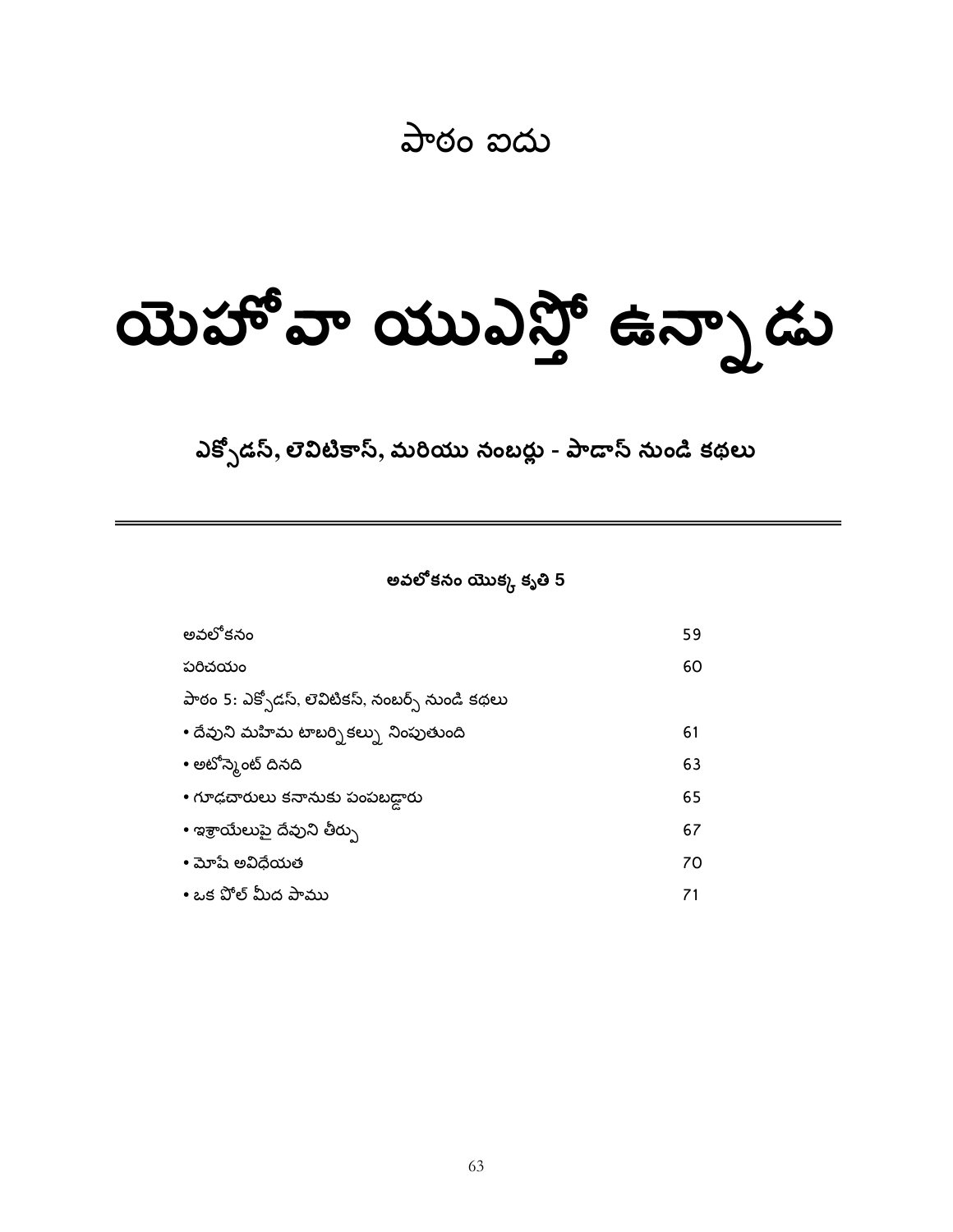# పాఠం ఐదు

# యెహోవా యుఎస్తో ఉన్నాడు

## ఎక్సోడస్, లెవిటికాస్, మరియు నంబర్లు - పాడాస్ నుండి కథలు

---

**అవలోకనం యొక్క కృతి 5**

| | |
|---|---|
| అవలోకనం | 59 |
| పరిచయం | 60 |
| పాఠం 5: ఎక్సోడస్, లెవిటికస్, నంబర్స్ నుండి కథలు | |
| • దేవుని మహిమ టాబర్నికల్ను నింపుతుంది | 61 |
| • అటోన్మెంట్ దినది | 63 |
| • గూఢచారులు కనానుకు పంపబడ్డారు | 65 |
| • ఇశ్రాయేలుపై దేవుని తీర్పు | 67 |
| • మోషే అవిధేయత | 70 |
| • ఒక పోల్ మీద పాము | 71 |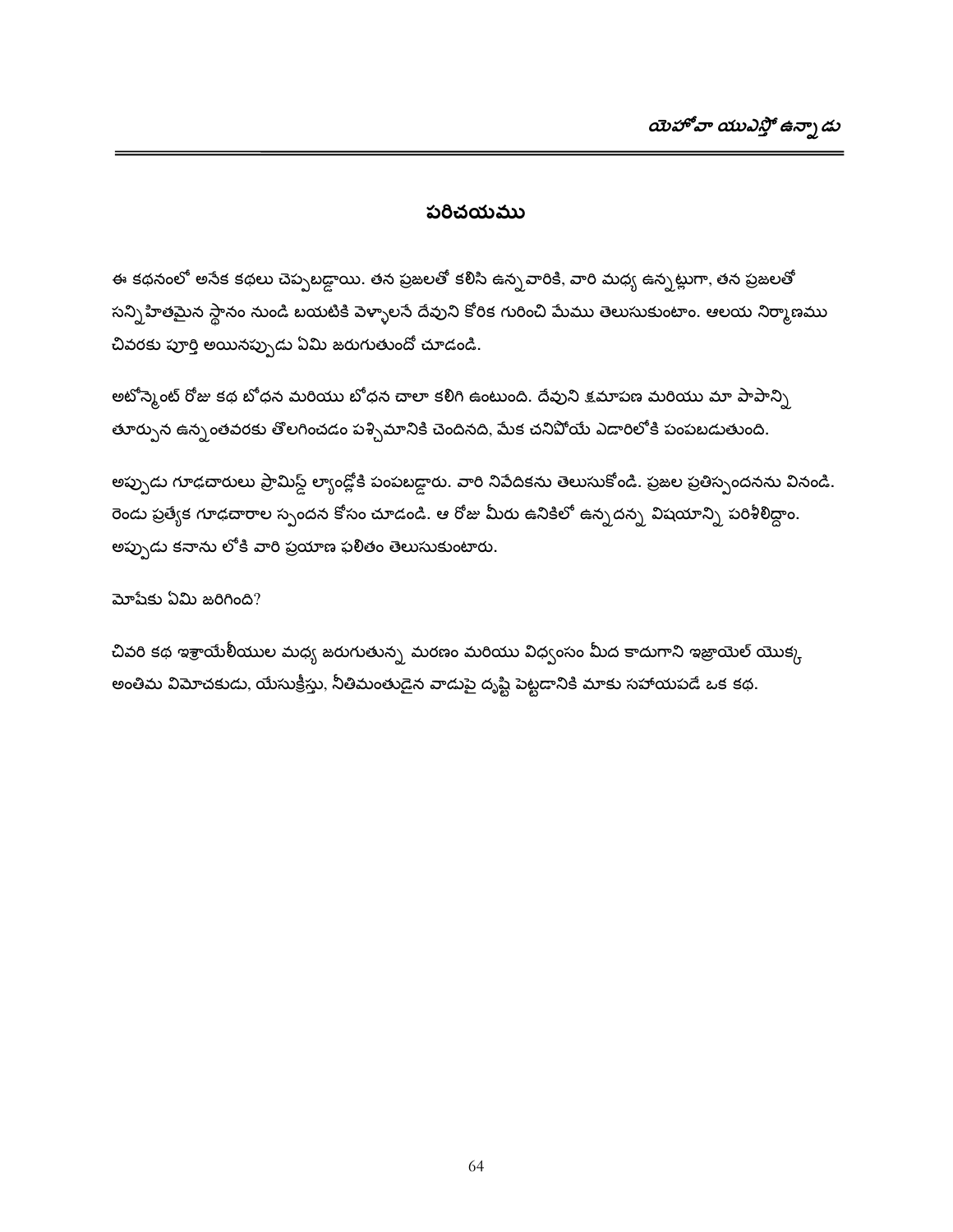# పరిచయము

ఈ కథనంలో అనేక కథలు చెప్పబడ్డాయి. తన ప్రజలతో కలిసి ఉన్నవారికి, వారి మధ్య ఉన్నట్లుగా, తన ప్రజలతో సన్నిహితమైన స్థానం నుండి బయటికి వెళ్ళాలనే దేవుని కోరిక గురించి మేము తెలుసుకుంటాం. ఆలయ నిర్మాణము చివరకు పూర్తి అయినప్పుడు ఏమి జరుగుతుందో చూడండి.

అటోన్మెంట్ రోజు కథ బోధన మరియు బోధన చాలా కలిగి ఉంటుంది. దేవుని క్షమాపణ మరియు మా పాపాన్ని తూర్పున ఉన్నంతవరకు తొలగించడం పశ్చిమానికి చెందినది, మేక చనిపోయే ఎడారిలోకి పంపబడుతుంది.

అప్పుడు గూఢచారులు ప్రామిస్డ్ ల్యాండ్లోకి పంపబడ్డారు. వారి నివేదికను తెలుసుకోండి. ప్రజల ప్రతిస్పందనను వినండి. రెండు ప్రత్యేక గూఢచారాల స్పందన కోసం చూడండి. ఆ రోజు మీరు ఉనికిలో ఉన్నదన్న విషయాన్ని పరిశీలిద్దాం. అప్పుడు కనాను లోకి వారి ప్రయాణ ఫలితం తెలుసుకుంటారు.

మోషేకు ఏమి జరిగింది?

చివరి కథ ఇశ్రాయేలీయుల మధ్య జరుగుతున్న మరణం మరియు విధ్వంసం మీద కాదుగాని ఇజ్రాయెల్ యొక్క అంతిమ విమోచకుడు, యేసుక్రీస్తు, నీతిమంతుడైన వాడుపై దృష్టి పెట్టడానికి మాకు సహాయపడే ఒక కథ.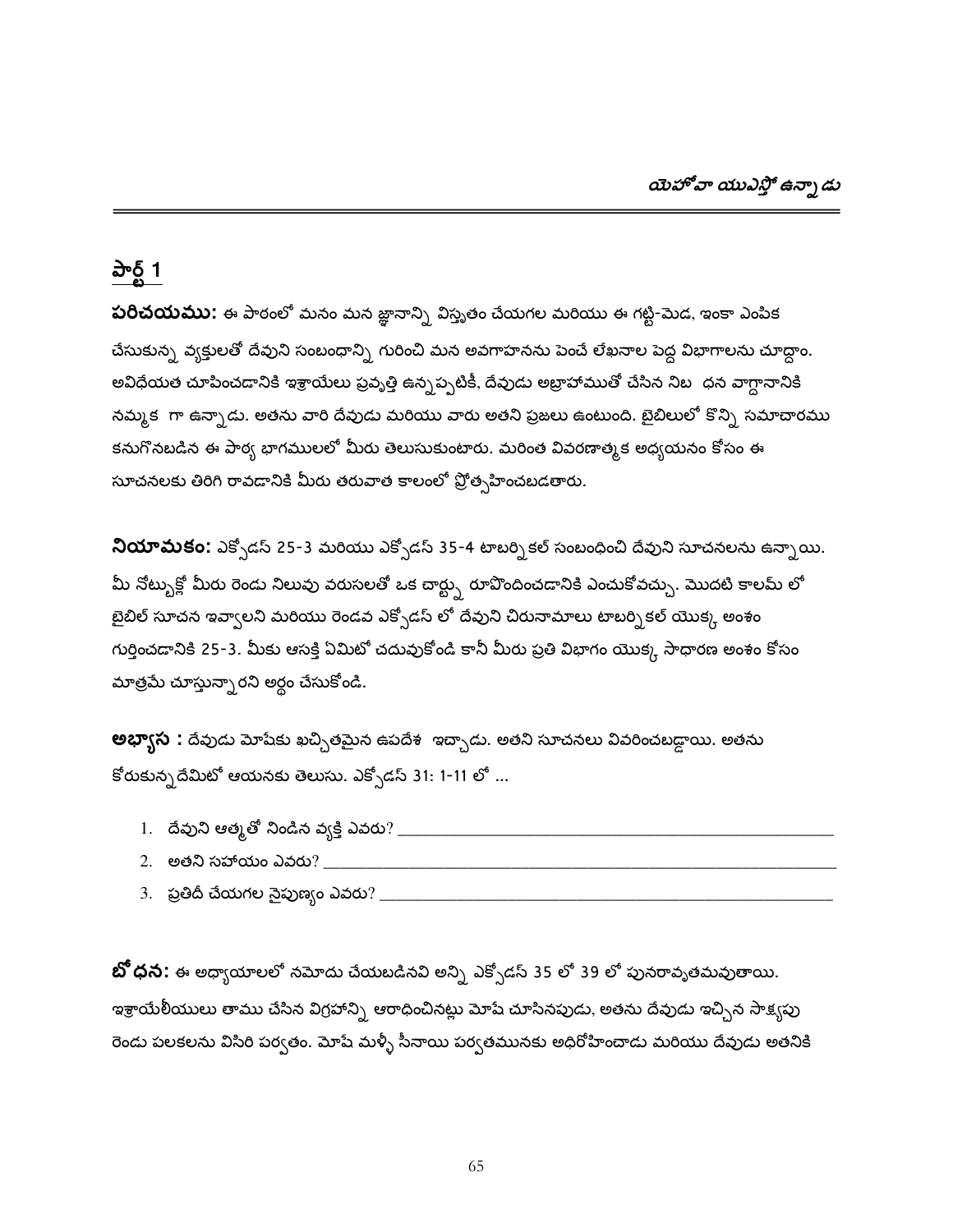## పార్ట్ 1

**పరిచయము:** ఈ పాఠంలో మనం మన జ్ఞానాన్ని విస్తృతం చేయగల మరియు ఈ గట్టి-మెడ, ఇంకా ఎంపిక చేసుకున్న వ్యక్తులతో దేవుని సంబంధాన్ని గురించి మన అవగాహనను పెంచే లేఖనాల పెద్ద విభాగాలను చూద్దాం. అవిధేయత చూపించడానికి ఇశ్రాయేలు ప్రవృత్తి ఉన్నప్పటికీ, దేవుడు అబ్రాహాముతో చేసిన నిబ ధన వాగ్దానానికి నమ్మక గా ఉన్నాడు. అతను వారి దేవుడు మరియు వారు అతని ప్రజలు ఉంటుంది. బైబిలులో కొన్ని సమాచారము కనుగొనబడిన ఈ పాఠ్య భాగములలో మీరు తెలుసుకుంటారు. మరింత వివరణాత్మక అధ్యయనం కోసం ఈ సూచనలకు తిరిగి రావడానికి మీరు తరువాత కాలంలో ప్రోత్సహించబడతారు.

**నియామకం:** ఎక్సోడస్ 25-3 మరియు ఎక్సోడస్ 35-4 టాబర్నికల్ సంబంధించి దేవుని సూచనలను ఉన్నాయి. మీ నోట్బుక్లో మీరు రెండు నిలువు వరుసలతో ఒక చార్టు రూపొందించడానికి ఎంచుకోవచ్చు. మొదటి కాలమ్ లో బైబిల్ సూచన ఇవ్వాలని మరియు రెండవ ఎక్సోడస్ లో దేవుని చిరునామాలు టాబర్నికల్ యొక్క అంశం గుర్తించడానికి 25-3. మీకు ఆసక్తి ఏమిటో చదువుకోండి కానీ మీరు ప్రతి విభాగం యొక్క సాధారణ అంశం కోసం మాత్రమే చూస్తున్నారని అర్థం చేసుకోండి.

**అభ్యాస :** దేవుడు మోషేకు ఖచ్చితమైన ఉపదేశ ఇచ్చాడు. అతని సూచనలు వివరించబడ్డాయి. అతను కోరుకున్నదేమిటో ఆయనకు తెలుసు. ఎక్సోడస్ 31: 1-11 లో ...

1. దేవుని ఆత్మతో నిండిన వ్యక్తి ఎవరు? ____________________
2. అతని సహాయం ఎవరు? ____________________
3. ప్రతిదీ చేయగల నైపుణ్యం ఎవరు? ____________________

**బోధన:** ఈ అధ్యాయాలలో నమోదు చేయబడినవి అన్ని ఎక్సోడస్ 35 లో 39 లో పునరావృతమవుతాయి. ఇశ్రాయేలీయులు తాము చేసిన విగ్రహాన్ని ఆరాధించినట్లు మోషే చూసినపుడు, అతను దేవుడు ఇచ్చిన సాక్ష్యపు రెండు పలకలను విసిరి పర్వతం. మోషే మళ్ళీ సీనాయి పర్వతమునకు అధిరోహించాడు మరియు దేవుడు అతనికి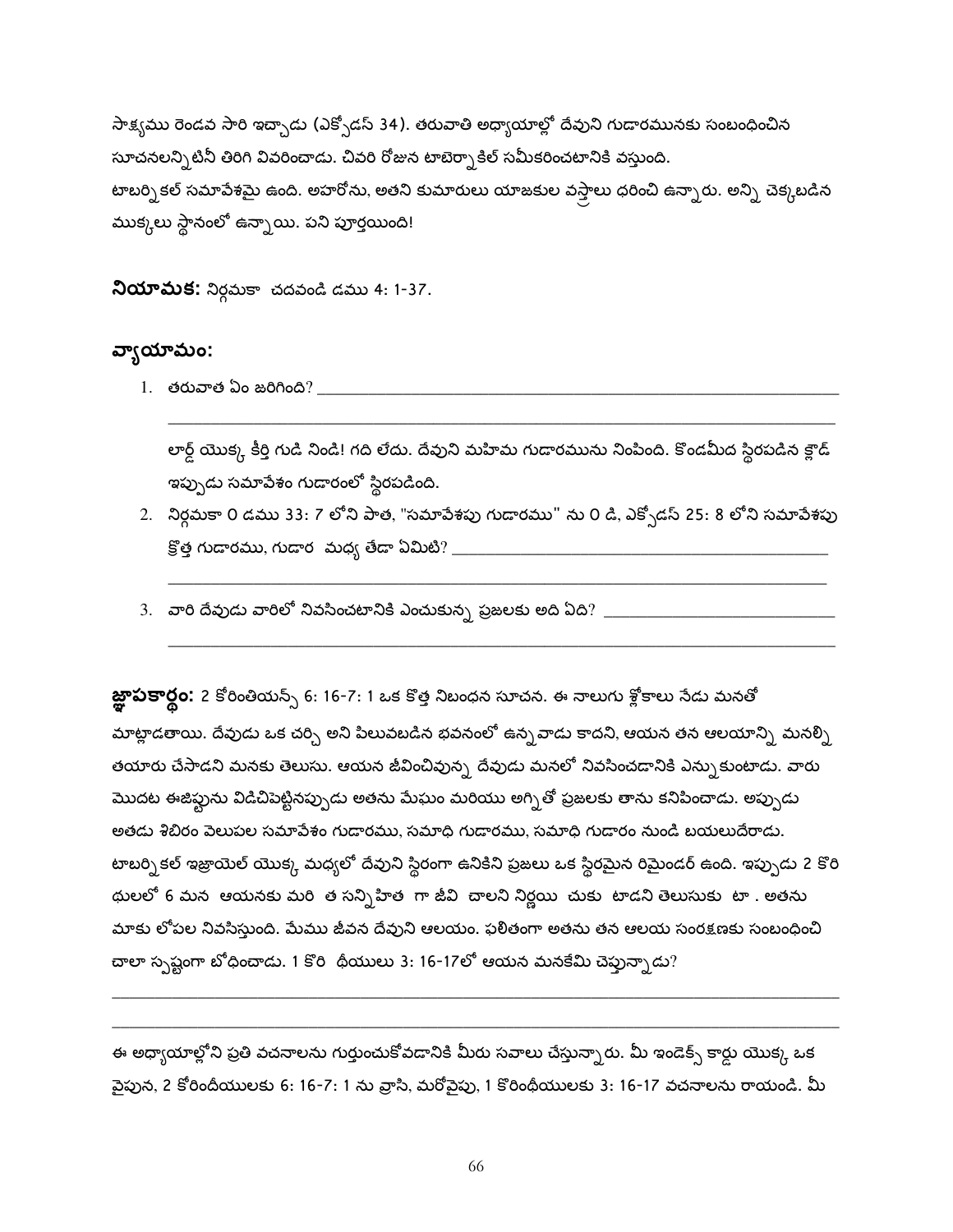సాక్ష్యము రెండవ సారి ఇచ్చాడు (ఎక్సోడస్ 34). తరువాతి అధ్యాయాల్లో దేవుని గుడారమునకు సంబంధించిన సూచనలన్నిటినీ తిరిగి వివరించాడు. చివరి రోజున టాబెర్నాకిల్ సమీకరించటానికి వస్తుంది. టాబర్నాకల్ సమావేశమై ఉంది. అహరోను, అతని కుమారులు యాజకుల వస్త్రాలు ధరించి ఉన్నారు. అన్ని చెక్కబడిన ముక్కలు స్థానంలో ఉన్నాయి. పని పూర్తయింది!

**నియామక:** నిర్గమకా చదవండి డము 4: 1-37.

## వ్యాయామం:

1. తరువాత ఏం జరిగింది? \_\_\_\_\_\_\_\_\_\_\_\_\_\_\_\_\_\_\_\_\_\_\_\_\_\_\_\_\_\_\_\_\_\_\_\_\_\_\_\_\_\_\_\_\_\_\_\_\_\_\_\_\_\_\_\_

   \_\_\_\_\_\_\_\_\_\_\_\_\_\_\_\_\_\_\_\_\_\_\_\_\_\_\_\_\_\_\_\_\_\_\_\_\_\_\_\_\_\_\_\_\_\_\_\_\_\_\_\_\_\_\_\_\_\_\_\_\_\_\_\_\_\_\_\_\_\_\_\_

   లార్డ్ యొక్క కీర్తి గుడి నిండి! గది లేదు. దేవుని మహిమ గుడారమును నింపింది. కొండమీద స్థిరపడిన క్లౌడ్ ఇప్పుడు సమావేశం గుడారంలో స్థిరపడింది.

2. నిర్గమకా 0 డము 33: 7 లోని పాత, "సమావేశపు గుడారము" ను 0 డి, ఎక్సోడస్ 25: 8 లోని సమావేశపు క్రొత్త గుడారము, గుడార మధ్య తేడా ఏమిటి? \_\_\_\_\_\_\_\_\_\_\_\_\_\_\_\_\_\_\_\_\_\_\_\_\_\_\_\_\_\_\_\_\_\_\_\_\_\_\_\_

   \_\_\_\_\_\_\_\_\_\_\_\_\_\_\_\_\_\_\_\_\_\_\_\_\_\_\_\_\_\_\_\_\_\_\_\_\_\_\_\_\_\_\_\_\_\_\_\_\_\_\_\_\_\_\_\_\_\_\_\_\_\_\_\_\_\_\_\_\_\_\_\_

3. వారి దేవుడు వారిలో నివసించటానికి ఎంచుకున్న ప్రజలకు అది ఏది? \_\_\_\_\_\_\_\_\_\_\_\_\_\_\_\_\_\_\_\_\_\_\_\_\_\_

   \_\_\_\_\_\_\_\_\_\_\_\_\_\_\_\_\_\_\_\_\_\_\_\_\_\_\_\_\_\_\_\_\_\_\_\_\_\_\_\_\_\_\_\_\_\_\_\_\_\_\_\_\_\_\_\_\_\_\_\_\_\_\_\_\_\_\_\_\_\_\_\_

**జ్ఞాపకార్థం:** 2 కోరింతియన్స్ 6: 16-7: 1 ఒక కొత్త నిబంధన సూచన. ఈ నాలుగు శ్లోకాలు నేడు మనతో మాట్లాడతాయి. దేవుడు ఒక చర్చి అని పిలువబడిన భవనంలో ఉన్నవాడు కాదని, ఆయన తన ఆలయాన్ని మనల్ని తయారు చేసాడని మనకు తెలుసు. ఆయన జీవించివున్న దేవుడు మనలో నివసించడానికి ఎన్నుకుంటాడు. వారు మొదట ఈజిప్టును విడిచిపెట్టినప్పుడు అతను మేఘం మరియు అగ్నితో ప్రజలకు తాను కనిపించాడు. అప్పుడు అతడు శిబిరం వెలుపల సమావేశం గుడారము, సమాధి గుడారము, సమాధి గుడారం నుండి బయలుదేరాడు. టాబర్నాకల్ ఇజ్రాయెల్ యొక్క మధ్యలో దేవుని స్థిరంగా ఉనికిని ప్రజలు ఒక స్థిరమైన రిమైండర్ ఉంది. ఇప్పుడు 2 కొరి థులలో 6 మన ఆయనకు మరి త సన్నిహిత గా జీవి చాలని నిర్ణయి చుకు టాడని తెలుసుకు టా . అతను మాకు లోపల నివసిస్తుంది. మేము జీవన దేవుని ఆలయం. ఫలితంగా అతను తన ఆలయ సంరక్షణకు సంబంధించి చాలా స్పష్టంగా బోధించాడు. 1 కొరి థీయులు 3: 16-17లో ఆయన మనకేమి చెప్తున్నాడు?

\_\_\_\_\_\_\_\_\_\_\_\_\_\_\_\_\_\_\_\_\_\_\_\_\_\_\_\_\_\_\_\_\_\_\_\_\_\_\_\_\_\_\_\_\_\_\_\_\_\_\_\_\_\_\_\_\_\_\_\_\_\_\_\_\_\_\_\_\_\_\_\_\_\_\_\_\_\_

\_\_\_\_\_\_\_\_\_\_\_\_\_\_\_\_\_\_\_\_\_\_\_\_\_\_\_\_\_\_\_\_\_\_\_\_\_\_\_\_\_\_\_\_\_\_\_\_\_\_\_\_\_\_\_\_\_\_\_\_\_\_\_\_\_\_\_\_\_\_\_\_\_\_\_\_\_\_

ఈ అధ్యాయాల్లోని ప్రతి వచనాలను గుర్తుంచుకోవడానికి మీరు సవాలు చేస్తున్నారు. మీ ఇండెక్స్ కార్డు యొక్క ఒక వైపున, 2 కోరింథీయులకు 6: 16-7: 1 ను వ్రాసి, మరోవైపు, 1 కొరింథీయులకు 3: 16-17 వచనాలను రాయండి. మీ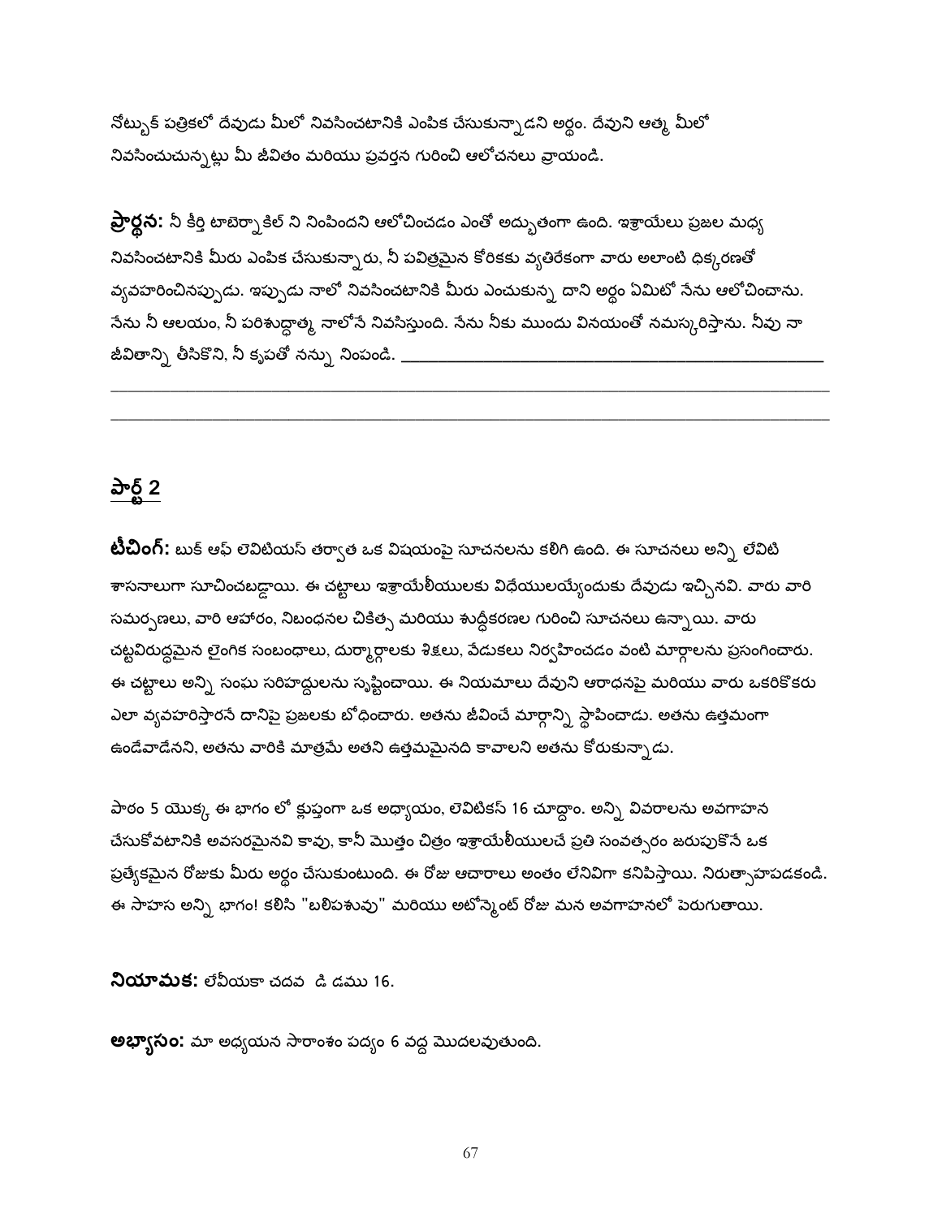నోట్బుక్ పత్రికలో దేవుడు మీలో నివసించటానికి ఎంపిక చేసుకున్నాడని అర్థం. దేవుని ఆత్మ మీలో నివసించుచున్నట్లు మీ జీవితం మరియు ప్రవర్తన గురించి ఆలోచనలు వ్రాయండి.

**ప్రార్థన:** నీ కీర్తి టాబెర్నాకిల్ ని నింపిందని ఆలోచించడం ఎంతో అద్భుతంగా ఉంది. ఇశ్రాయేలు ప్రజల మధ్య నివసించటానికి మీరు ఎంపిక చేసుకున్నారు, నీ పవిత్రమైన కోరికకు వ్యతిరేకంగా వారు అలాంటి ధిక్కరణతో వ్యవహరించినప్పుడు. ఇప్పుడు నాలో నివసించటానికి మీరు ఎంచుకున్న దాని అర్థం ఏమిటో నేను ఆలోచించాను. నేను నీ ఆలయం, నీ పరిశుద్ధాత్మ నాలోనే నివసిస్తుంది. నేను నీకు ముందు వినయంతో నమస్కరిస్తాను. నీవు నా జీవితాన్ని తీసికొని, నీ కృపతో నన్ను నింపండి. ________________________________________________

________________________________________________________________________________

________________________________________________________________________________

## పార్ట్ 2

**టీచింగ్:** బుక్ ఆఫ్ లెవిటియస్ తర్వాత ఒక విషయంపై సూచనలను కలిగి ఉంది. ఈ సూచనలు అన్ని లేవిటి శాసనాలుగా సూచించబడ్డాయి. ఈ చట్టాలు ఇశ్రాయేలీయులకు విధేయులయ్యేందుకు దేవుడు ఇచ్చినవి. వారు వారి సమర్పణలు, వారి ఆహారం, నిబంధనల చికిత్స మరియు శుద్ధీకరణల గురించి సూచనలు ఉన్నాయి. వారు చట్టవిరుద్ధమైన లైంగిక సంబంధాలు, దుర్మార్గాలకు శిక్షలు, వేడుకలు నిర్వహించడం వంటి మార్గాలను ప్రసంగించారు. ఈ చట్టాలు అన్ని సంఘ సరిహద్దులను సృష్టించాయి. ఈ నియమాలు దేవుని ఆరాధనపై మరియు వారు ఒకరికొకరు ఎలా వ్యవహరిస్తారనే దానిపై ప్రజలకు బోధించారు. అతను జీవించే మార్గాన్ని స్థాపించాడు. అతను ఉత్తమంగా ఉండేవాడేనని, అతను వారికి మాత్రమే అతని ఉత్తమమైనది కావాలని అతను కోరుకున్నాడు.

పాఠం 5 యొక్క ఈ భాగం లో క్లుప్తంగా ఒక అధ్యాయం, లెవిటికస్ 16 చూద్దాం. అన్ని వివరాలను అవగాహన చేసుకోవటానికి అవసరమైనవి కావు, కానీ మొత్తం చిత్రం ఇశ్రాయేలీయులచే ప్రతి సంవత్సరం జరుపుకొనే ఒక ప్రత్యేకమైన రోజుకు మీరు అర్థం చేసుకుంటుంది. ఈ రోజు ఆచారాలు అంతం లేనివిగా కనిపిస్తాయి. నిరుత్సాహపడకండి. ఈ సాహస అన్ని భాగం! కలిసి "బలిపశువు" మరియు అటోన్మెంట్ రోజు మన అవగాహనలో పెరుగుతాయి.

**నియామక:** లేవీయకా చదవ డి డము 16.

**అభ్యాసం:** మా అధ్యయన సారాంశం పద్యం 6 వద్ద మొదలవుతుంది.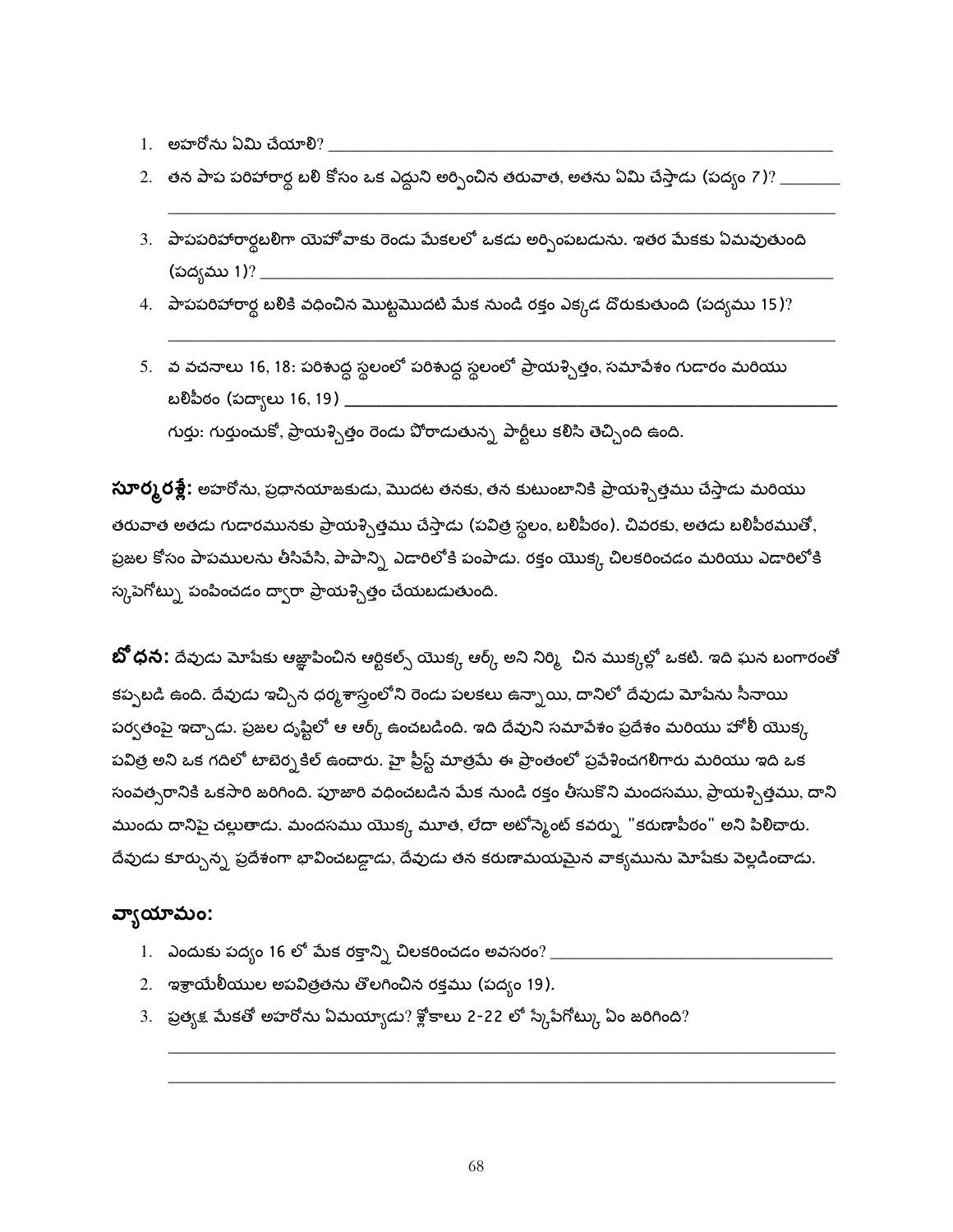1. అహరోను ఏమి చేయాలి? _______________________________________________

2. తన పాప పరిహారార్థ బలి కోసం ఒక ఎద్దుని అర్పించిన తరువాత, అతను ఏమి చేస్తాడు (పద్యం 7)? _______
_______________________________________________

3. పాపపరిహారార్థబలిగా యెహోవాకు రెండు మేకలలో ఒకడు అర్పింపబడును. ఇతర మేకకు ఏమవుతుంది (పద్యము 1)? _______________________________________________

4. పాపపరిహారార్థ బలికి వధించిన మొట్టమొదటి మేక నుండి రక్తం ఎక్కడ దొరుకుతుంది (పద్యము 15)?
_______________________________________________

5. వ వచనాలు 16, 18: పరిశుద్ధ స్థలంలో పరిశుద్ధ స్థలంలో ప్రాయశ్చిత్తం, సమావేశం గుడారం మరియు బలిపీఠం (పద్యాలు 16, 19) _______________________________________________

   గుర్తు: గుర్తుంచుకో, ప్రాయశ్చిత్తం రెండు పోరాడుతున్న పార్టీలు కలిసి తెచ్చింది ఉంది.

**సూర్మరశ్లే:** అహరోను, ప్రధానయాజకుడు, మొదట తనకు, తన కుటుంబానికి ప్రాయశ్చిత్తము చేస్తాడు మరియు తరువాత అతడు గుడారమునకు ప్రాయశ్చిత్తము చేస్తాడు (పవిత్ర స్థలం, బలిపీఠం). చివరకు, అతడు బలిపీఠముతో, ప్రజల కోసం పాపములను తీసివేసి, పాపాన్ని ఎడారిలోకి పంపాడు. రక్తం యొక్క చిలకరించడం మరియు ఎడారిలోకి స్కపెగోట్ను పంపించడం ద్వారా ప్రాయశ్చిత్తం చేయబడుతుంది.

**బోధన:** దేవుడు మోషేకు ఆజ్ఞాపించిన ఆర్టికల్స్ యొక్క ఆర్క్ అని నిర్మి చిన ముక్కల్లో ఒకటి. ఇది ఘన బంగారంతో కప్పబడి ఉంది. దేవుడు ఇచ్చిన ధర్మశాస్త్రంలోని రెండు పలకలు ఉన్నాయి, దానిలో దేవుడు మోషేను సీనాయి పర్వతంపై ఇచ్చాడు. ప్రజల దృష్టిలో ఆ ఆర్క్ ఉంచబడింది. ఇది దేవుని సమావేశం ప్రదేశం మరియు హోలీ యొక్క పవిత్ర అని ఒక గదిలో టాబెర్నకిల్ ఉంచారు. హై ప్రీస్ట్ మాత్రమే ఈ ప్రాంతంలో ప్రవేశించగలిగారు మరియు ఇది ఒక సంవత్సరానికి ఒకసారి జరిగింది. పూజారి వధించబడిన మేక నుండి రక్తం తీసుకొని మందసము, ప్రాయశ్చిత్తము, దాని ముందు దానిపై చల్లుతాడు. మందసము యొక్క మూత, లేదా అటోన్మెంట్ కవర్ను "కరుణాపీఠం" అని పిలిచారు. దేవుడు కూర్చున్న ప్రదేశంగా భావించబడ్డాడు, దేవుడు తన కరుణామయమైన వాక్యమును మోషేకు వెల్లడించాడు.

## వ్యాయామం:

1. ఎందుకు పద్యం 16 లో మేక రక్తాన్ని చిలకరించడం అవసరం? _______________________________

2. ఇశ్రాయేలీయుల అపవిత్రతను తొలగించిన రక్తము (పద్యం 19).

3. ప్రత్యక్ష మేకతో అహరోను ఏమయ్యాడు? శ్లోకాలు 2-22 లో స్కేపేగోట్కు ఏం జరిగింది?
_______________________________________________
_______________________________________________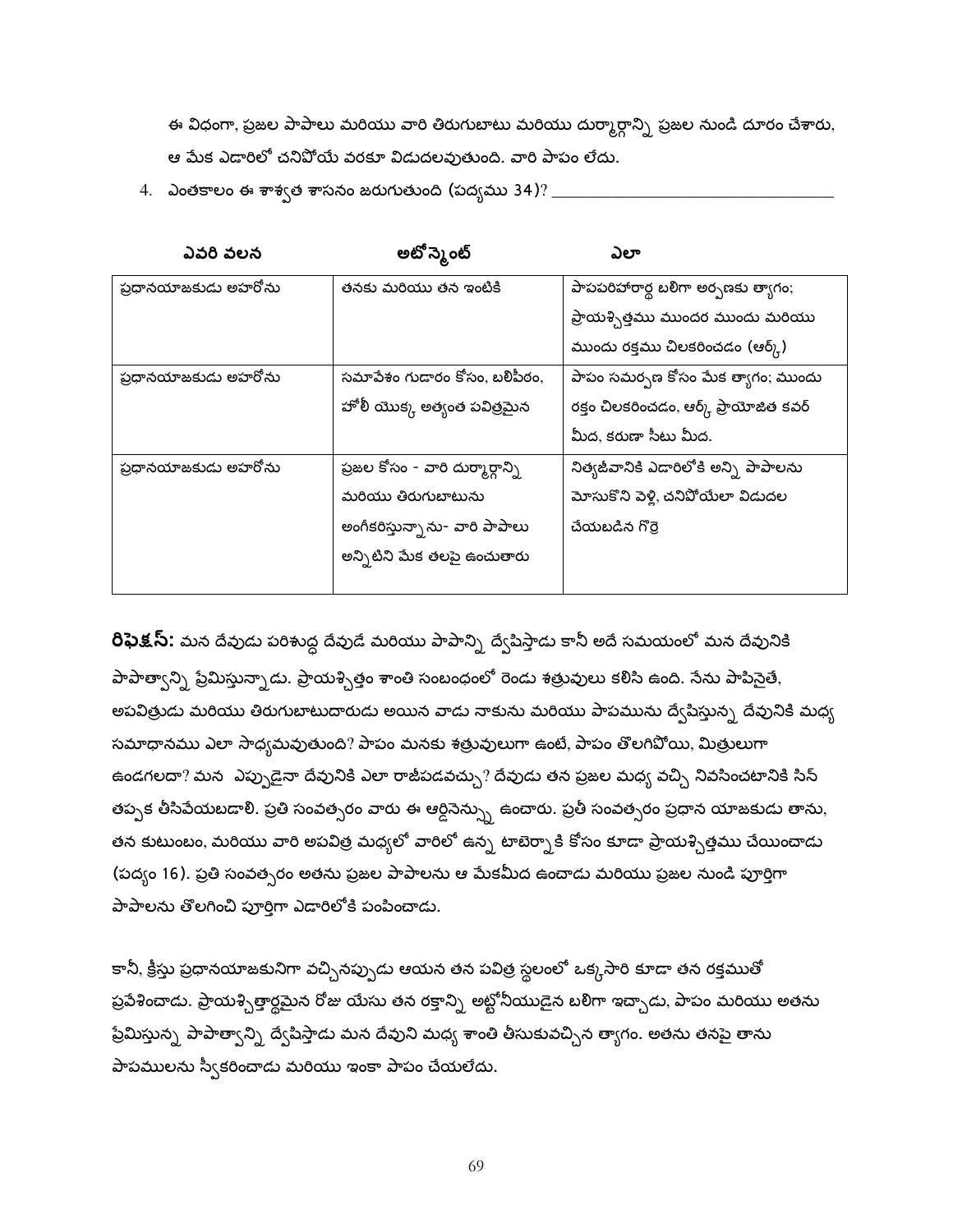ఈ విధంగా, ప్రజల పాపాలు మరియు వారి తిరుగుబాటు మరియు దుర్మార్గాన్ని ప్రజల నుండి దూరం చేశారు, ఆ మేక ఎడారిలో చనిపోయే వరకూ విడుదలవుతుంది. వారి పాపం లేదు.

4. ఎంతకాలం ఈ శాశ్వత శాసనం జరుగుతుంది (పద్యము 34)? ________________________________

| ఎవరి వలన | అటోన్మెంట్ | ఎలా |
|---|---|---|
| ప్రధానయాజకుడు అహరోను | తనకు మరియు తన ఇంటికి | పాపపరిహారార్థ బలిగా అర్పణకు త్యాగం; ప్రాయశ్చిత్తము ముందర ముందు మరియు ముందు రక్తము చిలకరించడం (ఆర్క్) |
| ప్రధానయాజకుడు అహరోను | సమావేశం గుడారం కోసం, బలిపీఠం, హోలీ యొక్క అత్యంత పవిత్రమైన | పాపం సమర్పణ కోసం మేక త్యాగం; ముందు రక్తం చిలకరించడం, ఆర్క్ ప్రాయోజిత కవర్ మీద, కరుణా సీటు మీద. |
| ప్రధానయాజకుడు అహరోను | ప్రజల కోసం - వారి దుర్మార్గాన్ని మరియు తిరుగుబాటును అంగీకరిస్తున్నాను- వారి పాపాలు అన్నిటిని మేక తలపై ఉంచుతారు | నిత్యజీవానికి ఎడారిలోకి అన్ని పాపాలను మోసుకొని వెళ్లి, చనిపోయేలా విడుదల చేయబడిన గొర్రె |

**రిఫ్లెక్షన్:** మన దేవుడు పరిశుద్ధ దేవుడే మరియు పాపాన్ని ద్వేషిస్తాడు కానీ అదే సమయంలో మన దేవునికి పాపాత్మాన్ని ప్రేమిస్తున్నాడు. ప్రాయశ్చిత్తం శాంతి సంబంధంలో రెండు శత్రువులు కలిసి ఉంది. నేను పాపినైతే, అపవిత్రుడు మరియు తిరుగుబాటుదారుడు అయిన వాడు నాకును మరియు పాపమును ద్వేషిస్తున్న దేవునికి మధ్య సమాధానము ఎలా సాధ్యమవుతుంది? పాపం మనకు శత్రువులుగా ఉంటే, పాపం తొలగిపోయి, మిత్రులుగా ఉండగలదా? మన ఎప్పుడైనా దేవునికి ఎలా రాజీపడవచ్చు? దేవుడు తన ప్రజల మధ్య వచ్చి నివసించటానికి సిన్ తప్పక తీసివేయబడాలి. ప్రతి సంవత్సరం వారు ఈ ఆర్డినెన్స్ను ఉంచారు. ప్రతీ సంవత్సరం ప్రధాన యాజకుడు తాను, తన కుటుంబం, మరియు వారి అపవిత్ర మధ్యలో వారిలో ఉన్న టాబెర్నాకి కోసం కూడా ప్రాయశ్చిత్తము చేయించాడు (పద్యం 16). ప్రతి సంవత్సరం అతను ప్రజల పాపాలను ఆ మేకమీద ఉంచాడు మరియు ప్రజల నుండి పూర్తిగా పాపాలను తొలగించి పూర్తిగా ఎడారిలోకి పంపించాడు.

కానీ, క్రీస్తు ప్రధానయాజకునిగా వచ్చినప్పుడు ఆయన తన పవిత్ర స్థలంలో ఒక్కసారి కూడా తన రక్తముతో ప్రవేశించాడు. ప్రాయశ్చిత్తార్థమైన రోజు యేసు తన రక్తాన్ని అట్టోనీయుడైన బలిగా ఇచ్చాడు, పాపం మరియు అతను ప్రేమిస్తున్న పాపాత్మాన్ని ద్వేషిస్తాడు మన దేవుని మధ్య శాంతి తీసుకువచ్చిన త్యాగం. అతను తనపై తాను పాపములను స్వీకరించాడు మరియు ఇంకా పాపం చేయలేదు.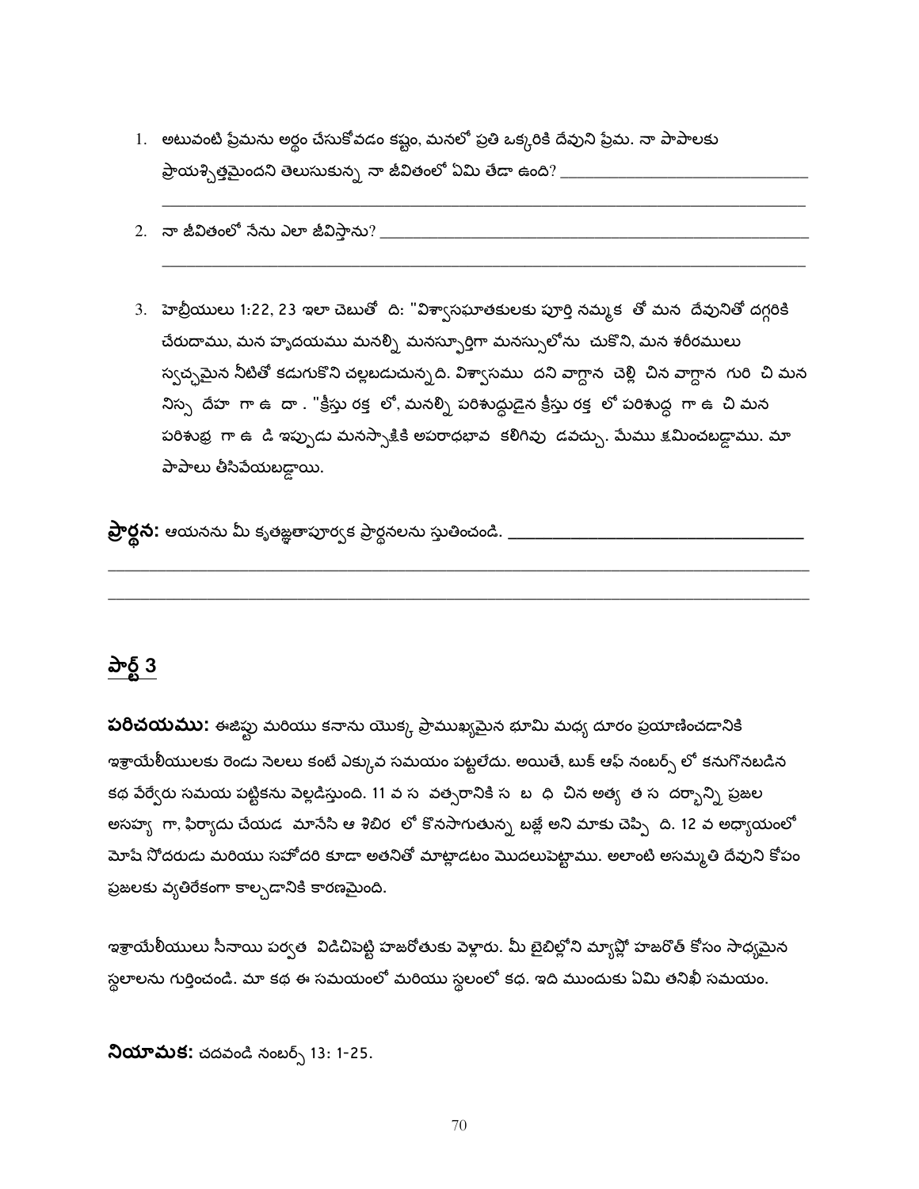1. అటువంటి ప్రేమను అర్థం చేసుకోవడం కష్టం, మనలో ప్రతి ఒక్కరికి దేవుని ప్రేమ. నా పాపాలకు ప్రాయశ్చిత్తమైందని తెలుసుకున్న నా జీవితంలో ఏమి తేడా ఉంది? ______________________________
   ________________________________________________________________________________

2. నా జీవితంలో నేను ఎలా జీవిస్తాను? ________________________________________________
   ________________________________________________________________________________

3. హెబ్రీయులు 1:22, 23 ఇలా చెబుతో ది: "విశ్వాసఘాతకులకు పూర్తి నమ్మక తో మన దేవునితో దగ్గరికి చేరుదాము, మన హృదయము మనల్ని మనస్ఫూర్తిగా మనస్సులోను చుకొని, మన శరీరములు స్వచ్ఛమైన నీటితో కడుగుకొని చల్లబడుచున్నది. విశ్వాసము దని వాగ్దాన చెల్లి చిన వాగ్దాన గురి చి మన నిస్స దేహ గా ఉ దా . "క్రీస్తు రక్త లో, మనల్ని పరిశుద్ధుడైన క్రీస్తు రక్త లో పరిశుద్ధ గా ఉ చి మన పరిశుభ్ర గా ఉ డి ఇప్పుడు మనస్సాక్షికి అపరాధభావ కలిగివు డవచ్చు. మేము క్షమించబడ్డాము. మా పాపాలు తీసివేయబడ్డాయి.

**ప్రార్థన:** ఆయనను మీ కృతజ్ఞతాపూర్వక ప్రార్థనలను స్తుతించండి. ___________________________________
________________________________________________________________________________
________________________________________________________________________________

## పార్ట్ 3

**పరిచయము:** ఈజిప్టు మరియు కనాను యొక్క ప్రాముఖ్యమైన భూమి మధ్య దూరం ప్రయాణించడానికి ఇశ్రాయేలీయులకు రెండు నెలలు కంటే ఎక్కువ సమయం పట్టలేదు. అయితే, బుక్ ఆఫ్ నంబర్స్ లో కనుగొనబడిన కథ వేర్వేరు సమయ పట్టికను వెల్లడిస్తుంది. 11 వ స వత్సరానికి స బ ధి చిన అత్య త స దర్భాన్ని ప్రజల అసహ్య గా, ఫిర్యాదు చేయడ మానేసి ఆ శిబిర లో కొనసాగుతున్న బజ్లే అని మాకు చెప్పి ది. 12 వ అధ్యాయంలో మోషే సోదరుడు మరియు సహోదరి కూడా అతనితో మాట్లాడటం మొదలుపెట్టాము. అలాంటి అసమ్మతి దేవుని కోపం ప్రజలకు వ్యతిరేకంగా కాల్చడానికి కారణమైంది.

ఇశ్రాయేలీయులు సీనాయి పర్వత విడిచిపెట్టి హాజరోతుకు వెళ్లారు. మీ బైబిల్లోని మ్యాప్లో హాజరోత్ కోసం సాధ్యమైన స్థలాలను గుర్తించండి. మా కథ ఈ సమయంలో మరియు స్థలంలో కథ. ఇది ముందుకు ఏమి తనిఖీ సమయం.

**నియామక:** చదవండి నంబర్స్ 13: 1-25.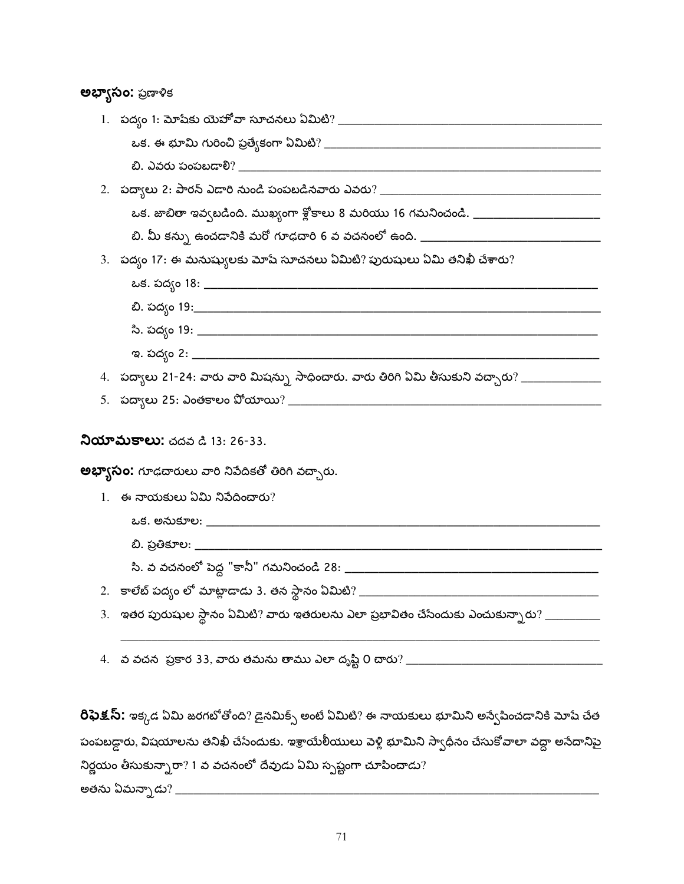**అభ్యాసం:** ప్రణాళిక

1. పద్యం 1: మోషేకు యెహోవా సూచనలు ఏమిటి? ___________________________
   ఒక. ఈ భూమి గురించి ప్రత్యేకంగా ఏమిటి? ___________________________
   బి. ఎవరు పంపబడాలి? ___________________________
2. పద్యాలు 2: పారన్ ఎడారి నుండి పంపబడినవారు ఎవరు? ___________________________
   ఒక. జాబితా ఇవ్వబడింది. ముఖ్యంగా శ్లోకాలు 8 మరియు 16 గమనించండి. ___________________________
   బి. మీ కన్ను ఉంచడానికి మరో గూఢచారి 6 వ వచనంలో ఉంది. ___________________________
3. పద్యం 17: ఈ మనుష్యులకు మోషే సూచనలు ఏమిటి? పురుషులు ఏమి తనిఖీ చేశారు?
   ఒక. పద్యం 18: ___________________________
   బి. పద్యం 19:___________________________
   సి. పద్యం 19: ___________________________
   ఇ. పద్యం 2: ___________________________
4. పద్యాలు 21-24: వారు వారి మిషన్ను సాధించారు. వారు తిరిగి ఏమి తీసుకుని వచ్చారు? ___________
5. పద్యాలు 25: ఎంతకాలం పోయాయి? ___________________________

**నియామకాలు:** చదవ డి 13: 26-33.

**అభ్యాసం:** గూఢచారులు వారి నివేదికతో తిరిగి వచ్చారు.

1. ఈ నాయకులు ఏమి నివేదించారు?
   ఒక. అనుకూల: ___________________________
   బి. ప్రతికూల: ___________________________
   సి. వ వచనంలో పెద్ద "కానీ" గమనించండి 28: ___________________________
2. కాలేబ్ పద్యం లో మాట్లాడాడు 3. తన స్థానం ఏమిటి? ___________________________
3. ఇతర పురుషుల స్థానం ఏమిటి? వారు ఇతరులను ఎలా ప్రభావితం చేసేందుకు ఎంచుకున్నారు? _________
   ___________________________
4. వ వచన ప్రకార 33, వారు తమను తాము ఎలా దృష్టి 0 చారు? ___________________________

**రిఫ్లెక్స్:** ఇక్కడ ఏమి జరగబోతోంది? డైనమిక్స్ అంటే ఏమిటి? ఈ నాయకులు భూమిని అన్వేషించడానికి మోషే చేత పంపబడ్డారు, విషయాలను తనిఖీ చేసేందుకు. ఇశ్రాయేలీయులు వెళ్లి భూమిని స్వాధీనం చేసుకోవాలా వద్దా అనేదానిపై నిర్ణయం తీసుకున్నారా? 1 వ వచనంలో దేవుడు ఏమి స్పష్టంగా చూపించాడు?
అతను ఏమన్నాడు? ___________________________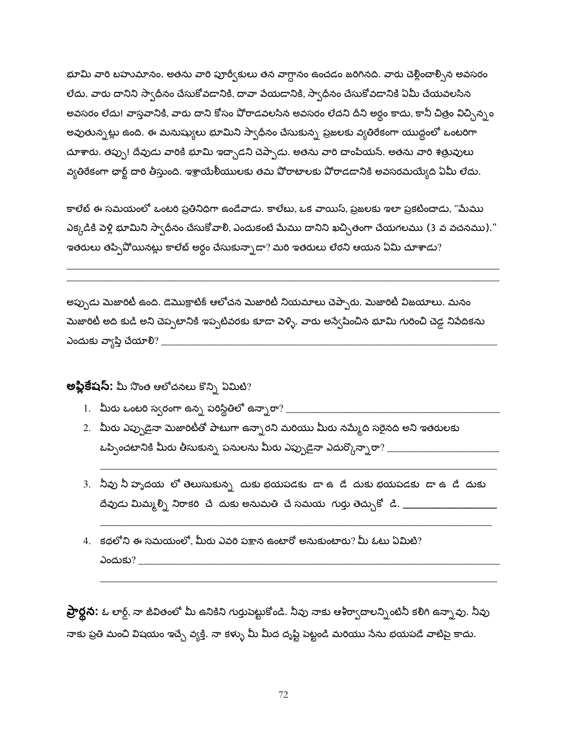భూమి వారి బహుమానం. అతను వారి పూర్వీకులు తన వాగ్దానం ఉంచడం జరిగినది. వారు చెల్లించాల్సిన అవసరం లేదు. వారు దానిని స్వాధీనం చేసుకోవడానికి, దావా వేయడానికి, స్వాధీనం చేసుకోవడానికి ఏమీ చేయవలసిన అవసరం లేదు! వాస్తవానికి, వారు దాని కోసం పోరాడవలసిన అవసరం లేదని దీని అర్థం కాదు, కానీ చిత్రం విచ్ఛిన్నం అవుతున్నట్లు ఉంది. ఈ మనుష్యులు భూమిని స్వాధీనం చేసుకున్న ప్రజలకు వ్యతిరేకంగా యుద్ధంలో ఒంటరిగా చూశారు. తప్పు! దేవుడు వారికి భూమి ఇచ్చాడని చెప్పాడు. అతను వారి చాంపియన్. అతను వారి శత్రువులు వ్యతిరేకంగా ఛార్జ్ దారి తీస్తుంది. ఇశ్రాయేలీయులకు తమ పోరాటాలకు పోరాడడానికి అవసరమయ్యేది ఏమీ లేదు.

కాలేబ్ ఈ సమయంలో ఒంటరి ప్రతినిధిగా ఉండేవాడు. కాలేబు, ఒక వాయిస్, ప్రజలకు ఇలా ప్రకటించాడు, "మేము ఎక్కడికి వెళ్లి భూమిని స్వాధీనం చేసుకోవాలి, ఎందుకంటే మేము దానిని ఖచ్చితంగా చేయగలము (3 వ వచనము)." ఇతరులు తప్పిపోయినట్లు కాలేబ్ అర్థం చేసుకున్నాడా? మరి ఇతరులు లేరని ఆయన ఏమి చూశాడు?

______________________________________________________________________________
______________________________________________________________________________

అప్పుడు మెజారిటీ ఉంది. డెమొక్రాటిక్ ఆలోచన మెజారిటీ నియమాలు చెప్పారు. మెజారిటీ విజయాలు. మనం మెజారిటీ అది కుడి అని చెప్పటానికి ఇప్పటివరకు కూడా వెళ్ళి. వారు అన్వేషించిన భూమి గురించి చెడ్డ నివేదికను ఎందుకు వ్యాప్తి చేయాలి? ______________________________________________

**అప్లికేషన్:** మీ సొంత ఆలోచనలు కొన్ని ఏమిటి?

1. మీరు ఒంటరి స్వరంగా ఉన్న పరిస్థితిలో ఉన్నారా? ______________________________
2. మీరు ఎప్పుడైనా మెజారిటీతో పాటుగా ఉన్నారని మరియు మీరు నమ్మేది సరైనది అని ఇతరులకు ఒప్పించటానికి మీరు తీసుకున్న పనులను మీరు ఎప్పుడైనా ఎదుర్కొన్నారా? ____________
   ______________________________________________________________________________
3. నీవు నీ హృదయ లో తెలుసుకున్న దుకు భయపడకు డా ఉ డే దుకు భయపడకు డా ఉ డే దుకు దేవుడు మిమ్మల్ని నిరాకరి చే దుకు అనుమతి చే సమయ గుర్తు తెచ్చుకో డి. ____________
   ______________________________________________________________________________
4. కథలోని ఈ సమయంలో, మీరు ఎవరి పక్షాన ఉంటారో అనుకుంటారు? మీ ఓటు ఏమిటి? ఎందుకు? ______________________________________________________________
   ______________________________________________________________________________

**ప్రార్థన:** ఓ లార్డ్, నా జీవితంలో మీ ఉనికిని గుర్తుపెట్టుకోండి. నీవు నాకు ఆశీర్వాదాలన్నింటినీ కలిగి ఉన్నావు. నీవు నాకు ప్రతి మంచి విషయం ఇచ్చే వ్యక్తి. నా కళ్ళు మీ మీద దృష్టి పెట్టండి మరియు నేను భయపడే వాటిపై కాదు.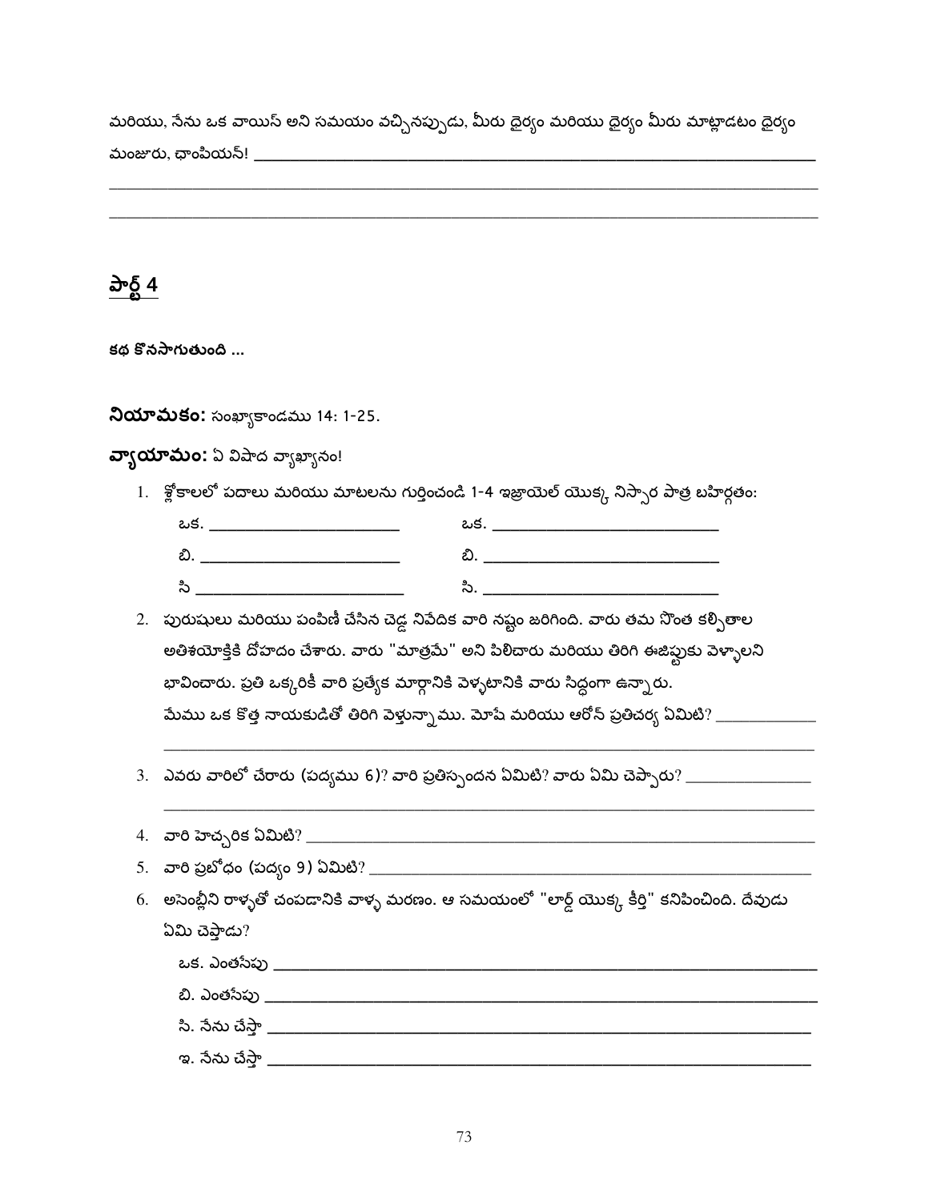మరియు, నేను ఒక వాయిస్ అని సమయం వచ్చినప్పుడు, మీరు ధైర్యం మరియు ధైర్యం మీరు మాట్లాడటం ధైర్యం మంజూరు, ఛాంపియన్! ________________________________________________________________

________________________________________________________________________________

________________________________________________________________________________

## పార్ట్ 4

**కథ కొనసాగుతుంది ...**

**నియామకం:** సంఖ్యాకాండము 14: 1-25.

**వ్యాయామం:** ఏ విషాద వ్యాఖ్యానం!

1. శ్లోకాలలో పదాలు మరియు మాటలను గుర్తించండి 1-4 ఇజ్రాయెల్ యొక్క నిస్సార పాత్ర బహిర్గతం:

   ఒక. ______________________ ఒక. ______________________

   బి. ______________________ బి. ______________________

   సి ______________________ సి. ______________________

2. పురుషులు మరియు పంపిణీ చేసిన చెడ్డ నివేదిక వారి నష్టం జరిగింది. వారు తమ సొంత కల్పితాల అతిశయోక్తికి దోహదం చేశారు. వారు "మాత్రమే" అని పిలిచారు మరియు తిరిగి ఈజిప్టుకు వెళ్ళాలని భావించారు. ప్రతి ఒక్కరికీ వారి ప్రత్యేక మార్గానికి వెళ్ళటానికి వారు సిద్ధంగా ఉన్నారు. మేము ఒక కొత్త నాయకుడితో తిరిగి వెళ్తున్నాము. మోషే మరియు ఆరోన్ ప్రతిచర్య ఏమిటి? ____________

   ________________________________________________________________________

3. ఎవరు వారిలో చేరారు (పద్యము 6)? వారి ప్రతిస్పందన ఏమిటి? వారు ఏమి చెప్పారు? ______________

   ________________________________________________________________________

4. వారి హెచ్చరిక ఏమిటి? ________________________________________________________

5. వారి ప్రబోధం (పద్యం 9) ఏమిటి? ________________________________________________

6. అసెంబ్లీని రాళ్ళతో చంపడానికి వాళ్ళ మరణం. ఆ సమయంలో "లార్డ్ యొక్క కీర్తి" కనిపించింది. దేవుడు ఏమి చెప్తాడు?

   ఒక. ఎంతసేపు ________________________________________________________________

   బి. ఎంతసేపు ________________________________________________________________

   సి. నేను చేస్తా ________________________________________________________________

   ఇ. నేను చేస్తా ________________________________________________________________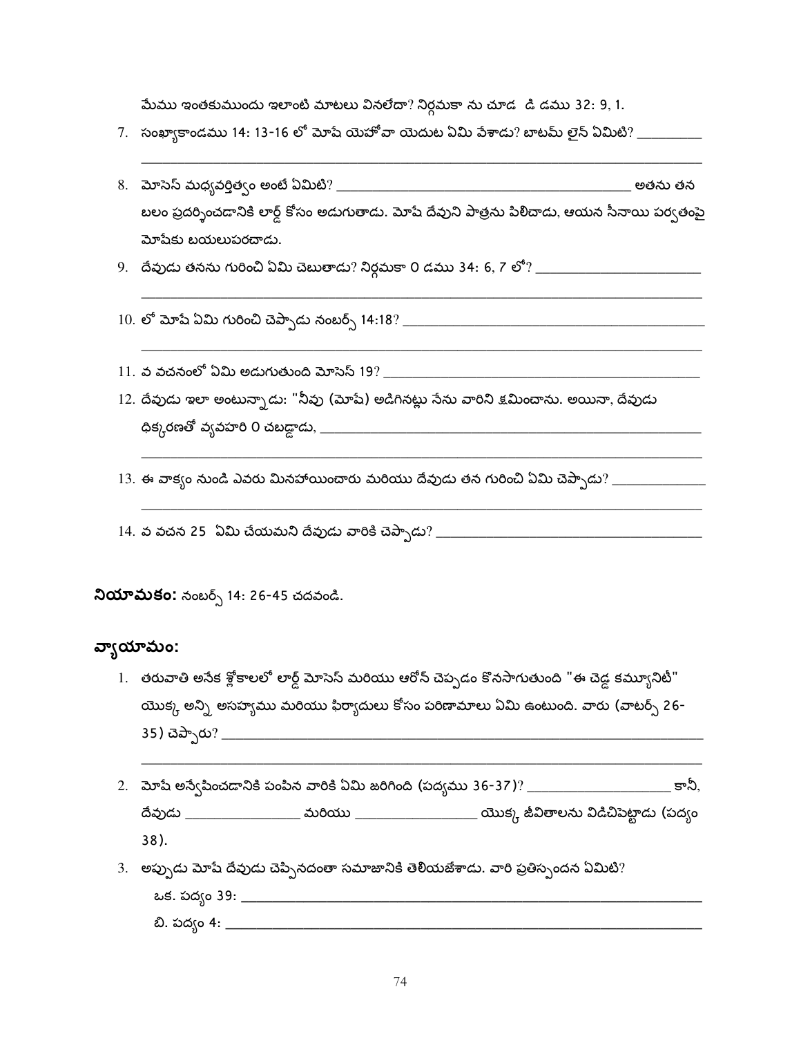మేము ఇంతకుముందు ఇలాంటి మాటలు వినలేదా? నిర్గమకా ను చూడ  డి డము 32: 9, 1.

7. సంఖ్యాకాండము 14: 13-16 లో మోషే యెహోవా యెదుట ఏమి వేశాడు? బాటమ్ లైన్ ఏమిటి? _________

   ______________________________________________________________________

8. మోసెస్ మధ్యవర్తిత్వం అంటే ఏమిటి? ________________________________________ అతను తన బలం ప్రదర్శించడానికి లార్డ్ కోసం అడుగుతాడు. మోషే దేవుని పాత్రను పిలిచాడు, ఆయన సీనాయి పర్వతంపై మోషేకు బయలుపరచాడు.

9. దేవుడు తనను గురించి ఏమి చెబుతాడు? నిర్గమకా 0 డము 34: 6, 7 లో? ________________________

   ______________________________________________________________________

10. లో మోషే ఏమి గురించి చెప్పాడు నంబర్స్ 14:18? __________________________________________

    ______________________________________________________________________

11. వ వచనంలో ఏమి అడుగుతుంది మోసెస్ 19? ____________________________________________

12. దేవుడు ఇలా అంటున్నాడు: "నీవు (మోషే) అడిగినట్లు నేను వారిని క్షమించాను. అయినా, దేవుడు ధిక్కరణతో వ్యవహారి 0 చబడ్డాడు, ________________________________________________

    ______________________________________________________________________

13. ఈ వాక్యం నుండి ఎవరు మినహాయించారు మరియు దేవుడు తన గురించి ఏమి చెప్పాడు? _____________

    ______________________________________________________________________

14. వ వచన 25  ఏమి చేయమని దేవుడు వారికి చెప్పాడు? _____________________________________

**నియామకం:** నంబర్స్ 14: 26-45 చదవండి.

## వ్యాయామం:

1. తరువాతి అనేక శ్లోకాలలో లార్డ్ మోసెస్ మరియు ఆరోన్ చెప్పడం కొనసాగుతుంది "ఈ చెడ్డ కమ్యూనిటీ" యొక్క అన్ని అసహ్యము మరియు ఫిర్యాదులు కోసం పరిణామాలు ఏమి ఉంటుంది. వారు (వాటర్స్ 26-35) చెప్పారు? ________________________________________________________________

   ______________________________________________________________________

2. మోషే అన్వేషించడానికి పంపిన వారికి ఏమి జరిగింది (పద్యము 36-37)? ____________________ కానీ, దేవుడు ________________ మరియు _________________ యొక్క జీవితాలను విడిచిపెట్టాడు (పద్యం 38).

3. అప్పుడు మోషే దేవుడు చెప్పినదంతా సమాజానికి తెలియజేశాడు. వారి ప్రతిస్పందన ఏమిటి?

   ఒక. పద్యం 39: ______________________________________________________________

   బి. పద్యం 4: _______________________________________________________________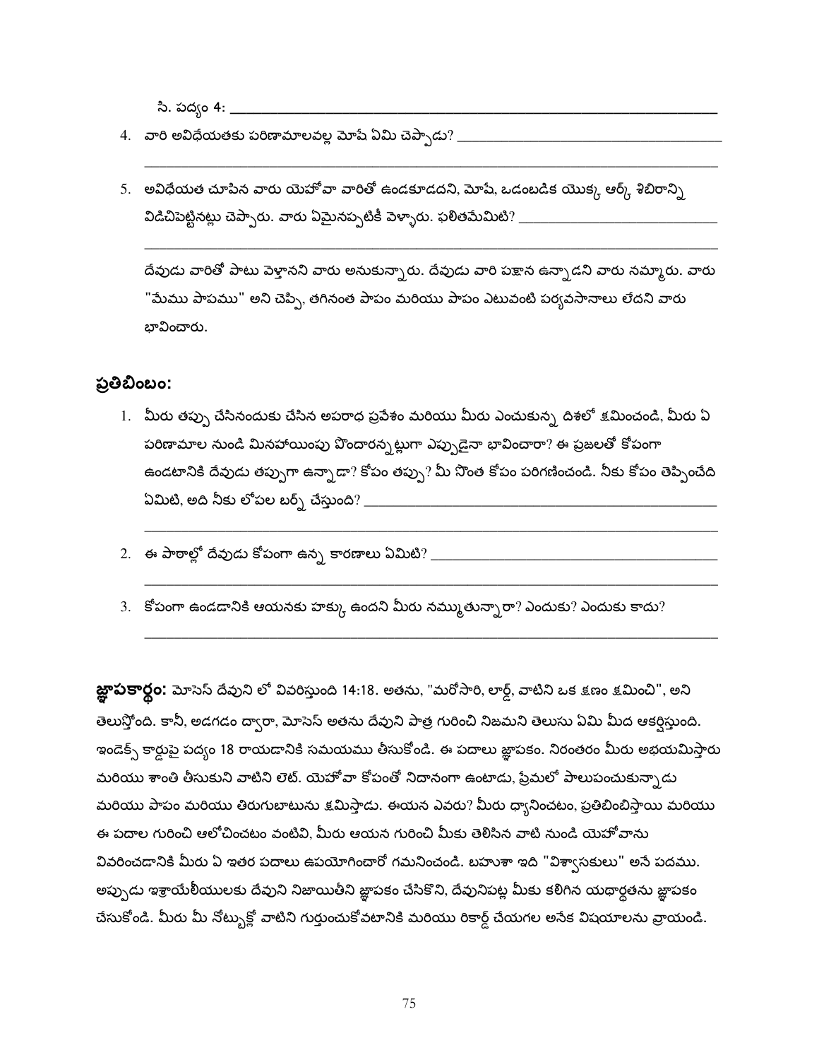సి. పద్యం 4: ______________________________________________

4. వారి అవిధేయతకు పరిణామాలవల్ల మోషే ఏమి చెప్పాడు? ______________________________________________

______________________________________________

5. అవిధేయత చూపిన వారు యెహోవా వారితో ఉండకూడదని, మోషే, ఒడంబడిక యొక్క ఆర్క్ శిబిరాన్ని విడిచిపెట్టినట్లు చెప్పారు. వారు ఏమైనప్పటికీ వెళ్ళారు. ఫలితమేమిటి? ______________________________________________

______________________________________________

దేవుడు వారితో పాటు వెళ్తానని వారు అనుకున్నారు. దేవుడు వారి పక్షాన ఉన్నాడని వారు నమ్మారు. వారు "మేము పాపము" అని చెప్పి, తగినంత పాపం మరియు పాపం ఎటువంటి పర్యవసానాలు లేదని వారు భావించారు.

## ప్రతిబింబం:

1. మీరు తప్పు చేసినందుకు చేసిన అపరాధ ప్రవేశం మరియు మీరు ఎంచుకున్న దిశలో క్షమించండి, మీరు ఏ పరిణామాల నుండి మినహాయింపు పొందారన్నట్లుగా ఎప్పుడైనా భావించారా? ఈ ప్రజలతో కోపంగా ఉండటానికి దేవుడు తప్పుగా ఉన్నాడా? కోపం తప్పు? మీ సొంత కోపం పరిగణించండి. నీకు కోపం తెప్పించేది ఏమిటి, అది నీకు లోపల బర్న్ చేస్తుంది? ______________________________________________

______________________________________________

2. ఈ పాఠాల్లో దేవుడు కోపంగా ఉన్న కారణాలు ఏమిటి? ______________________________________________

______________________________________________

3. కోపంగా ఉండడానికి ఆయనకు హక్కు ఉందని మీరు నమ్ముతున్నారా? ఎందుకు? ఎందుకు కాదు?

______________________________________________

**జ్ఞాపకార్థం:** మోసెస్ దేవుని లో వివరిస్తుంది 14:18. అతను, "మరోసారి, లార్డ్, వాటిని ఒక క్షణం క్షమించి", అని తెలుస్తోంది. కానీ, అడగడం ద్వారా, మోసెస్ అతను దేవుని పాత్ర గురించి నిజమని తెలుసు ఏమి మీద ఆకర్షిస్తుంది. ఇండెక్స్ కార్డుపై పద్యం 18 రాయడానికి సమయము తీసుకోండి. ఈ పదాలు జ్ఞాపకం. నిరంతరం మీరు అభయమిస్తారు మరియు శాంతి తీసుకుని వాటిని లెట్. యెహోవా కోపంతో నిదానంగా ఉంటాడు, ప్రేమలో పాలుపంచుకున్నాడు మరియు పాపం మరియు తిరుగుబాటును క్షమిస్తాడు. ఈయన ఎవరు? మీరు ధ్యానించటం, ప్రతిబింబిస్తాయి మరియు ఈ పదాల గురించి ఆలోచించటం వంటివి, మీరు ఆయన గురించి మీకు తెలిసిన వాటి నుండి యెహోవాను వివరించడానికి మీరు ఏ ఇతర పదాలు ఉపయోగించారో గమనించండి. బహుశా ఇది "విశ్వాసకులు" అనే పదము. అప్పుడు ఇశ్రాయేలీయులకు దేవుని నిజాయితీని జ్ఞాపకం చేసికొని, దేవునిపట్ల మీకు కలిగిన యథార్థతను జ్ఞాపకం చేసుకోండి. మీరు మీ నోట్బుక్లో వాటిని గుర్తుంచుకోవటానికి మరియు రికార్డ్ చేయగల అనేక విషయాలను వ్రాయండి.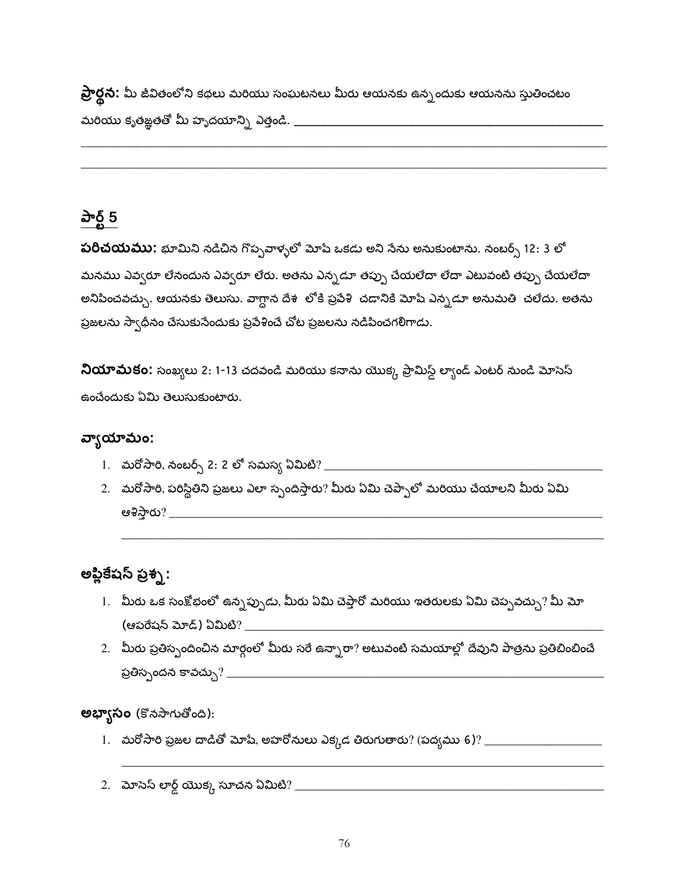**ప్రార్థన:** మీ జీవితంలోని కథలు మరియు సంఘటనలు మీరు ఆయనకు ఉన్నందుకు ఆయనను స్తుతించటం మరియు కృతజ్ఞతతో మీ హృదయాన్ని ఎత్తండి. ____________________________________________

____________________________________________________________________________

____________________________________________________________________________

## పార్ట్ 5

**పరిచయము:** భూమిని నడిచిన గొప్పవాళ్ళలో మోషే ఒకడు అని నేను అనుకుంటాను. నంబర్స్ 12: 3 లో మనము ఎవ్వరూ లేనందున ఎవ్వరూ లేరు. అతను ఎన్నడూ తప్పు చేయలేదా లేదా ఎటువంటి తప్పు చేయలేదా అనిపించవచ్చు. ఆయనకు తెలుసు. వాగ్దాన దేశ లోకి ప్రవేశి చడానికి మోషే ఎన్నడూ అనుమతి చలేదు. అతను ప్రజలను స్వాధీనం చేసుకునేందుకు ప్రవేశించే చోట ప్రజలను నడిపించగలిగాడు.

**నియామకం:** సంఖ్యలు 2: 1-13 చదవండి మరియు కనాను యొక్క ప్రామిస్డ్ ల్యాండ్ ఎంటర్ నుండి మోసెస్ ఉంచేందుకు ఏమి తెలుసుకుంటారు.

### వ్యాయామం:

1. మరోసారి, నంబర్స్ 2: 2 లో సమస్య ఏమిటి? ____________________________________________
2. మరోసారి, పరిస్థితిని ప్రజలు ఎలా స్పందిస్తారు? మీరు ఏమి చెప్పాలో మరియు చేయాలని మీరు ఏమి ఆశిస్తారు? ____________________________________________

   ____________________________________________________________________________

### అప్లికేషన్ ప్రశ్న:

1. మీరు ఒక సంక్షోభంలో ఉన్నప్పుడు, మీరు ఏమి చెప్తారో మరియు ఇతరులకు ఏమి చెప్పవచ్చు? మీ మో (ఆపరేషన్ మోడ్) ఏమిటి? ____________________________________________
2. మీరు ప్రతిస్పందించిన మార్గంలో మీరు సరే ఉన్నారా? అటువంటి సమయాల్లో దేవుని పాత్రను ప్రతిబింబించే ప్రతిస్పందన కావచ్చు? ____________________________________________

**అభ్యాసం** (కొనసాగుతోంది):

1. మరోసారి ప్రజల దాడితో మోషే, అహరోనులు ఎక్కడ తిరుగుతారు? (పద్యము 6)? ____________________

   ____________________________________________________________________________

2. మోసెస్ లార్డ్ యొక్క సూచన ఏమిటి? ____________________________________________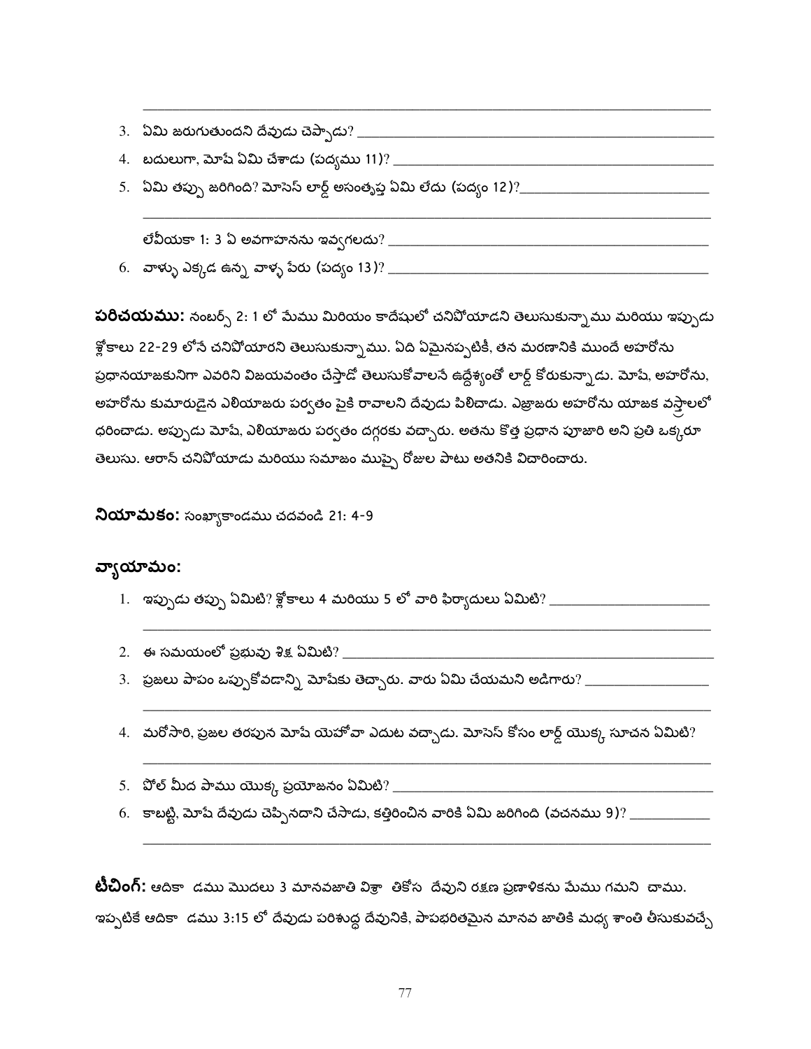3. ఏమి జరుగుతుందని దేవుడు చెప్పాడు? ______________________________
4. బదులుగా, మోషే ఏమి చేశాడు (పద్యము 11)? ______________________________
5. ఏమి తప్పు జరిగింది? మోసెస్ లార్డ్ అసంతృప్త ఏమి లేదు (పద్యం 12)? ______________________________

   లేవీయకా 1: 3 ఏ అవగాహనను ఇవ్వగలదు? ______________________________
6. వాళ్ళు ఎక్కడ ఉన్న వాళ్ళ పేరు (పద్యం 13)? ______________________________

**పరిచయము:** నంబర్స్ 2: 1 లో మేము మిరియం కాదేషులో చనిపోయాడని తెలుసుకున్నాము మరియు ఇప్పుడు శ్లోకాలు 22-29 లోనే చనిపోయారని తెలుసుకున్నాము. ఏది ఏమైనప్పటికీ, తన మరణానికి ముందే అహరోను ప్రధానయాజకునిగా ఎవరిని విజయవంతం చేస్తాడో తెలుసుకోవాలనే ఉద్దేశ్యంతో లార్డ్ కోరుకున్నాడు. మోషే, అహరోను, అహరోను కుమారుడైన ఎలియాజరు పర్వతం పైకి రావాలని దేవుడు పిలిచాడు. ఎజ్రాజరు అహరోను యాజక వస్త్రాలలో ధరించాడు. అప్పుడు మోషే, ఎలియాజరు పర్వతం దగ్గరకు వచ్చారు. అతను కొత్త ప్రధాన పూజారి అని ప్రతి ఒక్కరూ తెలుసు. ఆరాన్ చనిపోయాడు మరియు సమాజం ముప్పై రోజుల పాటు అతనికి విచారించారు.

**నియామకం:** సంఖ్యాకాండము చదవండి 21: 4-9

**వ్యాయామం:**

1. ఇప్పుడు తప్పు ఏమిటి? శ్లోకాలు 4 మరియు 5 లో వారి ఫిర్యాదులు ఏమిటి? ______________________________
2. ఈ సమయంలో ప్రభువు శిక్ష ఏమిటి? ______________________________
3. ప్రజలు పాపం ఒప్పుకోవడాన్ని మోషేకు తెచ్చారు. వారు ఏమి చేయమని అడిగారు? ______________________________
4. మరోసారి, ప్రజల తరపున మోషే యెహోవా ఎదుట వచ్చాడు. మోసెస్ కోసం లార్డ్ యొక్క సూచన ఏమిటి? ______________________________
5. పోల్ మీద పాము యొక్క ప్రయోజనం ఏమిటి? ______________________________
6. కాబట్టి, మోషే దేవుడు చెప్పినదాని చేసాడు, కత్తిరించిన వారికి ఏమి జరిగింది (వచనము 9)? ______________________________

**టీచింగ్:** ఆదికా డము మొదలు 3 మానవజాతి విశ్రా తికోస దేవుని రక్షణ ప్రణాళికను మేము గమని చాము. ఇప్పటికే ఆదికా డము 3:15 లో దేవుడు పరిశుద్ధ దేవునికి, పాపభరితమైన మానవ జాతికి మధ్య శాంతి తీసుకువచ్చే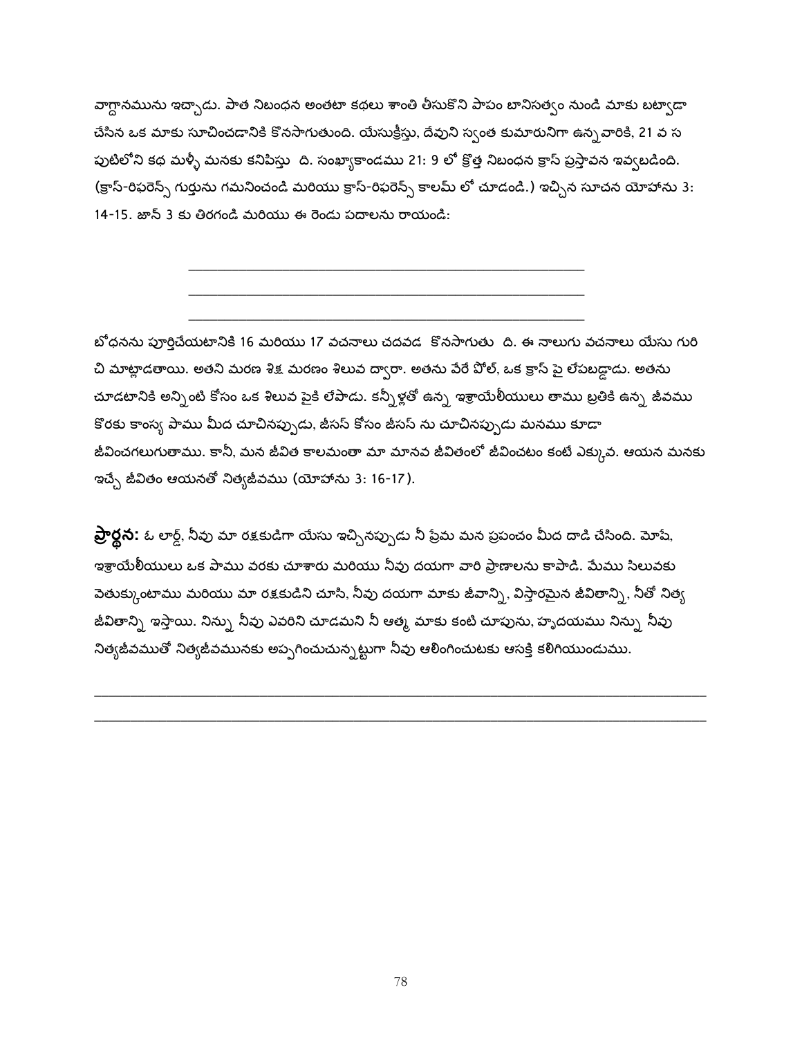వాగ్దానమును ఇచ్చాడు. పాత నిబంధన అంతటా కథలు శాంతి తీసుకొని పాపం బానిసత్వం నుండి మాకు బట్వాడా చేసిన ఒక మాకు సూచించడానికి కొనసాగుతుంది. యేసుక్రీస్తు, దేవుని స్వంత కుమారునిగా ఉన్నవారికి, 21 వ స పుటిలోని కథ మళ్ళీ మనకు కనిపిస్తు ది. సంఖ్యాకాండము 21: 9 లో క్రొత్త నిబంధన క్రాస్ ప్రస్తావన ఇవ్వబడింది. (క్రాస్-రిఫరెన్స్ గుర్తును గమనించండి మరియు క్రాస్-రిఫరెన్స్ కాలమ్ లో చూడండి.) ఇచ్చిన సూచన యోహాను 3: 14-15. జాన్ 3 కు తిరగండి మరియు ఈ రెండు పదాలను రాయండి:

\_\_\_\_\_\_\_\_\_\_\_\_\_\_\_\_\_\_\_\_\_\_\_\_\_\_\_\_\_\_\_\_\_\_\_\_\_\_\_\_\_\_\_\_\_\_\_\_\_\_\_\_\_\_\_\_

\_\_\_\_\_\_\_\_\_\_\_\_\_\_\_\_\_\_\_\_\_\_\_\_\_\_\_\_\_\_\_\_\_\_\_\_\_\_\_\_\_\_\_\_\_\_\_\_\_\_\_\_\_\_\_\_

\_\_\_\_\_\_\_\_\_\_\_\_\_\_\_\_\_\_\_\_\_\_\_\_\_\_\_\_\_\_\_\_\_\_\_\_\_\_\_\_\_\_\_\_\_\_\_\_\_\_\_\_\_\_\_\_

బోధనను పూర్తిచేయటానికి 16 మరియు 17 వచనాలు చదవడ కొనసాగుతు ది. ఈ నాలుగు వచనాలు యేసు గురి చి మాట్లాడతాయి. అతని మరణ శిక్ష మరణం శిలువ ద్వారా. అతను వేరే పోల్, ఒక క్రాస్ పై లేపబడ్డాడు. అతను చూడటానికి అన్నింటి కోసం ఒక శిలువ పైకి లేపాడు. కన్నీళ్లతో ఉన్న ఇశ్రాయేలీయులు తాము బ్రతికి ఉన్న జీవము కొరకు కాంస్య పాము మీద చూచినప్పుడు, జీసస్ కోసం జీసస్ ను చూచినప్పుడు మనము కూడా జీవించగలుగుతాము. కానీ, మన జీవిత కాలమంతా మా మానవ జీవితంలో జీవించటం కంటే ఎక్కువ. ఆయన మనకు ఇచ్చే జీవితం ఆయనతో నిత్యజీవము (యోహాను 3: 16-17).

**ప్రార్థన:** ఓ లార్డ్, నీవు మా రక్షకుడిగా యేసు ఇచ్చినప్పుడు నీ ప్రేమ మన ప్రపంచం మీద దాడి చేసింది. మోషే, ఇశ్రాయేలీయులు ఒక పాము వరకు చూశారు మరియు నీవు దయగా వారి ప్రాణాలను కాపాడి. మేము సిలువకు వెతుక్కుంటాము మరియు మా రక్షకుడిని చూసి, నీవు దయగా మాకు జీవాన్ని, విస్తారమైన జీవితాన్ని, నీతో నిత్య జీవితాన్ని ఇస్తాయి. నిన్ను నీవు ఎవరిని చూడమని నీ ఆత్మ మాకు కంటి చూపును, హృదయము నిన్ను నీవు నిత్యజీవముతో నిత్యజీవమునకు అప్పగించుచున్నట్టుగా నీవు ఆలింగించుటకు ఆసక్తి కలిగియుండుము.

\_\_\_\_\_\_\_\_\_\_\_\_\_\_\_\_\_\_\_\_\_\_\_\_\_\_\_\_\_\_\_\_\_\_\_\_\_\_\_\_\_\_\_\_\_\_\_\_\_\_\_\_\_\_\_\_\_\_\_\_\_\_\_\_\_\_\_\_\_\_\_\_\_\_\_\_\_\_

\_\_\_\_\_\_\_\_\_\_\_\_\_\_\_\_\_\_\_\_\_\_\_\_\_\_\_\_\_\_\_\_\_\_\_\_\_\_\_\_\_\_\_\_\_\_\_\_\_\_\_\_\_\_\_\_\_\_\_\_\_\_\_\_\_\_\_\_\_\_\_\_\_\_\_\_\_\_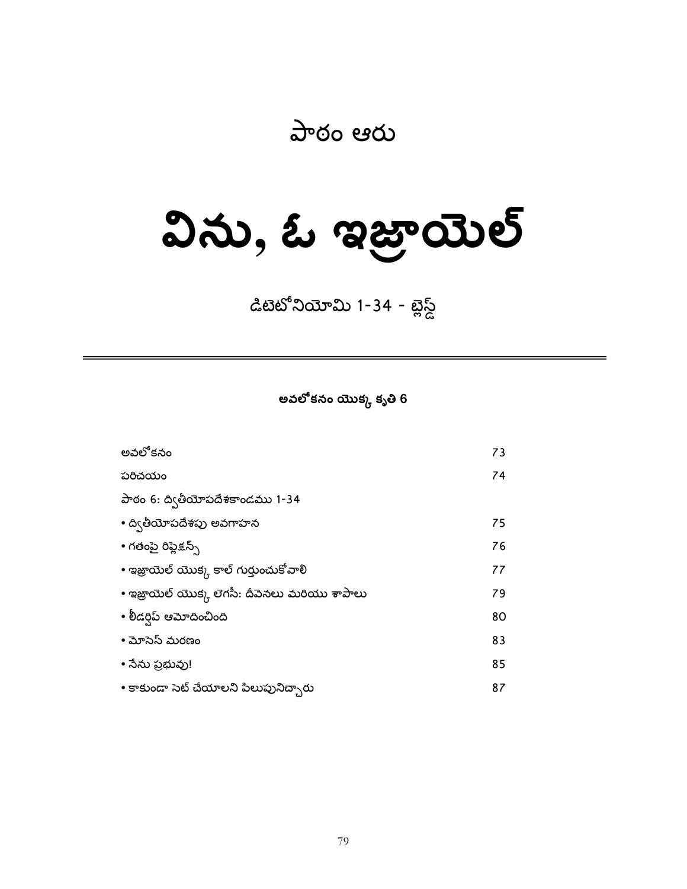# పాఠం ఆరు

# విను, ఓ ఇజ్రాయెల్

## డిటెటోనియోమి 1-34 - బ్లెస్డ్

---

**అవలోకనం యొక్క కృతి 6**

| | |
|---|---|
| అవలోకనం | 73 |
| పరిచయం | 74 |
| పాఠం 6: ద్వితీయోపదేశకాండము 1-34 | |
| • ద్వితీయోపదేశపు అవగాహన | 75 |
| • గతంపై రిఫ్లెక్షన్స్ | 76 |
| • ఇజ్రాయెల్ యొక్క కాల్ గుర్తుంచుకోవాలి | 77 |
| • ఇజ్రాయెల్ యొక్క లెగసీ: దీవెనలు మరియు శాపాలు | 79 |
| • లీడర్షిప్ ఆమోదించింది | 80 |
| • మోసెస్ మరణం | 83 |
| • నేను ప్రభువు! | 85 |
| • కాకుండా సెట్ చేయాలని పిలుపునిచ్చారు | 87 |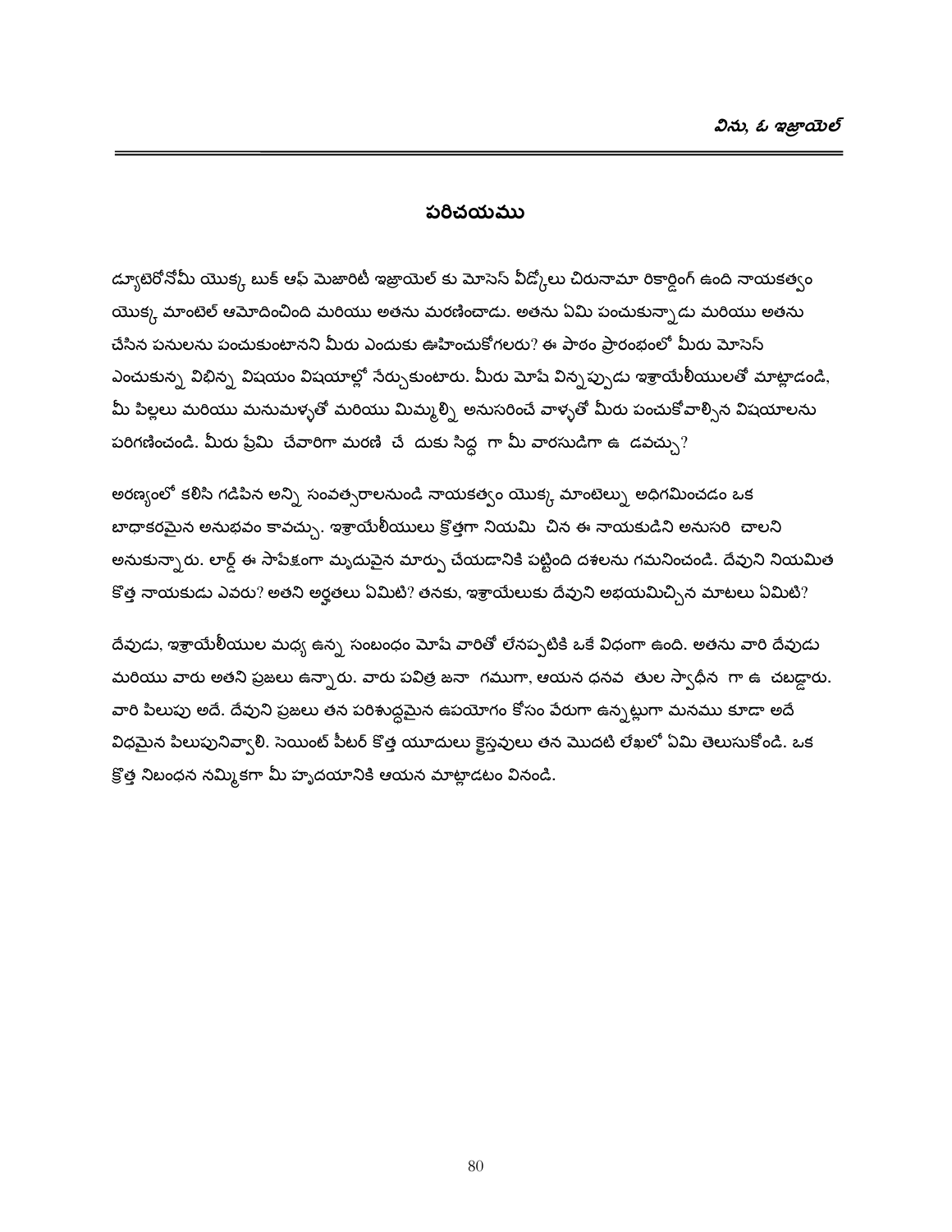## పరిచయము

డ్యూటెరోనోమీ యొక్క బుక్ ఆఫ్ మెజారిటీ ఇజ్రాయెల్ కు మోసెస్ వీడ్కోలు చిరునామా రికార్డింగ్ ఉంది నాయకత్వం యొక్క మాంటిల్ ఆమోదించింది మరియు అతను మరణించాడు. అతను ఏమి పంచుకున్నాడు మరియు అతను చేసిన పనులను పంచుకుంటానని మీరు ఎందుకు ఊహించుకోగలరు? ఈ పాఠం ప్రారంభంలో మీరు మోసెస్ ఎంచుకున్న విభిన్న విషయం విషయాల్లో నేర్చుకుంటారు. మీరు మోషే విన్నప్పుడు ఇశ్రాయేలీయులతో మాట్లాడండి, మీ పిల్లలు మరియు మనుమళ్ళతో మరియు మిమ్మల్ని అనుసరించే వాళ్ళతో మీరు పంచుకోవాల్సిన విషయాలను పరిగణించండి. మీరు ప్రేమి చేవారిగా మరణి చే దుకు సిద్ధ గా మీ వారసుడిగా ఉ డవచ్చు?

అరణ్యంలో కలిసి గడిపిన అన్ని సంవత్సరాలనుండి నాయకత్వం యొక్క మాంటెల్ను అధిగమించడం ఒక బాధాకరమైన అనుభవం కావచ్చు. ఇశ్రాయేలీయులు క్రొత్తగా నియమి చిన ఈ నాయకుడిని అనుసరి చాలని అనుకున్నారు. లార్డ్ ఈ సాపేక్షంగా మృదువైన మార్పు చేయడానికి పట్టింది దశలను గమనించండి. దేవుని నియమిత కొత్త నాయకుడు ఎవరు? అతని అర్హతలు ఏమిటి? తనకు, ఇశ్రాయేలుకు దేవుని అభయమిచ్చిన మాటలు ఏమిటి?

దేవుడు, ఇశ్రాయేలీయుల మధ్య ఉన్న సంబంధం మోషే వారితో లేనప్పటికి ఒకే విధంగా ఉంది. అతను వారి దేవుడు మరియు వారు అతని ప్రజలు ఉన్నారు. వారు పవిత్ర జనా గముగా, ఆయన ధనవ తుల స్వాధీన గా ఉ చబడ్డారు. వారి పిలుపు అదే. దేవుని ప్రజలు తన పరిశుద్ధమైన ఉపయోగం కోసం వేరుగా ఉన్నట్లుగా మనము కూడా అదే విధమైన పిలుపునివ్వాలి. సెయింట్ పీటర్ కొత్త యూదులు క్రైస్తవులు తన మొదటి లేఖలో ఏమి తెలుసుకోండి. ఒక క్రొత్త నిబంధన నమ్మికగా మీ హృదయానికి ఆయన మాట్లాడటం వినండి.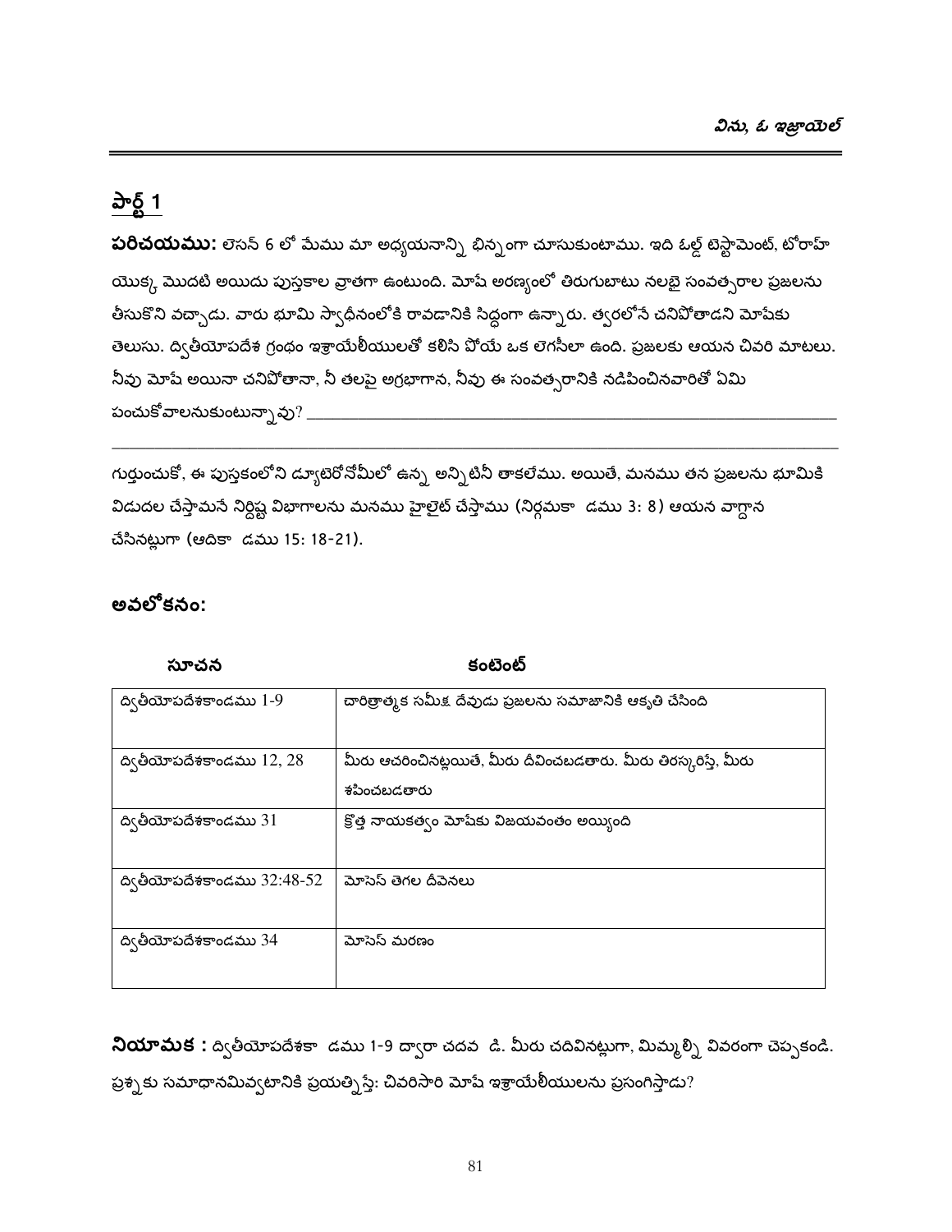## పార్ట్ 1

**పరిచయము:** లెసన్ 6 లో మేము మా అధ్యయనాన్ని భిన్నంగా చూసుకుంటాము. ఇది ఓల్డ్ టెస్టామెంట్, టోరాహ్ యొక్క మొదటి అయిదు పుస్తకాల వ్రాతగా ఉంటుంది. మోషే అరణ్యంలో తిరుగుబాటు నలభై సంవత్సరాల ప్రజలను తీసుకొని వచ్చాడు. వారు భూమి స్వాధీనంలోకి రావడానికి సిద్ధంగా ఉన్నారు. త్వరలోనే చనిపోతాడని మోషేకు తెలుసు. ద్వితీయోపదేశ గ్రంథం ఇశ్రాయేలీయులతో కలిసి పోయే ఒక లెగసీలా ఉంది. ప్రజలకు ఆయన చివరి మాటలు. నీవు మోషే అయినా చనిపోతానా, నీ తలపై అగ్రభాగాన, నీవు ఈ సంవత్సరానికి నడిపించినవారితో ఏమి పంచుకోవాలనుకుంటున్నావు? ________________________________________________

________________________________________________________________________________

గుర్తుంచుకో, ఈ పుస్తకంలోని డ్యూటెరోనోమీలో ఉన్న అన్నిటినీ తాకలేము. అయితే, మనము తన ప్రజలను భూమికి విడుదల చేస్తామనే నిర్దిష్ట విభాగాలను మనము హైలైట్ చేస్తాము (నిర్గమకా  డము 3: 8) ఆయన వాగ్దాన చేసినట్లుగా (ఆదికా  డము 15: 18-21).

## అవలోకనం:

| సూచన | కంటెంట్ |
|---|---|
| ద్వితీయోపదేశకాండము 1-9 | చారిత్రాత్మక సమీక్ష దేవుడు ప్రజలను సమాజానికి ఆకృతి చేసింది |
| ద్వితీయోపదేశకాండము 12, 28 | మీరు ఆచరించినట్లయితే, మీరు దీవించబడతారు. మీరు తిరస్కరిస్తే, మీరు శపించబడతారు |
| ద్వితీయోపదేశకాండము 31 | క్రొత్త నాయకత్వం మోషేకు విజయవంతం అయ్యింది |
| ద్వితీయోపదేశకాండము 32:48-52 | మోసెస్ తెగల దీవెనలు |
| ద్వితీయోపదేశకాండము 34 | మోసెస్ మరణం |

**నియామక :** ద్వితీయోపదేశకా  డము 1-9 ద్వారా చదవ  డి. మీరు చదివినట్లుగా, మిమ్మల్ని వివరంగా చెప్పకండి. ప్రశ్నకు సమాధానమివ్వటానికి ప్రయత్నిస్తే: చివరిసారి మోషే ఇశ్రాయేలీయులను ప్రసంగిస్తాడు?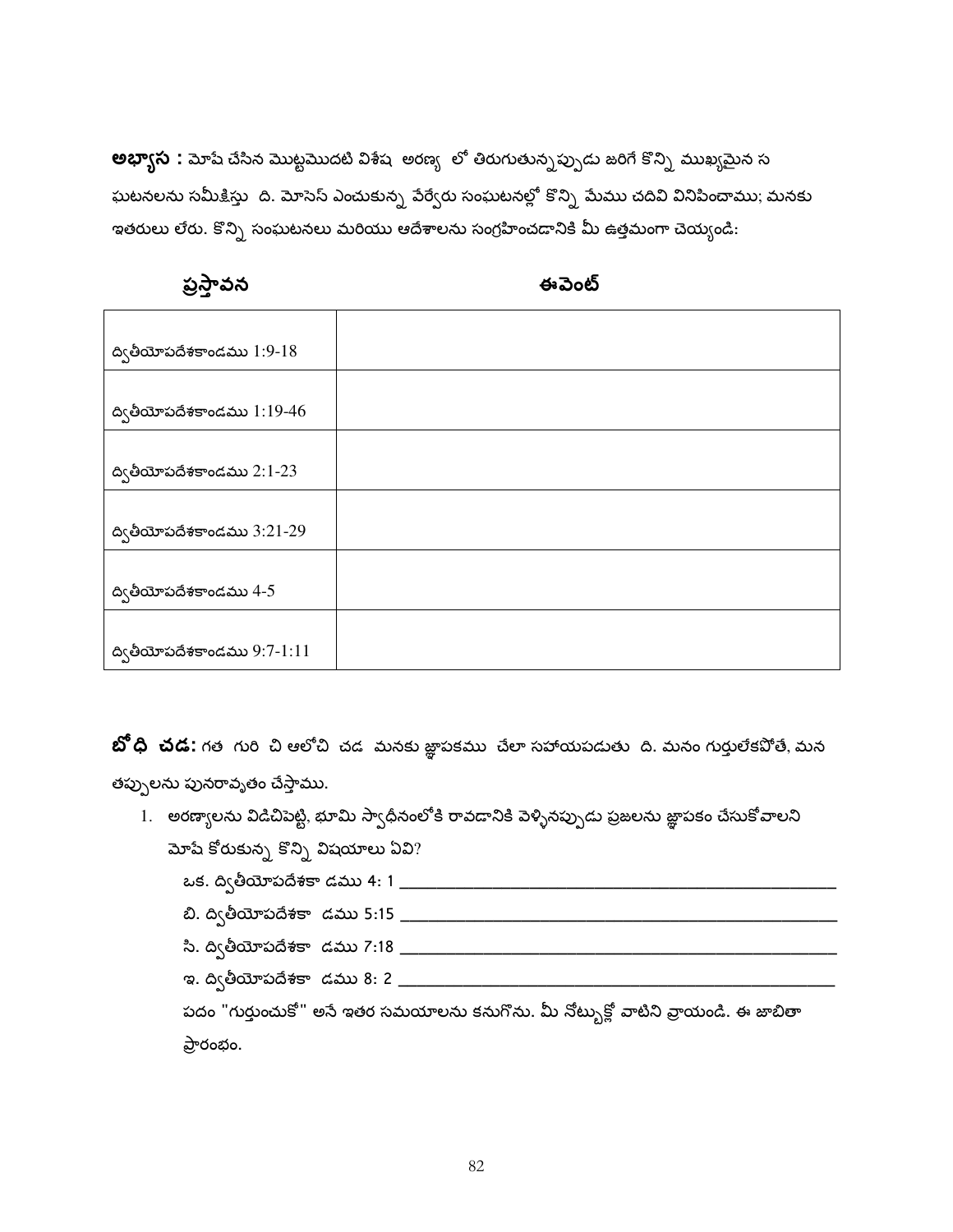**అభ్యాస :** మోషే చేసిన మొట్టమొదటి విశేష  అరణ్య  లో తిరుగుతున్నప్పుడు జరిగే కొన్ని ముఖ్యమైన స ఘటనలను సమీక్షిస్తు  ది. మోసెస్ ఎంచుకున్న వేర్వేరు సంఘటనల్లో కొన్ని మేము చదివి వినిపించాము; మనకు ఇతరులు లేరు. కొన్ని సంఘటనలు మరియు ఆదేశాలను సంగ్రహించడానికి మీ ఉత్తమంగా చెయ్యండి:

| **ప్రస్తావన** | **ఈవెంట్** |
|---|---|
| ద్వితీయోపదేశకాండము 1:9-18 | |
| ద్వితీయోపదేశకాండము 1:19-46 | |
| ద్వితీయోపదేశకాండము 2:1-23 | |
| ద్వితీయోపదేశకాండము 3:21-29 | |
| ద్వితీయోపదేశకాండము 4-5 | |
| ద్వితీయోపదేశకాండము 9:7-1:11 | |

**బో ధి  చడ:** గత  గురి  చి ఆలోచి  చడ  మనకు జ్ఞాపకము  చేలా సహాయపడుతు  ది. మనం గుర్తులేకపోతే, మన తప్పులను పునరావృతం చేస్తాము.

1. అరణ్యాలను విడిచిపెట్టి, భూమి స్వాధీనంలోకి రావడానికి వెళ్ళినప్పుడు ప్రజలను జ్ఞాపకం చేసుకోవాలని మోషే కోరుకున్న కొన్ని విషయాలు ఏవి?

   ఒక. ద్వితీయోపదేశకా డము 4: 1 ____________________

   బి. ద్వితీయోపదేశకా  డము 5:15 ____________________

   సి. ద్వితీయోపదేశకా  డము 7:18 ____________________

   ఇ. ద్వితీయోపదేశకా  డము 8: 2 ____________________

   పదం "గుర్తుంచుకో" అనే ఇతర సమయాలను కనుగొను. మీ నోట్బుక్లో వాటిని వ్రాయండి. ఈ జాబితా ప్రారంభం.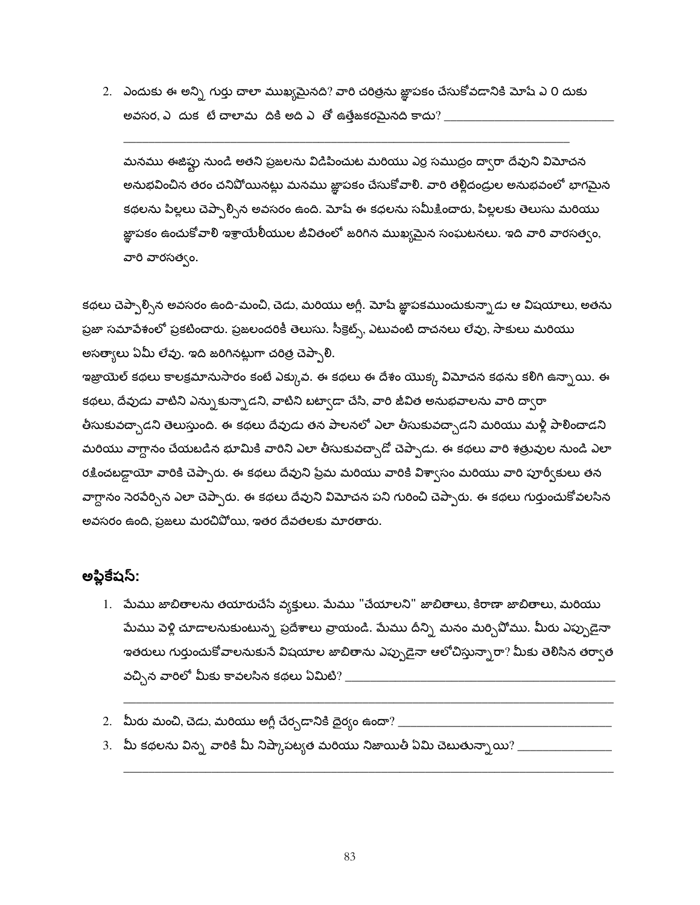2. ఎందుకు ఈ అన్ని గుర్తు చాలా ముఖ్యమైనది? వారి చరిత్రను జ్ఞాపకం చేసుకోవడానికి మోషే ఎ 0 దుకు అవసర, ఎ దుక టే చాలామ దికి అది ఎ తో ఉత్తేజకరమైనది కాదు? ______________________________

______________________________________________________________________________

మనము ఈజిప్టు నుండి అతని ప్రజలను విడిపించుట మరియు ఎర్ర సముద్రం ద్వారా దేవుని విమోచన అనుభవించిన తరం చనిపోయినట్లు మనము జ్ఞాపకం చేసుకోవాలి. వారి తల్లిదండ్రుల అనుభవంలో భాగమైన కథలను పిల్లలు చెప్పాల్సిన అవసరం ఉంది. మోషే ఈ కథలను సమీక్షించారు, పిల్లలకు తెలుసు మరియు జ్ఞాపకం ఉంచుకోవాలి ఇశ్రాయేలీయుల జీవితంలో జరిగిన ముఖ్యమైన సంఘటనలు. ఇది వారి వారసత్వం, వారి వారసత్వం.

కథలు చెప్పాల్సిన అవసరం ఉంది-మంచి, చెడు, మరియు అగ్లీ. మోషే జ్ఞాపకముంచుకున్నాడు ఆ విషయాలు, అతను ప్రజా సమావేశంలో ప్రకటించారు. ప్రజలందరికీ తెలుసు. సీక్రెట్స్, ఎటువంటి దాచనలు లేవు, సాకులు మరియు అసత్యాలు ఏమీ లేవు. ఇది జరిగినట్లుగా చరిత్ర చెప్పాలి.
ఇజ్రాయెల్ కథలు కాలక్రమానుసారం కంటే ఎక్కువ. ఈ కథలు ఈ దేశం యొక్క విమోచన కథను కలిగి ఉన్నాయి. ఈ కథలు, దేవుడు వాటిని ఎన్నుకున్నాడని, వాటిని బట్వాడా చేసి, వారి జీవిత అనుభవాలను వారి ద్వారా తీసుకువచ్చాడని తెలుస్తుంది. ఈ కథలు దేవుడు తన పాలనలో ఎలా తీసుకువచ్చాడని మరియు మళ్లీ పాలించాడని మరియు వాగ్దానం చేయబడిన భూమికి వారిని ఎలా తీసుకువచ్చాడో చెప్పాడు. ఈ కథలు వారి శత్రువుల నుండి ఎలా రక్షించబడ్డాయో వారికి చెప్పారు. ఈ కథలు దేవుని ప్రేమ మరియు వారికి విశ్వాసం మరియు వారి పూర్వీకులు తన వాగ్దానం నెరవేర్చిన ఎలా చెప్పారు. ఈ కథలు దేవుని విమోచన పని గురించి చెప్పారు. ఈ కథలు గుర్తుంచుకోవలసిన అవసరం ఉంది, ప్రజలు మరచిపోయి, ఇతర దేవతలకు మారతారు.

## అప్లికేషన్:

1. మేము జాబితాలను తయారుచేసే వ్యక్తులు. మేము "చేయాలని" జాబితాలు, కిరాణా జాబితాలు, మరియు మేము వెళ్లి చూడాలనుకుంటున్న ప్రదేశాలు వ్రాయండి. మేము దీన్ని మనం మర్చిపోము. మీరు ఎప్పుడైనా ఇతరులు గుర్తుంచుకోవాలనుకునే విషయాల జాబితాను ఎప్పుడైనా ఆలోచిస్తున్నారా? మీకు తెలిసిన తర్వాత వచ్చిన వారిలో మీకు కావలసిన కథలు ఏమిటి? ______________________________

______________________________________________________________________________

2. మీరు మంచి, చెడు, మరియు అగ్లీ చేర్చడానికి ధైర్యం ఉందా? ______________________________
3. మీ కథలను విన్న వారికి మీ నిష్కాపట్యత మరియు నిజాయితీ ఏమి చెబుతున్నాయి? ______________

______________________________________________________________________________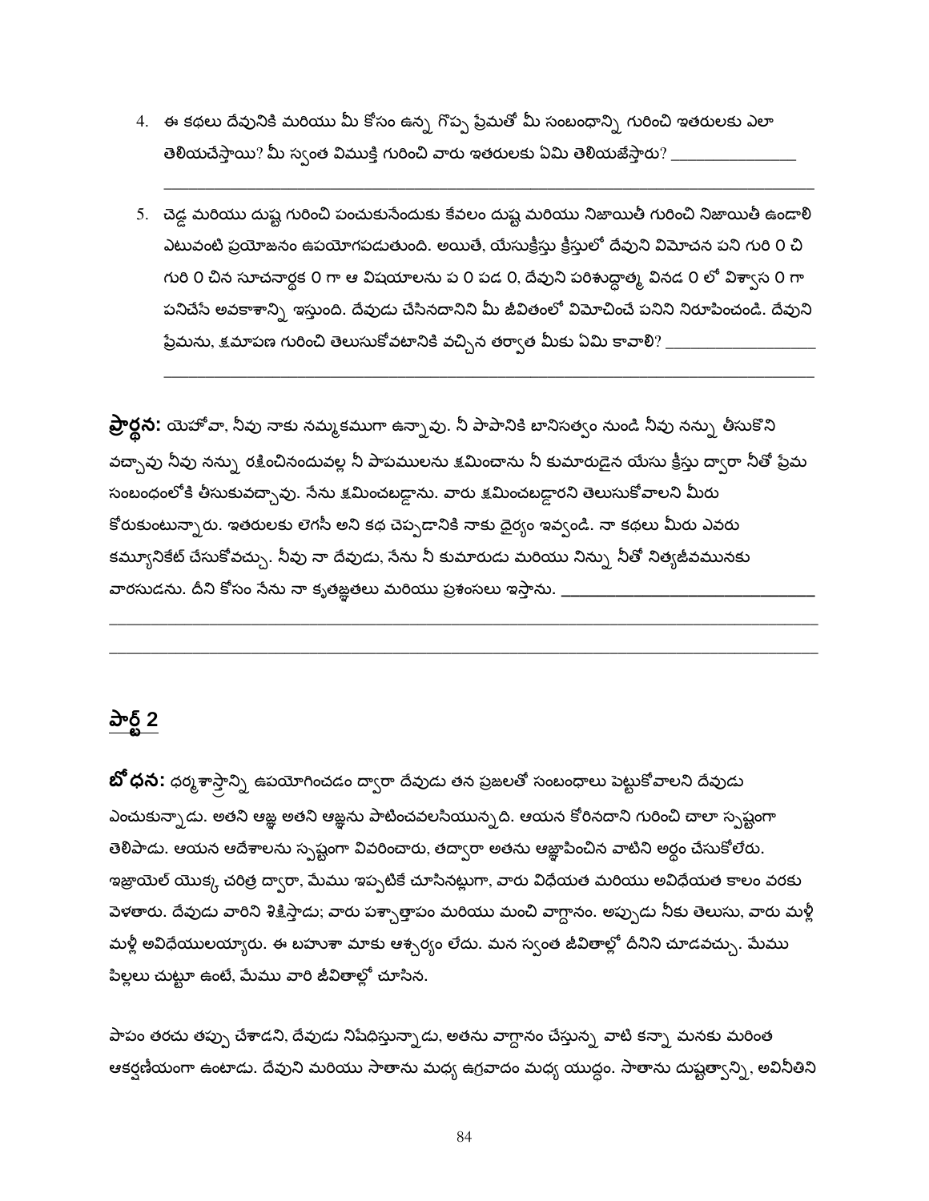4. ఈ కథలు దేవునికి మరియు మీ కోసం ఉన్న గొప్ప ప్రేమతో మీ సంబంధాన్ని గురించి ఇతరులకు ఎలా తెలియచేస్తాయి? మీ స్వంత విముక్తి గురించి వారు ఇతరులకు ఏమి తెలియజేస్తారు? _______________
   _______________________________________________________________________________

5. చెడ్డ మరియు దుష్ట గురించి పంచుకునేందుకు కేవలం దుష్ట మరియు నిజాయితీ గురించి నిజాయితీ ఉండాలి ఎటువంటి ప్రయోజనం ఉపయోగపడుతుంది. అయితే, యేసుక్రీస్తు క్రీస్తులో దేవుని విమోచన పని గురి 0 చి గురి 0 చిన సూచనార్థక 0 గా ఆ విషయాలను ప 0 పడ 0, దేవుని పరిశుద్ధాత్మ వినడ 0 లో విశ్వాస 0 గా పనిచేసే అవకాశాన్ని ఇస్తుంది. దేవుడు చేసినదానిని మీ జీవితంలో విమోచించే పనిని నిరూపించండి. దేవుని ప్రేమను, క్షమాపణ గురించి తెలుసుకోవటానికి వచ్చిన తర్వాత మీకు ఏమి కావాలి? _________________
   _______________________________________________________________________________

**ప్రార్థన:** యెహోవా, నీవు నాకు నమ్మకముగా ఉన్నావు. నీ పాపానికి బానిసత్వం నుండి నీవు నన్ను తీసుకొని వచ్చావు నీవు నన్ను రక్షించినందువల్ల నీ పాపములను క్షమించాను నీ కుమారుడైన యేసు క్రీస్తు ద్వారా నీతో ప్రేమ సంబంధంలోకి తీసుకువచ్చావు. నేను క్షమించబడ్డాను. వారు క్షమించబడ్డారని తెలుసుకోవాలని మీరు కోరుకుంటున్నారు. ఇతరులకు లెగసీ అని కథ చెప్పడానికి నాకు ధైర్యం ఇవ్వండి. నా కథలు మీరు ఎవరు కమ్యూనికేట్ చేసుకోవచ్చు. నీవు నా దేవుడు, నేను నీ కుమారుడు మరియు నిన్ను నీతో నిత్యజీవమునకు వారసుడను. దీని కోసం నేను నా కృతజ్ఞతలు మరియు ప్రశంసలు ఇస్తాను. _____________________________
_______________________________________________________________________________
_______________________________________________________________________________

## పార్ట్ 2

**బోధన:** ధర్మశాస్త్రాన్ని ఉపయోగించడం ద్వారా దేవుడు తన ప్రజలతో సంబంధాలు పెట్టుకోవాలని దేవుడు ఎంచుకున్నాడు. అతని ఆజ్ఞ అతని ఆజ్ఞను పాటించవలసియున్నది. ఆయన కోరినదాని గురించి చాలా స్పష్టంగా తెలిపాడు. ఆయన ఆదేశాలను స్పష్టంగా వివరించారు, తద్వారా అతను ఆజ్ఞాపించిన వాటిని అర్థం చేసుకోలేరు. ఇజ్రాయెల్ యొక్క చరిత్ర ద్వారా, మేము ఇప్పటికే చూసినట్లుగా, వారు విధేయత మరియు అవిధేయత కాలం వరకు వెళతారు. దేవుడు వారిని శిక్షిస్తాడు; వారు పశ్చాత్తాపం మరియు మంచి వాగ్దానం. అప్పుడు నీకు తెలుసు, వారు మళ్లీ మళ్లీ అవిధేయులయ్యారు. ఈ బహుశా మాకు ఆశ్చర్యం లేదు. మన స్వంత జీవితాల్లో దీనిని చూడవచ్చు. మేము పిల్లలు చుట్టూ ఉంటే, మేము వారి జీవితాల్లో చూసిన.

పాపం తరచు తప్పు చేశాడని, దేవుడు నిషేధిస్తున్నాడు, అతను వాగ్దానం చేస్తున్న వాటి కన్నా మనకు మరింత ఆకర్షణీయంగా ఉంటాడు. దేవుని మరియు సాతాను మధ్య ఉగ్రవాదం మధ్య యుద్ధం. సాతాను దుష్టత్వాన్ని, అవినీతిని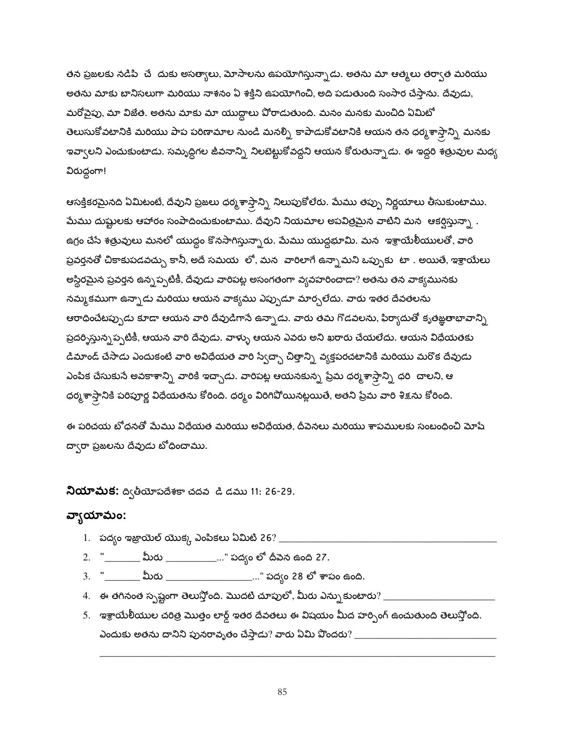తన ప్రజలకు నడిపి చే దుకు అసత్యాలు, మోసాలను ఉపయోగిస్తున్నాడు. అతను మా ఆత్మలు తర్వాత మరియు అతను మాకు బానిసలుగా మరియు నాశనం ఏ శక్తిని ఉపయోగించి, అది పడుతుంది సంసార చేస్తాను. దేవుడు, మరోవైపు, మా విజేత. అతను మాకు మా యుద్ధాలు పోరాడుతుంది. మనం మనకు మంచిది ఏమిటో తెలుసుకోవటానికి మరియు పాప పరిణామాల నుండి మనల్ని కాపాడుకోవటానికి ఆయన తన ధర్మశాస్త్రాన్ని మనకు ఇవ్వాలని ఎంచుకుంటాడు. సమృద్ధిగల జీవనాన్ని నిలబెట్టుకోవద్దని ఆయన కోరుతున్నాడు. ఈ ఇద్దరి శత్రువుల మధ్య విరుద్ధంగా!

ఆసక్తికరమైనది ఏమిటంటే, దేవుని ప్రజలు ధర్మశాస్త్రాన్ని నిలుపుకోలేరు. మేము తప్పు నిర్ణయాలు తీసుకుంటాము. మేము దుష్టులకు ఆహారం సంపాదించుకుంటాము. దేవుని నియమాల అపవిత్రమైన వాటిని మన ఆకర్షిస్తున్నా . ఉగ్రం చేసే శత్రువులు మనలో యుద్ధం కొనసాగిస్తున్నారు. మేము యుద్ధభూమి. మన ఇశ్రాయేలీయులతో, వారి ప్రవర్తనతో చికాకుపడవచ్చు కానీ, అదే సమయ లో, మన వారిలాగే ఉన్నామని ఒప్పుకు టా . అయితే, ఇశ్రాయేలు అస్థిరమైన ప్రవర్తన ఉన్నప్పటికీ, దేవుడు వారిపట్ల అసంగతంగా వ్యవహరించాడా? అతను తన వాక్యమునకు నమ్మకముగా ఉన్నాడు మరియు ఆయన వాక్యము ఎప్పుడూ మార్చలేదు. వారు ఇతర దేవతలను ఆరాధించేటప్పుడు కూడా ఆయన వారి దేవుడిగానే ఉన్నాడు. వారు తమ గొడవలను, ఫిర్యాదుతో కృతజ్ఞతాభావాన్ని ప్రదర్శిస్తున్నప్పటికీ, ఆయన వారి దేవుడు. వాళ్ళు ఆయన ఎవరు అని ఖరారు చేయలేదు. ఆయన విధేయతకు డిమాండ్ చేసాడు ఎందుకంటే వారి అవిధేయత వారి స్వేచ్ఛా చిత్తాన్ని వ్యక్తపరచటానికి మరియు మరొక దేవుడు ఎంపిక చేసుకునే అవకాశాన్ని వారికి ఇచ్చాడు. వారిపట్ల ఆయనకున్న ప్రేమ ధర్మశాస్త్రాన్ని ధరి చాలని, ఆ ధర్మశాస్త్రానికి పరిపూర్ణ విధేయతను కోరింది. ధర్మం విరిగిపోయినట్లయితే, అతని ప్రేమ వారి శిక్షను కోరింది.

ఈ పరిచయ బోధనతో మేము విధేయత మరియు అవిధేయత, దీవెనలు మరియు శాపములకు సంబంధించి మోషే ద్వారా ప్రజలను దేవుడు బోధించాము.

**నియామక:** ద్వితీయోపదేశకా చదవ డి డమ 11: 26-29.

## వ్యాయామం:

1. పద్యం ఇజ్రాయెల్ యొక్క ఎంపికలు ఏమిటి 26? ____________________
2. "_______ మీరు __________..." పద్యం లో దీవెన ఉంది 27.
3. "_______ మీరు ________________..." పద్యం 28 లో శాపం ఉంది.
4. ఈ తగినంత స్పష్టంగా తెలుస్తోంది. మొదటి చూపులో, మీరు ఎన్నుకుంటారు? ____________________
5. ఇశ్రాయేలీయుల చరిత్ర మొత్తం లార్డ్ ఇతర దేవతలు ఈ విషయం మీద హర్పింగ్ ఉంచుతుంది తెలుస్తోంది. ఎందుకు అతను దానిని పునరావృతం చేస్తాడు? వారు ఏమి పొందరు? ____________________
____________________________________________________________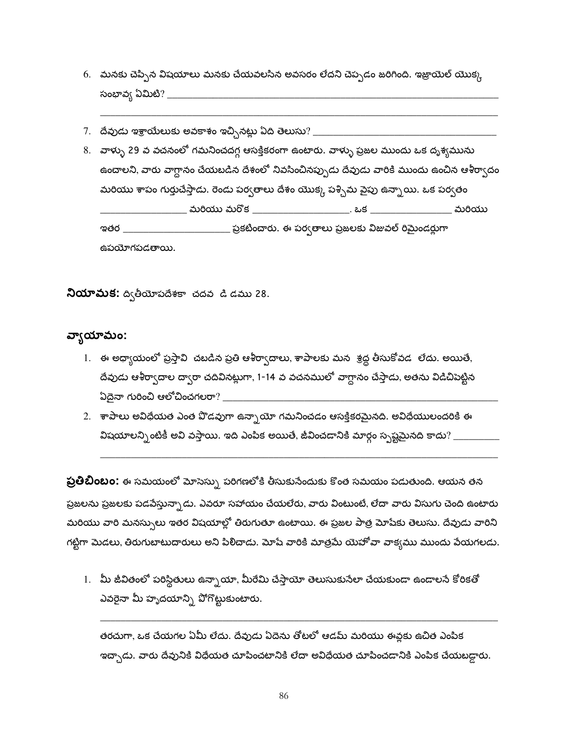6. మనకు చెప్పిన విషయాలు మనకు చేయవలసిన అవసరం లేదని చెప్పడం జరిగింది. ఇజ్రాయెల్ యొక్క సంభావ్య ఏమిటి? ____________________________________________________________
____________________________________________________________

7. దేవుడు ఇశ్రాయేలుకు అవకాశం ఇచ్చినట్లు ఏది తెలుసు? ______________________________

8. వాళ్ళు 29 వ వచనంలో గమనించదగ్గ ఆసక్తికరంగా ఉంటారు. వాళ్ళు ప్రజల ముందు ఒక దృశ్యమును ఉంచాలని, వారు వాగ్దానం చేయబడిన దేశంలో నివసించినప్పుడు దేవుడు వారికి ముందు ఉంచిన ఆశీర్వాదం మరియు శాపం గుర్తుచేస్తాడు. రెండు పర్వతాలు దేశం యొక్క పశ్చిమ వైపు ఉన్నాయి. ఒక పర్వతం ______________ మరియు మరొక ________________. ఒక ______________ మరియు ఇతర __________________ ప్రకటించారు. ఈ పర్వతాలు ప్రజలకు విజువల్ రిమైండర్లుగా ఉపయోగపడతాయి.

**నియామక:** ద్వితీయోపదేశకా చదవ డి డము 28.

## వ్యాయామం:

1. ఈ అధ్యాయంలో ప్రస్తావి చబడిన ప్రతి ఆశీర్వాదాలు, శాపాలకు మన శ్రద్ధ తీసుకోవడ లేదు. అయితే, దేవుడు ఆశీర్వాదాల ద్వారా చదివినట్లుగా, 1-14 వ వచనములో వాగ్దానం చేస్తాడు, అతను విడిచిపెట్టిన ఏదైనా గురించి ఆలోచించగలరా? ____________________________________________

2. శాపాలు అవిధేయత ఎంత లోతుగా ఉన్నాయో గమనించడం ఆసక్తికరమైనది. అవిధేయులందరికి ఈ విషయాలన్నింటికీ అవి వస్తాయి. ఇది ఎంపిక అయితే, జీవించడానికి మార్గం స్పష్టమైనది కాదు? ________
____________________________________________________________

**ప్రతిబింబం:** ఈ సమయంలో మోసెస్ను పరిగణలోకి తీసుకునేందుకు కొంత సమయం పడుతుంది. ఆయన తన ప్రజలను ప్రజలకు పడవేస్తున్నాడు. ఎవరూ సహాయం చేయలేరు, వారు వింటుంటే, లేదా వారు విసుగు చెంది ఉంటారు మరియు వారి మనస్సులు ఇతర విషయాల్లో తిరుగుతూ ఉంటాయి. ఈ ప్రజల పాత్ర మోషేకు తెలుసు. దేవుడు వారిని గట్టిగా మెడలు, తిరుగుబాటుదారులు అని పిలిచాడు. మోషే వారికి మాత్రమే యెహోవా వాక్యము ముందు వేయగలడు.

1. మీ జీవితంలో పరిస్థితులు ఉన్నాయా, మీరేమి చేస్తాయో తెలుసుకునేలా చేయకుండా ఉండాలనే కోరికతో ఎవరైనా మీ హృదయాన్ని పోగొట్టుకుంటారు.

____________________________________________________________

తరచుగా, ఒక చేయగల ఏమీ లేదు. దేవుడు ఏదెను తోటలో ఆడమ్ మరియు ఈవ్లకు ఉచిత ఎంపిక ఇచ్చాడు. వారు దేవునికి విధేయత చూపించటానికి లేదా అవిధేయత చూపించడానికి ఎంపిక చేయబడ్డారు.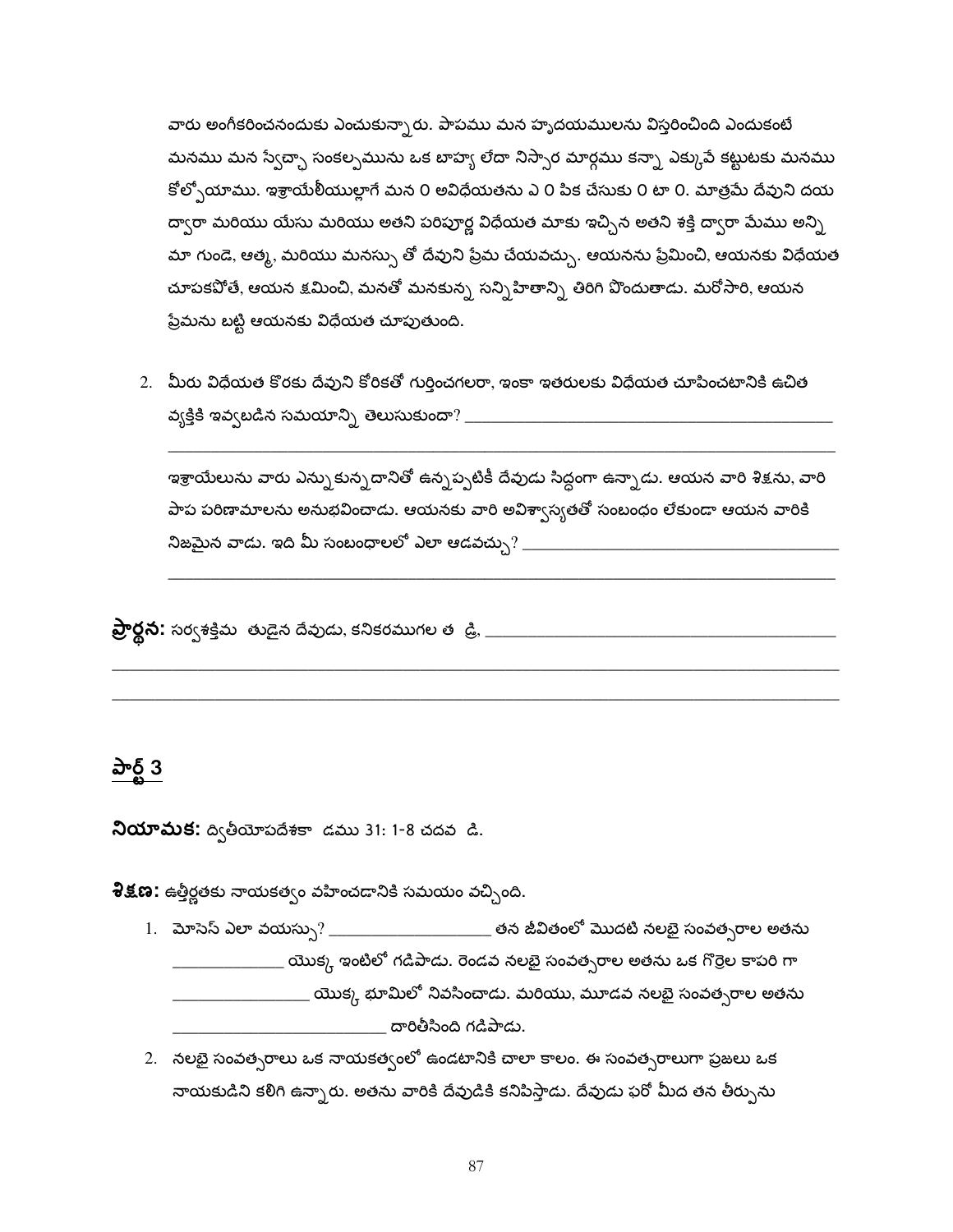వారు అంగీకరించనందుకు ఎంచుకున్నారు. పాపము మన హృదయములను విస్తరించింది ఎందుకంటే మనము మన స్వేచ్ఛా సంకల్పమును ఒక బాహ్య లేదా నిస్సార మార్గము కన్నా ఎక్కువే కట్టుటకు మనము కోల్పోయాము. ఇశ్రాయేలీయుల్లాగే మన 0 అవిధేయతను ఎ 0 పిక చేసుకు 0 టా 0. మాత్రమే దేవుని దయ ద్వారా మరియు యేసు మరియు అతని పరిపూర్ణ విధేయత మాకు ఇచ్చిన అతని శక్తి ద్వారా మేము అన్ని మా గుండె, ఆత్మ, మరియు మనస్సు తో దేవుని ప్రేమ చేయవచ్చు. ఆయనను ప్రేమించి, ఆయనకు విధేయత చూపకపోతే, ఆయన క్షమించి, మనతో మనకున్న సన్నిహిత్వాన్ని తిరిగి పొందుతాడు. మరోసారి, ఆయన ప్రేమను బట్టి ఆయనకు విధేయత చూపుతుంది.

2. మీరు విధేయత కొరకు దేవుని కోరికతో గుర్తించగలరా, ఇంకా ఇతరులకు విధేయత చూపించటానికి ఉచిత వ్యక్తికి ఇవ్వబడిన సమయాన్ని తెలుసుకుందా? ________________________________________________
________________________________________________________________________________

   ఇశ్రాయేలును వారు ఎన్నుకున్నదానితో ఉన్నప్పటికీ దేవుడు సిద్ధంగా ఉన్నాడు. ఆయన వారి శిక్షను, వారి పాప పరిణామాలను అనుభవించాడు. ఆయనకు వారి అవిశ్వాస్యతతో సంబంధం లేకుండా ఆయన వారికి నిజమైన వాడు. ఇది మీ సంబంధాలలో ఎలా ఆడవచ్చు? ________________________________________
________________________________________________________________________________

**ప్రార్థన:** సర్వశక్తిమ తుడైన దేవుడు, కనికరముగల త డ్రి, ______________________________________________
________________________________________________________________________________
________________________________________________________________________________

## పార్ట్ 3

**నియామక:** ద్వితీయోపదేశకా డము 31: 1-8 చదవ డి.

**శిక్షణ:** ఉత్తీర్ణతకు నాయకత్వం వహించడానికి సమయం వచ్చింది.

1. మోసెస్ ఎలా వయస్సు? ____________________ తన జీవితంలో మొదటి నలభై సంవత్సరాల అతను ______________ యొక్క ఇంటిలో గడిపాడు. రెండవ నలభై సంవత్సరాల అతను ఒక గొర్రెల కాపరి గా _________________ యొక్క భూమిలో నివసించాడు. మరియు, మూడవ నలభై సంవత్సరాల అతను ___________________________ దారితీసింది గడిపాడు.
2. నలభై సంవత్సరాలు ఒక నాయకత్వంలో ఉండటానికి చాలా కాలం. ఈ సంవత్సరాలుగా ప్రజలు ఒక నాయకుడిని కలిగి ఉన్నారు. అతను వారికి దేవుడికి కనిపిస్తాడు. దేవుడు ఫరో మీద తన తీర్పును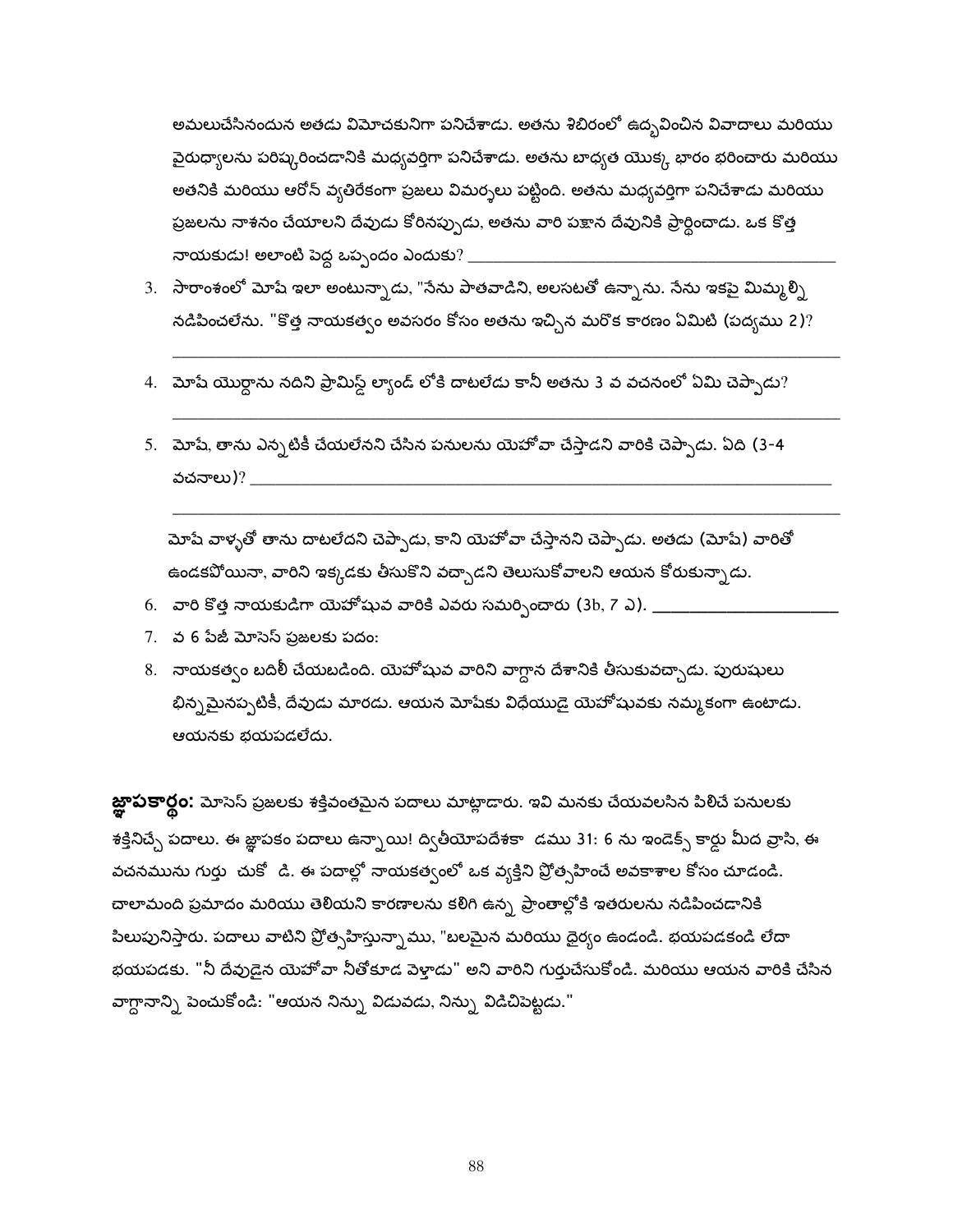అమలుచేసినందున అతడు విమోచకునిగా పనిచేశాడు. అతను శిబిరంలో ఉద్భవించిన వివాదాలు మరియు వైరుధ్యాలను పరిష్కరించడానికి మధ్యవర్తిగా పనిచేశాడు. అతను బాధ్యత యొక్క భారం భరించారు మరియు అతనికి మరియు ఆరోన్ వ్యతిరేకంగా ప్రజలు విమర్శలు పట్టింది. అతను మధ్యవర్తిగా పనిచేశాడు మరియు ప్రజలను నాశనం చేయాలని దేవుడు కోరినప్పుడు, అతను వారి పక్షాన దేవునికి ప్రార్థించాడు. ఒక కొత్త నాయకుడు! అలాంటి పెద్ద ఒప్పందం ఎందుకు? ________________________________

3. సారాంశంలో మోషే ఇలా అంటున్నాడు, "నేను పాతవాడిని, అలసటతో ఉన్నాను. నేను ఇకపై మిమ్మల్ని నడిపించలేను. "కొత్త నాయకత్వం అవసరం కోసం అతను ఇచ్చిన మరొక కారణం ఏమిటి (పద్యము 2)?
________________________________________________________________

4. మోషే యొర్దాను నదిని ప్రామిస్డ్ ల్యాండ్ లోకి దాటలేడు కానీ అతను 3 వ వచనంలో ఏమి చెప్పాడు?
________________________________________________________________

5. మోషే, తాను ఎన్నటికీ చేయలేనని చేసిన పనులను యెహోవా చేస్తాడని వారికి చెప్పాడు. ఏది (3-4 వచనాలు)? ________________________________________________________________
________________________________________________________________

మోషే వాళ్ళతో తాను దాటలేదని చెప్పాడు, కాని యెహోవా చేస్తానని చెప్పాడు. అతడు (మోషే) వారితో ఉండకపోయినా, వారిని ఇక్కడకు తీసుకొని వచ్చాడని తెలుసుకోవాలని ఆయన కోరుకున్నాడు.

6. వారి కొత్త నాయకుడిగా యెహోషువ వారికి ఎవరు సమర్పించారు (3b, 7 ఎ). ____________________
7. వ 6 పేజీ మోసెస్ ప్రజలకు పదం:
8. నాయకత్వం బదిలీ చేయబడింది. యెహోషువ వారిని వాగ్దాన దేశానికి తీసుకువచ్చాడు. పురుషులు భిన్నమైనప్పటికీ, దేవుడు మారడు. ఆయన మోషేకు విధేయుడై యెహోషువకు నమ్మకంగా ఉంటాడు. ఆయనకు భయపడలేదు.

**జ్ఞాపకార్థం:** మోసెస్ ప్రజలకు శక్తివంతమైన పదాలు మాట్లాడారు. ఇవి మనకు చేయవలసిన పిలిచే పనులకు శక్తినిచ్చే పదాలు. ఈ జ్ఞాపకం పదాలు ఉన్నాయి! ద్వితీయోపదేశకా డము 31: 6 ను ఇండెక్స్ కార్డు మీద వ్రాసి, ఈ వచనమును గుర్తు చుకో డి. ఈ పదాల్లో నాయకత్వంలో ఒక వ్యక్తిని ప్రోత్సహించే అవకాశాల కోసం చూడండి. చాలామంది ప్రమాదం మరియు తెలియని కారణాలను కలిగి ఉన్న ప్రాంతాల్లోకి ఇతరులను నడిపించడానికి పిలుపునిస్తారు. పదాలు వాటిని ప్రోత్సహిస్తున్నాము, "బలమైన మరియు ధైర్యం ఉండండి. భయపడకండి లేదా భయపడకు. "నీ దేవుడైన యెహోవా నీతోకూడ వెళ్తాడు" అని వారిని గుర్తుచేసుకోండి. మరియు ఆయన వారికి చేసిన వాగ్దానాన్ని పెంచుకోండి: "ఆయన నిన్ను విడువడు, నిన్ను విడిచిపెట్టడు."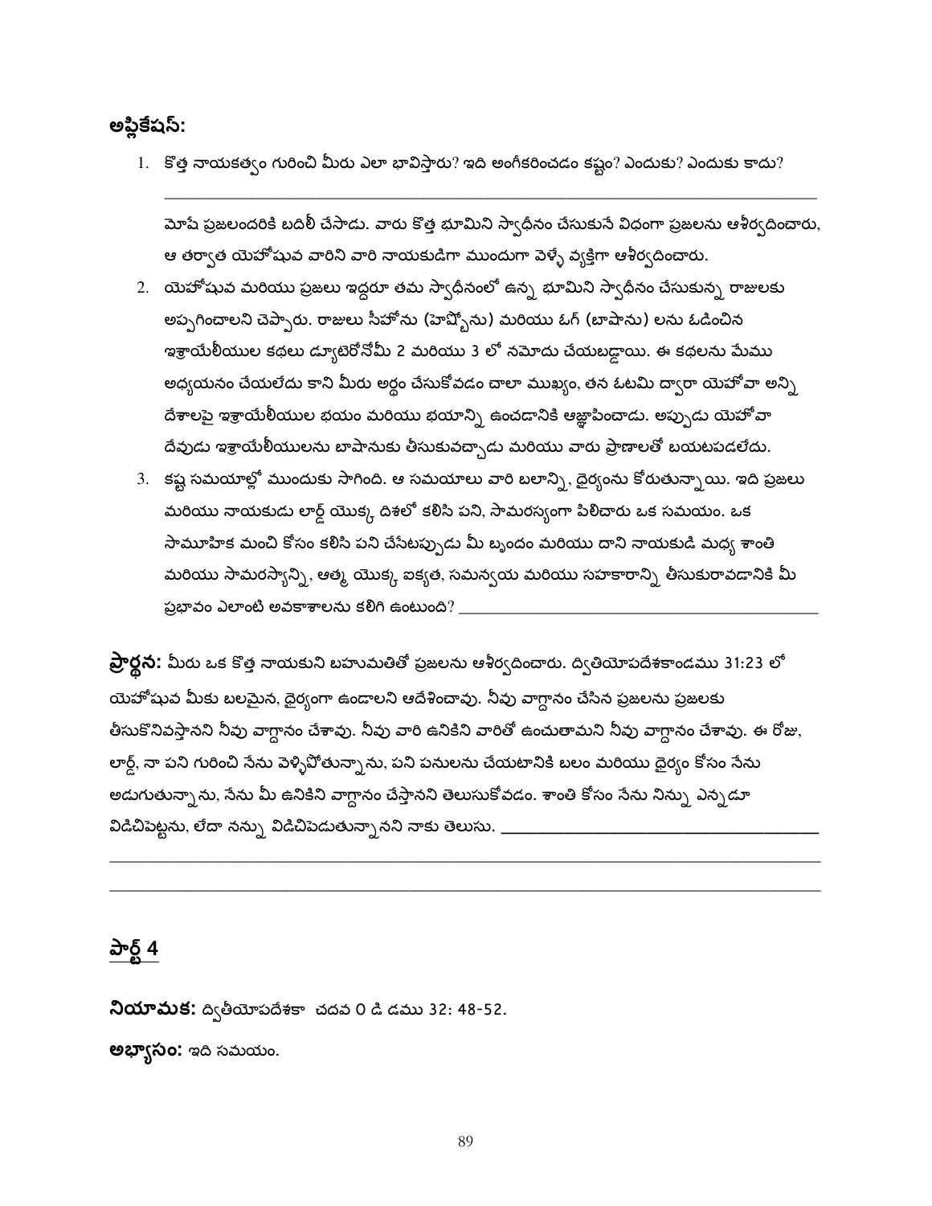**అప్లికేషన్:**

1. కొత్త నాయకత్వం గురించి మీరు ఎలా భావిస్తారు? ఇది అంగీకరించడం కష్టం? ఎందుకు? ఎందుకు కాదు?

   ______________________________________________________________________________

   మోషే ప్రజలందరికి బదిలీ చేసాడు. వారు కొత్త భూమిని స్వాధీనం చేసుకునే విధంగా ప్రజలను ఆశీర్వదించారు, ఆ తర్వాత యెహోషువ వారిని వారి నాయకుడిగా ముందుగా వెళ్ళే వ్యక్తిగా ఆశీర్వదించారు.

2. యెహోషువ మరియు ప్రజలు ఇద్దరూ తమ స్వాధీనంలో ఉన్న భూమిని స్వాధీనం చేసుకున్న రాజులకు అప్పగించాలని చెప్పారు. రాజులు సీహోను (హెష్బోను) మరియు ఓగ్ (బాషాను) లను ఓడించిన ఇశ్రాయేలీయుల కథలు డ్యూటెరోనోమీ 2 మరియు 3 లో నమోదు చేయబడ్డాయి. ఈ కథలను మేము అధ్యయనం చేయలేదు కాని మీరు అర్థం చేసుకోవడం చాలా ముఖ్యం, తన ఓటమి ద్వారా యెహోవా అన్ని దేశాలపై ఇశ్రాయేలీయుల భయం మరియు భయాన్ని ఉంచడానికి ఆజ్ఞాపించాడు. అప్పుడు యెహోవా దేవుడు ఇశ్రాయేలీయులను బాషానుకు తీసుకువచ్చాడు మరియు వారు ప్రాణాలతో బయటపడలేదు.

3. కష్ట సమయాల్లో ముందుకు సాగింది. ఆ సమయాలు వారి బలాన్ని, ధైర్యంను కోరుతున్నాయి. ఇది ప్రజలు మరియు నాయకుడు లార్డ్ యొక్క దిశలో కలిసి పని, సామరస్యంగా పిలిచారు ఒక సమయం. ఒక సామూహిక మంచి కోసం కలిసి పని చేసేటప్పుడు మీ బృందం మరియు దాని నాయకుడి మధ్య శాంతి మరియు సామరస్యాన్ని, ఆత్మ యొక్క ఐక్యత, సమన్వయ మరియు సహకారాన్ని తీసుకురావడానికి మీ ప్రభావం ఎలాంటి అవకాశాలను కలిగి ఉంటుంది? ______________________________

**ప్రార్థన:** మీరు ఒక కొత్త నాయకుని బహుమతితో ప్రజలను ఆశీర్వదించారు. ద్వితియోపదేశకాండము 31:23 లో యెహోషువ మీకు బలమైన, ధైర్యంగా ఉండాలని ఆదేశించావు. నీవు వాగ్దానం చేసిన ప్రజలను ప్రజలకు తీసుకొనివస్తానని నీవు వాగ్దానం చేశావు. నీవు వారి ఉనికిని వారితో ఉంచుతామని నీవు వాగ్దానం చేశావు. ఈ రోజు, లార్డ్, నా పని గురించి నేను వెళ్ళిపోతున్నాను, పని పనులను చేయటానికి బలం మరియు ధైర్యం కోసం నేను అడుగుతున్నాను, నేను మీ ఉనికిని వాగ్దానం చేస్తానని తెలుసుకోవడం. శాంతి కోసం నేను నిన్ను ఎన్నడూ విడిచిపెట్టను, లేదా నన్ను విడిచిపెడుతున్నానని నాకు తెలుసు. ______________________________

______________________________________________________________________________

______________________________________________________________________________

## పార్ట్ 4

**నియామక:** ద్వితీయోపదేశకా చదవ 0 డి డము 32: 48-52.

**అభ్యాసం:** ఇది సమయం.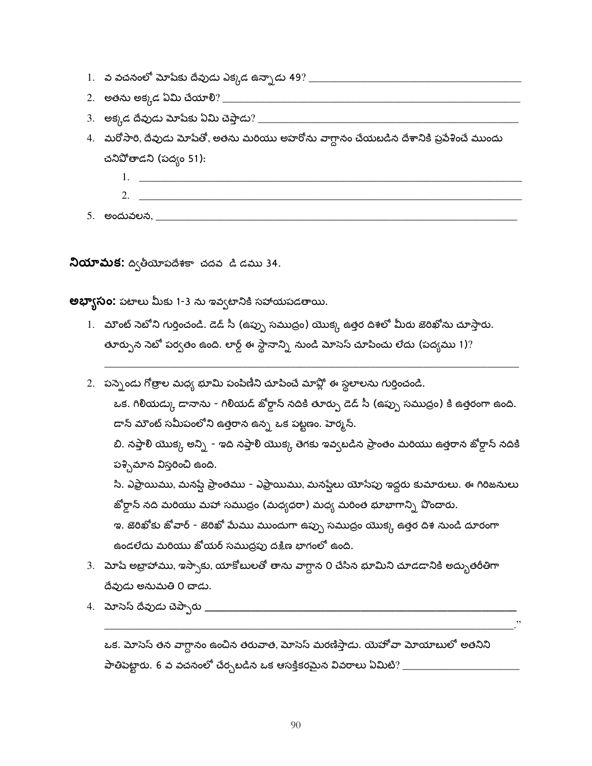1. వ వచనంలో మోషేకు దేవుడు ఎక్కడ ఉన్నాడు 49? ______________________________
2. అతను అక్కడ ఏమి చేయాలి? ______________________________
3. అక్కడ దేవుడు మోషేకు ఏమి చెప్తాడు? ______________________________
4. మరోసారి, దేవుడు మోషేతో, అతను మరియు అహరోను వాగ్దానం చేయబడిన దేశానికి ప్రవేశించే ముందు చనిపోతాడని (పద్యం 51):
   1. ______________________________
   2. ______________________________
5. అందువలన, ______________________________

**నియామక:** ద్వితీయోపదేశకా చదవ డి డము 34.

**అభ్యాసం:** పటాలు మీకు 1-3 ను ఇవ్వటానికి సహాయపడతాయి.

1. మౌంట్ నెబోని గుర్తించండి. డెడ్ సీ (ఉప్పు సముద్రం) యొక్క ఉత్తర దిశలో మీరు జెరిఖోను చూస్తారు. తూర్పున నెబో పర్వతం ఉంది. లార్డ్ ఈ స్థానాన్ని నుండి మోసెస్ చూపించు లేదు (పద్యము 1)?

   ______________________________

2. పన్నెండు గోత్రాల మధ్య భూమి పంపిణీని చూపించే మాప్లో ఈ స్థలాలను గుర్తించండి.
   ఒక. గిలియడ్కు డానాను - గిలియడ్ జోర్డాన్ నదికి తూర్పు డెడ్ సీ (ఉప్పు సముద్రం) కి ఉత్తరంగా ఉంది. డాన్ మౌంట్ సమీపంలోని ఉత్తరాన ఉన్న ఒక పట్టణం. హెర్మన్.
   బి. నప్తాలి యొక్క అన్ని - ఇది నప్తాలి యొక్క తెగకు ఇవ్వబడిన ప్రాంతం మరియు ఉత్తరాన జోర్డాన్ నదికి పశ్చిమాన విస్తరించి ఉంది.
   సి. ఎఫ్రాయిము, మనష్షే ప్రాంతము - ఎఫ్రాయిము, మనష్షేలు యోసేపు ఇద్దరు కుమారులు. ఈ గిరిజనులు జోర్డాన్ నది మరియు మహా సముద్రం (మధ్యధరా) మధ్య మరింత భూభాగాన్ని పొందారు.
   ఇ. జెరిఖోకు జోవార్ - జెరిఖో మేము ముందుగా ఉప్పు సముద్రం యొక్క ఉత్తర దిశ నుండి దూరంగా ఉండలేదు మరియు జోయర్ సముద్రపు దక్షిణ భాగంలో ఉంది.
3. మోషే అబ్రాహాము, ఇస్సాకు, యాకోబులతో తాను వాగ్దాన 0 చేసిన భూమిని చూడడానికి అద్భుతరీతిగా దేవుడు అనుమతి 0 చాడు.
4. మోసెస్ దేవుడు చెప్పారు ______________________________

   ______________________________."

   ఒక. మోసెస్ తన వాగ్దానం ఉంచిన తరువాత, మోసెస్ మరణిస్తాడు. యెహోవా మోయాబులో అతనిని పాతిపెట్టారు. 6 వ వచనంలో చేర్చబడిన ఒక ఆసక్తికరమైన వివరాలు ఏమిటి? ______________________________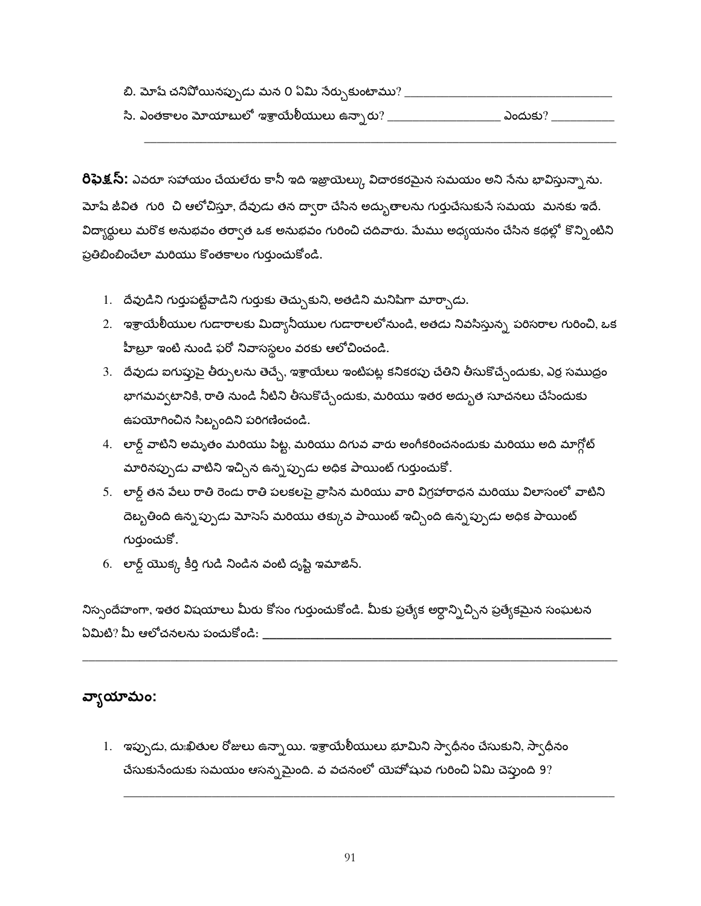బి. మోషే చనిపోయినప్పుడు మన 0 ఏమి నేర్చుకుంటాము? ______________________________

సి. ఎంతకాలం మోయాబులో ఇశ్రాయేలీయులు ఉన్నారు? ________________ ఎందుకు? __________

______________________________________________________________________

**రిఫ్లెక్షన్:** ఎవరూ సహాయం చేయలేరు కానీ ఇది ఇజ్రాయెల్కు విచారకరమైన సమయం అని నేను భావిస్తున్నాను. మోషే జీవిత  గురి  చి ఆలోచిస్తూ, దేవుడు తన ద్వారా చేసిన అద్భుతాలను గుర్తుచేసుకునే సమయ  మనకు ఇదే. విద్యార్థులు మరొక అనుభవం తర్వాత ఒక అనుభవం గురించి చదివారు. మేము అధ్యయనం చేసిన కథల్లో కొన్నింటిని ప్రతిబింబించేలా మరియు కొంతకాలం గుర్తుంచుకోండి.

1. దేవుడిని గుర్తుపట్టేవాడిని గుర్తుకు తెచ్చుకుని, అతడిని మనిషిగా మార్చాడు.
2. ఇశ్రాయేలీయుల గుడారాలకు మిద్యానీయుల గుడారాలలోనుండి, అతడు నివసిస్తున్న పరిసరాల గురించి, ఒక హీబ్రూ ఇంటి నుండి ఫరో నివాసస్థలం వరకు ఆలోచించండి.
3. దేవుడు ఐగుప్తుపై తీర్పులను తెచ్చే, ఇశ్రాయేలు ఇంటిపట్ల కనికరపు చేతిని తీసుకొచ్చేందుకు, ఎర్ర సముద్రం భాగమవ్వటానికి, రాతి నుండి నీటిని తీసుకొచ్చేందుకు, మరియు ఇతర అద్భుత సూచనలు చేసేందుకు ఉపయోగించిన సిబ్బందిని పరిగణించండి.
4. లార్డ్ వాటిని అమృతం మరియు పిట్ట, మరియు దిగువ వారు అంగీకరించనందుకు మరియు అది మాగ్గోట్ మారినప్పుడు వాటిని ఇచ్చిన ఉన్నప్పుడు అధిక పాయింట్ గుర్తుంచుకో.
5. లార్డ్ తన వేలు రాతి రెండు రాతి పలకలపై వ్రాసిన మరియు వారి విగ్రహారాధన మరియు విలాసంలో వాటిని దెబ్బతింది ఉన్నప్పుడు మోసెస్ మరియు తక్కువ పాయింట్ ఇచ్చింది ఉన్నప్పుడు అధిక పాయింట్ గుర్తుంచుకో.
6. లార్డ్ యొక్క కీర్తి గుడి నిండిన వంటి దృష్టి ఇమాజిన్.

నిస్సందేహంగా, ఇతర విషయాలు మీరు కోసం గుర్తుంచుకోండి. మీకు ప్రత్యేక అర్థాన్నిచ్చిన ప్రత్యేకమైన సంఘటన ఏమిటి? మీ ఆలోచనలను పంచుకోండి: ______________________________________________

______________________________________________________________________

## వ్యాయామం:

1. ఇప్పుడు, దుఃఖితుల రోజులు ఉన్నాయి. ఇశ్రాయేలీయులు భూమిని స్వాధీనం చేసుకుని, స్వాధీనం చేసుకునేందుకు సమయం ఆసన్నమైంది. వ వచనంలో యెహోషువ గురించి ఏమి చెప్తుంది 9?

   ______________________________________________________________________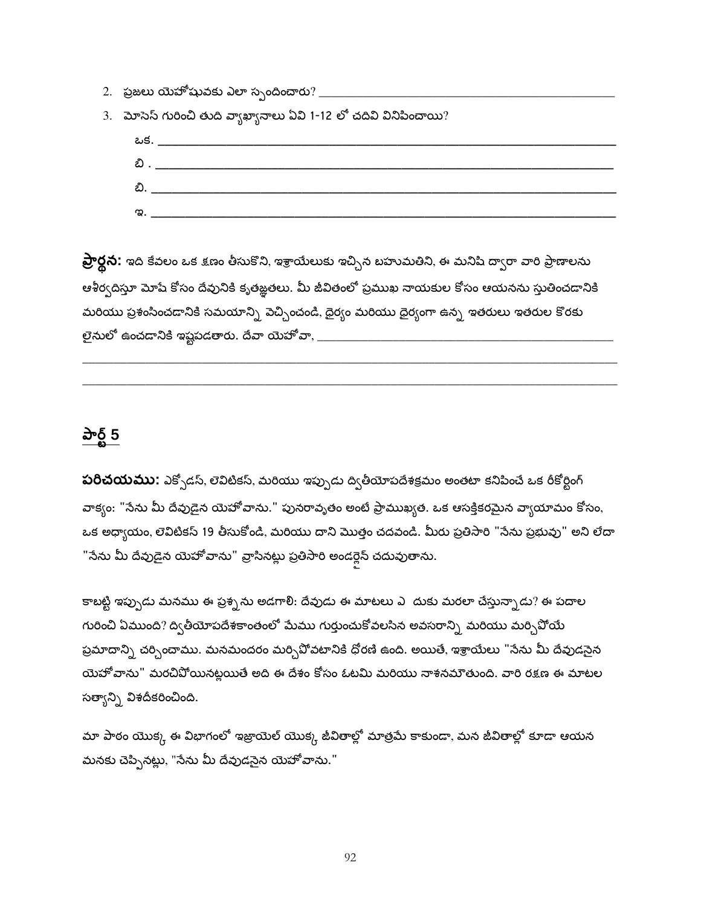2. ప్రజలు యెహోషువకు ఎలా స్పందించారు? ______________________________________________

3. మోసెస్ గురించి తుది వ్యాఖ్యానాలు ఏవి 1-12 లో చదివి వినిపించాయి?

ఒక. ______________________________________________________________________

బి . ______________________________________________________________________

బి. ______________________________________________________________________

ఇ. ______________________________________________________________________

**ప్రార్థన:** ఇది కేవలం ఒక క్షణం తీసుకొని, ఇశ్రాయేలుకు ఇచ్చిన బహుమతిని, ఈ మనిషి ద్వారా వారి ప్రాణాలను ఆశీర్వదిస్తూ మోషే కోసం దేవునికి కృతజ్ఞతలు. మీ జీవితంలో ప్రముఖ నాయకుల కోసం ఆయనను స్తుతించడానికి మరియు ప్రశంసించడానికి సమయాన్ని వెచ్చించండి, ధైర్యం మరియు ధైర్యంగా ఉన్న ఇతరులు ఇతరుల కొరకు లైనులో ఉంచడానికి ఇష్టపడతారు. దేవా యెహోవా, ______________________________________________

______________________________________________________________________________

______________________________________________________________________________

## పార్ట్ 5

**పరిచయము:** ఎక్సోడస్, లెవిటికస్, మరియు ఇప్పుడు ద్వితీయోపదేశక్రమం అంతటా కనిపించే ఒక రికార్డింగ్ వాక్యం: "నేను మీ దేవుడైన యెహోవాను." పునరావృతం అంటే ప్రాముఖ్యత. ఒక ఆసక్తికరమైన వ్యాయామం కోసం, ఒక అధ్యాయం, లెవిటికస్ 19 తీసుకోండి, మరియు దాని మొత్తం చదవండి. మీరు ప్రతిసారి "నేను ప్రభువు" అని లేదా "నేను మీ దేవుడైన యెహోవాను" వ్రాసినట్లు ప్రతిసారి అండర్లైన్ చదువుతాను.

కాబట్టి ఇప్పుడు మనము ఈ ప్రశ్నను అడగాలి: దేవుడు ఈ మాటలు ఎ దుకు మరలా చేస్తున్నాడు? ఈ పదాల గురించి ఏముంది? ద్వితీయోపదేశకాంతంలో మేము గుర్తుంచుకోవలసిన అవసరాన్ని మరియు మర్చిపోయే ప్రమాదాన్ని చర్చించాము. మనమందరం మర్చిపోవటానికి ధోరణి ఉంది. అయితే, ఇశ్రాయేలు "నేను మీ దేవుడనైన యెహోవాను" మరచిపోయినట్లయితే అది ఈ దేశం కోసం ఓటమి మరియు నాశనమౌతుంది. వారి రక్షణ ఈ మాటల సత్యాన్ని విశదీకరించింది.

మా పాఠం యొక్క ఈ విభాగంలో ఇజ్రాయెల్ యొక్క జీవితాల్లో మాత్రమే కాకుండా, మన జీవితాల్లో కూడా ఆయన మనకు చెప్పినట్లు, "నేను మీ దేవుడనైన యెహోవాను."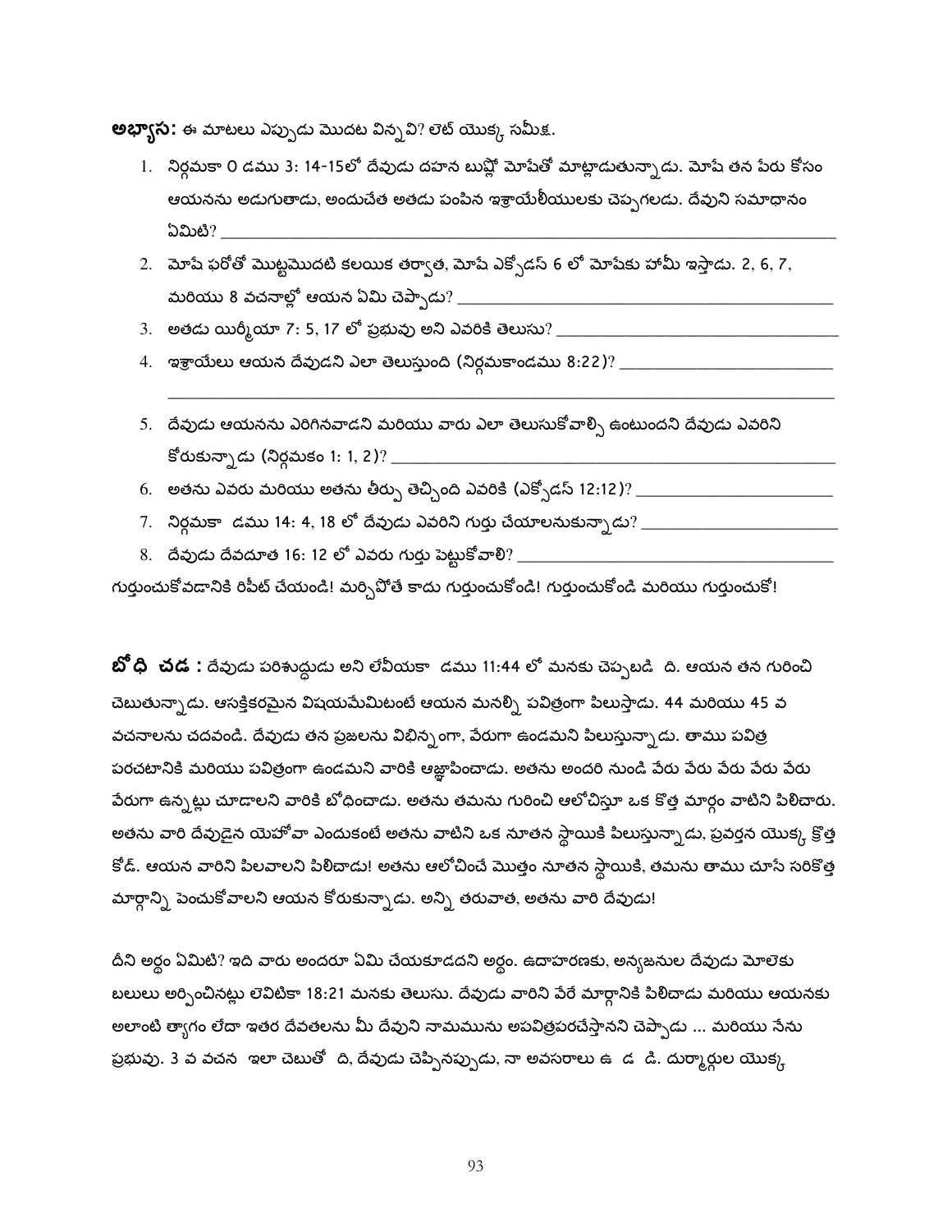**అభ్యాస:** ఈ మాటలు ఎప్పుడు మొదట విన్నవి? లెట్ యొక్క సమీక్ష.

1. నిర్గమకా 0 డము 3: 14-15లో దేవుడు దహన బుష్లో మోషేతో మాట్లాడుతున్నాడు. మోషే తన పేరు కోసం ఆయనను అడుగుతాడు, అందుచేత అతడు పంపిన ఇశ్రాయేలీయులకు చెప్పగలడు. దేవుని సమాధానం ఏమిటి? ____________________
2. మోషే ఫరోతో మొట్టమొదటి కలయిక తర్వాత, మోషే ఎక్సోడస్ 6 లో మోషేకు హామీ ఇస్తాడు. 2, 6, 7, మరియు 8 వచనాల్లో ఆయన ఏమి చెప్పాడు? ____________________
3. అతడు యిర్మీయా 7: 5, 17 లో ప్రభువు అని ఎవరికి తెలుసు? ____________________
4. ఇశ్రాయేలు ఆయన దేవుడని ఎలా తెలుస్తుంది (నిర్గమకాండము 8:22)? ____________________
5. దేవుడు ఆయనను ఎరిగినవాడని మరియు వారు ఎలా తెలుసుకోవాల్సి ఉంటుందని దేవుడు ఎవరిని కోరుకున్నాడు (నిర్గమకం 1: 1, 2)? ____________________
6. అతను ఎవరు మరియు అతను తీర్పు తెచ్చింది ఎవరికి (ఎక్సోడస్ 12:12)? ____________________
7. నిర్గమకా డము 14: 4, 18 లో దేవుడు ఎవరిని గుర్తు చేయాలనుకున్నాడు? ____________________
8. దేవుడు దేవదూత 16: 12 లో ఎవరు గుర్తు పెట్టుకోవాలి? ____________________

గుర్తుంచుకోవడానికి రిపీట్ చేయండి! మర్చిపోతే కాదు గుర్తుంచుకోండి! గుర్తుంచుకోండి మరియు గుర్తుంచుకో!

**బో ధి చడ :** దేవుడు పరిశుద్ధుడు అని లేవీయకా డము 11:44 లో మనకు చెప్పబడి ది. ఆయన తన గురించి చెబుతున్నాడు. ఆసక్తికరమైన విషయమేమిటంటే ఆయన మనల్ని పవిత్రంగా పిలుస్తాడు. 44 మరియు 45 వ వచనాలను చదవండి. దేవుడు తన ప్రజలను విభిన్నంగా, వేరుగా ఉండమని పిలుస్తున్నాడు. తాము పవిత్ర పరచటానికి మరియు పవిత్రంగా ఉండమని వారికి ఆజ్ఞాపించాడు. అతను అందరి నుండి వేరు వేరు వేరు వేరు వేరు వేరుగా ఉన్నట్లు చూడాలని వారికి బోధించాడు. అతను తమను గురించి ఆలోచిస్తూ ఒక కొత్త మార్గం వాటిని పిలిచారు. అతను వారి దేవుడైన యెహోవా ఎందుకంటే అతను వాటిని ఒక నూతన స్థాయికి పిలుస్తున్నాడు, ప్రవర్తన యొక్క క్రొత్త కోడ్. ఆయన వారిని పిలవాలని పిలిచాడు! అతను ఆలోచించే మొత్తం నూతన స్థాయికి, తమను తాము చూసే సరికొత్త మార్గాన్ని పెంచుకోవాలని ఆయన కోరుకున్నాడు. అన్ని తరువాత, అతను వారి దేవుడు!

దీని అర్థం ఏమిటి? ఇది వారు అందరూ ఏమి చేయకూడదని అర్థం. ఉదాహరణకు, అన్యజనుల దేవుడు మోలెకు బలులు అర్పించినట్లు లెవిటికా 18:21 మనకు తెలుసు. దేవుడు వారిని వేరే మార్గానికి పిలిచాడు మరియు ఆయనకు అలాంటి త్యాగం లేదా ఇతర దేవతలను మీ దేవుని నామమును అపవిత్రపరచేస్తానని చెప్పాడు ... మరియు నేను ప్రభువు. 3 వ వచన ఇలా చెబుతో ది, దేవుడు చెప్పినప్పుడు, నా అవసరాలు ఉ డ డి. దుర్మార్గుల యొక్క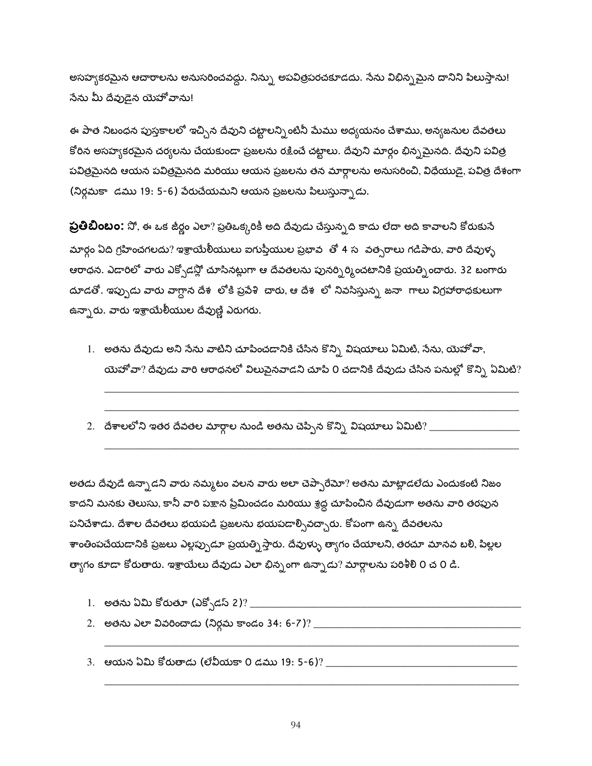అసహ్యకరమైన ఆచారాలను అనుసరించవద్దు. నిన్ను అపవిత్రపరచకూడదు. నేను విభిన్నమైన దానిని పిలుస్తాను! నేను మీ దేవుడైన యెహోవాను!

ఈ పాత నిబంధన పుస్తకాలలో ఇచ్చిన దేవుని చట్టాలన్నింటినీ మేము అధ్యయనం చేశాము, అన్యజనుల దేవతలు కోరిన అసహ్యకరమైన చర్యలను చేయకుండా ప్రజలను రక్షించే చట్టాలు. దేవుని మార్గం భిన్నమైనది. దేవుని పవిత్ర పవిత్రమైనది ఆయన పవిత్రమైనది మరియు ఆయన ప్రజలను తన మార్గాలను అనుసరించి, విధేయుడై, పవిత్ర దేశంగా (నిర్గమకా డము 19: 5-6) వేరుచేయమని ఆయన ప్రజలను పిలుస్తున్నాడు.

**ప్రతిబింబం:** నో, ఈ ఒక జీర్ణం ఎలా? ప్రతిఒక్కరికీ అది దేవుడు చేస్తున్నది కాదు లేదా అది కావాలని కోరుకునే మార్గం ఏది గ్రహించగలదు? ఇశ్రాయేలీయులు ఐగుప్తీయుల ప్రభావ తో 4 స వత్సరాలు గడిపారు, వారి దేవుళ్ళ ఆరాధన. ఎడారిలో వారు ఎక్సోడస్లో చూసినట్లుగా ఆ దేవతలను పునర్నిర్మించటానికి ప్రయత్నించారు. 32 బంగారు దూడతో. ఇప్పుడు వారు వాగ్దాన దేశ లోకి ప్రవేశి చారు, ఆ దేశ లో నివసిస్తున్న జనా గాలు విగ్రహారాధకులుగా ఉన్నారు. వారు ఇశ్రాయేలీయుల దేవుణ్ణి ఎరుగరు.

1. అతను దేవుడు అని నేను వాటిని చూపించడానికి చేసిన కొన్ని విషయాలు ఏమిటి, నేను, యెహోవా, యెహోవా? దేవుడు వారి ఆరాధనలో విలువైనవాడని చూపి 0 చడానికి దేవుడు చేసిన పనుల్లో కొన్ని ఏమిటి? \_\_\_\_\_\_\_\_\_\_\_\_\_\_\_\_\_\_\_\_\_\_\_\_\_\_\_\_\_\_\_\_\_\_\_\_\_\_\_\_
2. దేశాలలోని ఇతర దేవతల మార్గాల నుండి అతను చెప్పిన కొన్ని విషయాలు ఏమిటి? \_\_\_\_\_\_\_\_\_\_\_\_\_\_\_\_\_\_\_\_\_\_\_\_\_\_\_\_\_\_\_\_\_\_\_\_\_\_\_\_

అతడు దేవుడే ఉన్నాడని వారు నమ్మటం వలన వారు అలా చెప్పారేమో? అతను మాట్లాడలేదు ఎందుకంటే నిజం కాదని మనకు తెలుసు, కానీ వారి పక్షాన ప్రేమించడం మరియు శ్రద్ధ చూపించిన దేవుడుగా అతను వారి తరఫున పనిచేశాడు. దేశాల దేవతలు భయపడి ప్రజలను భయపడాల్సివచ్చారు. కోపంగా ఉన్న దేవతలను శాంతింపచేయడానికి ప్రజలు ఎల్లప్పుడూ ప్రయత్నిస్తారు. దేవుళ్ళు త్యాగం చేయాలని, తరచూ మానవ బలి, పిల్లల త్యాగం కూడా కోరుతారు. ఇశ్రాయేలు దేవుడు ఎలా భిన్నంగా ఉన్నాడు? మార్గాలను పరిశీలి 0 చ 0 డి.

1. అతను ఏమి కోరుతూ (ఎక్సోడస్ 2)? \_\_\_\_\_\_\_\_\_\_\_\_\_\_\_\_\_\_\_\_\_\_\_\_\_\_\_\_\_\_\_\_\_\_\_\_\_\_\_\_
2. అతను ఎలా వివరించాడు (నిర్గమ కాండం 34: 6-7)? \_\_\_\_\_\_\_\_\_\_\_\_\_\_\_\_\_\_\_\_\_\_\_\_\_\_\_\_\_\_\_\_\_\_\_\_\_\_\_\_
3. ఆయన ఏమి కోరుతాడు (లేవీయకా 0 డము 19: 5-6)? \_\_\_\_\_\_\_\_\_\_\_\_\_\_\_\_\_\_\_\_\_\_\_\_\_\_\_\_\_\_\_\_\_\_\_\_\_\_\_\_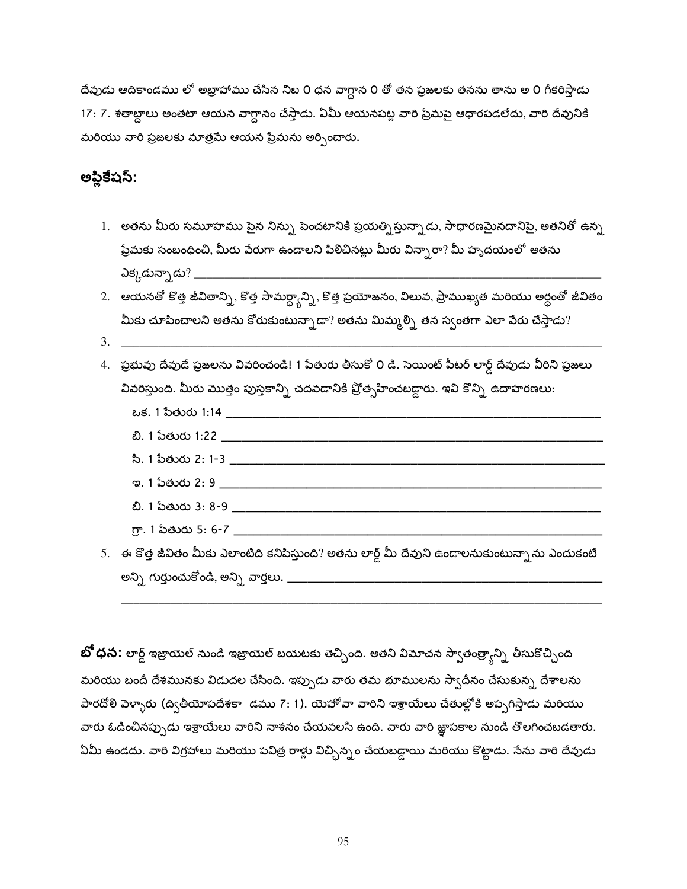దేవుడు ఆదికాండము లో అబ్రాహాము చేసిన నిబ 0 ధన వాగ్దాన 0 తో తన ప్రజలకు తనను తాను అ 0 గీకరిస్తాడు 17: 7. శతాబ్దాలు అంతటా ఆయన వాగ్దానం చేస్తాడు. ఏమీ ఆయనపట్ల వారి ప్రేమపై ఆధారపడలేదు, వారి దేవునికి మరియు వారి ప్రజలకు మాత్రమే ఆయన ప్రేమను అర్పించారు.

## అప్లికేషన్:

1. అతను మీరు సమూహము పైన నిన్ను పెంచటానికి ప్రయత్నిస్తున్నాడు, సాధారణమైనదానిపై, అతనితో ఉన్న ప్రేమకు సంబంధించి, మీరు వేరుగా ఉండాలని పిలిచినట్లు మీరు విన్నారా? మీ హృదయంలో అతను ఎక్కడున్నాడు? ____________________
2. ఆయనతో కొత్త జీవితాన్ని, కొత్త సామర్థ్యాన్ని, కొత్త ప్రయోజనం, విలువ, ప్రాముఖ్యత మరియు అర్థంతో జీవితం మీకు చూపించాలని అతను కోరుకుంటున్నాడా? అతను మిమ్మల్ని తన స్వంతగా ఎలా వేరు చేస్తాడు?
3. ____________________
4. ప్రభువు దేవుడే ప్రజలను వివరించండి! 1 పేతురు తీసుకో 0 డి. సెయింట్ పీటర్ లార్డ్ దేవుడు వీరిని ప్రజలు వివరిస్తుంది. మీరు మొత్తం పుస్తకాన్ని చదవడానికి ప్రోత్సహించబడ్డారు. ఇవి కొన్ని ఉదాహరణలు:
   ఒక. 1 పేతురు 1:14 ____________________
   బి. 1 పేతురు 1:22 ____________________
   సి. 1 పేతురు 2: 1-3 ____________________
   ఇ. 1 పేతురు 2: 9 ____________________
   బి. 1 పేతురు 3: 8-9 ____________________
   గ్రా. 1 పేతురు 5: 6-7 ____________________
5. ఈ కొత్త జీవితం మీకు ఎలాంటిది కనిపిస్తుంది? అతను లార్డ్ మీ దేవుని ఉండాలనుకుంటున్నాను ఎందుకంటే అన్ని గుర్తుంచుకోండి, అన్ని వార్తలు. ____________________
   ____________________

**బోధన:** లార్డ్ ఇజ్రాయెల్ నుండి ఇజ్రాయెల్ బయటకు తెచ్చింది. అతని విమోచన స్వాతంత్ర్యాన్ని తీసుకొచ్చింది మరియు బందీ దేశమునకు విడుదల చేసింది. ఇప్పుడు వారు తమ భూములను స్వాధీనం చేసుకున్న దేశాలను పారదోలి వెళ్ళారు (ద్వితీయోపదేశకా డము 7: 1). యెహోవా వారిని ఇశ్రాయేలు చేతుల్లోకి అప్పగిస్తాడు మరియు వారు ఓడించినప్పుడు ఇశ్రాయేలు వారిని నాశనం చేయవలసి ఉంది. వారు వారి జ్ఞాపకాల నుండి తొలగించబడతారు. ఏమీ ఉండదు. వారి విగ్రహాలు మరియు పవిత్ర రాళ్లు విచ్ఛిన్నం చేయబడ్డాయి మరియు కొట్టాడు. నేను వారి దేవుడు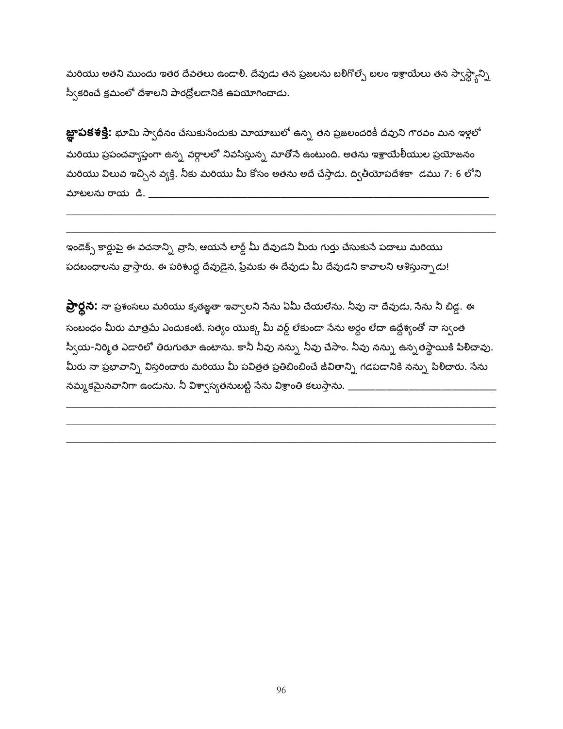మరియు అతని ముందు ఇతర దేవతలు ఉండాలి. దేవుడు తన ప్రజలను బలిగొల్పే బలం ఇశ్రాయేలు తన స్వాస్థ్యాన్ని స్వీకరించే క్రమంలో దేశాలని పారద్రోలడానికి ఉపయోగించాడు.

**జ్ఞాపకశక్తి:** భూమి స్వాధీనం చేసుకునేందుకు మోయాబులో ఉన్న తన ప్రజలందరికీ దేవుని గౌరవం మన ఇళ్లలో మరియు ప్రపంచవ్యాప్తంగా ఉన్న వర్గాలలో నివసిస్తున్న మాతోనే ఉంటుంది. అతను ఇశ్రాయేలీయుల ప్రయోజనం మరియు విలువ ఇచ్చిన వ్యక్తి. నీకు మరియు మీ కోసం అతను అదే చేస్తాడు. ద్వితీయోపదేశకా డము 7: 6 లోని మాటలను రాయ డి. ______________________________________________

______________________________________________

______________________________________________

ఇండెక్స్ కార్డుపై ఈ వచనాన్ని వ్రాసి, ఆయనే లార్డ్ మీ దేవుడని మీరు గుర్తు చేసుకునే పదాలు మరియు పదబంధాలను వ్రాస్తారు. ఈ పరిశుద్ధ దేవుడైన, ప్రేమకు ఈ దేవుడు మీ దేవుడని కావాలని ఆశిస్తున్నాడు!

**ప్రార్థన:** నా ప్రశంసలు మరియు కృతజ్ఞతా ఇవ్వాలని నేను ఏమీ చేయలేను. నీవు నా దేవుడు, నేను నీ బిడ్డ. ఈ సంబంధం మీరు మాత్రమే ఎందుకంటే. సత్యం యొక్క మీ వర్డ్ లేకుండా నేను అర్థం లేదా ఉద్దేశ్యంతో నా స్వంత స్వీయ-నిర్మిత ఎడారిలో తిరుగుతూ ఉంటాను. కానీ నీవు నన్ను నీవు చేసాం. నీవు నన్ను ఉన్నతస్థాయికి పిలిచావు. మీరు నా ప్రభావాన్ని విస్తరించారు మరియు మీ పవిత్రత ప్రతిబింబించే జీవితాన్ని గడపడానికి నన్ను పిలిచారు. నేను నమ్మకమైనవానిగా ఉండును. నీ విశ్వాస్యతనుబట్టి నేను విశ్రాంతి కలుస్తాను. ______________________________

______________________________________________

______________________________________________

______________________________________________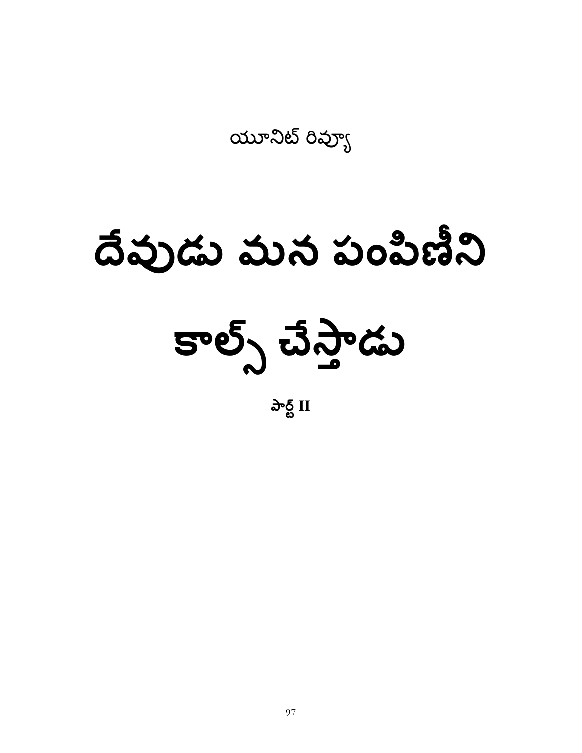యూనిట్ రివ్యూ

# దేవుడు మన పంపిణీని కాల్స్ చేస్తాడు

**పార్ట్ II**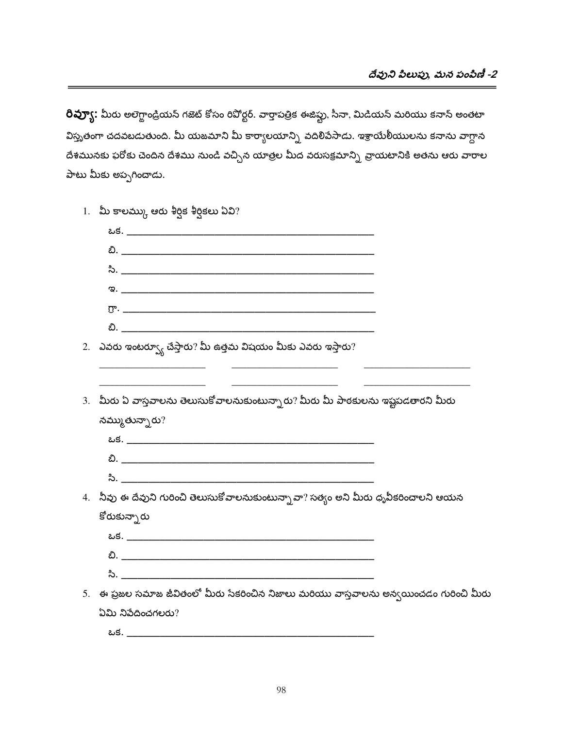**రివ్యూ:** మీరు అలెగ్జాండ్రియన్ గజెట్ కోసం రిపోర్టర్. వార్తాపత్రిక ఈజిప్టు, సీనా, మిడియన్ మరియు కనాన్ అంతటా విస్తృతంగా చదవబడుతుంది. మీ యజమాని మీ కార్యాలయాన్ని వదిలివేసాడు. ఇశ్రాయేలీయులను కనాను వాగ్దాన దేశమునకు ఫరోకు చెందిన దేశము నుండి వచ్చిన యాత్రల మీద వరుసక్రమాన్ని వ్రాయటానికి అతను ఆరు వారాల పాటు మీకు అప్పగించాడు.

1. మీ కాలమ్కు ఆరు శీర్షిక శీర్షికలు ఏవి?
   - ఒక. ______________________________
   - బి. ______________________________
   - సి. ______________________________
   - ఇ. ______________________________
   - గ్రా. ______________________________
   - బి. ______________________________
2. ఎవరు ఇంటర్వ్యూ చేస్తారు? మీ ఉత్తమ విషయం మీకు ఎవరు ఇస్తారు?

   ______________ ______________ ______________

   ______________ ______________ ______________
3. మీరు ఏ వాస్తవాలను తెలుసుకోవాలనుకుంటున్నారు? మీరు మీ పాఠకులను ఇష్టపడతారని మీరు నమ్ముతున్నారు?
   - ఒక. ______________________________
   - బి. ______________________________
   - సి. ______________________________
4. నీవు ఈ దేవుని గురించి తెలుసుకోవాలనుకుంటున్నావా? సత్యం అని మీరు ధృవీకరించాలని ఆయన కోరుకున్నారు
   - ఒక. ______________________________
   - బి. ______________________________
   - సి. ______________________________
5. ఈ ప్రజల సమాజ జీవితంలో మీరు సేకరించిన నిజాలు మరియు వాస్తవాలను అన్వయించడం గురించి మీరు ఏమి నివేదించగలరు?
   - ఒక. ______________________________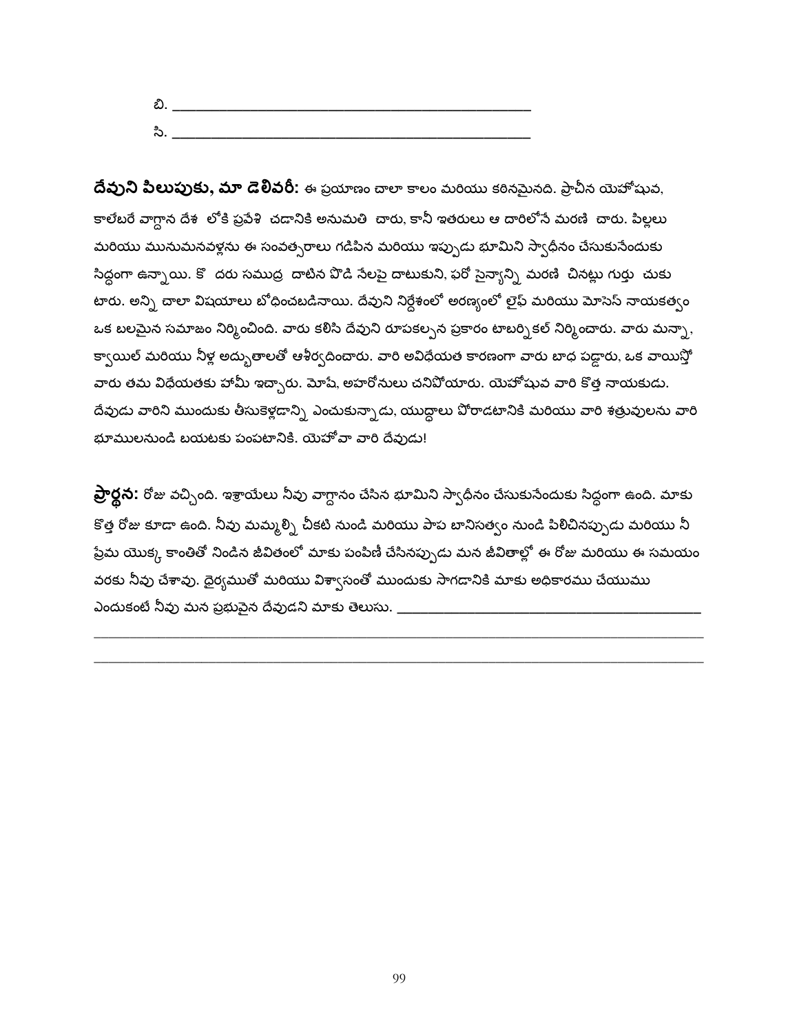బి. ___________________________________________

సి. ___________________________________________

**దేవుని పిలుపుకు, మా డెలివరీ:** ఈ ప్రయాణం చాలా కాలం మరియు కఠినమైనది. ప్రాచీన యెహోషువ, కాలేబరే వాగ్దాన దేశ లోకి ప్రవేశి చడానికి అనుమతి చారు, కానీ ఇతరులు ఆ దారిలోనే మరణి చారు. పిల్లలు మరియు మునుమనవళ్లను ఈ సంవత్సరాలు గడిపిన మరియు ఇప్పుడు భూమిని స్వాధీనం చేసుకునేందుకు సిద్ధంగా ఉన్నాయి. కొ దరు సముద్ర దాటిన పొడి నేలపై దాటుకుని, ఫరో సైన్యాన్ని మరణి చినట్లు గుర్తు చుకు టారు. అన్ని చాలా విషయాలు బోధించబడినాయి. దేవుని నిర్దేశంలో అరణ్యంలో లైఫ్ మరియు మోసెస్ నాయకత్వం ఒక బలమైన సమాజం నిర్మించింది. వారు కలిసి దేవుని రూపకల్పన ప్రకారం టాబర్నికల్ నిర్మించారు. వారు మన్నా, క్వాయిల్ మరియు నీళ్ల అద్భుతాలతో ఆశీర్వదించారు. వారి అవిధేయత కారణంగా వారు బాధ పడ్డారు, ఒక వాయిస్తో వారు తమ విధేయతకు హామీ ఇచ్చారు. మోషే, అహరోనులు చనిపోయారు. యెహోషువ వారి కొత్త నాయకుడు. దేవుడు వారిని ముందుకు తీసుకెళ్లడాన్ని ఎంచుకున్నాడు, యుద్ధాలు పోరాడటానికి మరియు వారి శత్రువులను వారి భూములనుండి బయటకు పంపటానికి. యెహోవా వారి దేవుడు!

**ప్రార్థన:** రోజు వచ్చింది. ఇశ్రాయేలు నీవు వాగ్దానం చేసిన భూమిని స్వాధీనం చేసుకునేందుకు సిద్ధంగా ఉంది. మాకు కొత్త రోజు కూడా ఉంది. నీవు మమ్మల్ని చీకటి నుండి మరియు పాప బానిసత్వం నుండి పిలిచినప్పుడు మరియు నీ ప్రేమ యొక్క కాంతితో నిండిన జీవితంలో మాకు పంపిణీ చేసినప్పుడు మన జీవితాల్లో ఈ రోజు మరియు ఈ సమయం వరకు నీవు చేశావు. ధైర్యముతో మరియు విశ్వాసంతో ముందుకు సాగడానికి మాకు అధికారము చేయుము ఎందుకంటే నీవు మన ప్రభువైన దేవుడని మాకు తెలుసు. ___________________________________________

___________________________________________

___________________________________________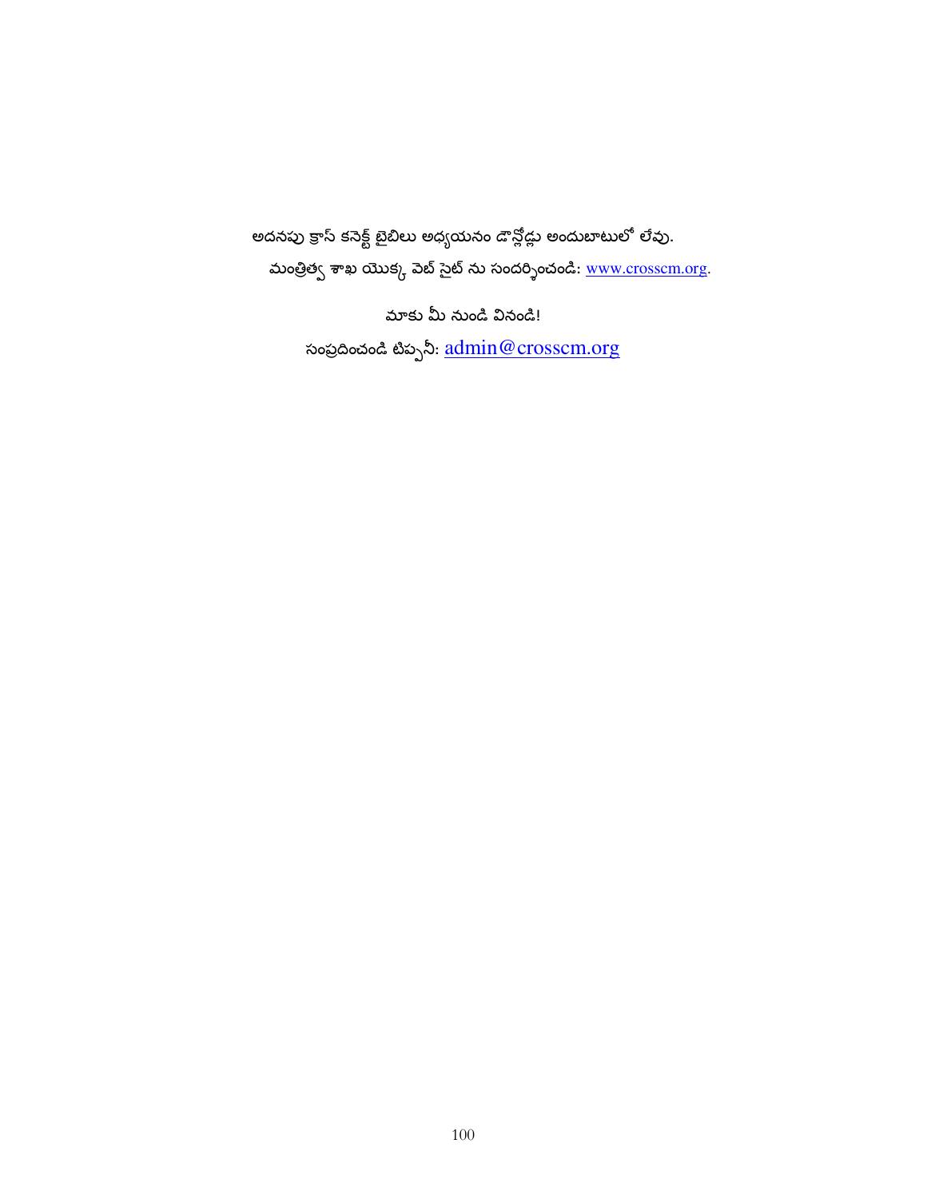అదనపు క్రాస్ కనెక్ట్ బైబిలు అధ్యయనం డౌన్లోడ్లు అందుబాటులో లేవు.

మంత్రిత్వ శాఖ యొక్క వెబ్ సైట్ ను సందర్శించండి: www.crosscm.org.

మాకు మీ నుండి వినండి!

సంప్రదించండి టిప్పనీ: admin@crosscm.org